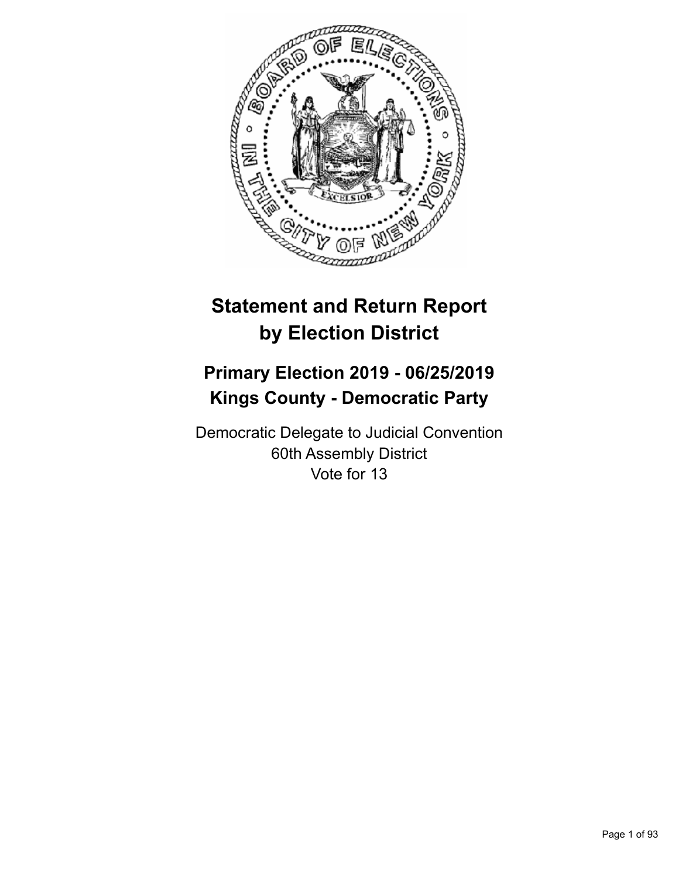# Statement and Return Report by Election District

## Primary Election 2019 - 06/25/2019
## Kings County - Democratic Party

Democratic Delegate to Judicial Convention
60th Assembly District
Vote for 13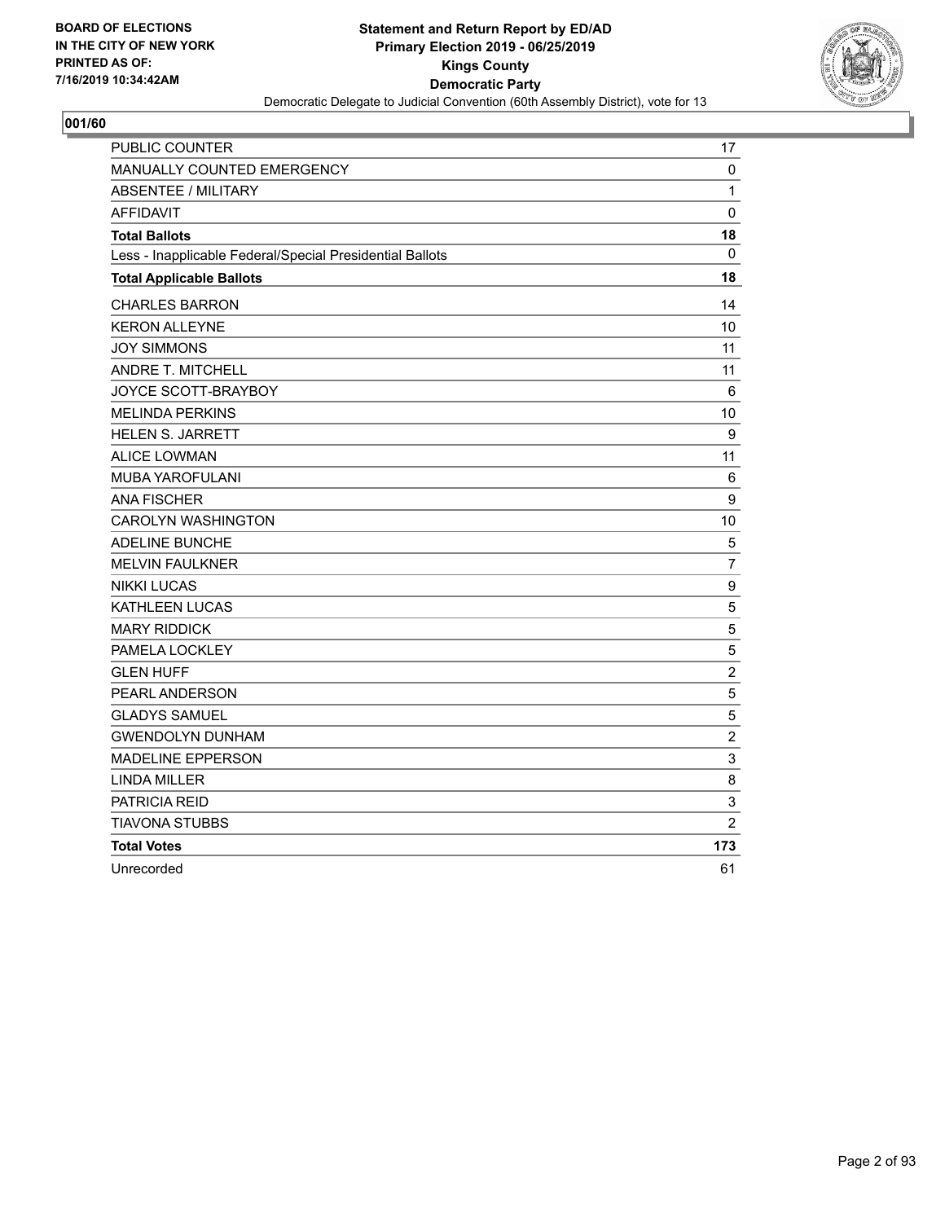BOARD OF ELECTIONS
IN THE CITY OF NEW YORK
PRINTED AS OF:
7/16/2019 10:34:42AM

**Statement and Return Report by ED/AD**
**Primary Election 2019 - 06/25/2019**
**Kings County**
**Democratic Party**
Democratic Delegate to Judicial Convention (60th Assembly District), vote for 13

## 001/60

| | |
|---|---|
| PUBLIC COUNTER | 17 |
| MANUALLY COUNTED EMERGENCY | 0 |
| ABSENTEE / MILITARY | 1 |
| AFFIDAVIT | 0 |
| **Total Ballots** | **18** |
| Less - Inapplicable Federal/Special Presidential Ballots | 0 |
| **Total Applicable Ballots** | **18** |
| CHARLES BARRON | 14 |
| KERON ALLEYNE | 10 |
| JOY SIMMONS | 11 |
| ANDRE T. MITCHELL | 11 |
| JOYCE SCOTT-BRAYBOY | 6 |
| MELINDA PERKINS | 10 |
| HELEN S. JARRETT | 9 |
| ALICE LOWMAN | 11 |
| MUBA YAROFULANI | 6 |
| ANA FISCHER | 9 |
| CAROLYN WASHINGTON | 10 |
| ADELINE BUNCHE | 5 |
| MELVIN FAULKNER | 7 |
| NIKKI LUCAS | 9 |
| KATHLEEN LUCAS | 5 |
| MARY RIDDICK | 5 |
| PAMELA LOCKLEY | 5 |
| GLEN HUFF | 2 |
| PEARL ANDERSON | 5 |
| GLADYS SAMUEL | 5 |
| GWENDOLYN DUNHAM | 2 |
| MADELINE EPPERSON | 3 |
| LINDA MILLER | 8 |
| PATRICIA REID | 3 |
| TIAVONA STUBBS | 2 |
| **Total Votes** | **173** |
| Unrecorded | 61 |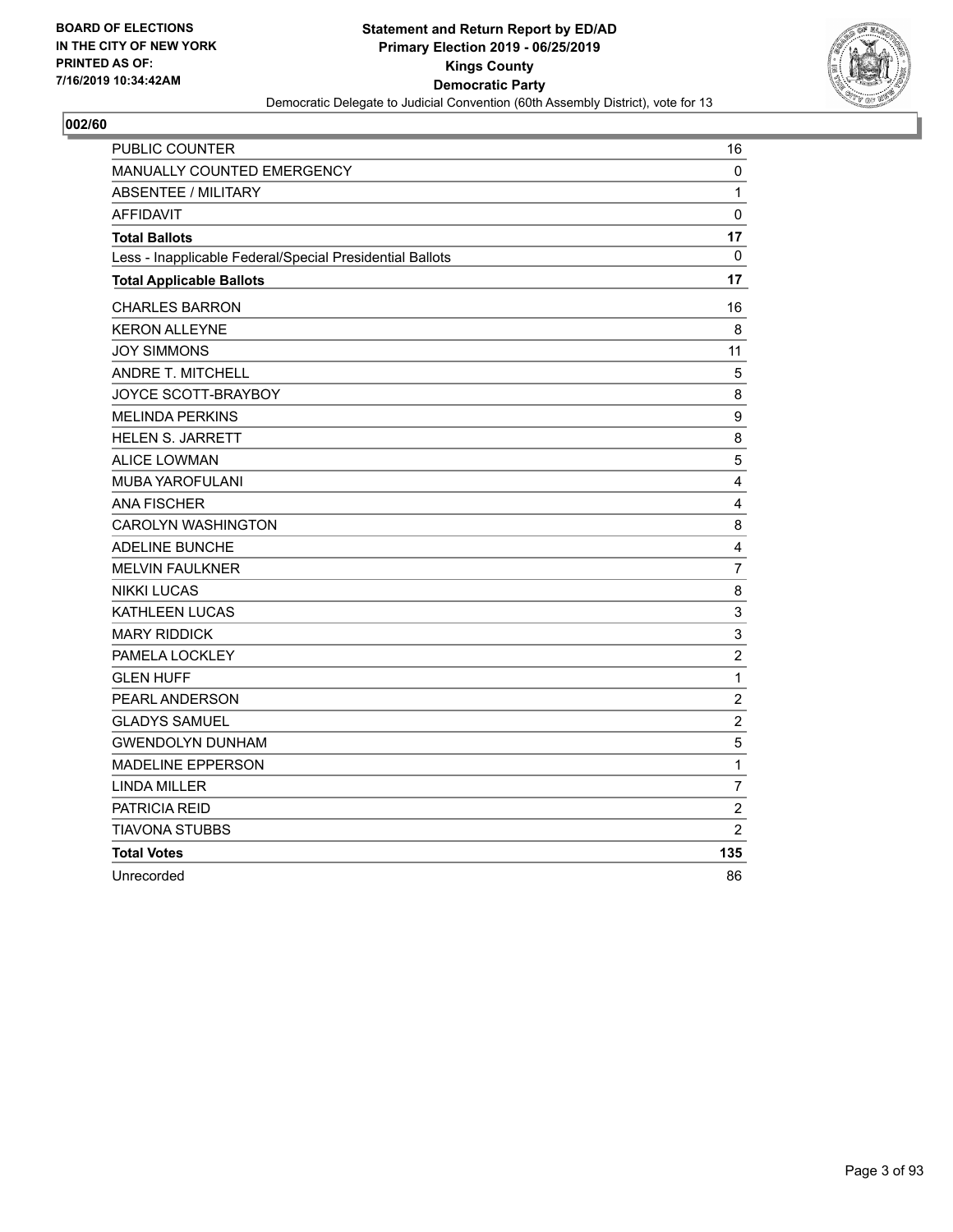**BOARD OF ELECTIONS IN THE CITY OF NEW YORK PRINTED AS OF: 7/16/2019 10:34:42AM**

**Statement and Return Report by ED/AD**
**Primary Election 2019 - 06/25/2019**
**Kings County**
**Democratic Party**
Democratic Delegate to Judicial Convention (60th Assembly District), vote for 13

## 002/60

| | |
|---|---|
| PUBLIC COUNTER | 16 |
| MANUALLY COUNTED EMERGENCY | 0 |
| ABSENTEE / MILITARY | 1 |
| AFFIDAVIT | 0 |
| **Total Ballots** | **17** |
| Less - Inapplicable Federal/Special Presidential Ballots | 0 |
| **Total Applicable Ballots** | **17** |
| CHARLES BARRON | 16 |
| KERON ALLEYNE | 8 |
| JOY SIMMONS | 11 |
| ANDRE T. MITCHELL | 5 |
| JOYCE SCOTT-BRAYBOY | 8 |
| MELINDA PERKINS | 9 |
| HELEN S. JARRETT | 8 |
| ALICE LOWMAN | 5 |
| MUBA YAROFULANI | 4 |
| ANA FISCHER | 4 |
| CAROLYN WASHINGTON | 8 |
| ADELINE BUNCHE | 4 |
| MELVIN FAULKNER | 7 |
| NIKKI LUCAS | 8 |
| KATHLEEN LUCAS | 3 |
| MARY RIDDICK | 3 |
| PAMELA LOCKLEY | 2 |
| GLEN HUFF | 1 |
| PEARL ANDERSON | 2 |
| GLADYS SAMUEL | 2 |
| GWENDOLYN DUNHAM | 5 |
| MADELINE EPPERSON | 1 |
| LINDA MILLER | 7 |
| PATRICIA REID | 2 |
| TIAVONA STUBBS | 2 |
| **Total Votes** | **135** |
| Unrecorded | 86 |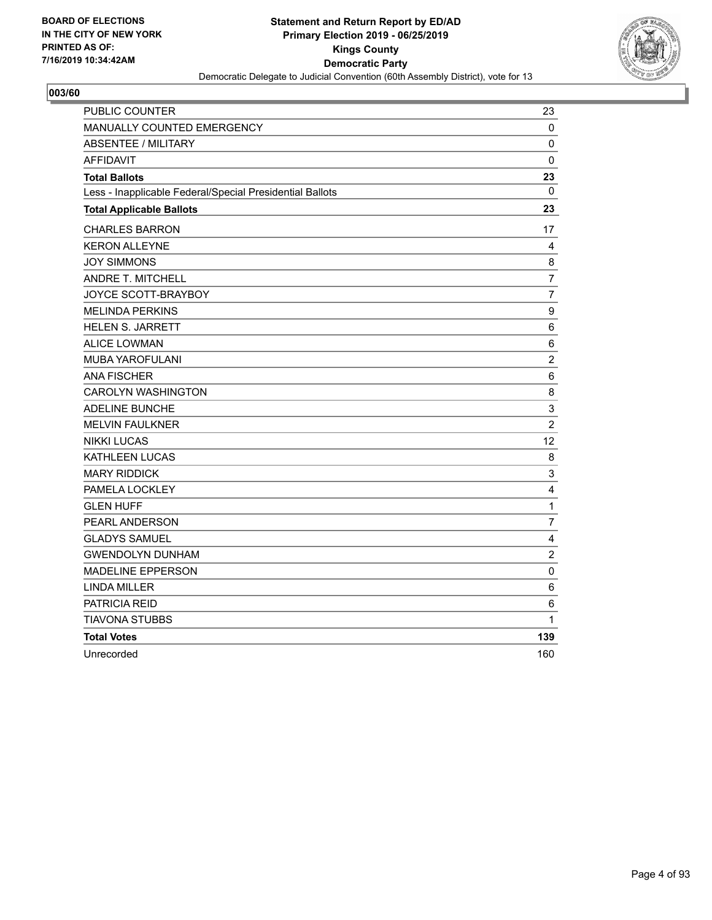BOARD OF ELECTIONS
IN THE CITY OF NEW YORK
PRINTED AS OF:
7/16/2019 10:34:42AM

**Statement and Return Report by ED/AD**
**Primary Election 2019 - 06/25/2019**
**Kings County**
**Democratic Party**
Democratic Delegate to Judicial Convention (60th Assembly District), vote for 13

## 003/60

| | |
|---|---|
| PUBLIC COUNTER | 23 |
| MANUALLY COUNTED EMERGENCY | 0 |
| ABSENTEE / MILITARY | 0 |
| AFFIDAVIT | 0 |
| **Total Ballots** | **23** |
| Less - Inapplicable Federal/Special Presidential Ballots | 0 |
| **Total Applicable Ballots** | **23** |
| CHARLES BARRON | 17 |
| KERON ALLEYNE | 4 |
| JOY SIMMONS | 8 |
| ANDRE T. MITCHELL | 7 |
| JOYCE SCOTT-BRAYBOY | 7 |
| MELINDA PERKINS | 9 |
| HELEN S. JARRETT | 6 |
| ALICE LOWMAN | 6 |
| MUBA YAROFULANI | 2 |
| ANA FISCHER | 6 |
| CAROLYN WASHINGTON | 8 |
| ADELINE BUNCHE | 3 |
| MELVIN FAULKNER | 2 |
| NIKKI LUCAS | 12 |
| KATHLEEN LUCAS | 8 |
| MARY RIDDICK | 3 |
| PAMELA LOCKLEY | 4 |
| GLEN HUFF | 1 |
| PEARL ANDERSON | 7 |
| GLADYS SAMUEL | 4 |
| GWENDOLYN DUNHAM | 2 |
| MADELINE EPPERSON | 0 |
| LINDA MILLER | 6 |
| PATRICIA REID | 6 |
| TIAVONA STUBBS | 1 |
| **Total Votes** | **139** |
| Unrecorded | 160 |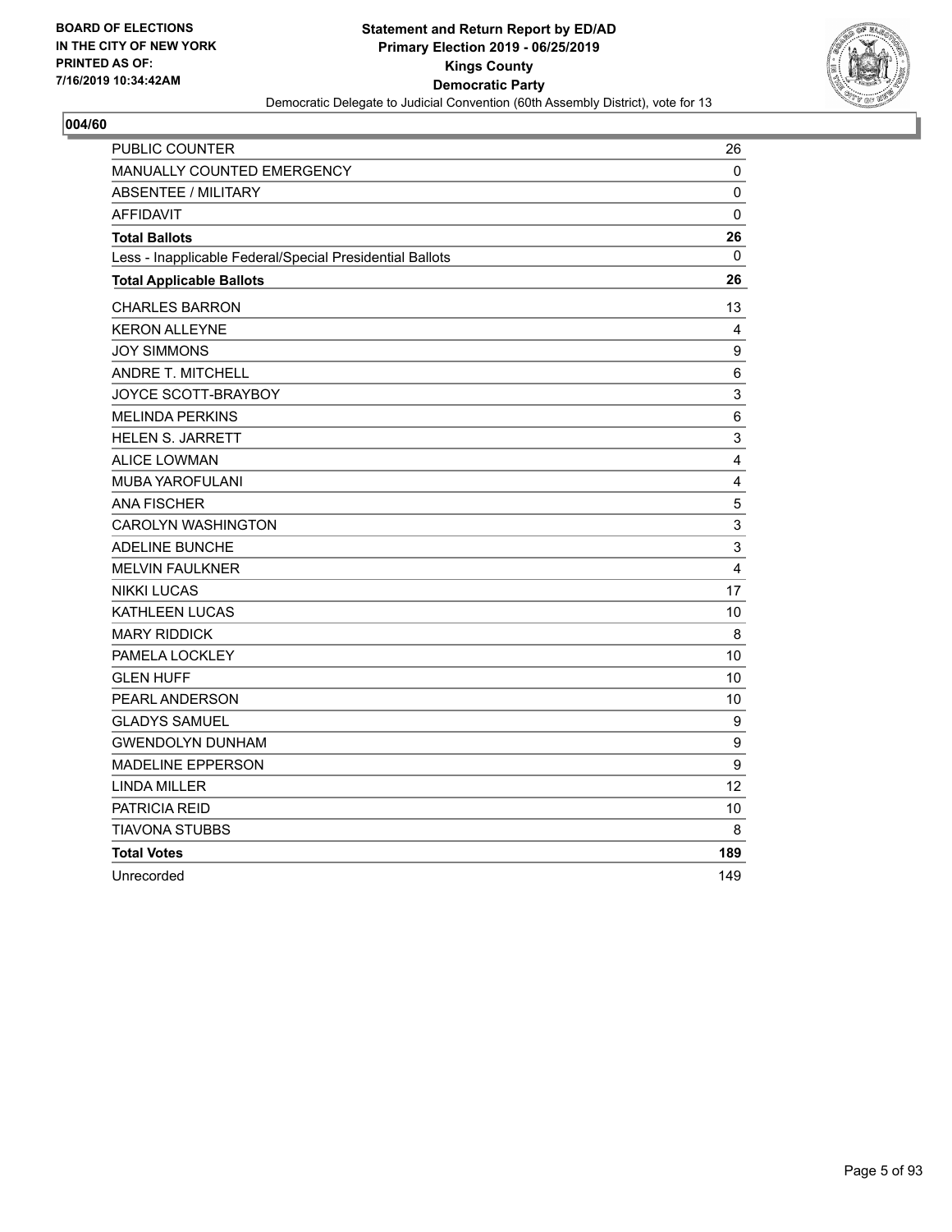BOARD OF ELECTIONS
IN THE CITY OF NEW YORK
PRINTED AS OF:
7/16/2019 10:34:42AM

**Statement and Return Report by ED/AD**
**Primary Election 2019 - 06/25/2019**
**Kings County**
**Democratic Party**
Democratic Delegate to Judicial Convention (60th Assembly District), vote for 13

**004/60**

| | |
|---|---|
| PUBLIC COUNTER | 26 |
| MANUALLY COUNTED EMERGENCY | 0 |
| ABSENTEE / MILITARY | 0 |
| AFFIDAVIT | 0 |
| **Total Ballots** | **26** |
| Less - Inapplicable Federal/Special Presidential Ballots | 0 |
| **Total Applicable Ballots** | **26** |
| CHARLES BARRON | 13 |
| KERON ALLEYNE | 4 |
| JOY SIMMONS | 9 |
| ANDRE T. MITCHELL | 6 |
| JOYCE SCOTT-BRAYBOY | 3 |
| MELINDA PERKINS | 6 |
| HELEN S. JARRETT | 3 |
| ALICE LOWMAN | 4 |
| MUBA YAROFULANI | 4 |
| ANA FISCHER | 5 |
| CAROLYN WASHINGTON | 3 |
| ADELINE BUNCHE | 3 |
| MELVIN FAULKNER | 4 |
| NIKKI LUCAS | 17 |
| KATHLEEN LUCAS | 10 |
| MARY RIDDICK | 8 |
| PAMELA LOCKLEY | 10 |
| GLEN HUFF | 10 |
| PEARL ANDERSON | 10 |
| GLADYS SAMUEL | 9 |
| GWENDOLYN DUNHAM | 9 |
| MADELINE EPPERSON | 9 |
| LINDA MILLER | 12 |
| PATRICIA REID | 10 |
| TIAVONA STUBBS | 8 |
| **Total Votes** | **189** |
| Unrecorded | 149 |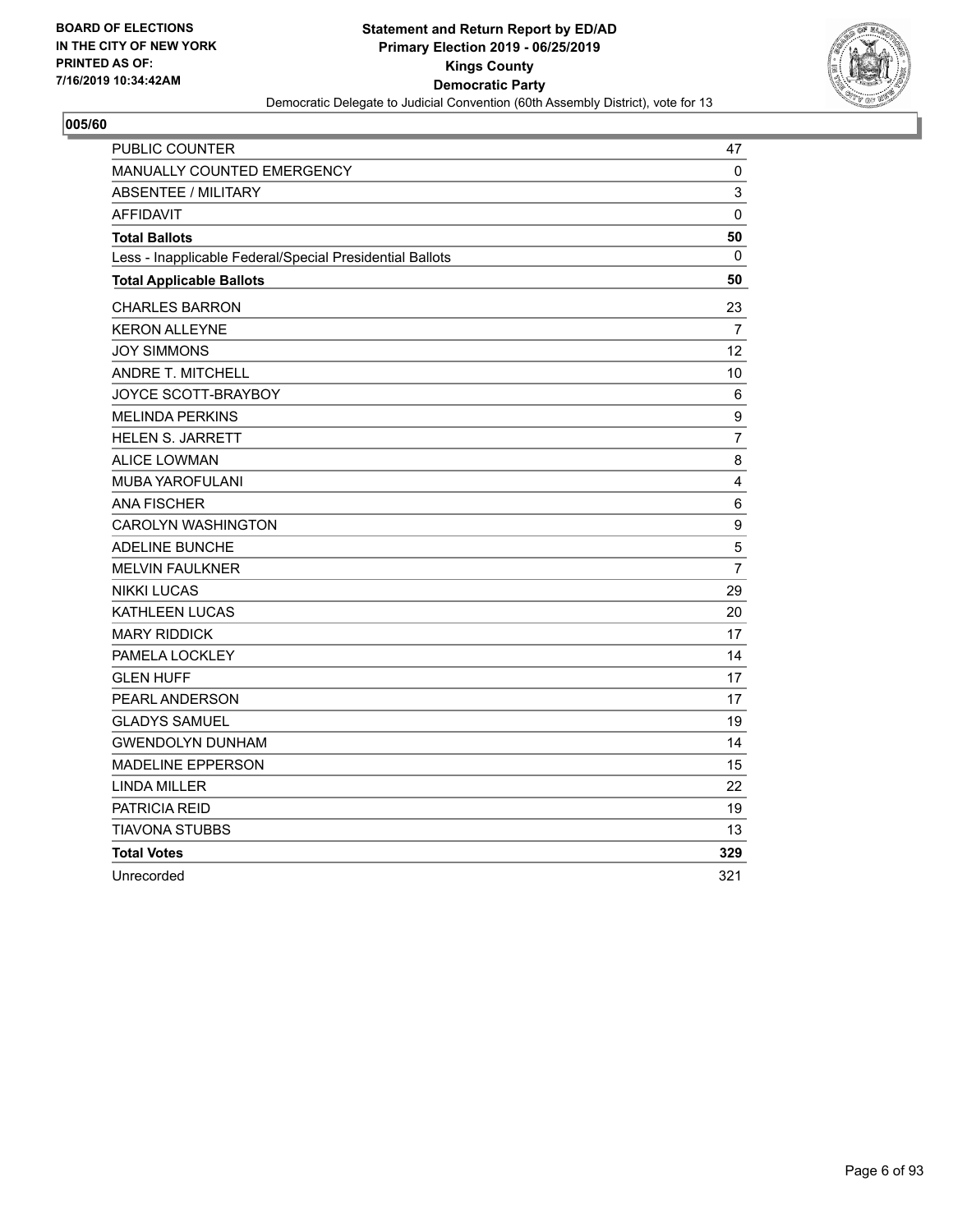BOARD OF ELECTIONS
IN THE CITY OF NEW YORK
PRINTED AS OF:
7/16/2019 10:34:42AM

**Statement and Return Report by ED/AD**
**Primary Election 2019 - 06/25/2019**
**Kings County**
**Democratic Party**
Democratic Delegate to Judicial Convention (60th Assembly District), vote for 13

## 005/60

| | |
|---|---|
| PUBLIC COUNTER | 47 |
| MANUALLY COUNTED EMERGENCY | 0 |
| ABSENTEE / MILITARY | 3 |
| AFFIDAVIT | 0 |
| **Total Ballots** | **50** |
| Less - Inapplicable Federal/Special Presidential Ballots | 0 |
| **Total Applicable Ballots** | **50** |
| CHARLES BARRON | 23 |
| KERON ALLEYNE | 7 |
| JOY SIMMONS | 12 |
| ANDRE T. MITCHELL | 10 |
| JOYCE SCOTT-BRAYBOY | 6 |
| MELINDA PERKINS | 9 |
| HELEN S. JARRETT | 7 |
| ALICE LOWMAN | 8 |
| MUBA YAROFULANI | 4 |
| ANA FISCHER | 6 |
| CAROLYN WASHINGTON | 9 |
| ADELINE BUNCHE | 5 |
| MELVIN FAULKNER | 7 |
| NIKKI LUCAS | 29 |
| KATHLEEN LUCAS | 20 |
| MARY RIDDICK | 17 |
| PAMELA LOCKLEY | 14 |
| GLEN HUFF | 17 |
| PEARL ANDERSON | 17 |
| GLADYS SAMUEL | 19 |
| GWENDOLYN DUNHAM | 14 |
| MADELINE EPPERSON | 15 |
| LINDA MILLER | 22 |
| PATRICIA REID | 19 |
| TIAVONA STUBBS | 13 |
| **Total Votes** | **329** |
| Unrecorded | 321 |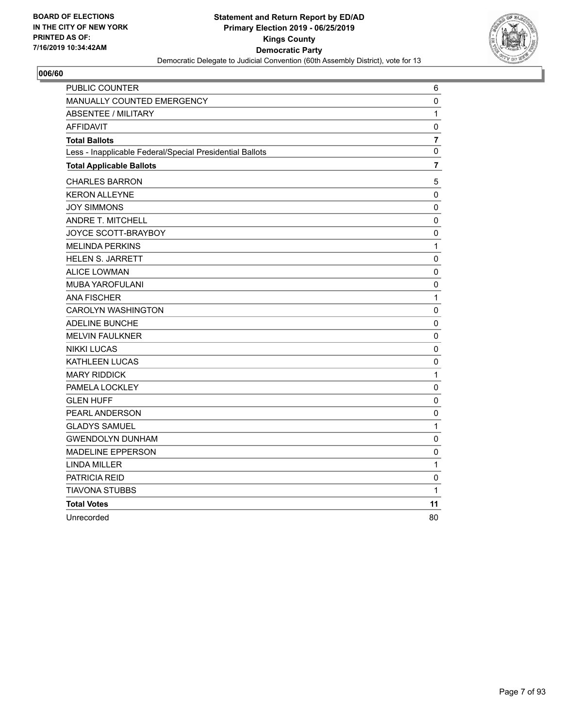**BOARD OF ELECTIONS IN THE CITY OF NEW YORK PRINTED AS OF: 7/16/2019 10:34:42AM**

**Statement and Return Report by ED/AD**
**Primary Election 2019 - 06/25/2019**
**Kings County**
**Democratic Party**
Democratic Delegate to Judicial Convention (60th Assembly District), vote for 13

## 006/60

| | |
|---|---|
| PUBLIC COUNTER | 6 |
| MANUALLY COUNTED EMERGENCY | 0 |
| ABSENTEE / MILITARY | 1 |
| AFFIDAVIT | 0 |
| **Total Ballots** | **7** |
| Less - Inapplicable Federal/Special Presidential Ballots | 0 |
| **Total Applicable Ballots** | **7** |
| CHARLES BARRON | 5 |
| KERON ALLEYNE | 0 |
| JOY SIMMONS | 0 |
| ANDRE T. MITCHELL | 0 |
| JOYCE SCOTT-BRAYBOY | 0 |
| MELINDA PERKINS | 1 |
| HELEN S. JARRETT | 0 |
| ALICE LOWMAN | 0 |
| MUBA YAROFULANI | 0 |
| ANA FISCHER | 1 |
| CAROLYN WASHINGTON | 0 |
| ADELINE BUNCHE | 0 |
| MELVIN FAULKNER | 0 |
| NIKKI LUCAS | 0 |
| KATHLEEN LUCAS | 0 |
| MARY RIDDICK | 1 |
| PAMELA LOCKLEY | 0 |
| GLEN HUFF | 0 |
| PEARL ANDERSON | 0 |
| GLADYS SAMUEL | 1 |
| GWENDOLYN DUNHAM | 0 |
| MADELINE EPPERSON | 0 |
| LINDA MILLER | 1 |
| PATRICIA REID | 0 |
| TIAVONA STUBBS | 1 |
| **Total Votes** | **11** |
| Unrecorded | 80 |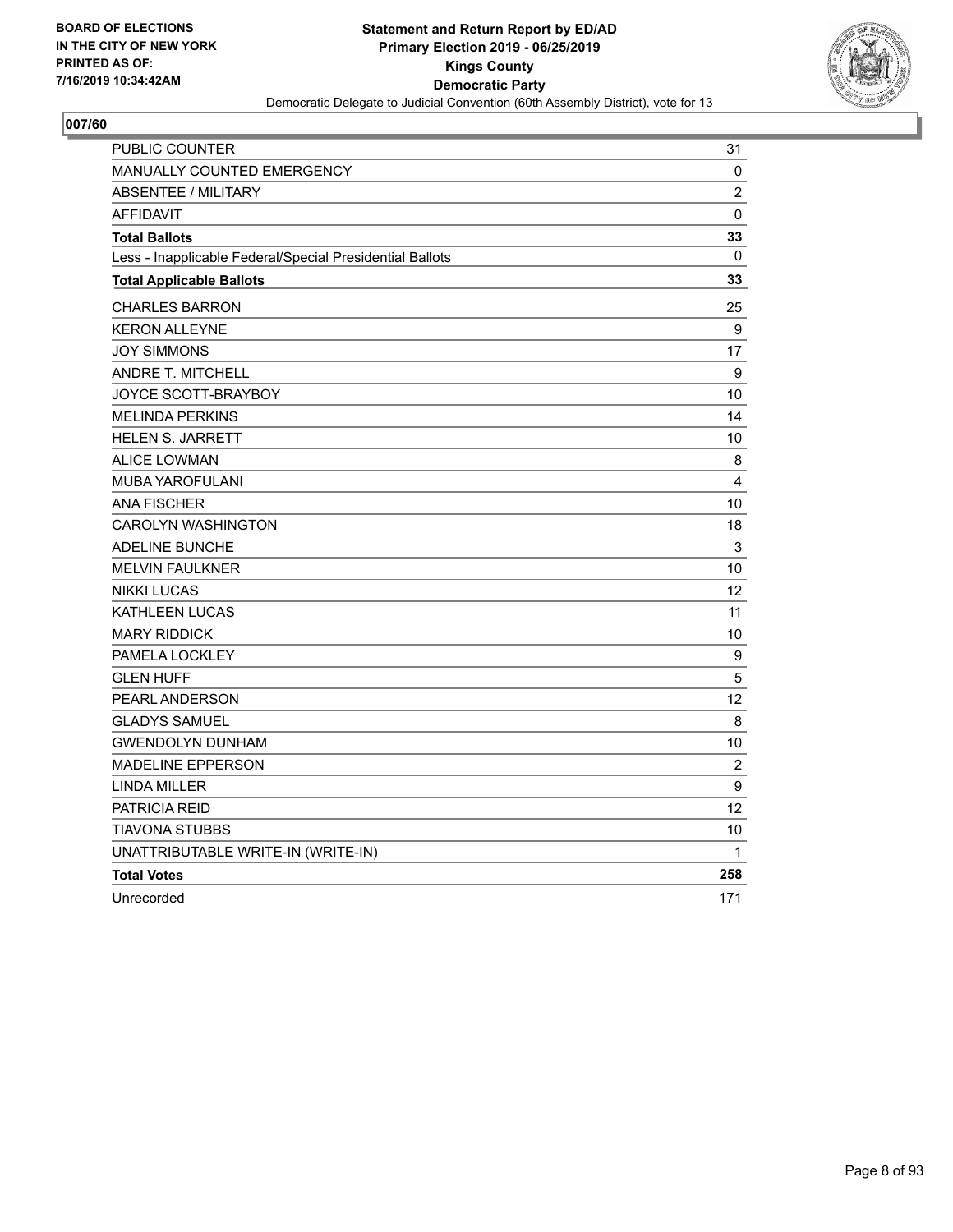**BOARD OF ELECTIONS IN THE CITY OF NEW YORK PRINTED AS OF: 7/16/2019 10:34:42AM**

**Statement and Return Report by ED/AD**
**Primary Election 2019 - 06/25/2019**
**Kings County**
**Democratic Party**
Democratic Delegate to Judicial Convention (60th Assembly District), vote for 13

## 007/60

| | |
|---|---|
| PUBLIC COUNTER | 31 |
| MANUALLY COUNTED EMERGENCY | 0 |
| ABSENTEE / MILITARY | 2 |
| AFFIDAVIT | 0 |
| **Total Ballots** | **33** |
| Less - Inapplicable Federal/Special Presidential Ballots | 0 |
| **Total Applicable Ballots** | **33** |
| CHARLES BARRON | 25 |
| KERON ALLEYNE | 9 |
| JOY SIMMONS | 17 |
| ANDRE T. MITCHELL | 9 |
| JOYCE SCOTT-BRAYBOY | 10 |
| MELINDA PERKINS | 14 |
| HELEN S. JARRETT | 10 |
| ALICE LOWMAN | 8 |
| MUBA YAROFULANI | 4 |
| ANA FISCHER | 10 |
| CAROLYN WASHINGTON | 18 |
| ADELINE BUNCHE | 3 |
| MELVIN FAULKNER | 10 |
| NIKKI LUCAS | 12 |
| KATHLEEN LUCAS | 11 |
| MARY RIDDICK | 10 |
| PAMELA LOCKLEY | 9 |
| GLEN HUFF | 5 |
| PEARL ANDERSON | 12 |
| GLADYS SAMUEL | 8 |
| GWENDOLYN DUNHAM | 10 |
| MADELINE EPPERSON | 2 |
| LINDA MILLER | 9 |
| PATRICIA REID | 12 |
| TIAVONA STUBBS | 10 |
| UNATTRIBUTABLE WRITE-IN (WRITE-IN) | 1 |
| **Total Votes** | **258** |
| Unrecorded | 171 |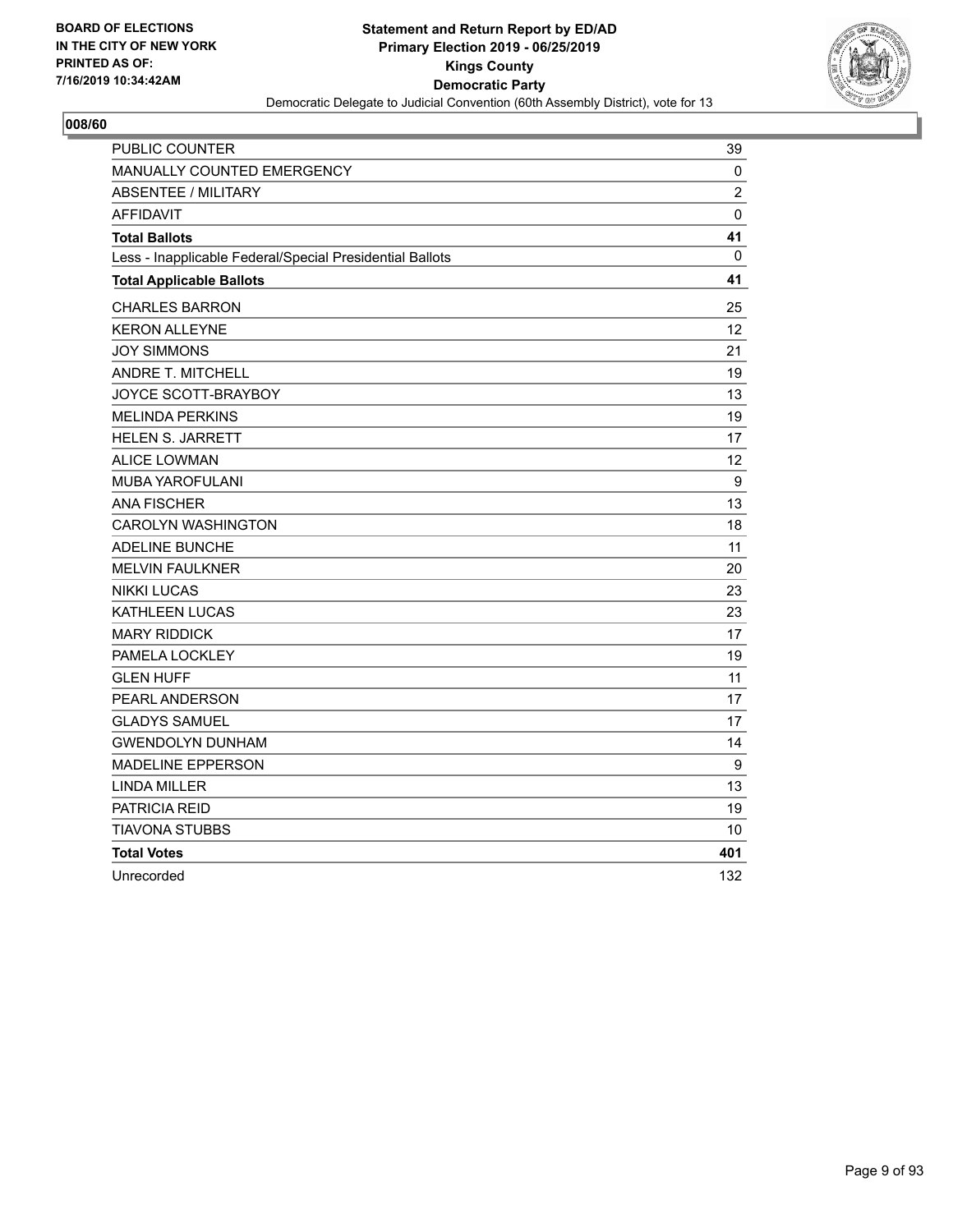**BOARD OF ELECTIONS IN THE CITY OF NEW YORK PRINTED AS OF: 7/16/2019 10:34:42AM**

**Statement and Return Report by ED/AD**
**Primary Election 2019 - 06/25/2019**
**Kings County**
**Democratic Party**
Democratic Delegate to Judicial Convention (60th Assembly District), vote for 13

**008/60**

| | |
|---|---|
| PUBLIC COUNTER | 39 |
| MANUALLY COUNTED EMERGENCY | 0 |
| ABSENTEE / MILITARY | 2 |
| AFFIDAVIT | 0 |
| **Total Ballots** | **41** |
| Less - Inapplicable Federal/Special Presidential Ballots | 0 |
| **Total Applicable Ballots** | **41** |
| CHARLES BARRON | 25 |
| KERON ALLEYNE | 12 |
| JOY SIMMONS | 21 |
| ANDRE T. MITCHELL | 19 |
| JOYCE SCOTT-BRAYBOY | 13 |
| MELINDA PERKINS | 19 |
| HELEN S. JARRETT | 17 |
| ALICE LOWMAN | 12 |
| MUBA YAROFULANI | 9 |
| ANA FISCHER | 13 |
| CAROLYN WASHINGTON | 18 |
| ADELINE BUNCHE | 11 |
| MELVIN FAULKNER | 20 |
| NIKKI LUCAS | 23 |
| KATHLEEN LUCAS | 23 |
| MARY RIDDICK | 17 |
| PAMELA LOCKLEY | 19 |
| GLEN HUFF | 11 |
| PEARL ANDERSON | 17 |
| GLADYS SAMUEL | 17 |
| GWENDOLYN DUNHAM | 14 |
| MADELINE EPPERSON | 9 |
| LINDA MILLER | 13 |
| PATRICIA REID | 19 |
| TIAVONA STUBBS | 10 |
| **Total Votes** | **401** |
| Unrecorded | 132 |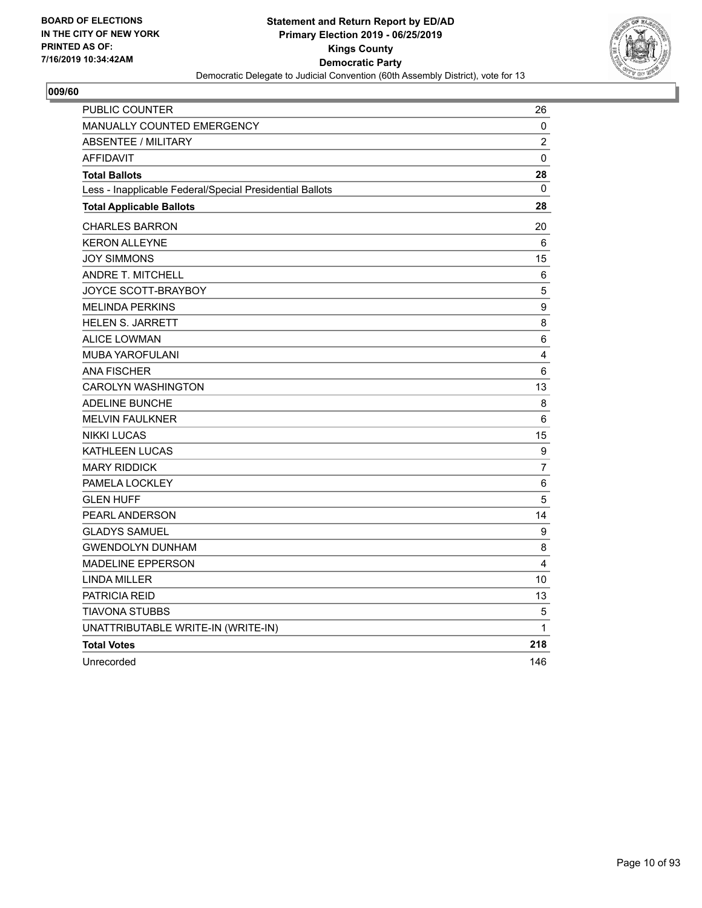BOARD OF ELECTIONS
IN THE CITY OF NEW YORK
PRINTED AS OF:
7/16/2019 10:34:42AM

**Statement and Return Report by ED/AD**
**Primary Election 2019 - 06/25/2019**
**Kings County**
**Democratic Party**
Democratic Delegate to Judicial Convention (60th Assembly District), vote for 13

**009/60**

| | |
|---|---|
| PUBLIC COUNTER | 26 |
| MANUALLY COUNTED EMERGENCY | 0 |
| ABSENTEE / MILITARY | 2 |
| AFFIDAVIT | 0 |
| **Total Ballots** | **28** |
| Less - Inapplicable Federal/Special Presidential Ballots | 0 |
| **Total Applicable Ballots** | **28** |
| CHARLES BARRON | 20 |
| KERON ALLEYNE | 6 |
| JOY SIMMONS | 15 |
| ANDRE T. MITCHELL | 6 |
| JOYCE SCOTT-BRAYBOY | 5 |
| MELINDA PERKINS | 9 |
| HELEN S. JARRETT | 8 |
| ALICE LOWMAN | 6 |
| MUBA YAROFULANI | 4 |
| ANA FISCHER | 6 |
| CAROLYN WASHINGTON | 13 |
| ADELINE BUNCHE | 8 |
| MELVIN FAULKNER | 6 |
| NIKKI LUCAS | 15 |
| KATHLEEN LUCAS | 9 |
| MARY RIDDICK | 7 |
| PAMELA LOCKLEY | 6 |
| GLEN HUFF | 5 |
| PEARL ANDERSON | 14 |
| GLADYS SAMUEL | 9 |
| GWENDOLYN DUNHAM | 8 |
| MADELINE EPPERSON | 4 |
| LINDA MILLER | 10 |
| PATRICIA REID | 13 |
| TIAVONA STUBBS | 5 |
| UNATTRIBUTABLE WRITE-IN (WRITE-IN) | 1 |
| **Total Votes** | **218** |
| Unrecorded | 146 |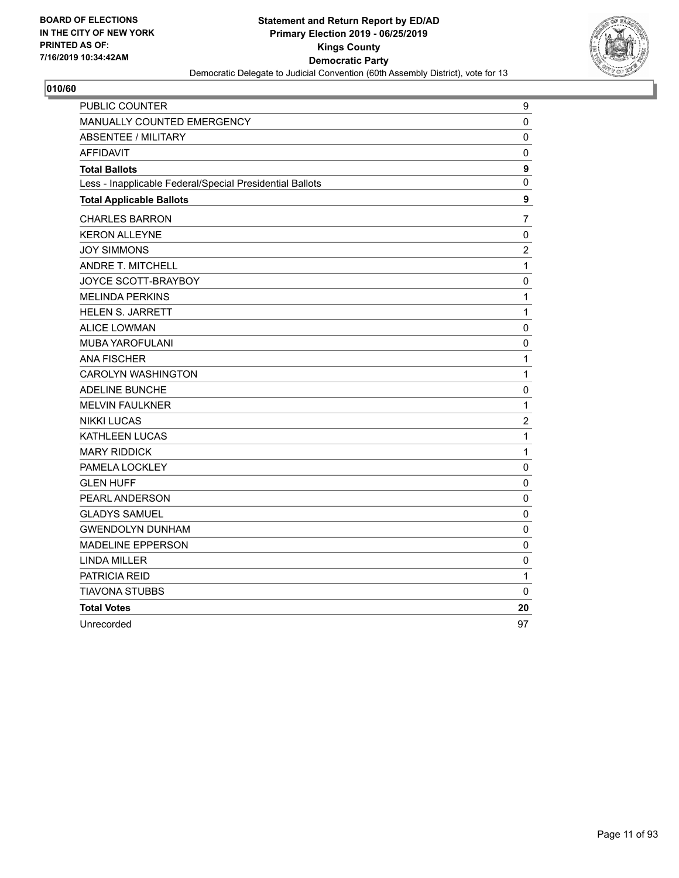BOARD OF ELECTIONS
IN THE CITY OF NEW YORK
PRINTED AS OF:
7/16/2019 10:34:42AM

**Statement and Return Report by ED/AD**
**Primary Election 2019 - 06/25/2019**
**Kings County**
**Democratic Party**
Democratic Delegate to Judicial Convention (60th Assembly District), vote for 13

## 010/60

| | |
|---|---|
| PUBLIC COUNTER | 9 |
| MANUALLY COUNTED EMERGENCY | 0 |
| ABSENTEE / MILITARY | 0 |
| AFFIDAVIT | 0 |
| **Total Ballots** | **9** |
| Less - Inapplicable Federal/Special Presidential Ballots | 0 |
| **Total Applicable Ballots** | **9** |
| CHARLES BARRON | 7 |
| KERON ALLEYNE | 0 |
| JOY SIMMONS | 2 |
| ANDRE T. MITCHELL | 1 |
| JOYCE SCOTT-BRAYBOY | 0 |
| MELINDA PERKINS | 1 |
| HELEN S. JARRETT | 1 |
| ALICE LOWMAN | 0 |
| MUBA YAROFULANI | 0 |
| ANA FISCHER | 1 |
| CAROLYN WASHINGTON | 1 |
| ADELINE BUNCHE | 0 |
| MELVIN FAULKNER | 1 |
| NIKKI LUCAS | 2 |
| KATHLEEN LUCAS | 1 |
| MARY RIDDICK | 1 |
| PAMELA LOCKLEY | 0 |
| GLEN HUFF | 0 |
| PEARL ANDERSON | 0 |
| GLADYS SAMUEL | 0 |
| GWENDOLYN DUNHAM | 0 |
| MADELINE EPPERSON | 0 |
| LINDA MILLER | 0 |
| PATRICIA REID | 1 |
| TIAVONA STUBBS | 0 |
| **Total Votes** | **20** |
| Unrecorded | 97 |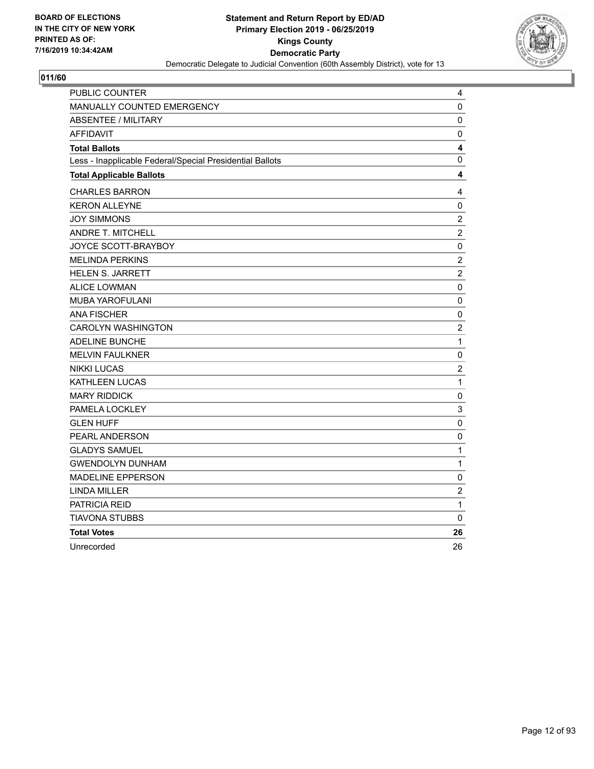**BOARD OF ELECTIONS IN THE CITY OF NEW YORK PRINTED AS OF: 7/16/2019 10:34:42AM**

**Statement and Return Report by ED/AD**
**Primary Election 2019 - 06/25/2019**
**Kings County**
**Democratic Party**
Democratic Delegate to Judicial Convention (60th Assembly District), vote for 13

**011/60**

| | |
|---|---|
| PUBLIC COUNTER | 4 |
| MANUALLY COUNTED EMERGENCY | 0 |
| ABSENTEE / MILITARY | 0 |
| AFFIDAVIT | 0 |
| **Total Ballots** | **4** |
| Less - Inapplicable Federal/Special Presidential Ballots | 0 |
| **Total Applicable Ballots** | **4** |
| CHARLES BARRON | 4 |
| KERON ALLEYNE | 0 |
| JOY SIMMONS | 2 |
| ANDRE T. MITCHELL | 2 |
| JOYCE SCOTT-BRAYBOY | 0 |
| MELINDA PERKINS | 2 |
| HELEN S. JARRETT | 2 |
| ALICE LOWMAN | 0 |
| MUBA YAROFULANI | 0 |
| ANA FISCHER | 0 |
| CAROLYN WASHINGTON | 2 |
| ADELINE BUNCHE | 1 |
| MELVIN FAULKNER | 0 |
| NIKKI LUCAS | 2 |
| KATHLEEN LUCAS | 1 |
| MARY RIDDICK | 0 |
| PAMELA LOCKLEY | 3 |
| GLEN HUFF | 0 |
| PEARL ANDERSON | 0 |
| GLADYS SAMUEL | 1 |
| GWENDOLYN DUNHAM | 1 |
| MADELINE EPPERSON | 0 |
| LINDA MILLER | 2 |
| PATRICIA REID | 1 |
| TIAVONA STUBBS | 0 |
| **Total Votes** | **26** |
| Unrecorded | 26 |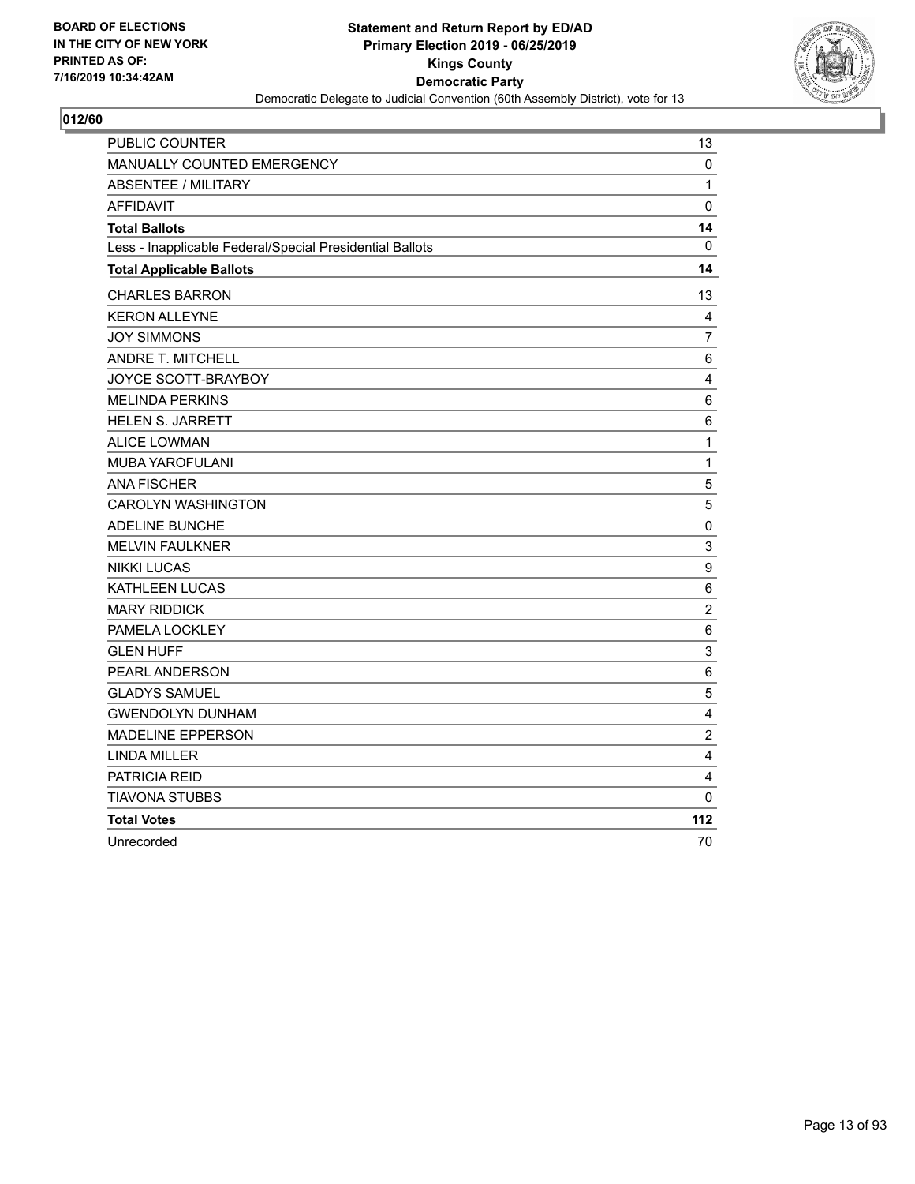BOARD OF ELECTIONS
IN THE CITY OF NEW YORK
PRINTED AS OF:
7/16/2019 10:34:42AM

**Statement and Return Report by ED/AD**
**Primary Election 2019 - 06/25/2019**
**Kings County**
**Democratic Party**
Democratic Delegate to Judicial Convention (60th Assembly District), vote for 13

## 012/60

| | |
|---|---|
| PUBLIC COUNTER | 13 |
| MANUALLY COUNTED EMERGENCY | 0 |
| ABSENTEE / MILITARY | 1 |
| AFFIDAVIT | 0 |
| **Total Ballots** | **14** |
| Less - Inapplicable Federal/Special Presidential Ballots | 0 |
| **Total Applicable Ballots** | **14** |
| CHARLES BARRON | 13 |
| KERON ALLEYNE | 4 |
| JOY SIMMONS | 7 |
| ANDRE T. MITCHELL | 6 |
| JOYCE SCOTT-BRAYBOY | 4 |
| MELINDA PERKINS | 6 |
| HELEN S. JARRETT | 6 |
| ALICE LOWMAN | 1 |
| MUBA YAROFULANI | 1 |
| ANA FISCHER | 5 |
| CAROLYN WASHINGTON | 5 |
| ADELINE BUNCHE | 0 |
| MELVIN FAULKNER | 3 |
| NIKKI LUCAS | 9 |
| KATHLEEN LUCAS | 6 |
| MARY RIDDICK | 2 |
| PAMELA LOCKLEY | 6 |
| GLEN HUFF | 3 |
| PEARL ANDERSON | 6 |
| GLADYS SAMUEL | 5 |
| GWENDOLYN DUNHAM | 4 |
| MADELINE EPPERSON | 2 |
| LINDA MILLER | 4 |
| PATRICIA REID | 4 |
| TIAVONA STUBBS | 0 |
| **Total Votes** | **112** |
| Unrecorded | 70 |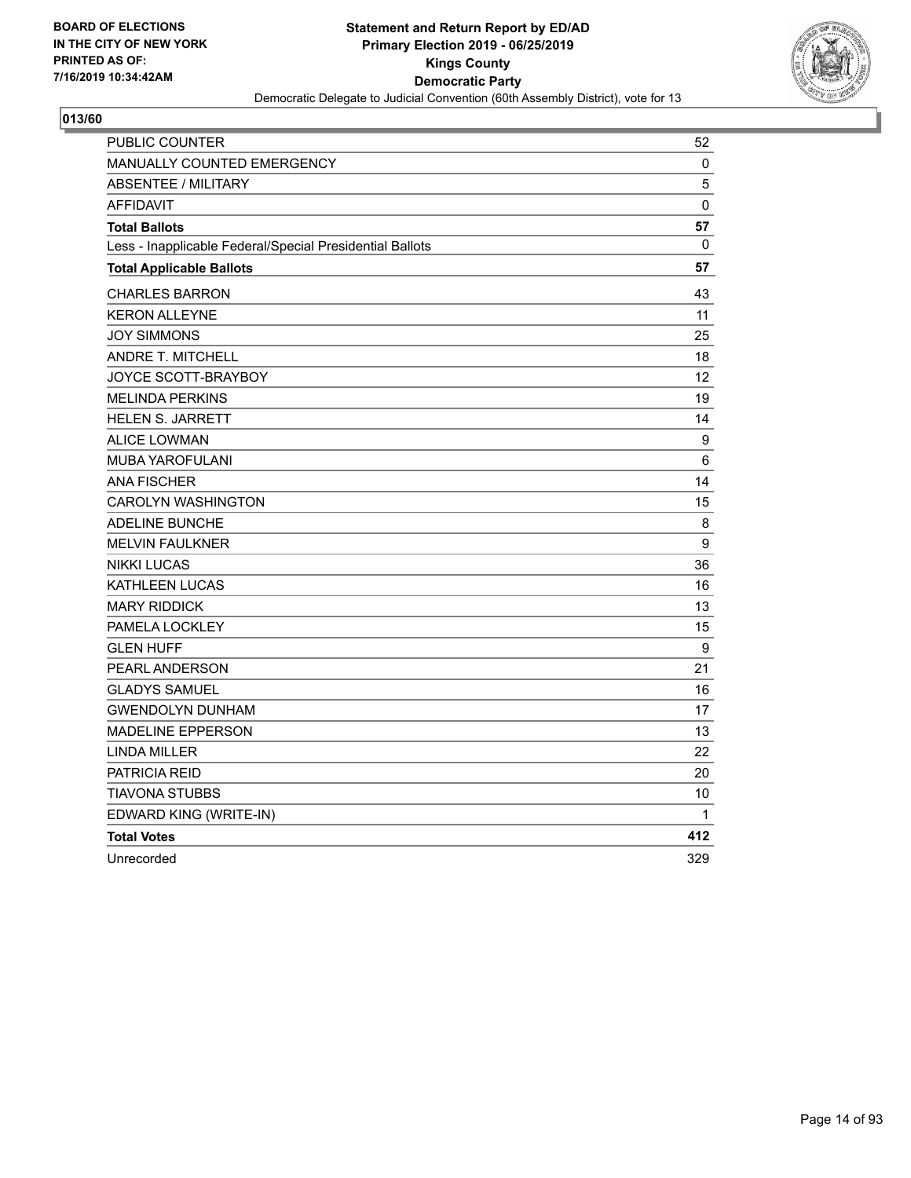**BOARD OF ELECTIONS IN THE CITY OF NEW YORK PRINTED AS OF: 7/16/2019 10:34:42AM**

**Statement and Return Report by ED/AD**
**Primary Election 2019 - 06/25/2019**
**Kings County**
**Democratic Party**
Democratic Delegate to Judicial Convention (60th Assembly District), vote for 13

**013/60**

| | |
|---|---|
| PUBLIC COUNTER | 52 |
| MANUALLY COUNTED EMERGENCY | 0 |
| ABSENTEE / MILITARY | 5 |
| AFFIDAVIT | 0 |
| **Total Ballots** | **57** |
| Less - Inapplicable Federal/Special Presidential Ballots | 0 |
| **Total Applicable Ballots** | **57** |
| CHARLES BARRON | 43 |
| KERON ALLEYNE | 11 |
| JOY SIMMONS | 25 |
| ANDRE T. MITCHELL | 18 |
| JOYCE SCOTT-BRAYBOY | 12 |
| MELINDA PERKINS | 19 |
| HELEN S. JARRETT | 14 |
| ALICE LOWMAN | 9 |
| MUBA YAROFULANI | 6 |
| ANA FISCHER | 14 |
| CAROLYN WASHINGTON | 15 |
| ADELINE BUNCHE | 8 |
| MELVIN FAULKNER | 9 |
| NIKKI LUCAS | 36 |
| KATHLEEN LUCAS | 16 |
| MARY RIDDICK | 13 |
| PAMELA LOCKLEY | 15 |
| GLEN HUFF | 9 |
| PEARL ANDERSON | 21 |
| GLADYS SAMUEL | 16 |
| GWENDOLYN DUNHAM | 17 |
| MADELINE EPPERSON | 13 |
| LINDA MILLER | 22 |
| PATRICIA REID | 20 |
| TIAVONA STUBBS | 10 |
| EDWARD KING (WRITE-IN) | 1 |
| **Total Votes** | **412** |
| Unrecorded | 329 |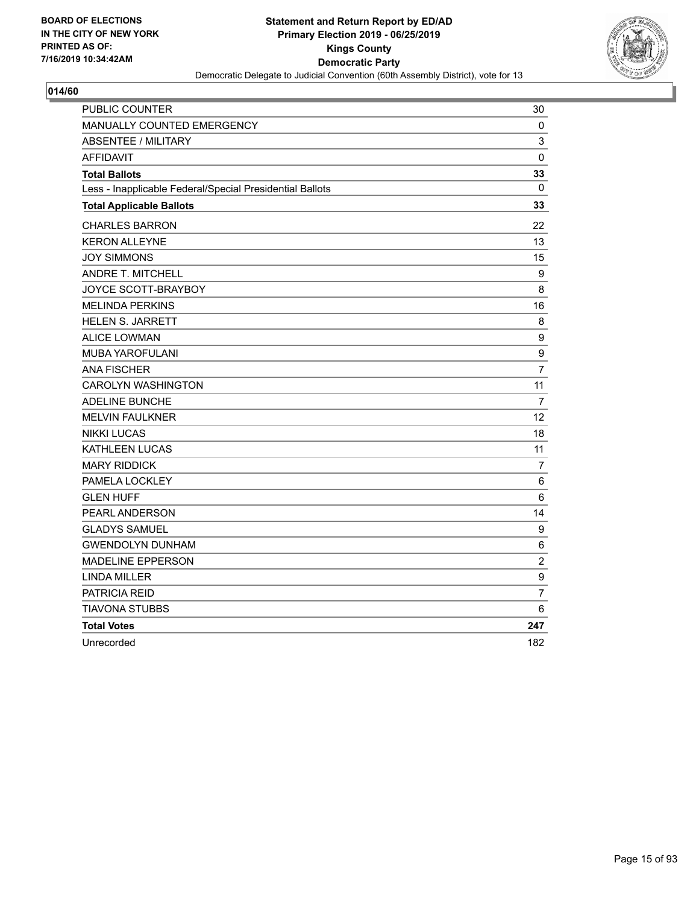**BOARD OF ELECTIONS IN THE CITY OF NEW YORK PRINTED AS OF: 7/16/2019 10:34:42AM**

**Statement and Return Report by ED/AD Primary Election 2019 - 06/25/2019 Kings County Democratic Party**

Democratic Delegate to Judicial Convention (60th Assembly District), vote for 13

**014/60**

| | |
|---|---|
| PUBLIC COUNTER | 30 |
| MANUALLY COUNTED EMERGENCY | 0 |
| ABSENTEE / MILITARY | 3 |
| AFFIDAVIT | 0 |
| **Total Ballots** | **33** |
| Less - Inapplicable Federal/Special Presidential Ballots | 0 |
| **Total Applicable Ballots** | **33** |
| CHARLES BARRON | 22 |
| KERON ALLEYNE | 13 |
| JOY SIMMONS | 15 |
| ANDRE T. MITCHELL | 9 |
| JOYCE SCOTT-BRAYBOY | 8 |
| MELINDA PERKINS | 16 |
| HELEN S. JARRETT | 8 |
| ALICE LOWMAN | 9 |
| MUBA YAROFULANI | 9 |
| ANA FISCHER | 7 |
| CAROLYN WASHINGTON | 11 |
| ADELINE BUNCHE | 7 |
| MELVIN FAULKNER | 12 |
| NIKKI LUCAS | 18 |
| KATHLEEN LUCAS | 11 |
| MARY RIDDICK | 7 |
| PAMELA LOCKLEY | 6 |
| GLEN HUFF | 6 |
| PEARL ANDERSON | 14 |
| GLADYS SAMUEL | 9 |
| GWENDOLYN DUNHAM | 6 |
| MADELINE EPPERSON | 2 |
| LINDA MILLER | 9 |
| PATRICIA REID | 7 |
| TIAVONA STUBBS | 6 |
| **Total Votes** | **247** |
| Unrecorded | 182 |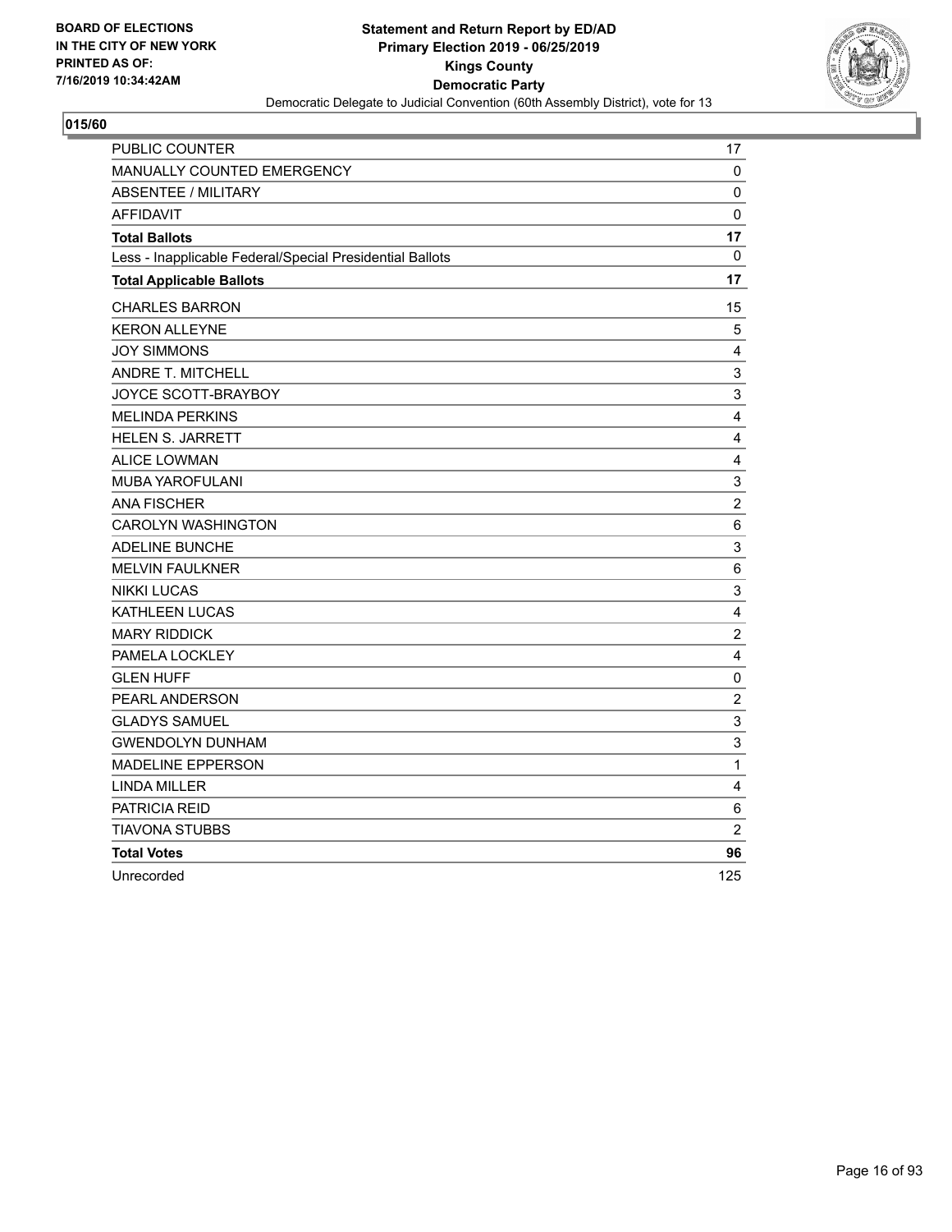BOARD OF ELECTIONS
IN THE CITY OF NEW YORK
PRINTED AS OF:
7/16/2019 10:34:42AM

**Statement and Return Report by ED/AD**
**Primary Election 2019 - 06/25/2019**
**Kings County**
**Democratic Party**
Democratic Delegate to Judicial Convention (60th Assembly District), vote for 13

**015/60**

| | |
|---|---|
| PUBLIC COUNTER | 17 |
| MANUALLY COUNTED EMERGENCY | 0 |
| ABSENTEE / MILITARY | 0 |
| AFFIDAVIT | 0 |
| **Total Ballots** | **17** |
| Less - Inapplicable Federal/Special Presidential Ballots | 0 |
| **Total Applicable Ballots** | **17** |
| CHARLES BARRON | 15 |
| KERON ALLEYNE | 5 |
| JOY SIMMONS | 4 |
| ANDRE T. MITCHELL | 3 |
| JOYCE SCOTT-BRAYBOY | 3 |
| MELINDA PERKINS | 4 |
| HELEN S. JARRETT | 4 |
| ALICE LOWMAN | 4 |
| MUBA YAROFULANI | 3 |
| ANA FISCHER | 2 |
| CAROLYN WASHINGTON | 6 |
| ADELINE BUNCHE | 3 |
| MELVIN FAULKNER | 6 |
| NIKKI LUCAS | 3 |
| KATHLEEN LUCAS | 4 |
| MARY RIDDICK | 2 |
| PAMELA LOCKLEY | 4 |
| GLEN HUFF | 0 |
| PEARL ANDERSON | 2 |
| GLADYS SAMUEL | 3 |
| GWENDOLYN DUNHAM | 3 |
| MADELINE EPPERSON | 1 |
| LINDA MILLER | 4 |
| PATRICIA REID | 6 |
| TIAVONA STUBBS | 2 |
| **Total Votes** | **96** |
| Unrecorded | 125 |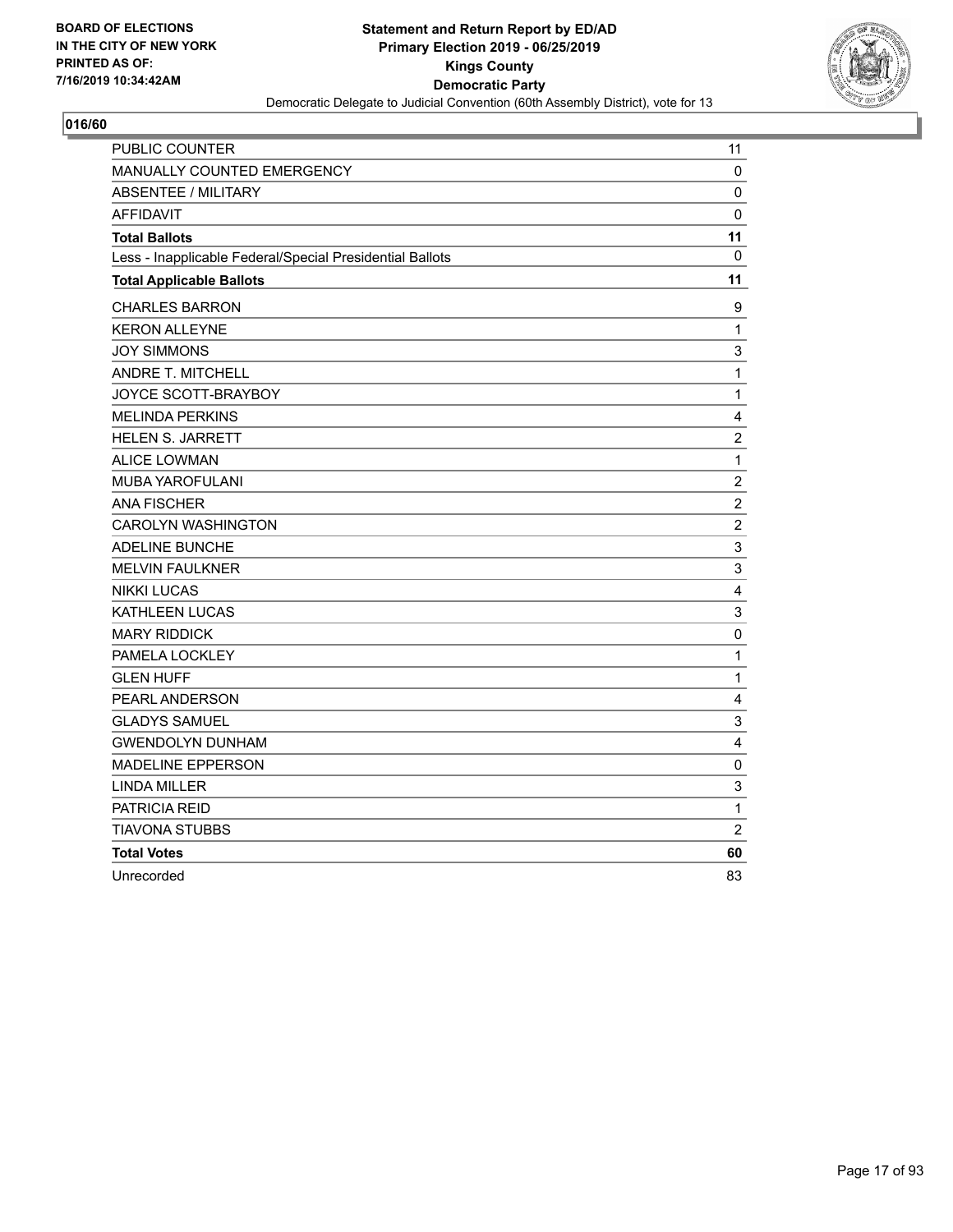BOARD OF ELECTIONS
IN THE CITY OF NEW YORK
PRINTED AS OF:
7/16/2019 10:34:42AM

**Statement and Return Report by ED/AD**
**Primary Election 2019 - 06/25/2019**
**Kings County**
**Democratic Party**
Democratic Delegate to Judicial Convention (60th Assembly District), vote for 13

## 016/60

| | |
|---|---|
| PUBLIC COUNTER | 11 |
| MANUALLY COUNTED EMERGENCY | 0 |
| ABSENTEE / MILITARY | 0 |
| AFFIDAVIT | 0 |
| **Total Ballots** | **11** |
| Less - Inapplicable Federal/Special Presidential Ballots | 0 |
| **Total Applicable Ballots** | **11** |
| CHARLES BARRON | 9 |
| KERON ALLEYNE | 1 |
| JOY SIMMONS | 3 |
| ANDRE T. MITCHELL | 1 |
| JOYCE SCOTT-BRAYBOY | 1 |
| MELINDA PERKINS | 4 |
| HELEN S. JARRETT | 2 |
| ALICE LOWMAN | 1 |
| MUBA YAROFULANI | 2 |
| ANA FISCHER | 2 |
| CAROLYN WASHINGTON | 2 |
| ADELINE BUNCHE | 3 |
| MELVIN FAULKNER | 3 |
| NIKKI LUCAS | 4 |
| KATHLEEN LUCAS | 3 |
| MARY RIDDICK | 0 |
| PAMELA LOCKLEY | 1 |
| GLEN HUFF | 1 |
| PEARL ANDERSON | 4 |
| GLADYS SAMUEL | 3 |
| GWENDOLYN DUNHAM | 4 |
| MADELINE EPPERSON | 0 |
| LINDA MILLER | 3 |
| PATRICIA REID | 1 |
| TIAVONA STUBBS | 2 |
| **Total Votes** | **60** |
| Unrecorded | 83 |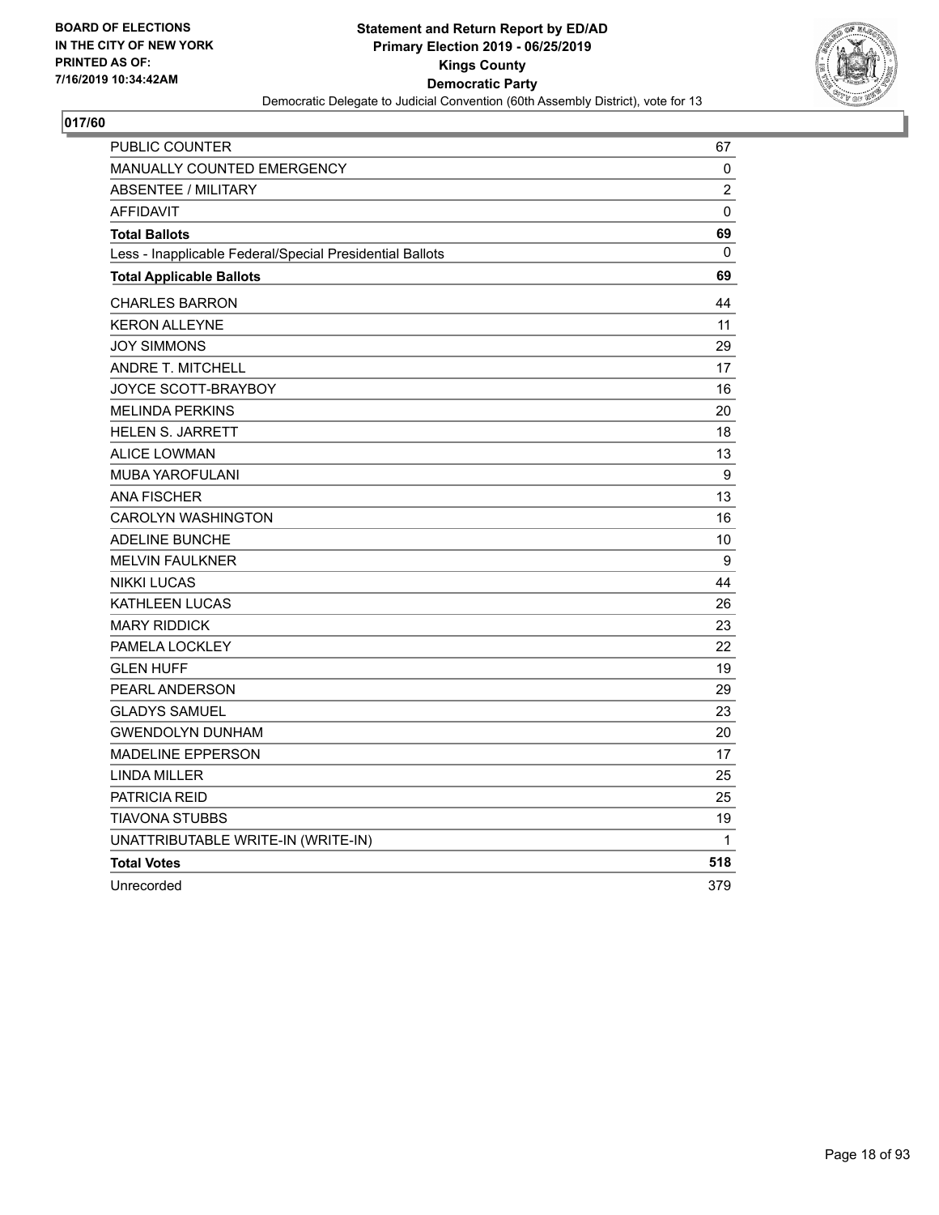**BOARD OF ELECTIONS IN THE CITY OF NEW YORK PRINTED AS OF: 7/16/2019 10:34:42AM**

**Statement and Return Report by ED/AD Primary Election 2019 - 06/25/2019 Kings County Democratic Party**

Democratic Delegate to Judicial Convention (60th Assembly District), vote for 13

## 017/60

| | |
|---|---|
| PUBLIC COUNTER | 67 |
| MANUALLY COUNTED EMERGENCY | 0 |
| ABSENTEE / MILITARY | 2 |
| AFFIDAVIT | 0 |
| **Total Ballots** | **69** |
| Less - Inapplicable Federal/Special Presidential Ballots | 0 |
| **Total Applicable Ballots** | **69** |
| CHARLES BARRON | 44 |
| KERON ALLEYNE | 11 |
| JOY SIMMONS | 29 |
| ANDRE T. MITCHELL | 17 |
| JOYCE SCOTT-BRAYBOY | 16 |
| MELINDA PERKINS | 20 |
| HELEN S. JARRETT | 18 |
| ALICE LOWMAN | 13 |
| MUBA YAROFULANI | 9 |
| ANA FISCHER | 13 |
| CAROLYN WASHINGTON | 16 |
| ADELINE BUNCHE | 10 |
| MELVIN FAULKNER | 9 |
| NIKKI LUCAS | 44 |
| KATHLEEN LUCAS | 26 |
| MARY RIDDICK | 23 |
| PAMELA LOCKLEY | 22 |
| GLEN HUFF | 19 |
| PEARL ANDERSON | 29 |
| GLADYS SAMUEL | 23 |
| GWENDOLYN DUNHAM | 20 |
| MADELINE EPPERSON | 17 |
| LINDA MILLER | 25 |
| PATRICIA REID | 25 |
| TIAVONA STUBBS | 19 |
| UNATTRIBUTABLE WRITE-IN (WRITE-IN) | 1 |
| **Total Votes** | **518** |
| Unrecorded | 379 |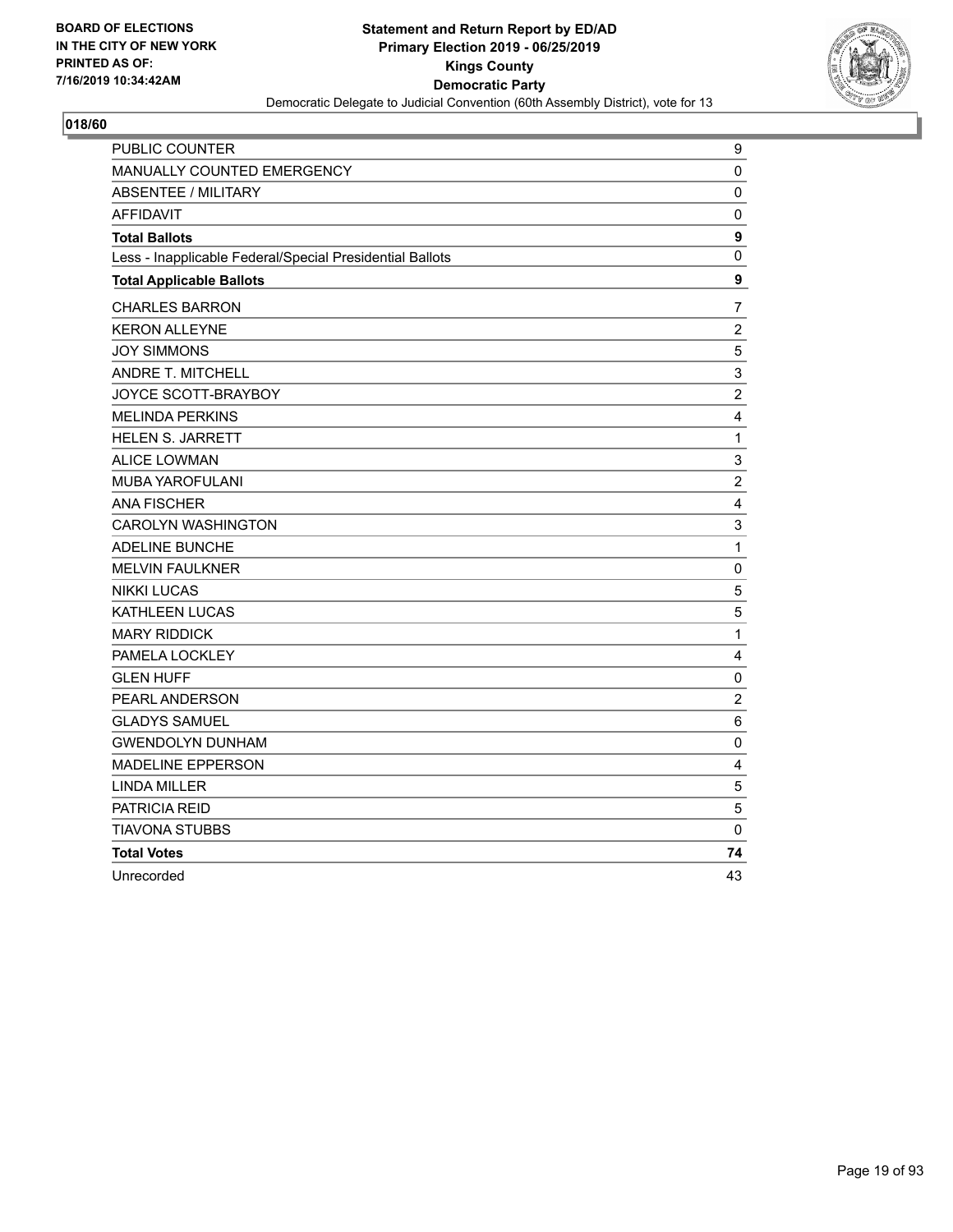**BOARD OF ELECTIONS IN THE CITY OF NEW YORK PRINTED AS OF: 7/16/2019 10:34:42AM**

**Statement and Return Report by ED/AD**
**Primary Election 2019 - 06/25/2019**
**Kings County**
**Democratic Party**
Democratic Delegate to Judicial Convention (60th Assembly District), vote for 13

## 018/60

| | |
|---|---|
| PUBLIC COUNTER | 9 |
| MANUALLY COUNTED EMERGENCY | 0 |
| ABSENTEE / MILITARY | 0 |
| AFFIDAVIT | 0 |
| **Total Ballots** | **9** |
| Less - Inapplicable Federal/Special Presidential Ballots | 0 |
| **Total Applicable Ballots** | **9** |
| CHARLES BARRON | 7 |
| KERON ALLEYNE | 2 |
| JOY SIMMONS | 5 |
| ANDRE T. MITCHELL | 3 |
| JOYCE SCOTT-BRAYBOY | 2 |
| MELINDA PERKINS | 4 |
| HELEN S. JARRETT | 1 |
| ALICE LOWMAN | 3 |
| MUBA YAROFULANI | 2 |
| ANA FISCHER | 4 |
| CAROLYN WASHINGTON | 3 |
| ADELINE BUNCHE | 1 |
| MELVIN FAULKNER | 0 |
| NIKKI LUCAS | 5 |
| KATHLEEN LUCAS | 5 |
| MARY RIDDICK | 1 |
| PAMELA LOCKLEY | 4 |
| GLEN HUFF | 0 |
| PEARL ANDERSON | 2 |
| GLADYS SAMUEL | 6 |
| GWENDOLYN DUNHAM | 0 |
| MADELINE EPPERSON | 4 |
| LINDA MILLER | 5 |
| PATRICIA REID | 5 |
| TIAVONA STUBBS | 0 |
| **Total Votes** | **74** |
| Unrecorded | 43 |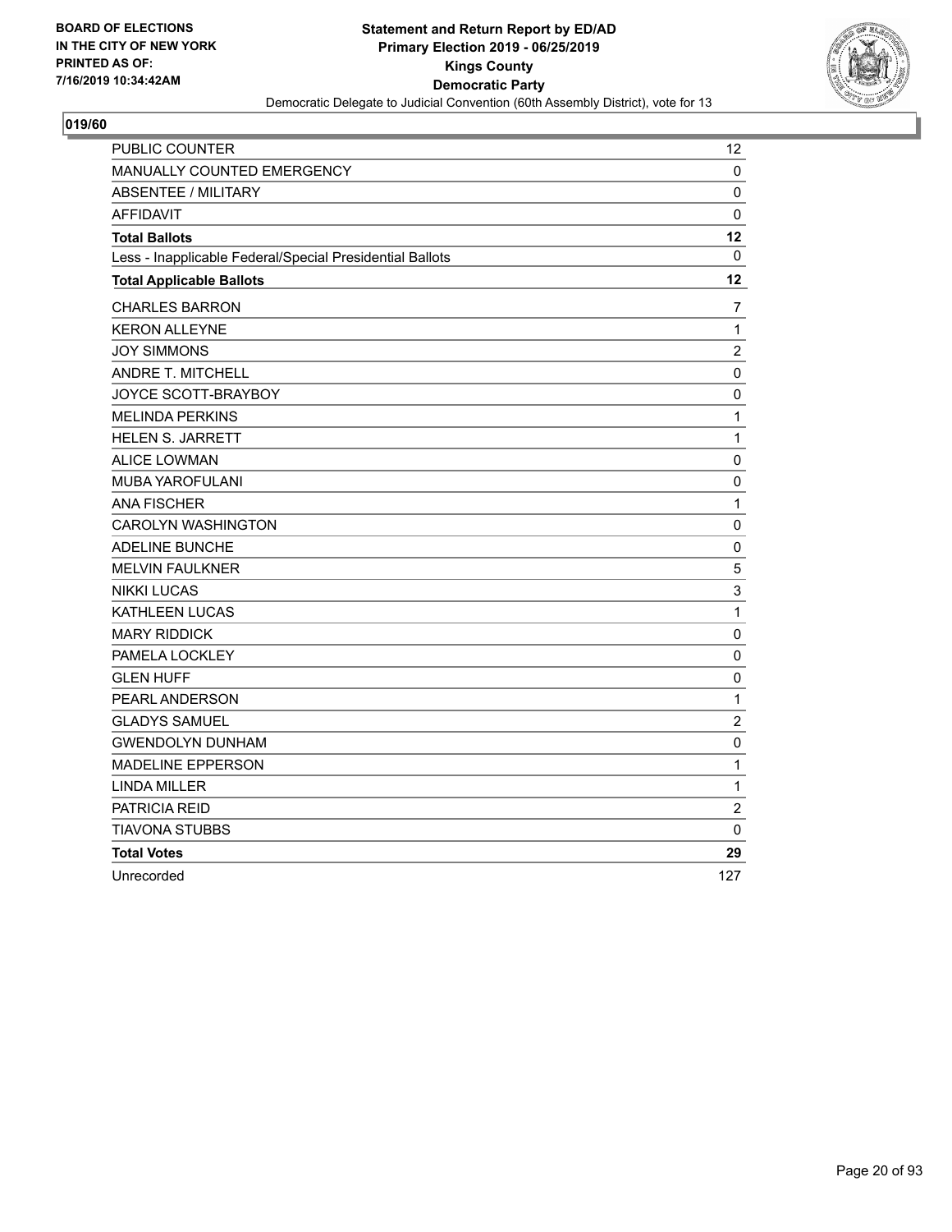BOARD OF ELECTIONS
IN THE CITY OF NEW YORK
PRINTED AS OF:
7/16/2019 10:34:42AM

**Statement and Return Report by ED/AD**
**Primary Election 2019 - 06/25/2019**
**Kings County**
**Democratic Party**
Democratic Delegate to Judicial Convention (60th Assembly District), vote for 13

**019/60**

| | |
|---|---|
| PUBLIC COUNTER | 12 |
| MANUALLY COUNTED EMERGENCY | 0 |
| ABSENTEE / MILITARY | 0 |
| AFFIDAVIT | 0 |
| **Total Ballots** | **12** |
| Less - Inapplicable Federal/Special Presidential Ballots | 0 |
| **Total Applicable Ballots** | **12** |
| CHARLES BARRON | 7 |
| KERON ALLEYNE | 1 |
| JOY SIMMONS | 2 |
| ANDRE T. MITCHELL | 0 |
| JOYCE SCOTT-BRAYBOY | 0 |
| MELINDA PERKINS | 1 |
| HELEN S. JARRETT | 1 |
| ALICE LOWMAN | 0 |
| MUBA YAROFULANI | 0 |
| ANA FISCHER | 1 |
| CAROLYN WASHINGTON | 0 |
| ADELINE BUNCHE | 0 |
| MELVIN FAULKNER | 5 |
| NIKKI LUCAS | 3 |
| KATHLEEN LUCAS | 1 |
| MARY RIDDICK | 0 |
| PAMELA LOCKLEY | 0 |
| GLEN HUFF | 0 |
| PEARL ANDERSON | 1 |
| GLADYS SAMUEL | 2 |
| GWENDOLYN DUNHAM | 0 |
| MADELINE EPPERSON | 1 |
| LINDA MILLER | 1 |
| PATRICIA REID | 2 |
| TIAVONA STUBBS | 0 |
| **Total Votes** | **29** |
| Unrecorded | 127 |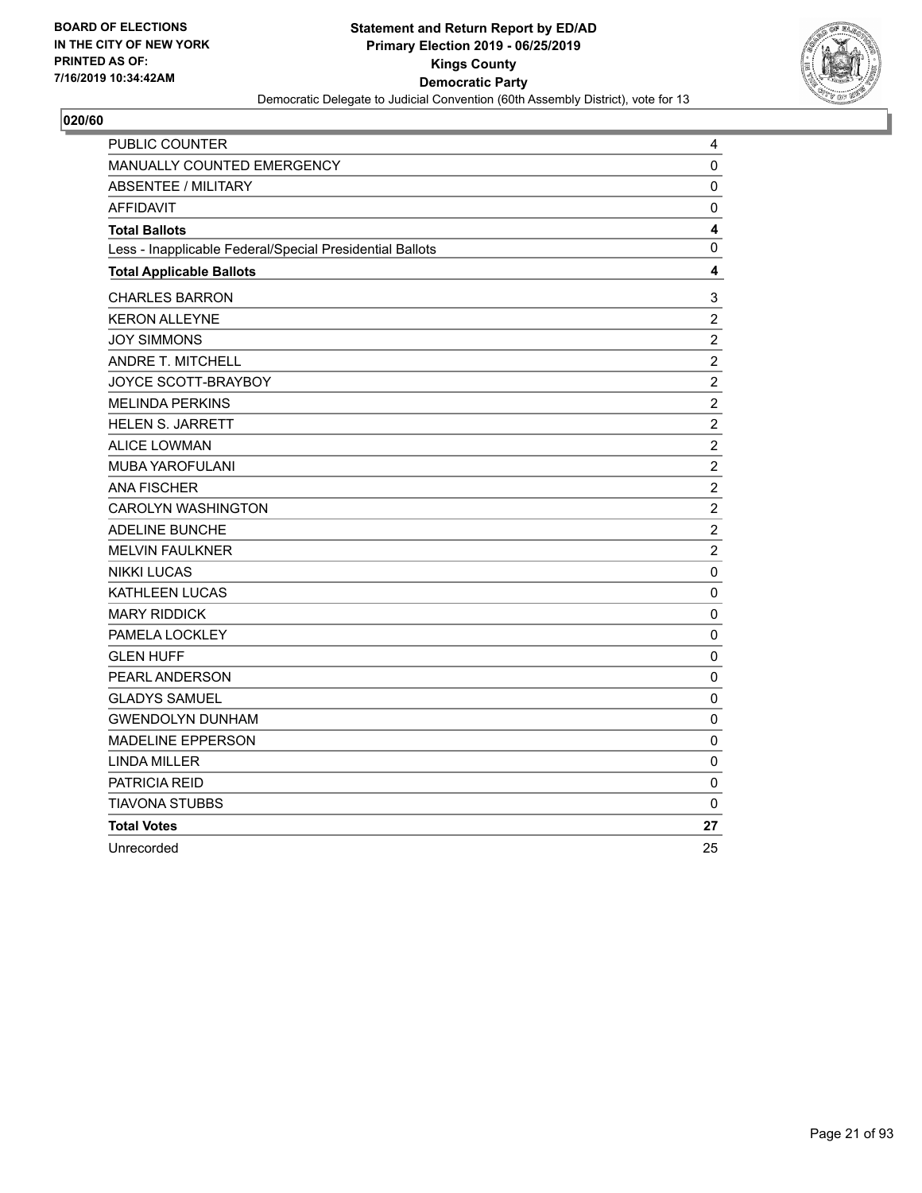BOARD OF ELECTIONS
IN THE CITY OF NEW YORK
PRINTED AS OF:
7/16/2019 10:34:42AM

**Statement and Return Report by ED/AD**
**Primary Election 2019 - 06/25/2019**
**Kings County**
**Democratic Party**
Democratic Delegate to Judicial Convention (60th Assembly District), vote for 13

## 020/60

| | |
|---|---|
| PUBLIC COUNTER | 4 |
| MANUALLY COUNTED EMERGENCY | 0 |
| ABSENTEE / MILITARY | 0 |
| AFFIDAVIT | 0 |
| **Total Ballots** | **4** |
| Less - Inapplicable Federal/Special Presidential Ballots | 0 |
| **Total Applicable Ballots** | **4** |
| CHARLES BARRON | 3 |
| KERON ALLEYNE | 2 |
| JOY SIMMONS | 2 |
| ANDRE T. MITCHELL | 2 |
| JOYCE SCOTT-BRAYBOY | 2 |
| MELINDA PERKINS | 2 |
| HELEN S. JARRETT | 2 |
| ALICE LOWMAN | 2 |
| MUBA YAROFULANI | 2 |
| ANA FISCHER | 2 |
| CAROLYN WASHINGTON | 2 |
| ADELINE BUNCHE | 2 |
| MELVIN FAULKNER | 2 |
| NIKKI LUCAS | 0 |
| KATHLEEN LUCAS | 0 |
| MARY RIDDICK | 0 |
| PAMELA LOCKLEY | 0 |
| GLEN HUFF | 0 |
| PEARL ANDERSON | 0 |
| GLADYS SAMUEL | 0 |
| GWENDOLYN DUNHAM | 0 |
| MADELINE EPPERSON | 0 |
| LINDA MILLER | 0 |
| PATRICIA REID | 0 |
| TIAVONA STUBBS | 0 |
| **Total Votes** | **27** |
| Unrecorded | 25 |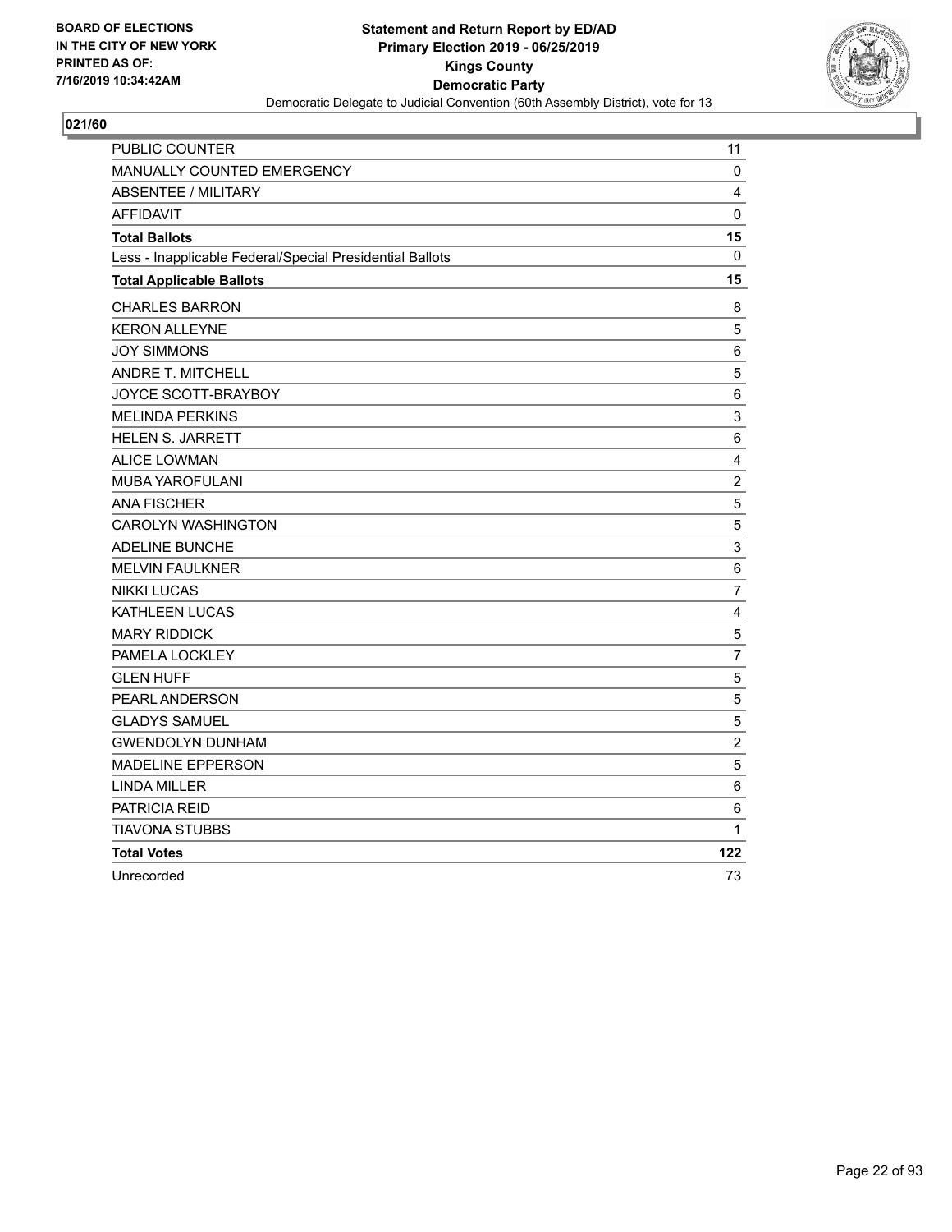BOARD OF ELECTIONS
IN THE CITY OF NEW YORK
PRINTED AS OF:
7/16/2019 10:34:42AM

**Statement and Return Report by ED/AD**
**Primary Election 2019 - 06/25/2019**
**Kings County**
**Democratic Party**
Democratic Delegate to Judicial Convention (60th Assembly District), vote for 13

**021/60**

| | |
|---|---|
| PUBLIC COUNTER | 11 |
| MANUALLY COUNTED EMERGENCY | 0 |
| ABSENTEE / MILITARY | 4 |
| AFFIDAVIT | 0 |
| **Total Ballots** | **15** |
| Less - Inapplicable Federal/Special Presidential Ballots | 0 |
| **Total Applicable Ballots** | **15** |
| CHARLES BARRON | 8 |
| KERON ALLEYNE | 5 |
| JOY SIMMONS | 6 |
| ANDRE T. MITCHELL | 5 |
| JOYCE SCOTT-BRAYBOY | 6 |
| MELINDA PERKINS | 3 |
| HELEN S. JARRETT | 6 |
| ALICE LOWMAN | 4 |
| MUBA YAROFULANI | 2 |
| ANA FISCHER | 5 |
| CAROLYN WASHINGTON | 5 |
| ADELINE BUNCHE | 3 |
| MELVIN FAULKNER | 6 |
| NIKKI LUCAS | 7 |
| KATHLEEN LUCAS | 4 |
| MARY RIDDICK | 5 |
| PAMELA LOCKLEY | 7 |
| GLEN HUFF | 5 |
| PEARL ANDERSON | 5 |
| GLADYS SAMUEL | 5 |
| GWENDOLYN DUNHAM | 2 |
| MADELINE EPPERSON | 5 |
| LINDA MILLER | 6 |
| PATRICIA REID | 6 |
| TIAVONA STUBBS | 1 |
| **Total Votes** | **122** |
| Unrecorded | 73 |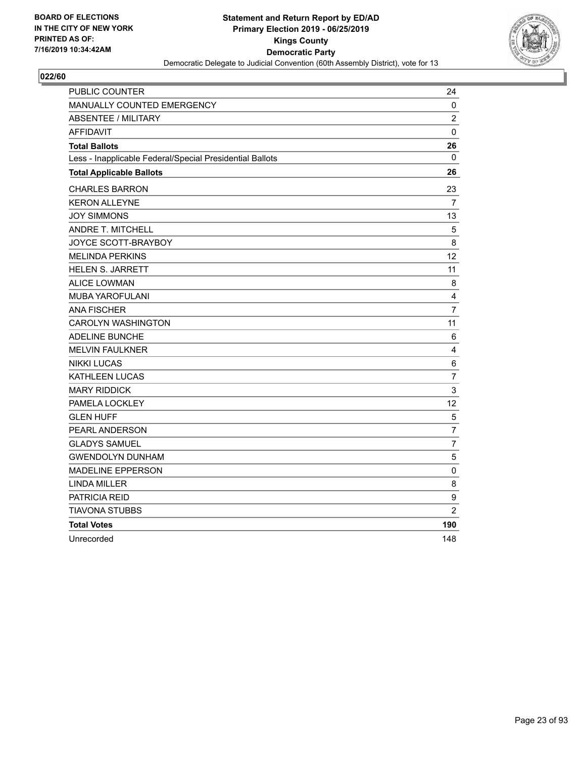BOARD OF ELECTIONS
IN THE CITY OF NEW YORK
PRINTED AS OF:
7/16/2019 10:34:42AM

**Statement and Return Report by ED/AD**
**Primary Election 2019 - 06/25/2019**
**Kings County**
**Democratic Party**
Democratic Delegate to Judicial Convention (60th Assembly District), vote for 13

## 022/60

| | |
|---|---|
| PUBLIC COUNTER | 24 |
| MANUALLY COUNTED EMERGENCY | 0 |
| ABSENTEE / MILITARY | 2 |
| AFFIDAVIT | 0 |
| **Total Ballots** | **26** |
| Less - Inapplicable Federal/Special Presidential Ballots | 0 |
| **Total Applicable Ballots** | **26** |
| CHARLES BARRON | 23 |
| KERON ALLEYNE | 7 |
| JOY SIMMONS | 13 |
| ANDRE T. MITCHELL | 5 |
| JOYCE SCOTT-BRAYBOY | 8 |
| MELINDA PERKINS | 12 |
| HELEN S. JARRETT | 11 |
| ALICE LOWMAN | 8 |
| MUBA YAROFULANI | 4 |
| ANA FISCHER | 7 |
| CAROLYN WASHINGTON | 11 |
| ADELINE BUNCHE | 6 |
| MELVIN FAULKNER | 4 |
| NIKKI LUCAS | 6 |
| KATHLEEN LUCAS | 7 |
| MARY RIDDICK | 3 |
| PAMELA LOCKLEY | 12 |
| GLEN HUFF | 5 |
| PEARL ANDERSON | 7 |
| GLADYS SAMUEL | 7 |
| GWENDOLYN DUNHAM | 5 |
| MADELINE EPPERSON | 0 |
| LINDA MILLER | 8 |
| PATRICIA REID | 9 |
| TIAVONA STUBBS | 2 |
| **Total Votes** | **190** |
| Unrecorded | 148 |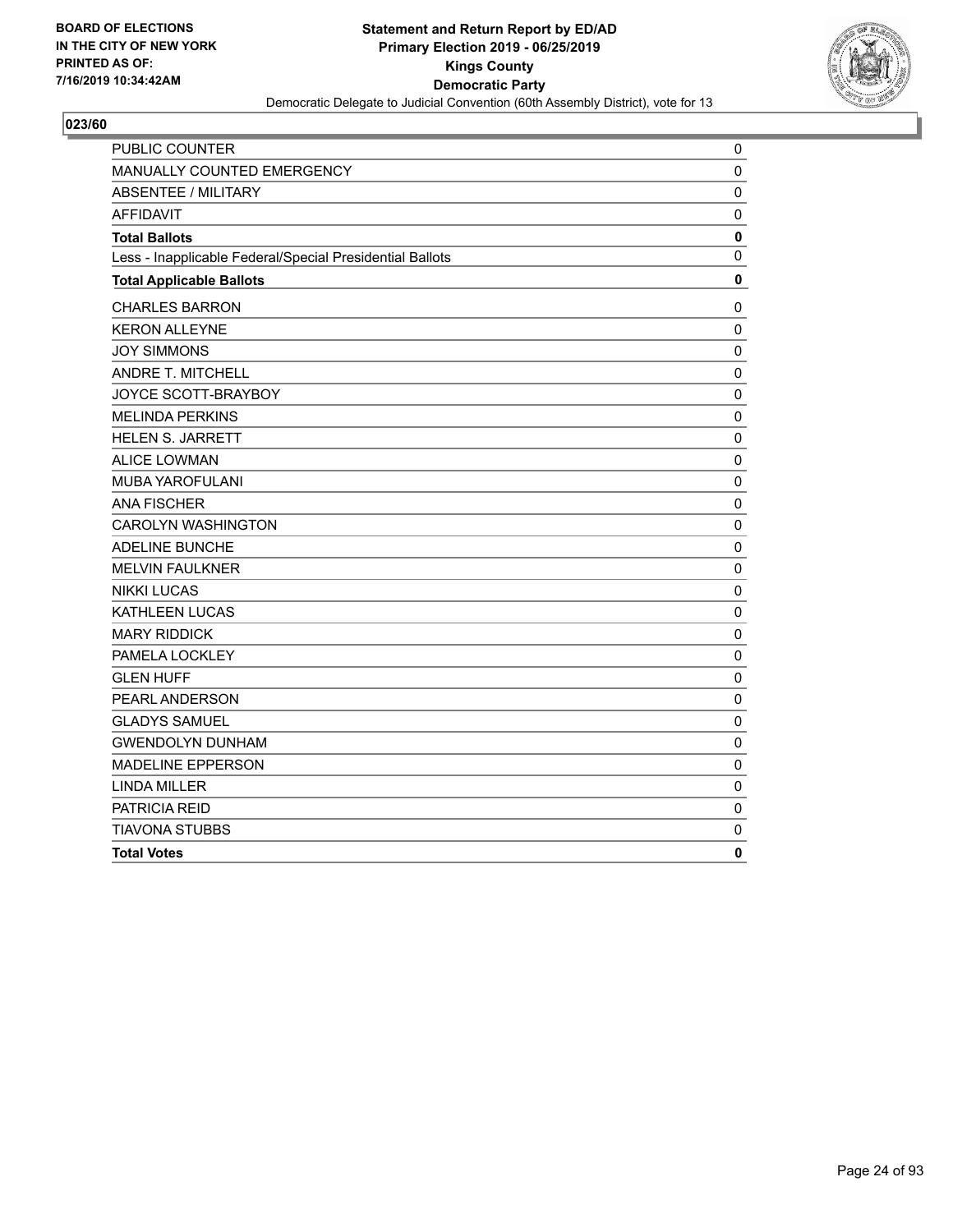BOARD OF ELECTIONS
IN THE CITY OF NEW YORK
PRINTED AS OF:
7/16/2019 10:34:42AM

**Statement and Return Report by ED/AD**
**Primary Election 2019 - 06/25/2019**
**Kings County**
**Democratic Party**
Democratic Delegate to Judicial Convention (60th Assembly District), vote for 13

## 023/60

| | |
|---|---|
| PUBLIC COUNTER | 0 |
| MANUALLY COUNTED EMERGENCY | 0 |
| ABSENTEE / MILITARY | 0 |
| AFFIDAVIT | 0 |
| **Total Ballots** | **0** |
| Less - Inapplicable Federal/Special Presidential Ballots | 0 |
| **Total Applicable Ballots** | **0** |
| CHARLES BARRON | 0 |
| KERON ALLEYNE | 0 |
| JOY SIMMONS | 0 |
| ANDRE T. MITCHELL | 0 |
| JOYCE SCOTT-BRAYBOY | 0 |
| MELINDA PERKINS | 0 |
| HELEN S. JARRETT | 0 |
| ALICE LOWMAN | 0 |
| MUBA YAROFULANI | 0 |
| ANA FISCHER | 0 |
| CAROLYN WASHINGTON | 0 |
| ADELINE BUNCHE | 0 |
| MELVIN FAULKNER | 0 |
| NIKKI LUCAS | 0 |
| KATHLEEN LUCAS | 0 |
| MARY RIDDICK | 0 |
| PAMELA LOCKLEY | 0 |
| GLEN HUFF | 0 |
| PEARL ANDERSON | 0 |
| GLADYS SAMUEL | 0 |
| GWENDOLYN DUNHAM | 0 |
| MADELINE EPPERSON | 0 |
| LINDA MILLER | 0 |
| PATRICIA REID | 0 |
| TIAVONA STUBBS | 0 |
| **Total Votes** | **0** |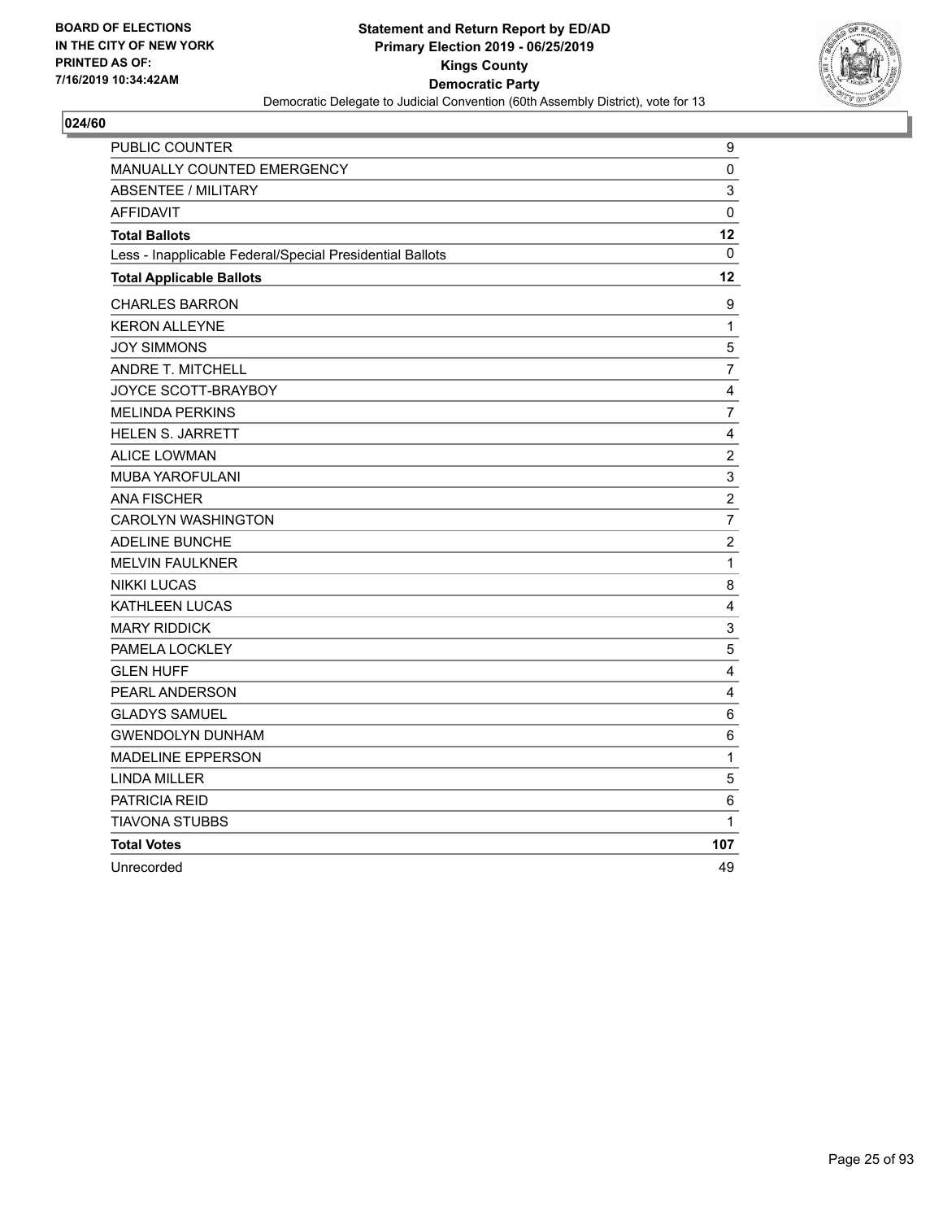BOARD OF ELECTIONS
IN THE CITY OF NEW YORK
PRINTED AS OF:
7/16/2019 10:34:42AM

**Statement and Return Report by ED/AD**
**Primary Election 2019 - 06/25/2019**
**Kings County**
**Democratic Party**
Democratic Delegate to Judicial Convention (60th Assembly District), vote for 13

**024/60**

| | |
|---|---|
| PUBLIC COUNTER | 9 |
| MANUALLY COUNTED EMERGENCY | 0 |
| ABSENTEE / MILITARY | 3 |
| AFFIDAVIT | 0 |
| **Total Ballots** | **12** |
| Less - Inapplicable Federal/Special Presidential Ballots | 0 |
| **Total Applicable Ballots** | **12** |
| CHARLES BARRON | 9 |
| KERON ALLEYNE | 1 |
| JOY SIMMONS | 5 |
| ANDRE T. MITCHELL | 7 |
| JOYCE SCOTT-BRAYBOY | 4 |
| MELINDA PERKINS | 7 |
| HELEN S. JARRETT | 4 |
| ALICE LOWMAN | 2 |
| MUBA YAROFULANI | 3 |
| ANA FISCHER | 2 |
| CAROLYN WASHINGTON | 7 |
| ADELINE BUNCHE | 2 |
| MELVIN FAULKNER | 1 |
| NIKKI LUCAS | 8 |
| KATHLEEN LUCAS | 4 |
| MARY RIDDICK | 3 |
| PAMELA LOCKLEY | 5 |
| GLEN HUFF | 4 |
| PEARL ANDERSON | 4 |
| GLADYS SAMUEL | 6 |
| GWENDOLYN DUNHAM | 6 |
| MADELINE EPPERSON | 1 |
| LINDA MILLER | 5 |
| PATRICIA REID | 6 |
| TIAVONA STUBBS | 1 |
| **Total Votes** | **107** |
| Unrecorded | 49 |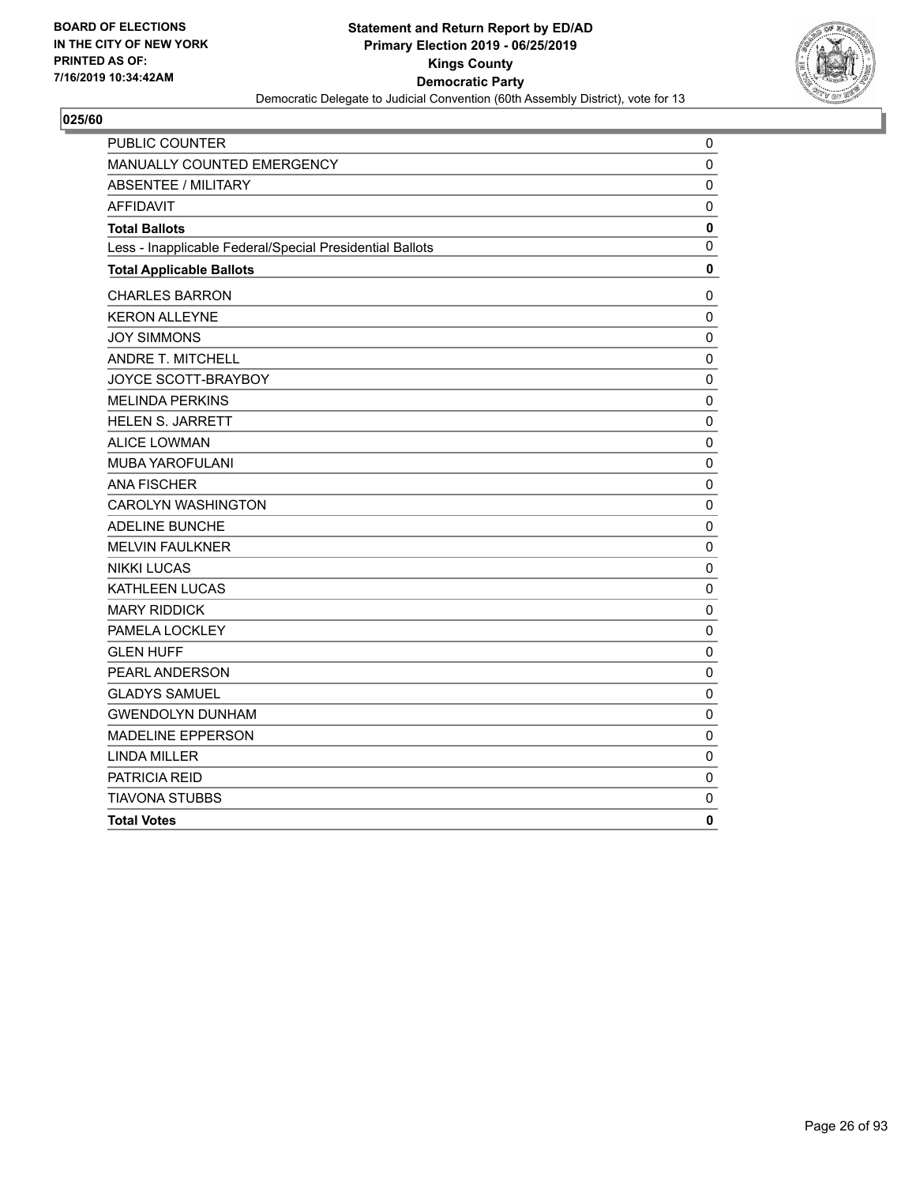BOARD OF ELECTIONS
IN THE CITY OF NEW YORK
PRINTED AS OF:
7/16/2019 10:34:42AM

**Statement and Return Report by ED/AD**
**Primary Election 2019 - 06/25/2019**
**Kings County**
**Democratic Party**
Democratic Delegate to Judicial Convention (60th Assembly District), vote for 13

## 025/60

| | |
|---|---|
| PUBLIC COUNTER | 0 |
| MANUALLY COUNTED EMERGENCY | 0 |
| ABSENTEE / MILITARY | 0 |
| AFFIDAVIT | 0 |
| **Total Ballots** | **0** |
| Less - Inapplicable Federal/Special Presidential Ballots | 0 |
| **Total Applicable Ballots** | **0** |
| CHARLES BARRON | 0 |
| KERON ALLEYNE | 0 |
| JOY SIMMONS | 0 |
| ANDRE T. MITCHELL | 0 |
| JOYCE SCOTT-BRAYBOY | 0 |
| MELINDA PERKINS | 0 |
| HELEN S. JARRETT | 0 |
| ALICE LOWMAN | 0 |
| MUBA YAROFULANI | 0 |
| ANA FISCHER | 0 |
| CAROLYN WASHINGTON | 0 |
| ADELINE BUNCHE | 0 |
| MELVIN FAULKNER | 0 |
| NIKKI LUCAS | 0 |
| KATHLEEN LUCAS | 0 |
| MARY RIDDICK | 0 |
| PAMELA LOCKLEY | 0 |
| GLEN HUFF | 0 |
| PEARL ANDERSON | 0 |
| GLADYS SAMUEL | 0 |
| GWENDOLYN DUNHAM | 0 |
| MADELINE EPPERSON | 0 |
| LINDA MILLER | 0 |
| PATRICIA REID | 0 |
| TIAVONA STUBBS | 0 |
| **Total Votes** | **0** |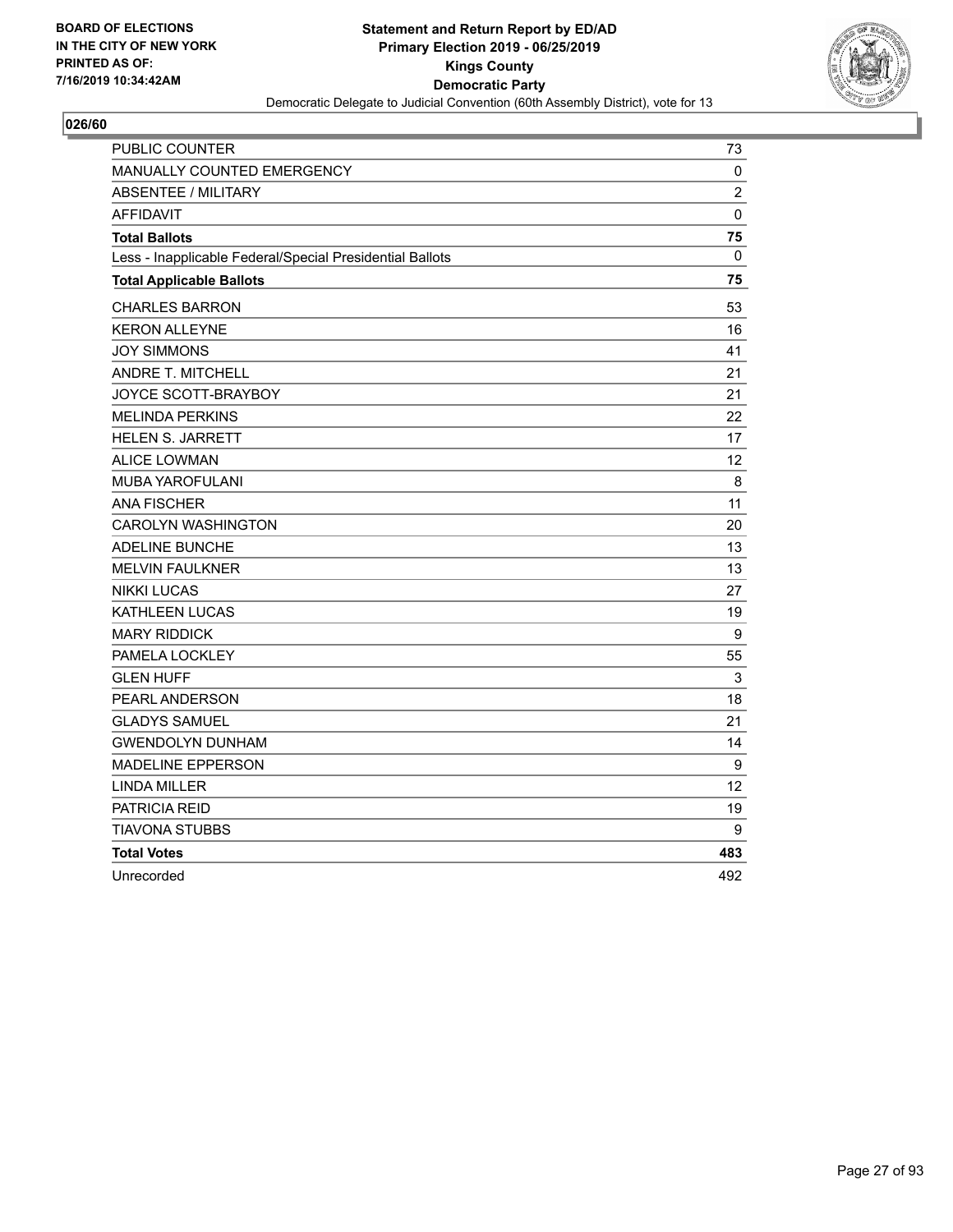BOARD OF ELECTIONS
IN THE CITY OF NEW YORK
PRINTED AS OF:
7/16/2019 10:34:42AM

**Statement and Return Report by ED/AD**
**Primary Election 2019 - 06/25/2019**
**Kings County**
**Democratic Party**
Democratic Delegate to Judicial Convention (60th Assembly District), vote for 13

**026/60**

| | |
|---|---|
| PUBLIC COUNTER | 73 |
| MANUALLY COUNTED EMERGENCY | 0 |
| ABSENTEE / MILITARY | 2 |
| AFFIDAVIT | 0 |
| **Total Ballots** | **75** |
| Less - Inapplicable Federal/Special Presidential Ballots | 0 |
| **Total Applicable Ballots** | **75** |
| CHARLES BARRON | 53 |
| KERON ALLEYNE | 16 |
| JOY SIMMONS | 41 |
| ANDRE T. MITCHELL | 21 |
| JOYCE SCOTT-BRAYBOY | 21 |
| MELINDA PERKINS | 22 |
| HELEN S. JARRETT | 17 |
| ALICE LOWMAN | 12 |
| MUBA YAROFULANI | 8 |
| ANA FISCHER | 11 |
| CAROLYN WASHINGTON | 20 |
| ADELINE BUNCHE | 13 |
| MELVIN FAULKNER | 13 |
| NIKKI LUCAS | 27 |
| KATHLEEN LUCAS | 19 |
| MARY RIDDICK | 9 |
| PAMELA LOCKLEY | 55 |
| GLEN HUFF | 3 |
| PEARL ANDERSON | 18 |
| GLADYS SAMUEL | 21 |
| GWENDOLYN DUNHAM | 14 |
| MADELINE EPPERSON | 9 |
| LINDA MILLER | 12 |
| PATRICIA REID | 19 |
| TIAVONA STUBBS | 9 |
| **Total Votes** | **483** |
| Unrecorded | 492 |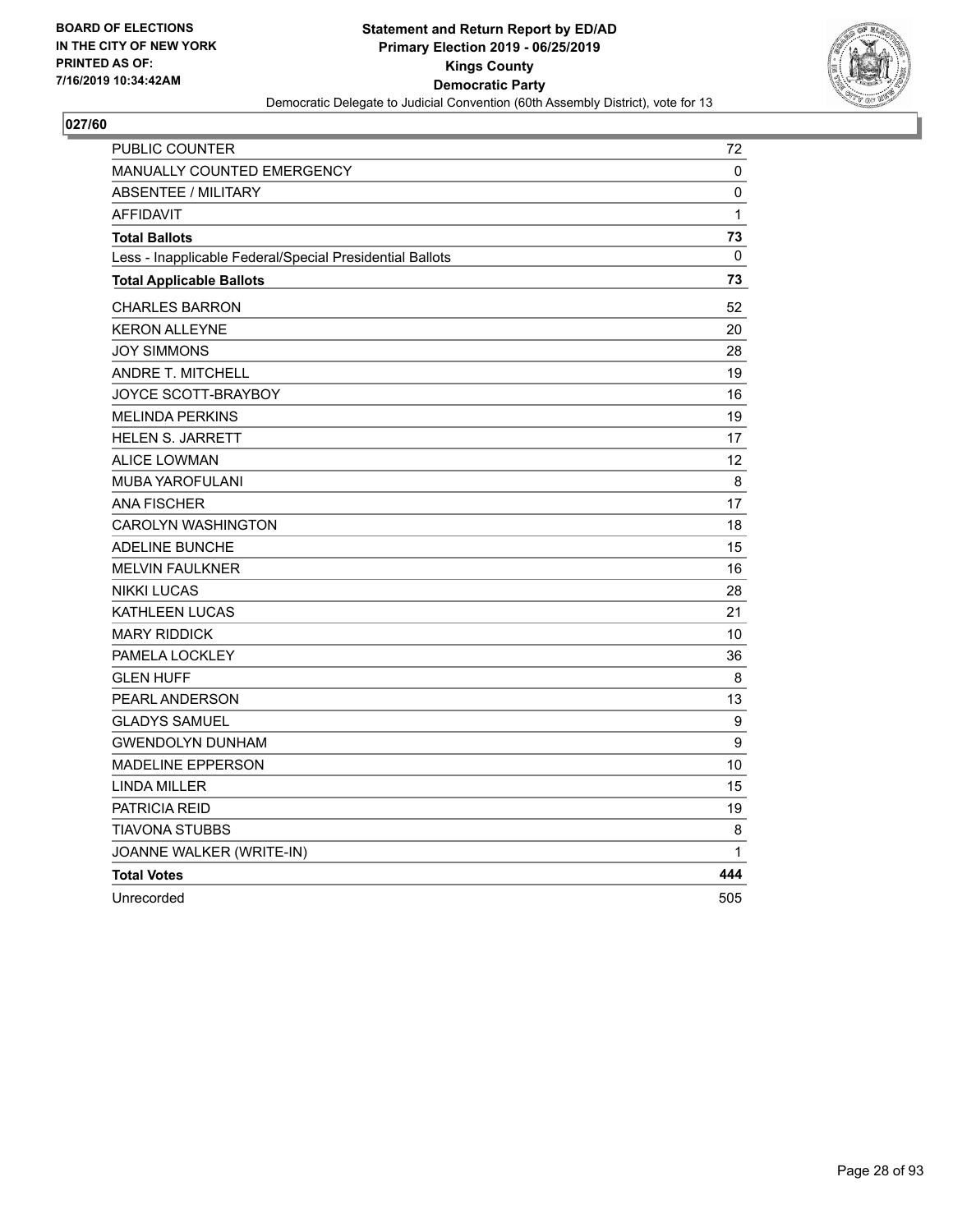BOARD OF ELECTIONS
IN THE CITY OF NEW YORK
PRINTED AS OF:
7/16/2019 10:34:42AM

**Statement and Return Report by ED/AD**
**Primary Election 2019 - 06/25/2019**
**Kings County**
**Democratic Party**
Democratic Delegate to Judicial Convention (60th Assembly District), vote for 13

## 027/60

| | |
|---|---|
| PUBLIC COUNTER | 72 |
| MANUALLY COUNTED EMERGENCY | 0 |
| ABSENTEE / MILITARY | 0 |
| AFFIDAVIT | 1 |
| **Total Ballots** | **73** |
| Less - Inapplicable Federal/Special Presidential Ballots | 0 |
| **Total Applicable Ballots** | **73** |
| CHARLES BARRON | 52 |
| KERON ALLEYNE | 20 |
| JOY SIMMONS | 28 |
| ANDRE T. MITCHELL | 19 |
| JOYCE SCOTT-BRAYBOY | 16 |
| MELINDA PERKINS | 19 |
| HELEN S. JARRETT | 17 |
| ALICE LOWMAN | 12 |
| MUBA YAROFULANI | 8 |
| ANA FISCHER | 17 |
| CAROLYN WASHINGTON | 18 |
| ADELINE BUNCHE | 15 |
| MELVIN FAULKNER | 16 |
| NIKKI LUCAS | 28 |
| KATHLEEN LUCAS | 21 |
| MARY RIDDICK | 10 |
| PAMELA LOCKLEY | 36 |
| GLEN HUFF | 8 |
| PEARL ANDERSON | 13 |
| GLADYS SAMUEL | 9 |
| GWENDOLYN DUNHAM | 9 |
| MADELINE EPPERSON | 10 |
| LINDA MILLER | 15 |
| PATRICIA REID | 19 |
| TIAVONA STUBBS | 8 |
| JOANNE WALKER (WRITE-IN) | 1 |
| **Total Votes** | **444** |
| Unrecorded | 505 |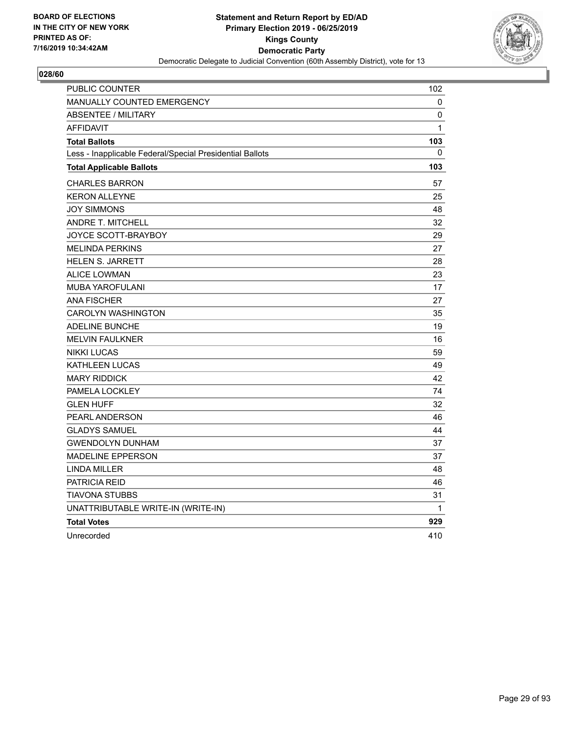BOARD OF ELECTIONS
IN THE CITY OF NEW YORK
PRINTED AS OF:
7/16/2019 10:34:42AM

**Statement and Return Report by ED/AD**
**Primary Election 2019 - 06/25/2019**
**Kings County**
**Democratic Party**
Democratic Delegate to Judicial Convention (60th Assembly District), vote for 13

**028/60**

| | |
|---|---|
| PUBLIC COUNTER | 102 |
| MANUALLY COUNTED EMERGENCY | 0 |
| ABSENTEE / MILITARY | 0 |
| AFFIDAVIT | 1 |
| **Total Ballots** | **103** |
| Less - Inapplicable Federal/Special Presidential Ballots | 0 |
| **Total Applicable Ballots** | **103** |
| CHARLES BARRON | 57 |
| KERON ALLEYNE | 25 |
| JOY SIMMONS | 48 |
| ANDRE T. MITCHELL | 32 |
| JOYCE SCOTT-BRAYBOY | 29 |
| MELINDA PERKINS | 27 |
| HELEN S. JARRETT | 28 |
| ALICE LOWMAN | 23 |
| MUBA YAROFULANI | 17 |
| ANA FISCHER | 27 |
| CAROLYN WASHINGTON | 35 |
| ADELINE BUNCHE | 19 |
| MELVIN FAULKNER | 16 |
| NIKKI LUCAS | 59 |
| KATHLEEN LUCAS | 49 |
| MARY RIDDICK | 42 |
| PAMELA LOCKLEY | 74 |
| GLEN HUFF | 32 |
| PEARL ANDERSON | 46 |
| GLADYS SAMUEL | 44 |
| GWENDOLYN DUNHAM | 37 |
| MADELINE EPPERSON | 37 |
| LINDA MILLER | 48 |
| PATRICIA REID | 46 |
| TIAVONA STUBBS | 31 |
| UNATTRIBUTABLE WRITE-IN (WRITE-IN) | 1 |
| **Total Votes** | **929** |
| Unrecorded | 410 |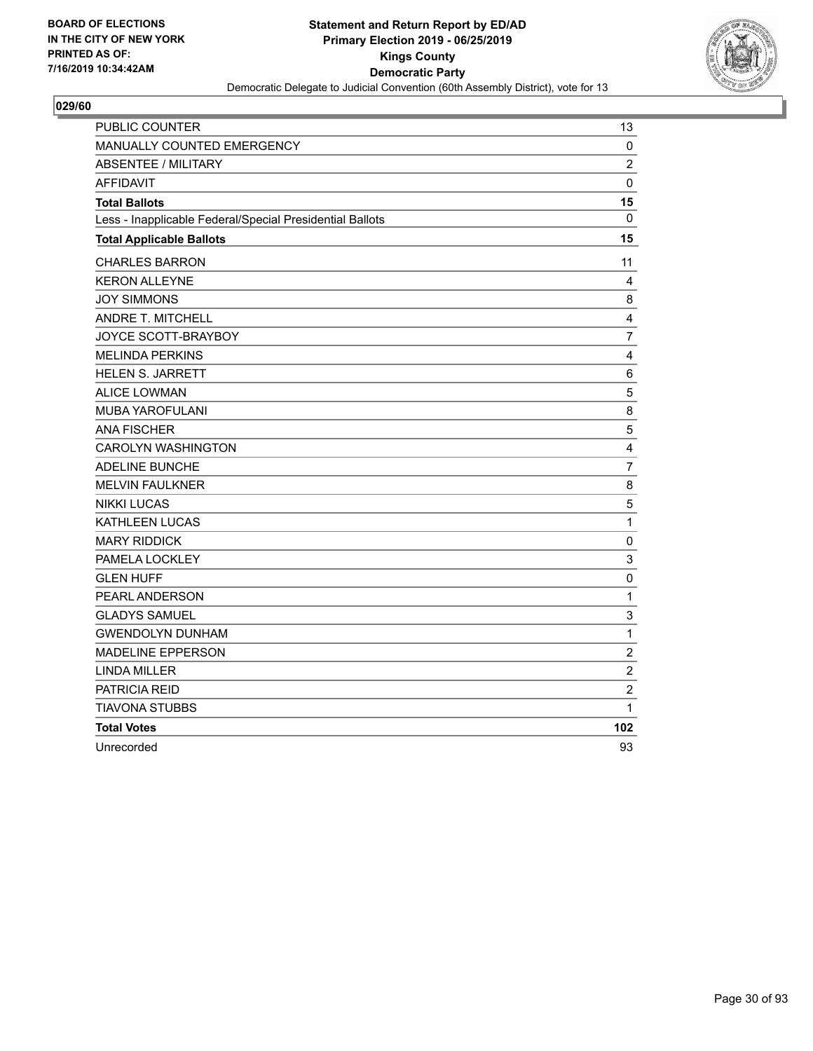BOARD OF ELECTIONS
IN THE CITY OF NEW YORK
PRINTED AS OF:
7/16/2019 10:34:42AM

**Statement and Return Report by ED/AD**
**Primary Election 2019 - 06/25/2019**
**Kings County**
**Democratic Party**
Democratic Delegate to Judicial Convention (60th Assembly District), vote for 13

**029/60**

| | |
|---|---|
| PUBLIC COUNTER | 13 |
| MANUALLY COUNTED EMERGENCY | 0 |
| ABSENTEE / MILITARY | 2 |
| AFFIDAVIT | 0 |
| **Total Ballots** | **15** |
| Less - Inapplicable Federal/Special Presidential Ballots | 0 |
| **Total Applicable Ballots** | **15** |
| CHARLES BARRON | 11 |
| KERON ALLEYNE | 4 |
| JOY SIMMONS | 8 |
| ANDRE T. MITCHELL | 4 |
| JOYCE SCOTT-BRAYBOY | 7 |
| MELINDA PERKINS | 4 |
| HELEN S. JARRETT | 6 |
| ALICE LOWMAN | 5 |
| MUBA YAROFULANI | 8 |
| ANA FISCHER | 5 |
| CAROLYN WASHINGTON | 4 |
| ADELINE BUNCHE | 7 |
| MELVIN FAULKNER | 8 |
| NIKKI LUCAS | 5 |
| KATHLEEN LUCAS | 1 |
| MARY RIDDICK | 0 |
| PAMELA LOCKLEY | 3 |
| GLEN HUFF | 0 |
| PEARL ANDERSON | 1 |
| GLADYS SAMUEL | 3 |
| GWENDOLYN DUNHAM | 1 |
| MADELINE EPPERSON | 2 |
| LINDA MILLER | 2 |
| PATRICIA REID | 2 |
| TIAVONA STUBBS | 1 |
| **Total Votes** | **102** |
| Unrecorded | 93 |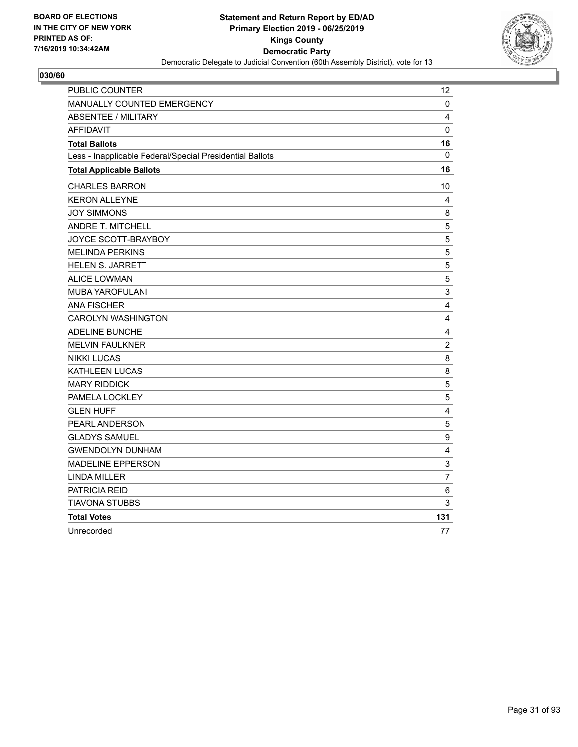BOARD OF ELECTIONS
IN THE CITY OF NEW YORK
PRINTED AS OF:
7/16/2019 10:34:42AM

**Statement and Return Report by ED/AD**
**Primary Election 2019 - 06/25/2019**
**Kings County**
**Democratic Party**
Democratic Delegate to Judicial Convention (60th Assembly District), vote for 13

## 030/60

| | |
|---|---|
| PUBLIC COUNTER | 12 |
| MANUALLY COUNTED EMERGENCY | 0 |
| ABSENTEE / MILITARY | 4 |
| AFFIDAVIT | 0 |
| **Total Ballots** | **16** |
| Less - Inapplicable Federal/Special Presidential Ballots | 0 |
| **Total Applicable Ballots** | **16** |
| CHARLES BARRON | 10 |
| KERON ALLEYNE | 4 |
| JOY SIMMONS | 8 |
| ANDRE T. MITCHELL | 5 |
| JOYCE SCOTT-BRAYBOY | 5 |
| MELINDA PERKINS | 5 |
| HELEN S. JARRETT | 5 |
| ALICE LOWMAN | 5 |
| MUBA YAROFULANI | 3 |
| ANA FISCHER | 4 |
| CAROLYN WASHINGTON | 4 |
| ADELINE BUNCHE | 4 |
| MELVIN FAULKNER | 2 |
| NIKKI LUCAS | 8 |
| KATHLEEN LUCAS | 8 |
| MARY RIDDICK | 5 |
| PAMELA LOCKLEY | 5 |
| GLEN HUFF | 4 |
| PEARL ANDERSON | 5 |
| GLADYS SAMUEL | 9 |
| GWENDOLYN DUNHAM | 4 |
| MADELINE EPPERSON | 3 |
| LINDA MILLER | 7 |
| PATRICIA REID | 6 |
| TIAVONA STUBBS | 3 |
| **Total Votes** | **131** |
| Unrecorded | 77 |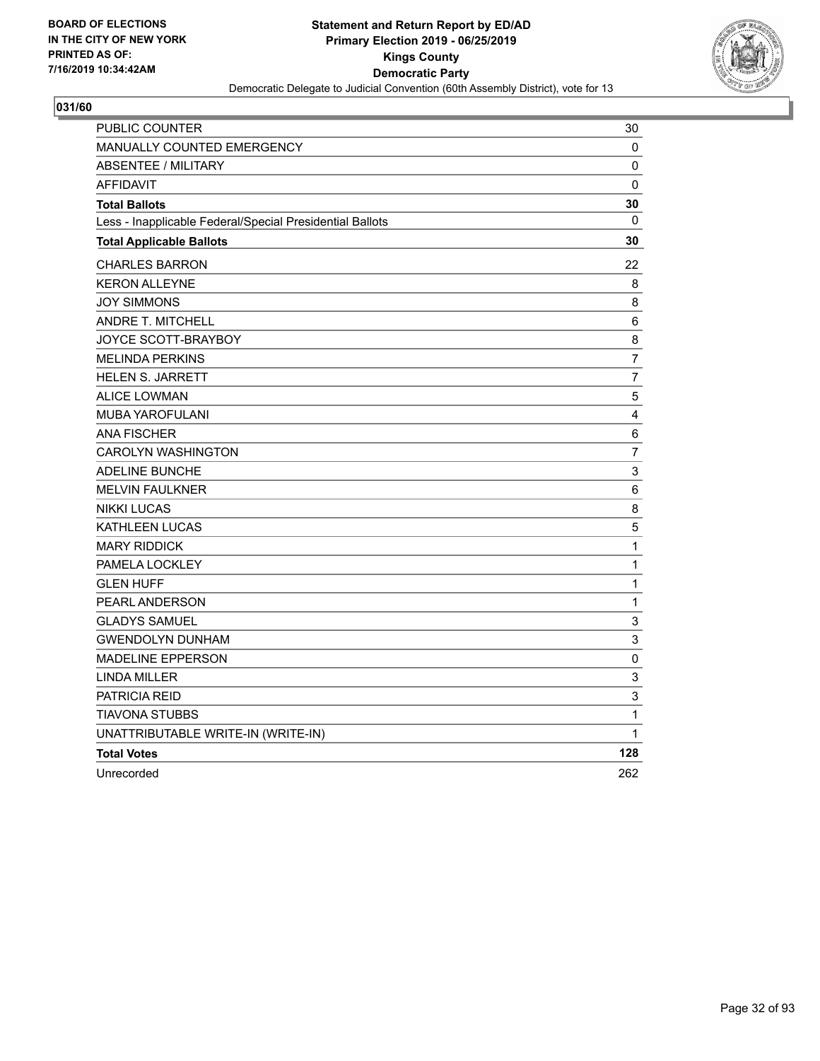BOARD OF ELECTIONS
IN THE CITY OF NEW YORK
PRINTED AS OF:
7/16/2019 10:34:42AM

**Statement and Return Report by ED/AD**
**Primary Election 2019 - 06/25/2019**
**Kings County**
**Democratic Party**
Democratic Delegate to Judicial Convention (60th Assembly District), vote for 13

## 031/60

| | |
|---|---|
| PUBLIC COUNTER | 30 |
| MANUALLY COUNTED EMERGENCY | 0 |
| ABSENTEE / MILITARY | 0 |
| AFFIDAVIT | 0 |
| **Total Ballots** | **30** |
| Less - Inapplicable Federal/Special Presidential Ballots | 0 |
| **Total Applicable Ballots** | **30** |
| CHARLES BARRON | 22 |
| KERON ALLEYNE | 8 |
| JOY SIMMONS | 8 |
| ANDRE T. MITCHELL | 6 |
| JOYCE SCOTT-BRAYBOY | 8 |
| MELINDA PERKINS | 7 |
| HELEN S. JARRETT | 7 |
| ALICE LOWMAN | 5 |
| MUBA YAROFULANI | 4 |
| ANA FISCHER | 6 |
| CAROLYN WASHINGTON | 7 |
| ADELINE BUNCHE | 3 |
| MELVIN FAULKNER | 6 |
| NIKKI LUCAS | 8 |
| KATHLEEN LUCAS | 5 |
| MARY RIDDICK | 1 |
| PAMELA LOCKLEY | 1 |
| GLEN HUFF | 1 |
| PEARL ANDERSON | 1 |
| GLADYS SAMUEL | 3 |
| GWENDOLYN DUNHAM | 3 |
| MADELINE EPPERSON | 0 |
| LINDA MILLER | 3 |
| PATRICIA REID | 3 |
| TIAVONA STUBBS | 1 |
| UNATTRIBUTABLE WRITE-IN (WRITE-IN) | 1 |
| **Total Votes** | **128** |
| Unrecorded | 262 |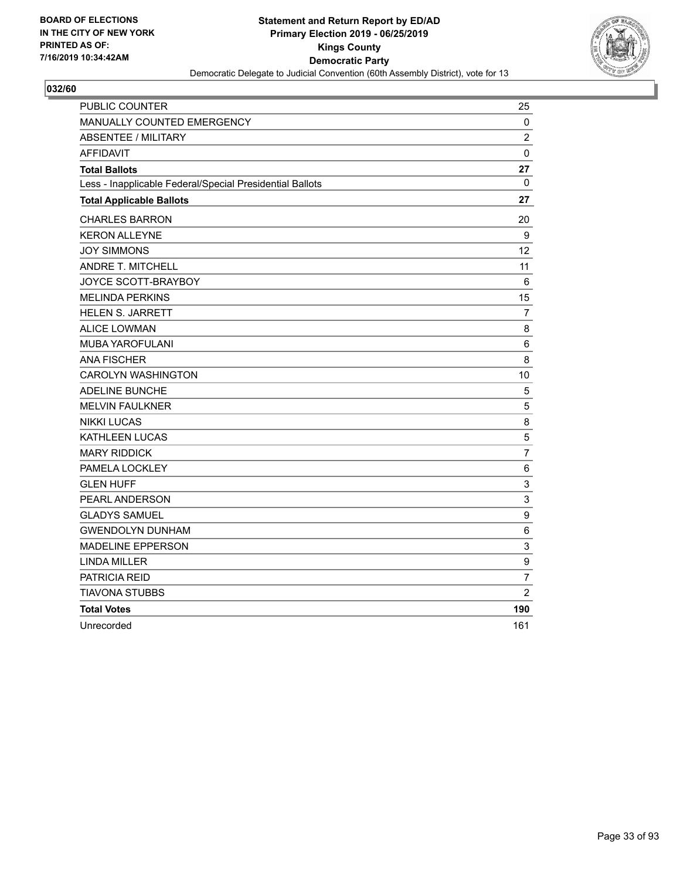BOARD OF ELECTIONS
IN THE CITY OF NEW YORK
PRINTED AS OF:
7/16/2019 10:34:42AM

**Statement and Return Report by ED/AD**
**Primary Election 2019 - 06/25/2019**
**Kings County**
**Democratic Party**
Democratic Delegate to Judicial Convention (60th Assembly District), vote for 13

## 032/60

| | |
|---|---|
| PUBLIC COUNTER | 25 |
| MANUALLY COUNTED EMERGENCY | 0 |
| ABSENTEE / MILITARY | 2 |
| AFFIDAVIT | 0 |
| **Total Ballots** | **27** |
| Less - Inapplicable Federal/Special Presidential Ballots | 0 |
| **Total Applicable Ballots** | **27** |
| CHARLES BARRON | 20 |
| KERON ALLEYNE | 9 |
| JOY SIMMONS | 12 |
| ANDRE T. MITCHELL | 11 |
| JOYCE SCOTT-BRAYBOY | 6 |
| MELINDA PERKINS | 15 |
| HELEN S. JARRETT | 7 |
| ALICE LOWMAN | 8 |
| MUBA YAROFULANI | 6 |
| ANA FISCHER | 8 |
| CAROLYN WASHINGTON | 10 |
| ADELINE BUNCHE | 5 |
| MELVIN FAULKNER | 5 |
| NIKKI LUCAS | 8 |
| KATHLEEN LUCAS | 5 |
| MARY RIDDICK | 7 |
| PAMELA LOCKLEY | 6 |
| GLEN HUFF | 3 |
| PEARL ANDERSON | 3 |
| GLADYS SAMUEL | 9 |
| GWENDOLYN DUNHAM | 6 |
| MADELINE EPPERSON | 3 |
| LINDA MILLER | 9 |
| PATRICIA REID | 7 |
| TIAVONA STUBBS | 2 |
| **Total Votes** | **190** |
| Unrecorded | 161 |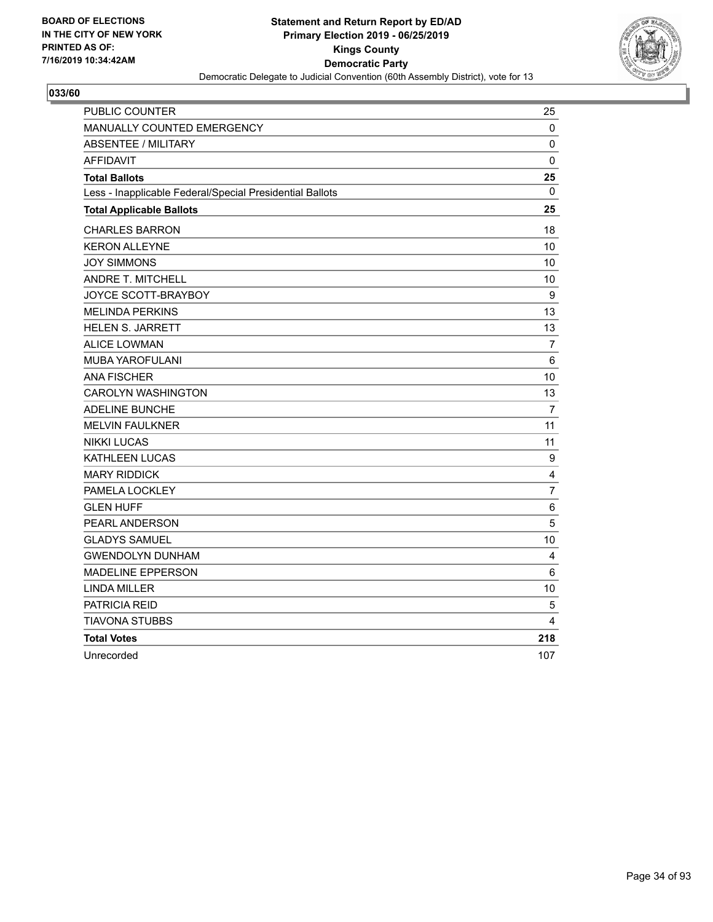**BOARD OF ELECTIONS IN THE CITY OF NEW YORK PRINTED AS OF: 7/16/2019 10:34:42AM**

**Statement and Return Report by ED/AD**
**Primary Election 2019 - 06/25/2019**
**Kings County**
**Democratic Party**
Democratic Delegate to Judicial Convention (60th Assembly District), vote for 13

## 033/60

| | |
|---|---|
| PUBLIC COUNTER | 25 |
| MANUALLY COUNTED EMERGENCY | 0 |
| ABSENTEE / MILITARY | 0 |
| AFFIDAVIT | 0 |
| **Total Ballots** | **25** |
| Less - Inapplicable Federal/Special Presidential Ballots | 0 |
| **Total Applicable Ballots** | **25** |
| CHARLES BARRON | 18 |
| KERON ALLEYNE | 10 |
| JOY SIMMONS | 10 |
| ANDRE T. MITCHELL | 10 |
| JOYCE SCOTT-BRAYBOY | 9 |
| MELINDA PERKINS | 13 |
| HELEN S. JARRETT | 13 |
| ALICE LOWMAN | 7 |
| MUBA YAROFULANI | 6 |
| ANA FISCHER | 10 |
| CAROLYN WASHINGTON | 13 |
| ADELINE BUNCHE | 7 |
| MELVIN FAULKNER | 11 |
| NIKKI LUCAS | 11 |
| KATHLEEN LUCAS | 9 |
| MARY RIDDICK | 4 |
| PAMELA LOCKLEY | 7 |
| GLEN HUFF | 6 |
| PEARL ANDERSON | 5 |
| GLADYS SAMUEL | 10 |
| GWENDOLYN DUNHAM | 4 |
| MADELINE EPPERSON | 6 |
| LINDA MILLER | 10 |
| PATRICIA REID | 5 |
| TIAVONA STUBBS | 4 |
| **Total Votes** | **218** |
| Unrecorded | 107 |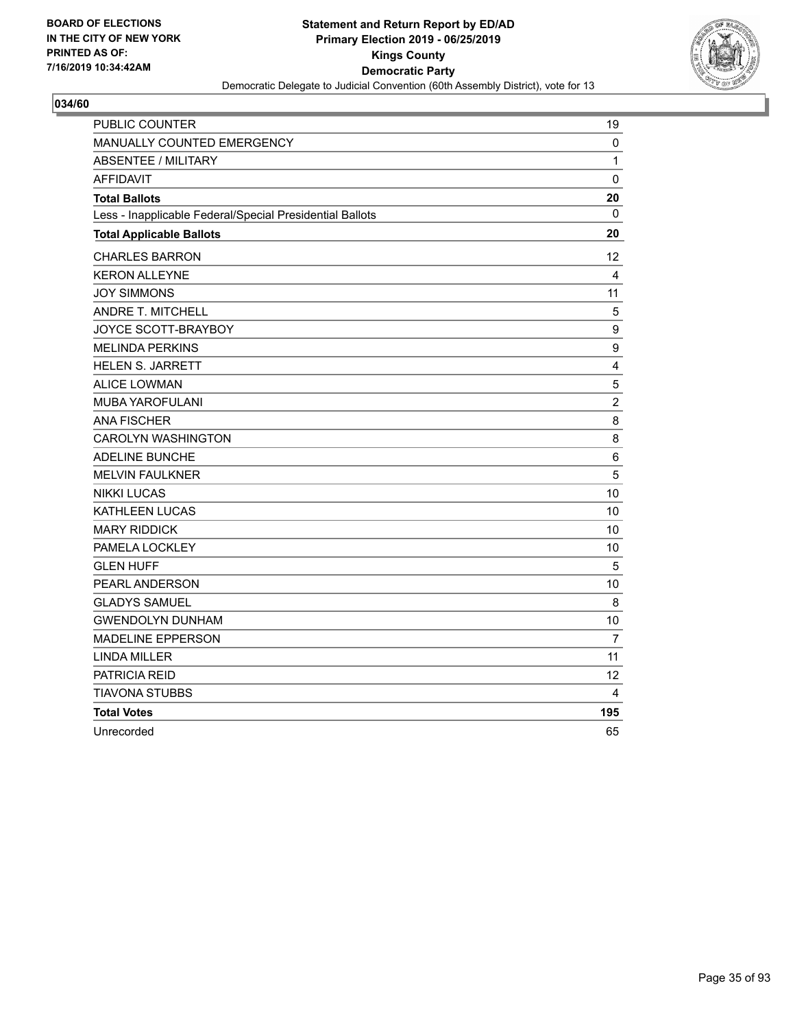BOARD OF ELECTIONS
IN THE CITY OF NEW YORK
PRINTED AS OF:
7/16/2019 10:34:42AM

**Statement and Return Report by ED/AD**
**Primary Election 2019 - 06/25/2019**
**Kings County**
**Democratic Party**
Democratic Delegate to Judicial Convention (60th Assembly District), vote for 13

**034/60**

| | |
|---|---|
| PUBLIC COUNTER | 19 |
| MANUALLY COUNTED EMERGENCY | 0 |
| ABSENTEE / MILITARY | 1 |
| AFFIDAVIT | 0 |
| **Total Ballots** | **20** |
| Less - Inapplicable Federal/Special Presidential Ballots | 0 |
| **Total Applicable Ballots** | **20** |
| CHARLES BARRON | 12 |
| KERON ALLEYNE | 4 |
| JOY SIMMONS | 11 |
| ANDRE T. MITCHELL | 5 |
| JOYCE SCOTT-BRAYBOY | 9 |
| MELINDA PERKINS | 9 |
| HELEN S. JARRETT | 4 |
| ALICE LOWMAN | 5 |
| MUBA YAROFULANI | 2 |
| ANA FISCHER | 8 |
| CAROLYN WASHINGTON | 8 |
| ADELINE BUNCHE | 6 |
| MELVIN FAULKNER | 5 |
| NIKKI LUCAS | 10 |
| KATHLEEN LUCAS | 10 |
| MARY RIDDICK | 10 |
| PAMELA LOCKLEY | 10 |
| GLEN HUFF | 5 |
| PEARL ANDERSON | 10 |
| GLADYS SAMUEL | 8 |
| GWENDOLYN DUNHAM | 10 |
| MADELINE EPPERSON | 7 |
| LINDA MILLER | 11 |
| PATRICIA REID | 12 |
| TIAVONA STUBBS | 4 |
| **Total Votes** | **195** |
| Unrecorded | 65 |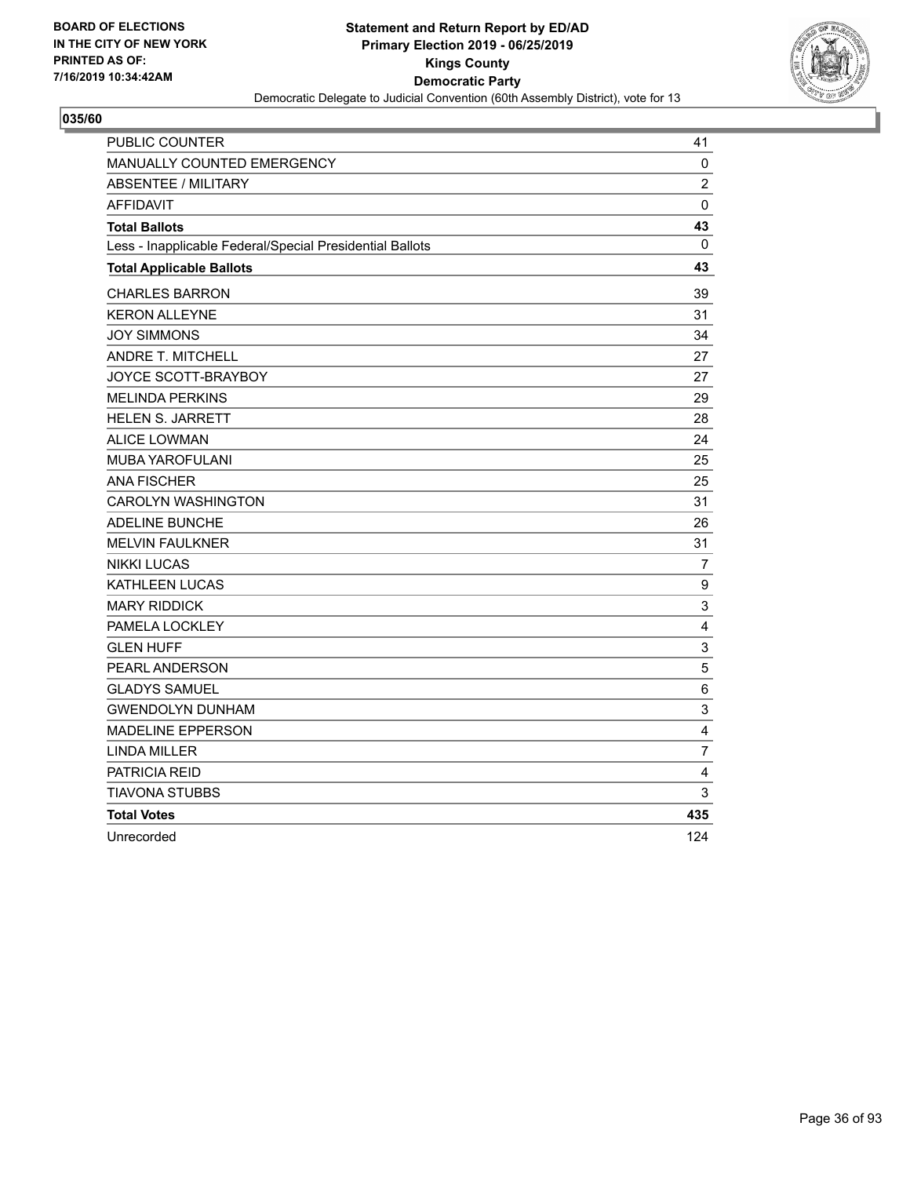**BOARD OF ELECTIONS IN THE CITY OF NEW YORK PRINTED AS OF: 7/16/2019 10:34:42AM**

**Statement and Return Report by ED/AD**
**Primary Election 2019 - 06/25/2019**
**Kings County**
**Democratic Party**
Democratic Delegate to Judicial Convention (60th Assembly District), vote for 13

**035/60**

| | |
|---|---|
| PUBLIC COUNTER | 41 |
| MANUALLY COUNTED EMERGENCY | 0 |
| ABSENTEE / MILITARY | 2 |
| AFFIDAVIT | 0 |
| **Total Ballots** | **43** |
| Less - Inapplicable Federal/Special Presidential Ballots | 0 |
| **Total Applicable Ballots** | **43** |
| CHARLES BARRON | 39 |
| KERON ALLEYNE | 31 |
| JOY SIMMONS | 34 |
| ANDRE T. MITCHELL | 27 |
| JOYCE SCOTT-BRAYBOY | 27 |
| MELINDA PERKINS | 29 |
| HELEN S. JARRETT | 28 |
| ALICE LOWMAN | 24 |
| MUBA YAROFULANI | 25 |
| ANA FISCHER | 25 |
| CAROLYN WASHINGTON | 31 |
| ADELINE BUNCHE | 26 |
| MELVIN FAULKNER | 31 |
| NIKKI LUCAS | 7 |
| KATHLEEN LUCAS | 9 |
| MARY RIDDICK | 3 |
| PAMELA LOCKLEY | 4 |
| GLEN HUFF | 3 |
| PEARL ANDERSON | 5 |
| GLADYS SAMUEL | 6 |
| GWENDOLYN DUNHAM | 3 |
| MADELINE EPPERSON | 4 |
| LINDA MILLER | 7 |
| PATRICIA REID | 4 |
| TIAVONA STUBBS | 3 |
| **Total Votes** | **435** |
| Unrecorded | 124 |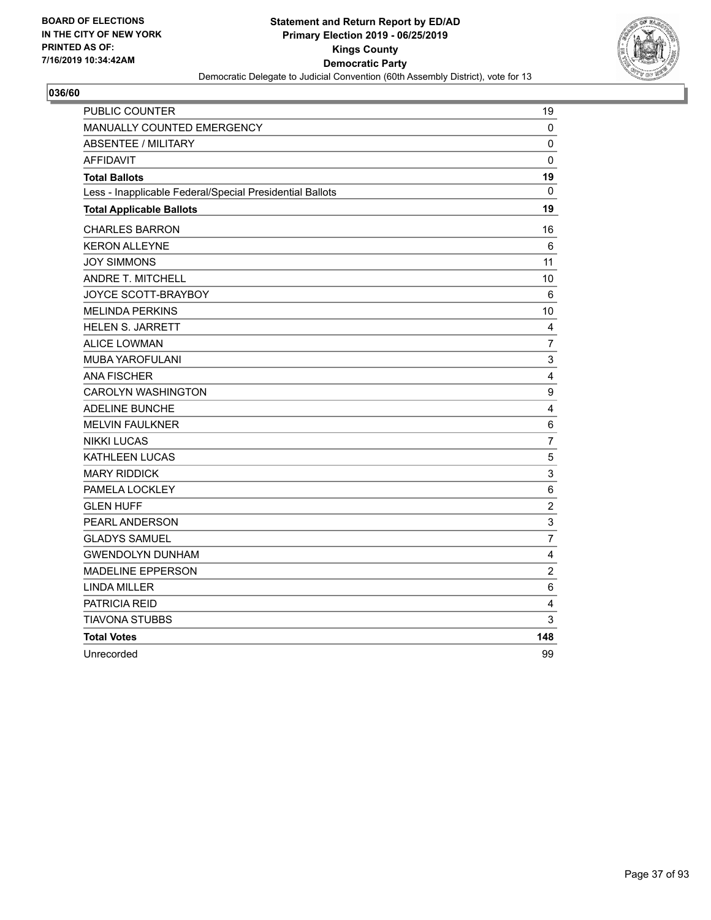BOARD OF ELECTIONS
IN THE CITY OF NEW YORK
PRINTED AS OF:
7/16/2019 10:34:42AM

**Statement and Return Report by ED/AD**
**Primary Election 2019 - 06/25/2019**
**Kings County**
**Democratic Party**
Democratic Delegate to Judicial Convention (60th Assembly District), vote for 13

**036/60**

| | |
|---|---|
| PUBLIC COUNTER | 19 |
| MANUALLY COUNTED EMERGENCY | 0 |
| ABSENTEE / MILITARY | 0 |
| AFFIDAVIT | 0 |
| **Total Ballots** | **19** |
| Less - Inapplicable Federal/Special Presidential Ballots | 0 |
| **Total Applicable Ballots** | **19** |
| CHARLES BARRON | 16 |
| KERON ALLEYNE | 6 |
| JOY SIMMONS | 11 |
| ANDRE T. MITCHELL | 10 |
| JOYCE SCOTT-BRAYBOY | 6 |
| MELINDA PERKINS | 10 |
| HELEN S. JARRETT | 4 |
| ALICE LOWMAN | 7 |
| MUBA YAROFULANI | 3 |
| ANA FISCHER | 4 |
| CAROLYN WASHINGTON | 9 |
| ADELINE BUNCHE | 4 |
| MELVIN FAULKNER | 6 |
| NIKKI LUCAS | 7 |
| KATHLEEN LUCAS | 5 |
| MARY RIDDICK | 3 |
| PAMELA LOCKLEY | 6 |
| GLEN HUFF | 2 |
| PEARL ANDERSON | 3 |
| GLADYS SAMUEL | 7 |
| GWENDOLYN DUNHAM | 4 |
| MADELINE EPPERSON | 2 |
| LINDA MILLER | 6 |
| PATRICIA REID | 4 |
| TIAVONA STUBBS | 3 |
| **Total Votes** | **148** |
| Unrecorded | 99 |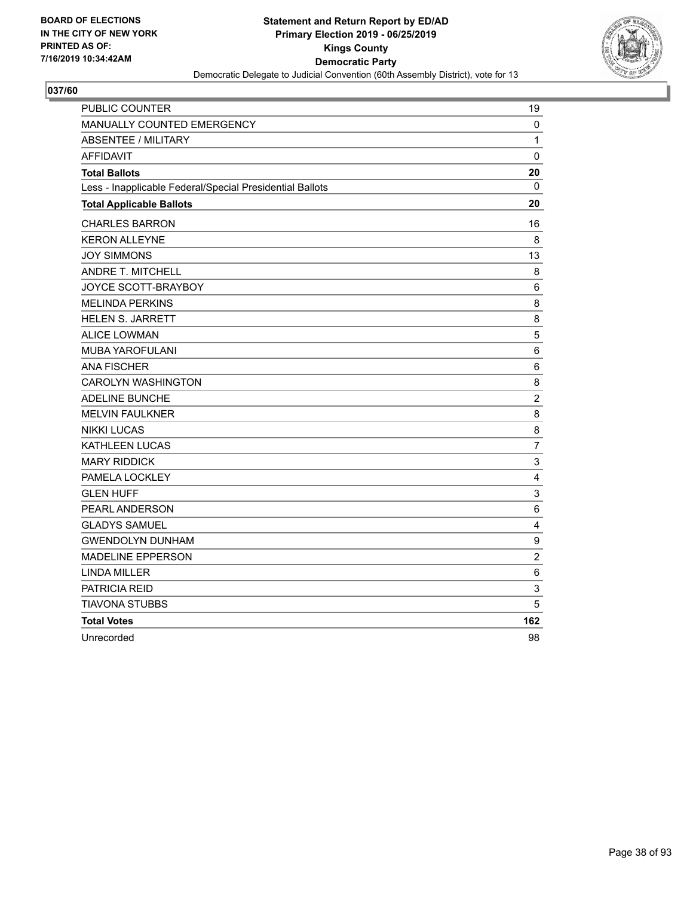**BOARD OF ELECTIONS IN THE CITY OF NEW YORK PRINTED AS OF: 7/16/2019 10:34:42AM**

**Statement and Return Report by ED/AD**
**Primary Election 2019 - 06/25/2019**
**Kings County**
**Democratic Party**
Democratic Delegate to Judicial Convention (60th Assembly District), vote for 13

## 037/60

| | |
|---|---|
| PUBLIC COUNTER | 19 |
| MANUALLY COUNTED EMERGENCY | 0 |
| ABSENTEE / MILITARY | 1 |
| AFFIDAVIT | 0 |
| **Total Ballots** | **20** |
| Less - Inapplicable Federal/Special Presidential Ballots | 0 |
| **Total Applicable Ballots** | **20** |
| CHARLES BARRON | 16 |
| KERON ALLEYNE | 8 |
| JOY SIMMONS | 13 |
| ANDRE T. MITCHELL | 8 |
| JOYCE SCOTT-BRAYBOY | 6 |
| MELINDA PERKINS | 8 |
| HELEN S. JARRETT | 8 |
| ALICE LOWMAN | 5 |
| MUBA YAROFULANI | 6 |
| ANA FISCHER | 6 |
| CAROLYN WASHINGTON | 8 |
| ADELINE BUNCHE | 2 |
| MELVIN FAULKNER | 8 |
| NIKKI LUCAS | 8 |
| KATHLEEN LUCAS | 7 |
| MARY RIDDICK | 3 |
| PAMELA LOCKLEY | 4 |
| GLEN HUFF | 3 |
| PEARL ANDERSON | 6 |
| GLADYS SAMUEL | 4 |
| GWENDOLYN DUNHAM | 9 |
| MADELINE EPPERSON | 2 |
| LINDA MILLER | 6 |
| PATRICIA REID | 3 |
| TIAVONA STUBBS | 5 |
| **Total Votes** | **162** |
| Unrecorded | 98 |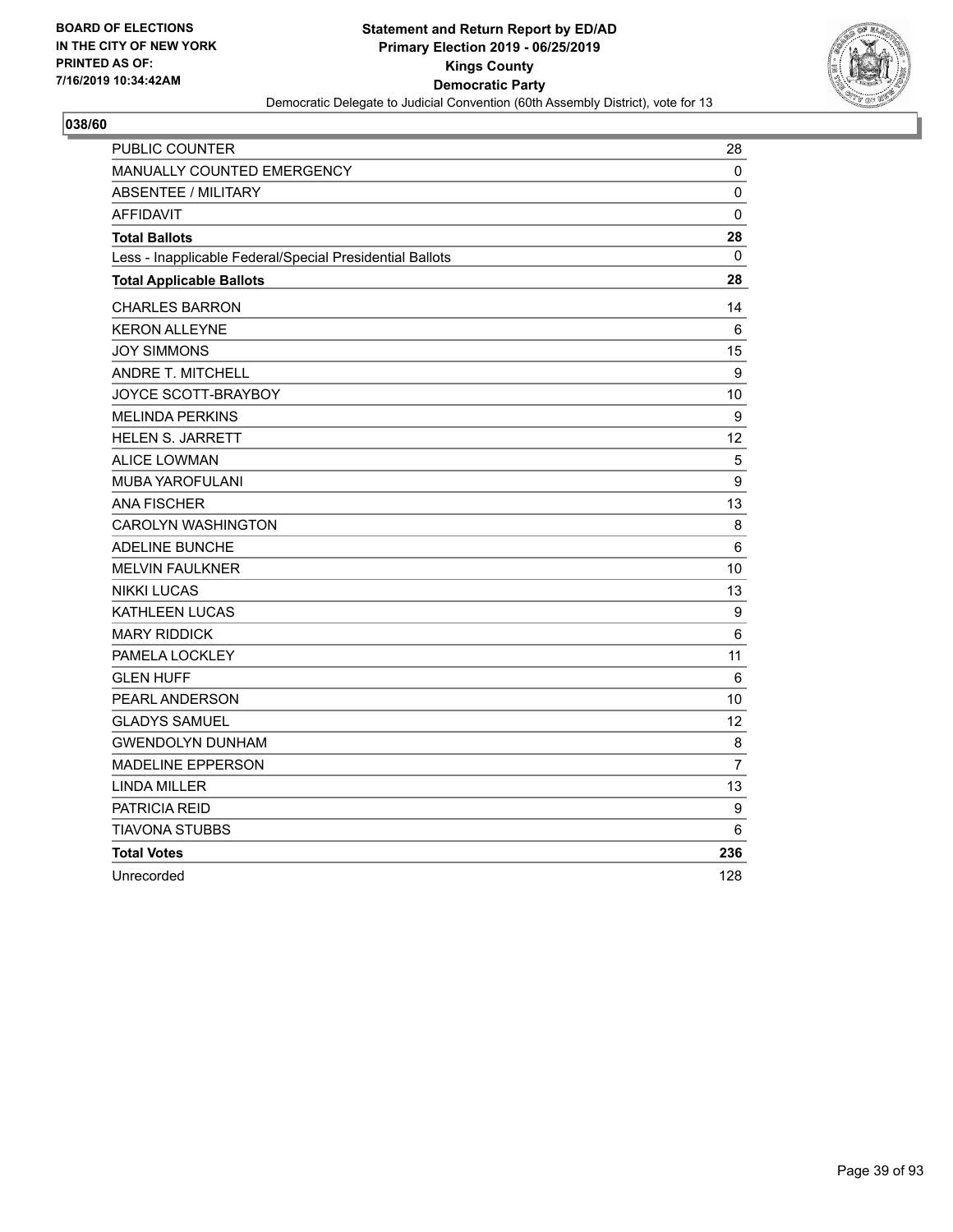BOARD OF ELECTIONS
IN THE CITY OF NEW YORK
PRINTED AS OF:
7/16/2019 10:34:42AM

**Statement and Return Report by ED/AD**
**Primary Election 2019 - 06/25/2019**
**Kings County**
**Democratic Party**
Democratic Delegate to Judicial Convention (60th Assembly District), vote for 13

**038/60**

| | |
|---|---|
| PUBLIC COUNTER | 28 |
| MANUALLY COUNTED EMERGENCY | 0 |
| ABSENTEE / MILITARY | 0 |
| AFFIDAVIT | 0 |
| **Total Ballots** | **28** |
| Less - Inapplicable Federal/Special Presidential Ballots | 0 |
| **Total Applicable Ballots** | **28** |
| CHARLES BARRON | 14 |
| KERON ALLEYNE | 6 |
| JOY SIMMONS | 15 |
| ANDRE T. MITCHELL | 9 |
| JOYCE SCOTT-BRAYBOY | 10 |
| MELINDA PERKINS | 9 |
| HELEN S. JARRETT | 12 |
| ALICE LOWMAN | 5 |
| MUBA YAROFULANI | 9 |
| ANA FISCHER | 13 |
| CAROLYN WASHINGTON | 8 |
| ADELINE BUNCHE | 6 |
| MELVIN FAULKNER | 10 |
| NIKKI LUCAS | 13 |
| KATHLEEN LUCAS | 9 |
| MARY RIDDICK | 6 |
| PAMELA LOCKLEY | 11 |
| GLEN HUFF | 6 |
| PEARL ANDERSON | 10 |
| GLADYS SAMUEL | 12 |
| GWENDOLYN DUNHAM | 8 |
| MADELINE EPPERSON | 7 |
| LINDA MILLER | 13 |
| PATRICIA REID | 9 |
| TIAVONA STUBBS | 6 |
| **Total Votes** | **236** |
| Unrecorded | 128 |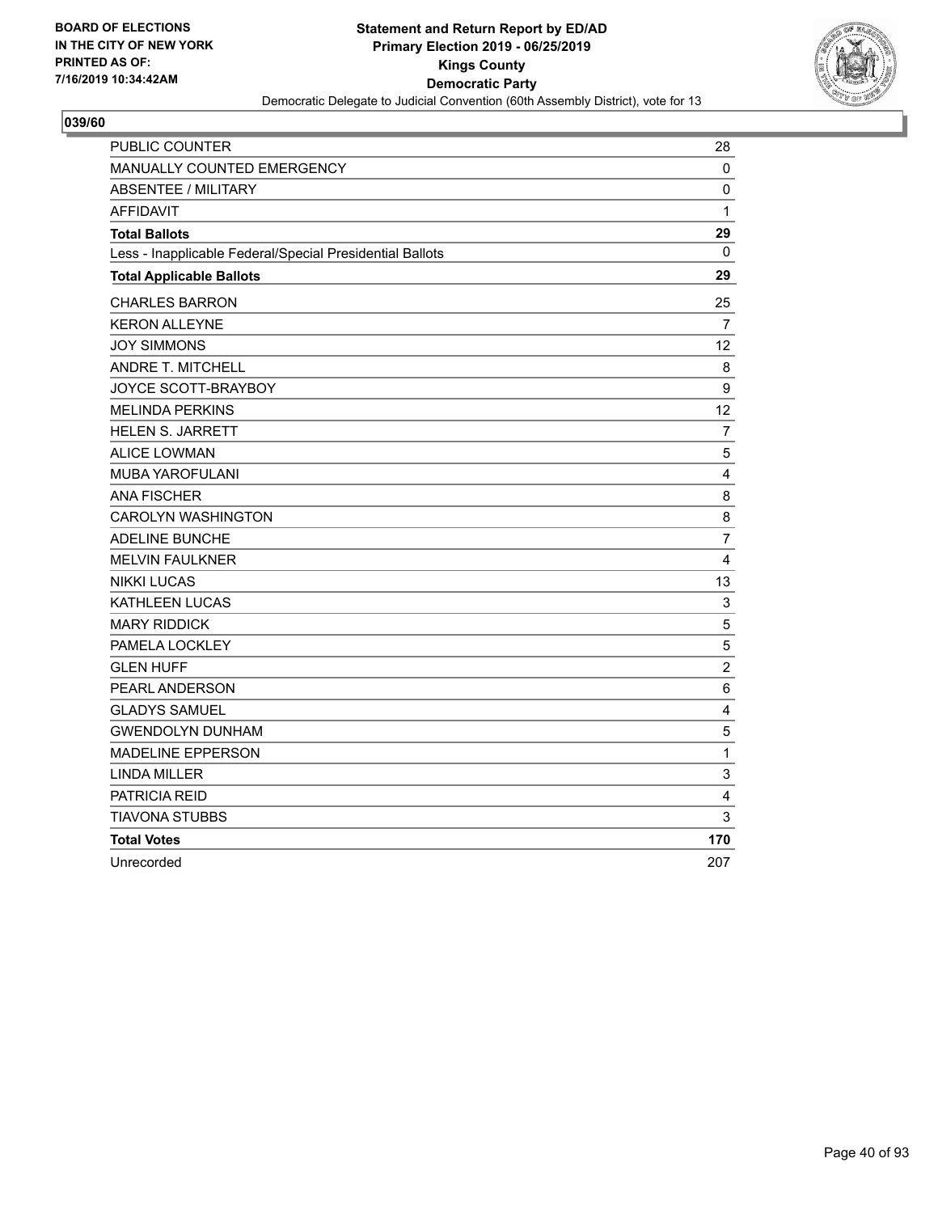BOARD OF ELECTIONS
IN THE CITY OF NEW YORK
PRINTED AS OF:
7/16/2019 10:34:42AM

**Statement and Return Report by ED/AD**
**Primary Election 2019 - 06/25/2019**
**Kings County**
**Democratic Party**
Democratic Delegate to Judicial Convention (60th Assembly District), vote for 13

## 039/60

| | |
|---|---|
| PUBLIC COUNTER | 28 |
| MANUALLY COUNTED EMERGENCY | 0 |
| ABSENTEE / MILITARY | 0 |
| AFFIDAVIT | 1 |
| **Total Ballots** | **29** |
| Less - Inapplicable Federal/Special Presidential Ballots | 0 |
| **Total Applicable Ballots** | **29** |
| CHARLES BARRON | 25 |
| KERON ALLEYNE | 7 |
| JOY SIMMONS | 12 |
| ANDRE T. MITCHELL | 8 |
| JOYCE SCOTT-BRAYBOY | 9 |
| MELINDA PERKINS | 12 |
| HELEN S. JARRETT | 7 |
| ALICE LOWMAN | 5 |
| MUBA YAROFULANI | 4 |
| ANA FISCHER | 8 |
| CAROLYN WASHINGTON | 8 |
| ADELINE BUNCHE | 7 |
| MELVIN FAULKNER | 4 |
| NIKKI LUCAS | 13 |
| KATHLEEN LUCAS | 3 |
| MARY RIDDICK | 5 |
| PAMELA LOCKLEY | 5 |
| GLEN HUFF | 2 |
| PEARL ANDERSON | 6 |
| GLADYS SAMUEL | 4 |
| GWENDOLYN DUNHAM | 5 |
| MADELINE EPPERSON | 1 |
| LINDA MILLER | 3 |
| PATRICIA REID | 4 |
| TIAVONA STUBBS | 3 |
| **Total Votes** | **170** |
| Unrecorded | 207 |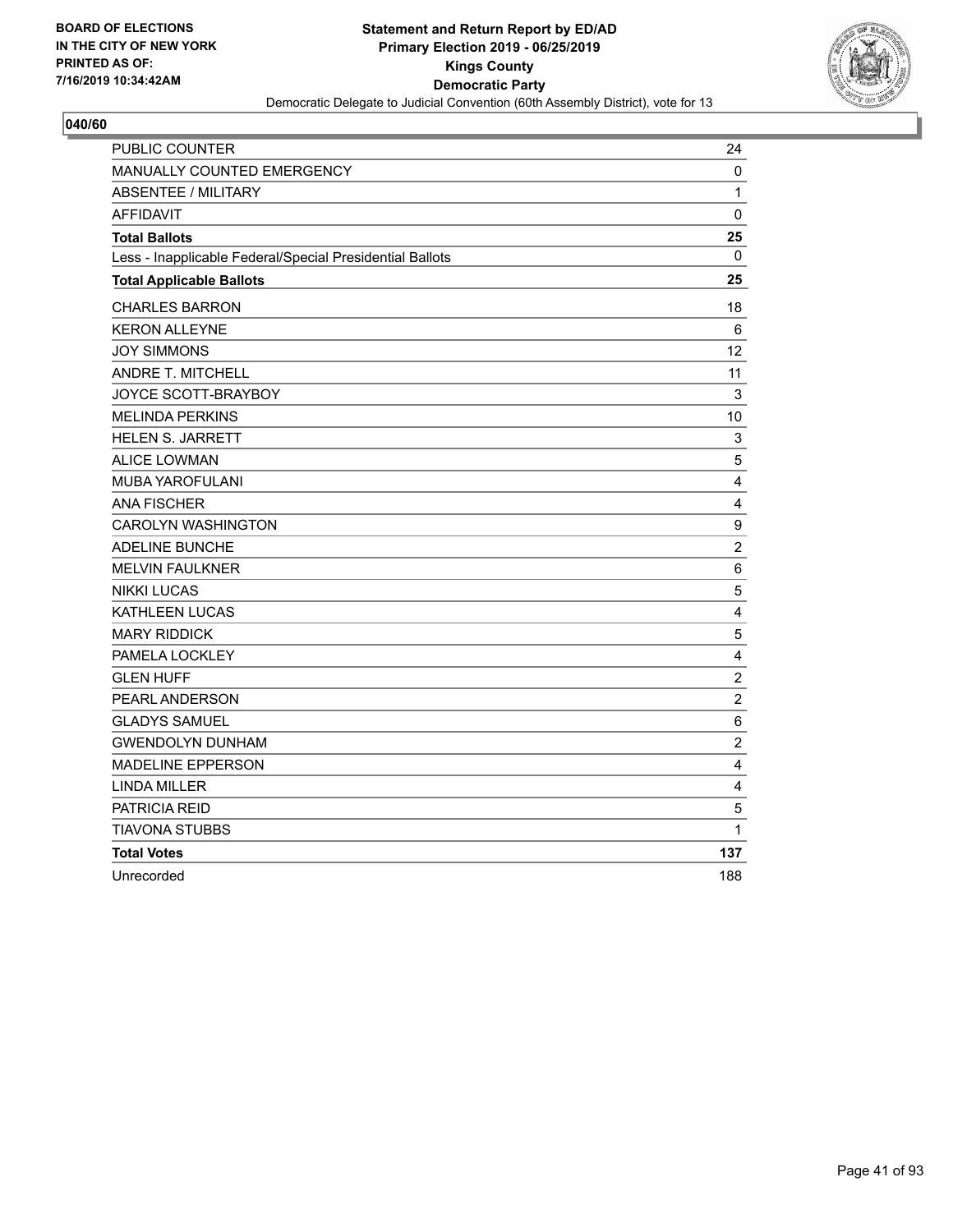**BOARD OF ELECTIONS IN THE CITY OF NEW YORK PRINTED AS OF: 7/16/2019 10:34:42AM**

**Statement and Return Report by ED/AD**
**Primary Election 2019 - 06/25/2019**
**Kings County**
**Democratic Party**
Democratic Delegate to Judicial Convention (60th Assembly District), vote for 13

**040/60**

| | |
|---|---|
| PUBLIC COUNTER | 24 |
| MANUALLY COUNTED EMERGENCY | 0 |
| ABSENTEE / MILITARY | 1 |
| AFFIDAVIT | 0 |
| **Total Ballots** | **25** |
| Less - Inapplicable Federal/Special Presidential Ballots | 0 |
| **Total Applicable Ballots** | **25** |
| CHARLES BARRON | 18 |
| KERON ALLEYNE | 6 |
| JOY SIMMONS | 12 |
| ANDRE T. MITCHELL | 11 |
| JOYCE SCOTT-BRAYBOY | 3 |
| MELINDA PERKINS | 10 |
| HELEN S. JARRETT | 3 |
| ALICE LOWMAN | 5 |
| MUBA YAROFULANI | 4 |
| ANA FISCHER | 4 |
| CAROLYN WASHINGTON | 9 |
| ADELINE BUNCHE | 2 |
| MELVIN FAULKNER | 6 |
| NIKKI LUCAS | 5 |
| KATHLEEN LUCAS | 4 |
| MARY RIDDICK | 5 |
| PAMELA LOCKLEY | 4 |
| GLEN HUFF | 2 |
| PEARL ANDERSON | 2 |
| GLADYS SAMUEL | 6 |
| GWENDOLYN DUNHAM | 2 |
| MADELINE EPPERSON | 4 |
| LINDA MILLER | 4 |
| PATRICIA REID | 5 |
| TIAVONA STUBBS | 1 |
| **Total Votes** | **137** |
| Unrecorded | 188 |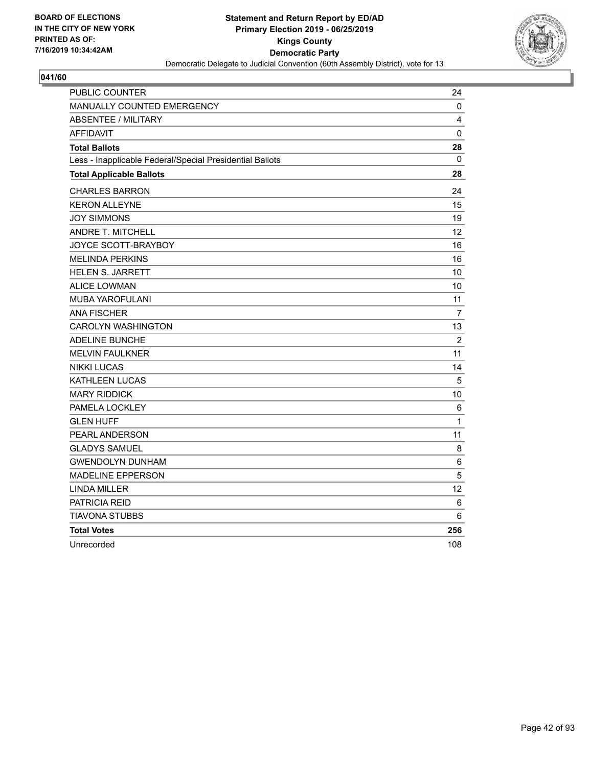BOARD OF ELECTIONS
IN THE CITY OF NEW YORK
PRINTED AS OF:
7/16/2019 10:34:42AM

**Statement and Return Report by ED/AD**
**Primary Election 2019 - 06/25/2019**
**Kings County**
**Democratic Party**
Democratic Delegate to Judicial Convention (60th Assembly District), vote for 13

**041/60**

| | |
|---|---|
| PUBLIC COUNTER | 24 |
| MANUALLY COUNTED EMERGENCY | 0 |
| ABSENTEE / MILITARY | 4 |
| AFFIDAVIT | 0 |
| **Total Ballots** | **28** |
| Less - Inapplicable Federal/Special Presidential Ballots | 0 |
| **Total Applicable Ballots** | **28** |
| CHARLES BARRON | 24 |
| KERON ALLEYNE | 15 |
| JOY SIMMONS | 19 |
| ANDRE T. MITCHELL | 12 |
| JOYCE SCOTT-BRAYBOY | 16 |
| MELINDA PERKINS | 16 |
| HELEN S. JARRETT | 10 |
| ALICE LOWMAN | 10 |
| MUBA YAROFULANI | 11 |
| ANA FISCHER | 7 |
| CAROLYN WASHINGTON | 13 |
| ADELINE BUNCHE | 2 |
| MELVIN FAULKNER | 11 |
| NIKKI LUCAS | 14 |
| KATHLEEN LUCAS | 5 |
| MARY RIDDICK | 10 |
| PAMELA LOCKLEY | 6 |
| GLEN HUFF | 1 |
| PEARL ANDERSON | 11 |
| GLADYS SAMUEL | 8 |
| GWENDOLYN DUNHAM | 6 |
| MADELINE EPPERSON | 5 |
| LINDA MILLER | 12 |
| PATRICIA REID | 6 |
| TIAVONA STUBBS | 6 |
| **Total Votes** | **256** |
| Unrecorded | 108 |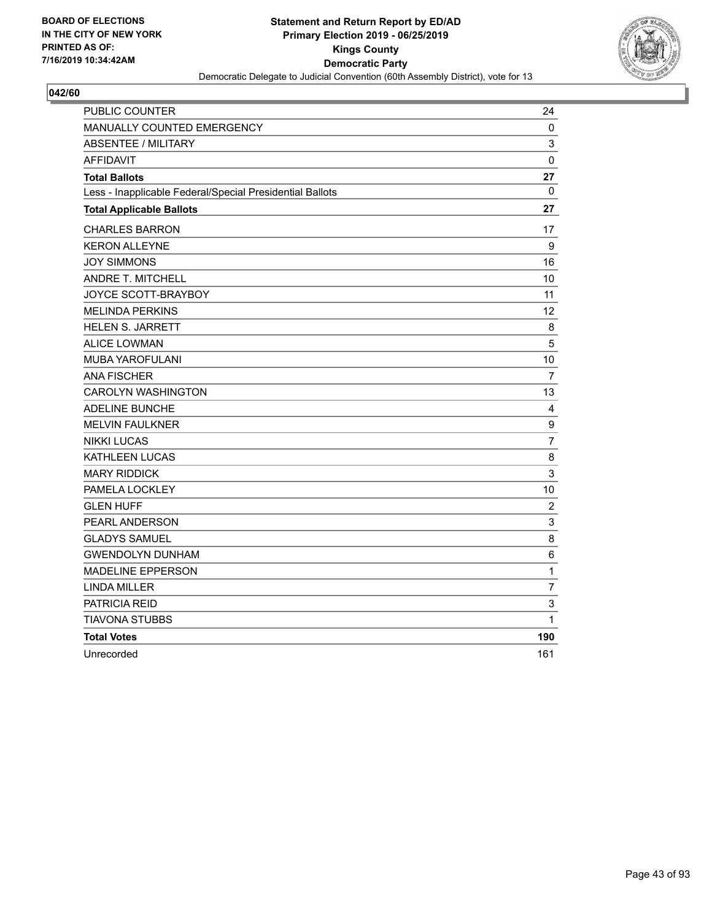**BOARD OF ELECTIONS IN THE CITY OF NEW YORK PRINTED AS OF: 7/16/2019 10:34:42AM**

**Statement and Return Report by ED/AD**
**Primary Election 2019 - 06/25/2019**
**Kings County**
**Democratic Party**
Democratic Delegate to Judicial Convention (60th Assembly District), vote for 13

**042/60**

| | |
|---|---|
| PUBLIC COUNTER | 24 |
| MANUALLY COUNTED EMERGENCY | 0 |
| ABSENTEE / MILITARY | 3 |
| AFFIDAVIT | 0 |
| **Total Ballots** | **27** |
| Less - Inapplicable Federal/Special Presidential Ballots | 0 |
| **Total Applicable Ballots** | **27** |
| CHARLES BARRON | 17 |
| KERON ALLEYNE | 9 |
| JOY SIMMONS | 16 |
| ANDRE T. MITCHELL | 10 |
| JOYCE SCOTT-BRAYBOY | 11 |
| MELINDA PERKINS | 12 |
| HELEN S. JARRETT | 8 |
| ALICE LOWMAN | 5 |
| MUBA YAROFULANI | 10 |
| ANA FISCHER | 7 |
| CAROLYN WASHINGTON | 13 |
| ADELINE BUNCHE | 4 |
| MELVIN FAULKNER | 9 |
| NIKKI LUCAS | 7 |
| KATHLEEN LUCAS | 8 |
| MARY RIDDICK | 3 |
| PAMELA LOCKLEY | 10 |
| GLEN HUFF | 2 |
| PEARL ANDERSON | 3 |
| GLADYS SAMUEL | 8 |
| GWENDOLYN DUNHAM | 6 |
| MADELINE EPPERSON | 1 |
| LINDA MILLER | 7 |
| PATRICIA REID | 3 |
| TIAVONA STUBBS | 1 |
| **Total Votes** | **190** |
| Unrecorded | 161 |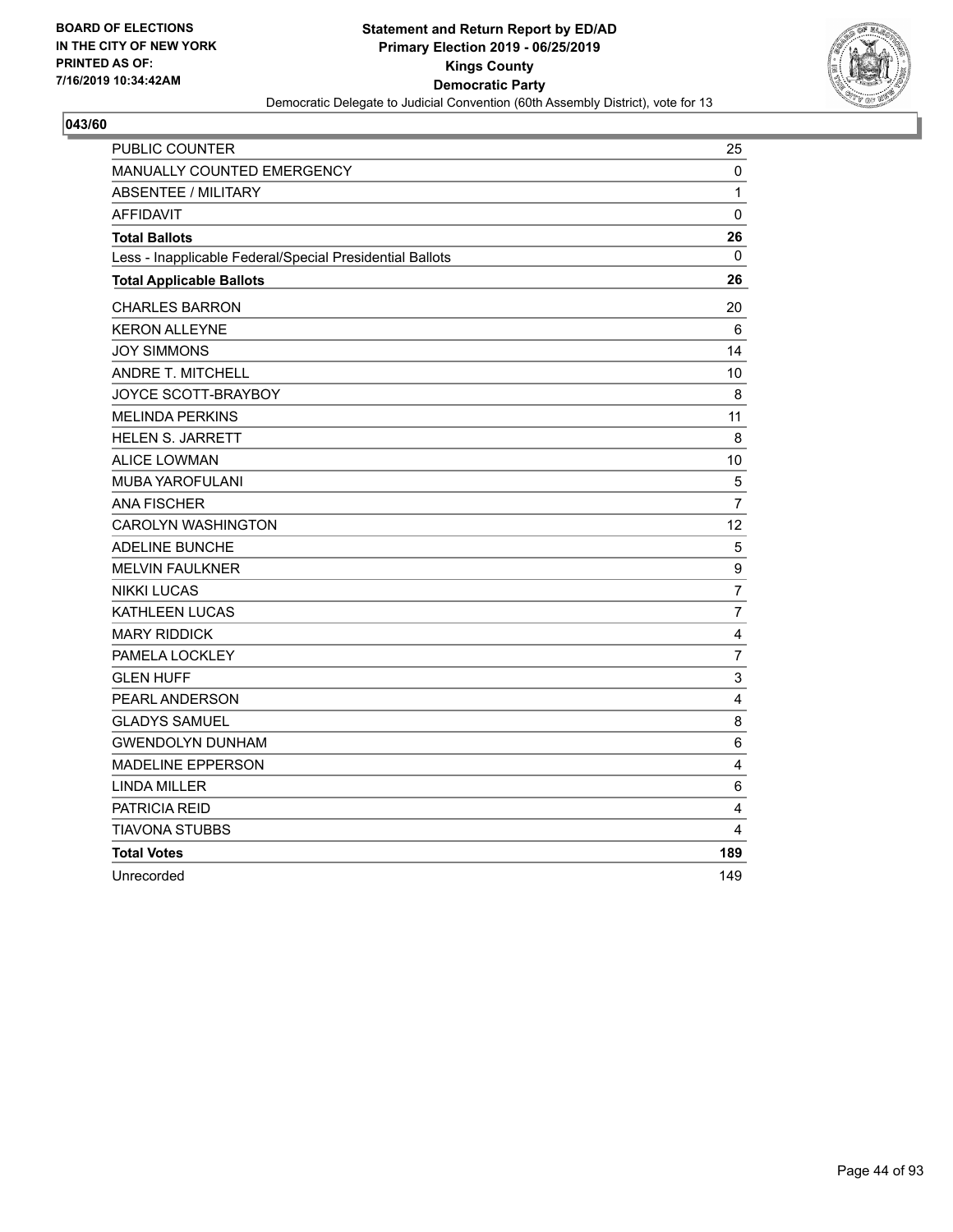BOARD OF ELECTIONS
IN THE CITY OF NEW YORK
PRINTED AS OF:
7/16/2019 10:34:42AM

**Statement and Return Report by ED/AD**
**Primary Election 2019 - 06/25/2019**
**Kings County**
**Democratic Party**
Democratic Delegate to Judicial Convention (60th Assembly District), vote for 13

**043/60**

| | |
|---|---|
| PUBLIC COUNTER | 25 |
| MANUALLY COUNTED EMERGENCY | 0 |
| ABSENTEE / MILITARY | 1 |
| AFFIDAVIT | 0 |
| **Total Ballots** | **26** |
| Less - Inapplicable Federal/Special Presidential Ballots | 0 |
| **Total Applicable Ballots** | **26** |
| CHARLES BARRON | 20 |
| KERON ALLEYNE | 6 |
| JOY SIMMONS | 14 |
| ANDRE T. MITCHELL | 10 |
| JOYCE SCOTT-BRAYBOY | 8 |
| MELINDA PERKINS | 11 |
| HELEN S. JARRETT | 8 |
| ALICE LOWMAN | 10 |
| MUBA YAROFULANI | 5 |
| ANA FISCHER | 7 |
| CAROLYN WASHINGTON | 12 |
| ADELINE BUNCHE | 5 |
| MELVIN FAULKNER | 9 |
| NIKKI LUCAS | 7 |
| KATHLEEN LUCAS | 7 |
| MARY RIDDICK | 4 |
| PAMELA LOCKLEY | 7 |
| GLEN HUFF | 3 |
| PEARL ANDERSON | 4 |
| GLADYS SAMUEL | 8 |
| GWENDOLYN DUNHAM | 6 |
| MADELINE EPPERSON | 4 |
| LINDA MILLER | 6 |
| PATRICIA REID | 4 |
| TIAVONA STUBBS | 4 |
| **Total Votes** | **189** |
| Unrecorded | 149 |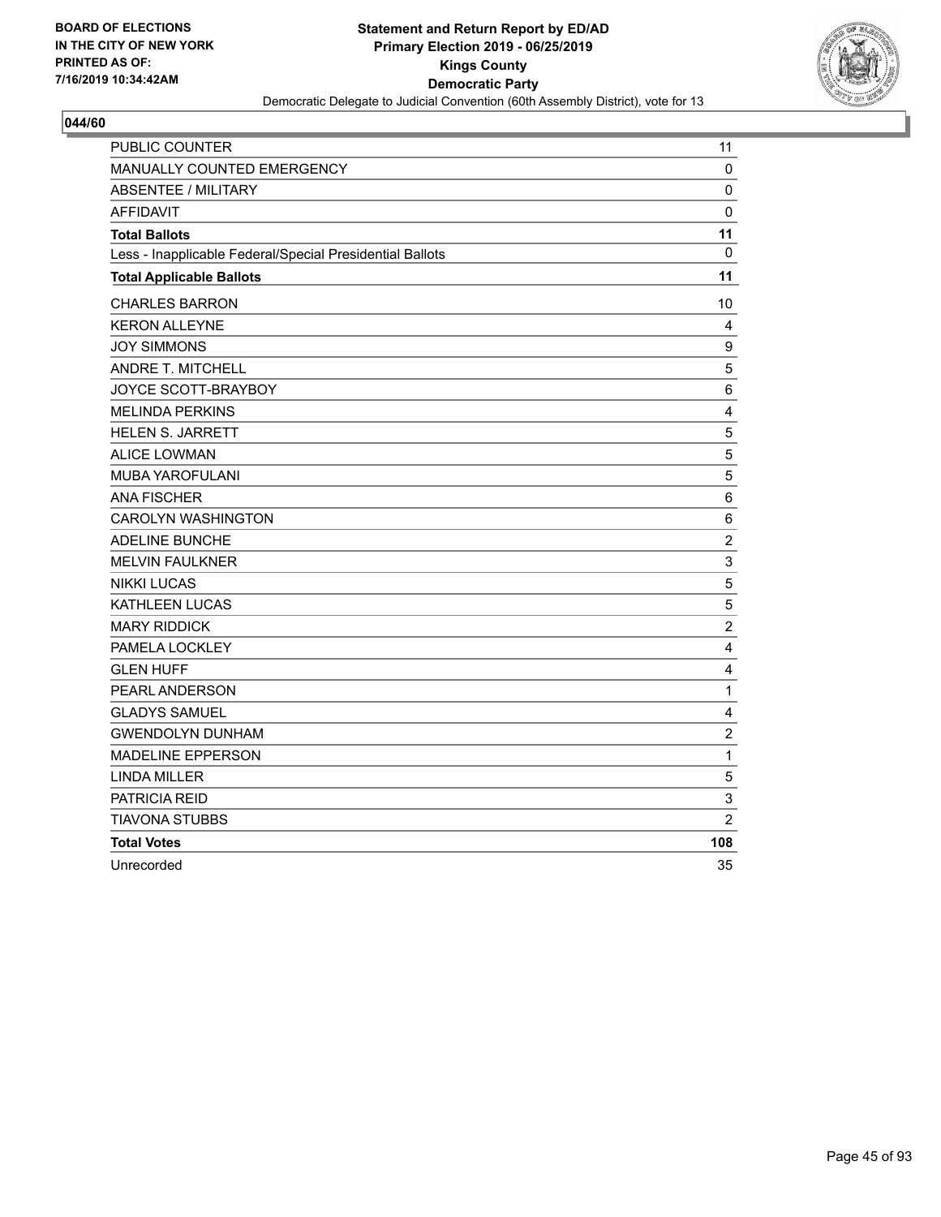BOARD OF ELECTIONS
IN THE CITY OF NEW YORK
PRINTED AS OF:
7/16/2019 10:34:42AM

**Statement and Return Report by ED/AD**
**Primary Election 2019 - 06/25/2019**
**Kings County**
**Democratic Party**
Democratic Delegate to Judicial Convention (60th Assembly District), vote for 13

## 044/60

| | |
|---|---|
| PUBLIC COUNTER | 11 |
| MANUALLY COUNTED EMERGENCY | 0 |
| ABSENTEE / MILITARY | 0 |
| AFFIDAVIT | 0 |
| **Total Ballots** | **11** |
| Less - Inapplicable Federal/Special Presidential Ballots | 0 |
| **Total Applicable Ballots** | **11** |
| CHARLES BARRON | 10 |
| KERON ALLEYNE | 4 |
| JOY SIMMONS | 9 |
| ANDRE T. MITCHELL | 5 |
| JOYCE SCOTT-BRAYBOY | 6 |
| MELINDA PERKINS | 4 |
| HELEN S. JARRETT | 5 |
| ALICE LOWMAN | 5 |
| MUBA YAROFULANI | 5 |
| ANA FISCHER | 6 |
| CAROLYN WASHINGTON | 6 |
| ADELINE BUNCHE | 2 |
| MELVIN FAULKNER | 3 |
| NIKKI LUCAS | 5 |
| KATHLEEN LUCAS | 5 |
| MARY RIDDICK | 2 |
| PAMELA LOCKLEY | 4 |
| GLEN HUFF | 4 |
| PEARL ANDERSON | 1 |
| GLADYS SAMUEL | 4 |
| GWENDOLYN DUNHAM | 2 |
| MADELINE EPPERSON | 1 |
| LINDA MILLER | 5 |
| PATRICIA REID | 3 |
| TIAVONA STUBBS | 2 |
| **Total Votes** | **108** |
| Unrecorded | 35 |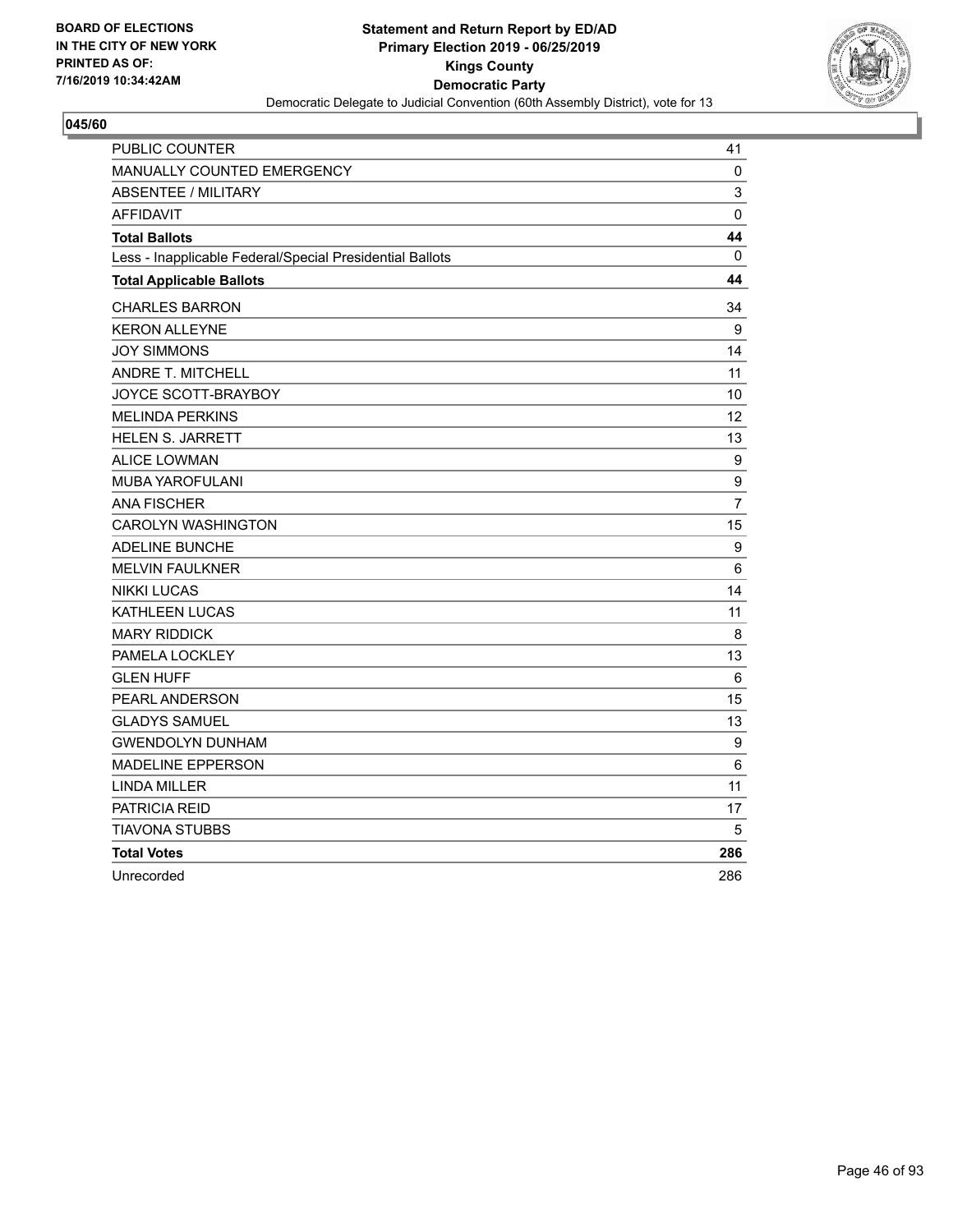BOARD OF ELECTIONS
IN THE CITY OF NEW YORK
PRINTED AS OF:
7/16/2019 10:34:42AM

**Statement and Return Report by ED/AD**
**Primary Election 2019 - 06/25/2019**
**Kings County**
**Democratic Party**
Democratic Delegate to Judicial Convention (60th Assembly District), vote for 13

**045/60**

| | |
|---|---|
| PUBLIC COUNTER | 41 |
| MANUALLY COUNTED EMERGENCY | 0 |
| ABSENTEE / MILITARY | 3 |
| AFFIDAVIT | 0 |
| **Total Ballots** | **44** |
| Less - Inapplicable Federal/Special Presidential Ballots | 0 |
| **Total Applicable Ballots** | **44** |
| CHARLES BARRON | 34 |
| KERON ALLEYNE | 9 |
| JOY SIMMONS | 14 |
| ANDRE T. MITCHELL | 11 |
| JOYCE SCOTT-BRAYBOY | 10 |
| MELINDA PERKINS | 12 |
| HELEN S. JARRETT | 13 |
| ALICE LOWMAN | 9 |
| MUBA YAROFULANI | 9 |
| ANA FISCHER | 7 |
| CAROLYN WASHINGTON | 15 |
| ADELINE BUNCHE | 9 |
| MELVIN FAULKNER | 6 |
| NIKKI LUCAS | 14 |
| KATHLEEN LUCAS | 11 |
| MARY RIDDICK | 8 |
| PAMELA LOCKLEY | 13 |
| GLEN HUFF | 6 |
| PEARL ANDERSON | 15 |
| GLADYS SAMUEL | 13 |
| GWENDOLYN DUNHAM | 9 |
| MADELINE EPPERSON | 6 |
| LINDA MILLER | 11 |
| PATRICIA REID | 17 |
| TIAVONA STUBBS | 5 |
| **Total Votes** | **286** |
| Unrecorded | 286 |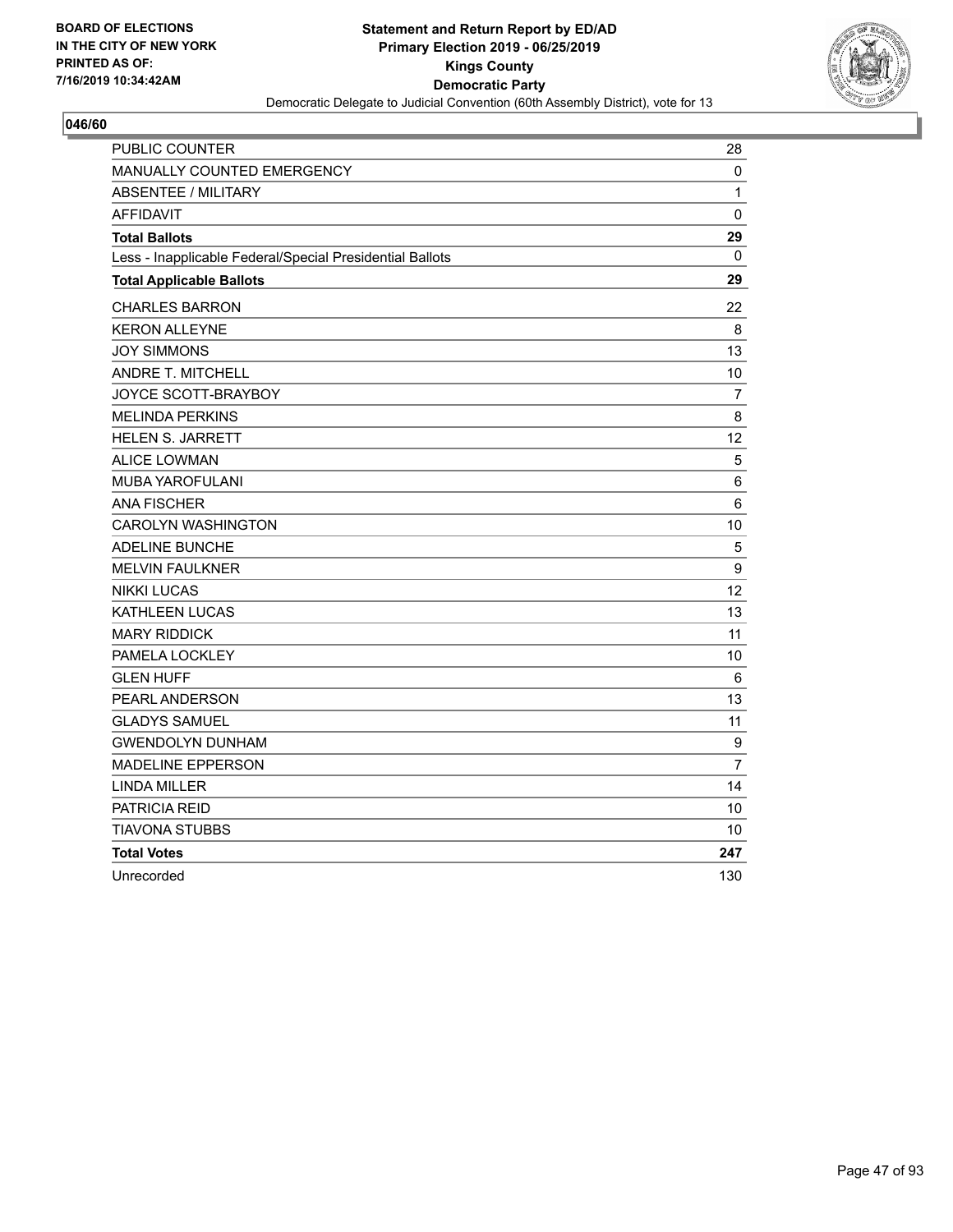BOARD OF ELECTIONS
IN THE CITY OF NEW YORK
PRINTED AS OF:
7/16/2019 10:34:42AM

**Statement and Return Report by ED/AD**
**Primary Election 2019 - 06/25/2019**
**Kings County**
**Democratic Party**
Democratic Delegate to Judicial Convention (60th Assembly District), vote for 13

**046/60**

| | |
|---|---|
| PUBLIC COUNTER | 28 |
| MANUALLY COUNTED EMERGENCY | 0 |
| ABSENTEE / MILITARY | 1 |
| AFFIDAVIT | 0 |
| **Total Ballots** | **29** |
| Less - Inapplicable Federal/Special Presidential Ballots | 0 |
| **Total Applicable Ballots** | **29** |
| CHARLES BARRON | 22 |
| KERON ALLEYNE | 8 |
| JOY SIMMONS | 13 |
| ANDRE T. MITCHELL | 10 |
| JOYCE SCOTT-BRAYBOY | 7 |
| MELINDA PERKINS | 8 |
| HELEN S. JARRETT | 12 |
| ALICE LOWMAN | 5 |
| MUBA YAROFULANI | 6 |
| ANA FISCHER | 6 |
| CAROLYN WASHINGTON | 10 |
| ADELINE BUNCHE | 5 |
| MELVIN FAULKNER | 9 |
| NIKKI LUCAS | 12 |
| KATHLEEN LUCAS | 13 |
| MARY RIDDICK | 11 |
| PAMELA LOCKLEY | 10 |
| GLEN HUFF | 6 |
| PEARL ANDERSON | 13 |
| GLADYS SAMUEL | 11 |
| GWENDOLYN DUNHAM | 9 |
| MADELINE EPPERSON | 7 |
| LINDA MILLER | 14 |
| PATRICIA REID | 10 |
| TIAVONA STUBBS | 10 |
| **Total Votes** | **247** |
| Unrecorded | 130 |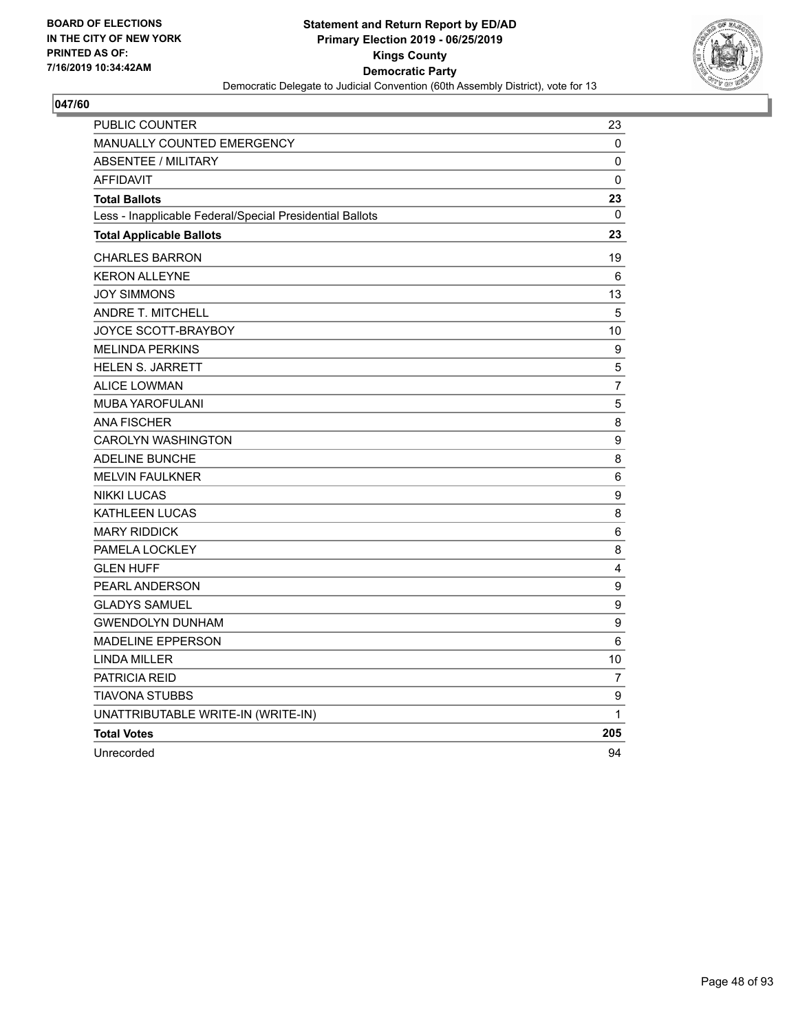BOARD OF ELECTIONS
IN THE CITY OF NEW YORK
PRINTED AS OF:
7/16/2019 10:34:42AM

**Statement and Return Report by ED/AD**
**Primary Election 2019 - 06/25/2019**
**Kings County**
**Democratic Party**
Democratic Delegate to Judicial Convention (60th Assembly District), vote for 13

## 047/60

| | |
|---|---|
| PUBLIC COUNTER | 23 |
| MANUALLY COUNTED EMERGENCY | 0 |
| ABSENTEE / MILITARY | 0 |
| AFFIDAVIT | 0 |
| **Total Ballots** | **23** |
| Less - Inapplicable Federal/Special Presidential Ballots | 0 |
| **Total Applicable Ballots** | **23** |
| CHARLES BARRON | 19 |
| KERON ALLEYNE | 6 |
| JOY SIMMONS | 13 |
| ANDRE T. MITCHELL | 5 |
| JOYCE SCOTT-BRAYBOY | 10 |
| MELINDA PERKINS | 9 |
| HELEN S. JARRETT | 5 |
| ALICE LOWMAN | 7 |
| MUBA YAROFULANI | 5 |
| ANA FISCHER | 8 |
| CAROLYN WASHINGTON | 9 |
| ADELINE BUNCHE | 8 |
| MELVIN FAULKNER | 6 |
| NIKKI LUCAS | 9 |
| KATHLEEN LUCAS | 8 |
| MARY RIDDICK | 6 |
| PAMELA LOCKLEY | 8 |
| GLEN HUFF | 4 |
| PEARL ANDERSON | 9 |
| GLADYS SAMUEL | 9 |
| GWENDOLYN DUNHAM | 9 |
| MADELINE EPPERSON | 6 |
| LINDA MILLER | 10 |
| PATRICIA REID | 7 |
| TIAVONA STUBBS | 9 |
| UNATTRIBUTABLE WRITE-IN (WRITE-IN) | 1 |
| **Total Votes** | **205** |
| Unrecorded | 94 |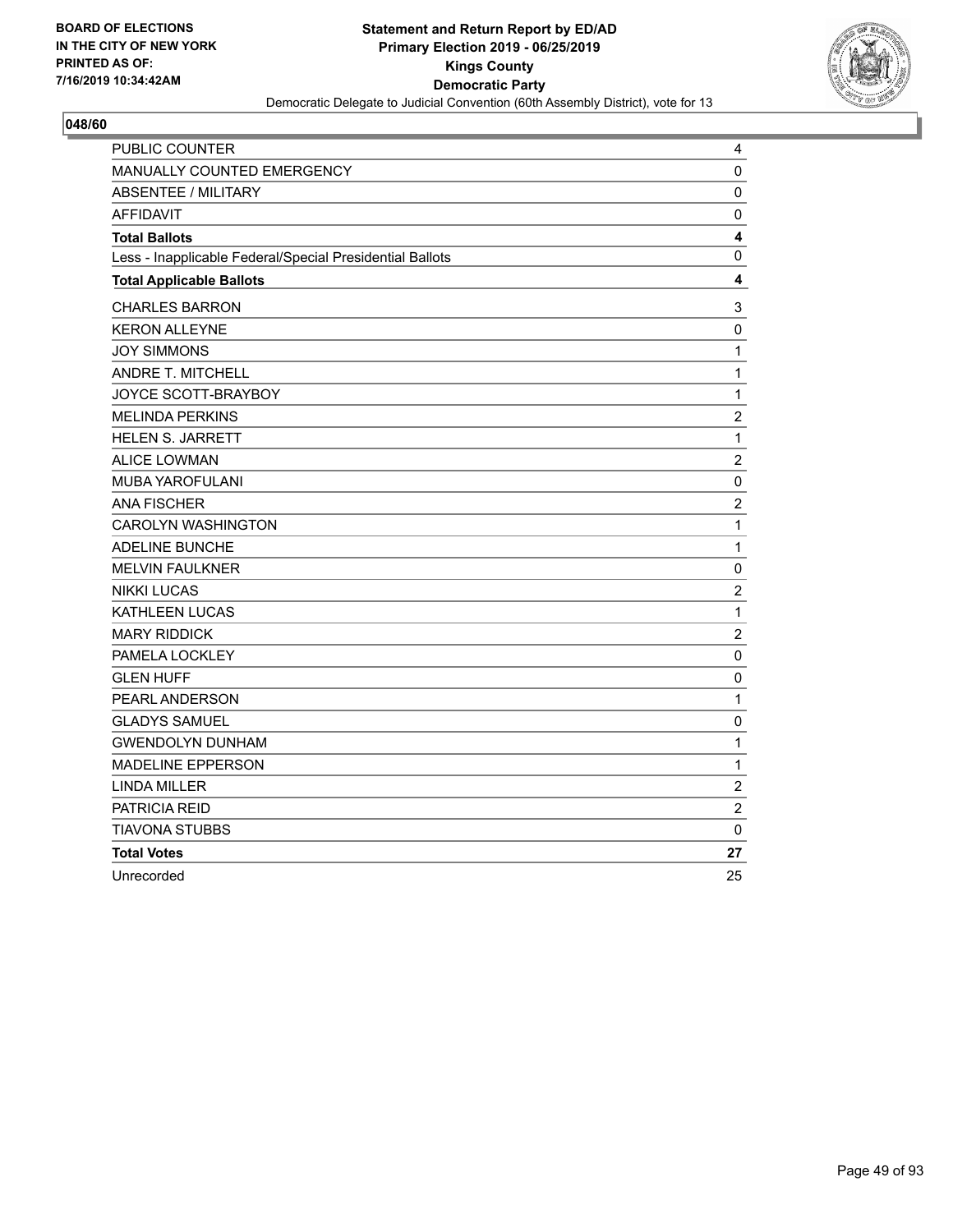BOARD OF ELECTIONS
IN THE CITY OF NEW YORK
PRINTED AS OF:
7/16/2019 10:34:42AM

**Statement and Return Report by ED/AD**
**Primary Election 2019 - 06/25/2019**
**Kings County**
**Democratic Party**
Democratic Delegate to Judicial Convention (60th Assembly District), vote for 13

**048/60**

| | |
|---|---|
| PUBLIC COUNTER | 4 |
| MANUALLY COUNTED EMERGENCY | 0 |
| ABSENTEE / MILITARY | 0 |
| AFFIDAVIT | 0 |
| **Total Ballots** | **4** |
| Less - Inapplicable Federal/Special Presidential Ballots | 0 |
| **Total Applicable Ballots** | **4** |
| CHARLES BARRON | 3 |
| KERON ALLEYNE | 0 |
| JOY SIMMONS | 1 |
| ANDRE T. MITCHELL | 1 |
| JOYCE SCOTT-BRAYBOY | 1 |
| MELINDA PERKINS | 2 |
| HELEN S. JARRETT | 1 |
| ALICE LOWMAN | 2 |
| MUBA YAROFULANI | 0 |
| ANA FISCHER | 2 |
| CAROLYN WASHINGTON | 1 |
| ADELINE BUNCHE | 1 |
| MELVIN FAULKNER | 0 |
| NIKKI LUCAS | 2 |
| KATHLEEN LUCAS | 1 |
| MARY RIDDICK | 2 |
| PAMELA LOCKLEY | 0 |
| GLEN HUFF | 0 |
| PEARL ANDERSON | 1 |
| GLADYS SAMUEL | 0 |
| GWENDOLYN DUNHAM | 1 |
| MADELINE EPPERSON | 1 |
| LINDA MILLER | 2 |
| PATRICIA REID | 2 |
| TIAVONA STUBBS | 0 |
| **Total Votes** | **27** |
| Unrecorded | 25 |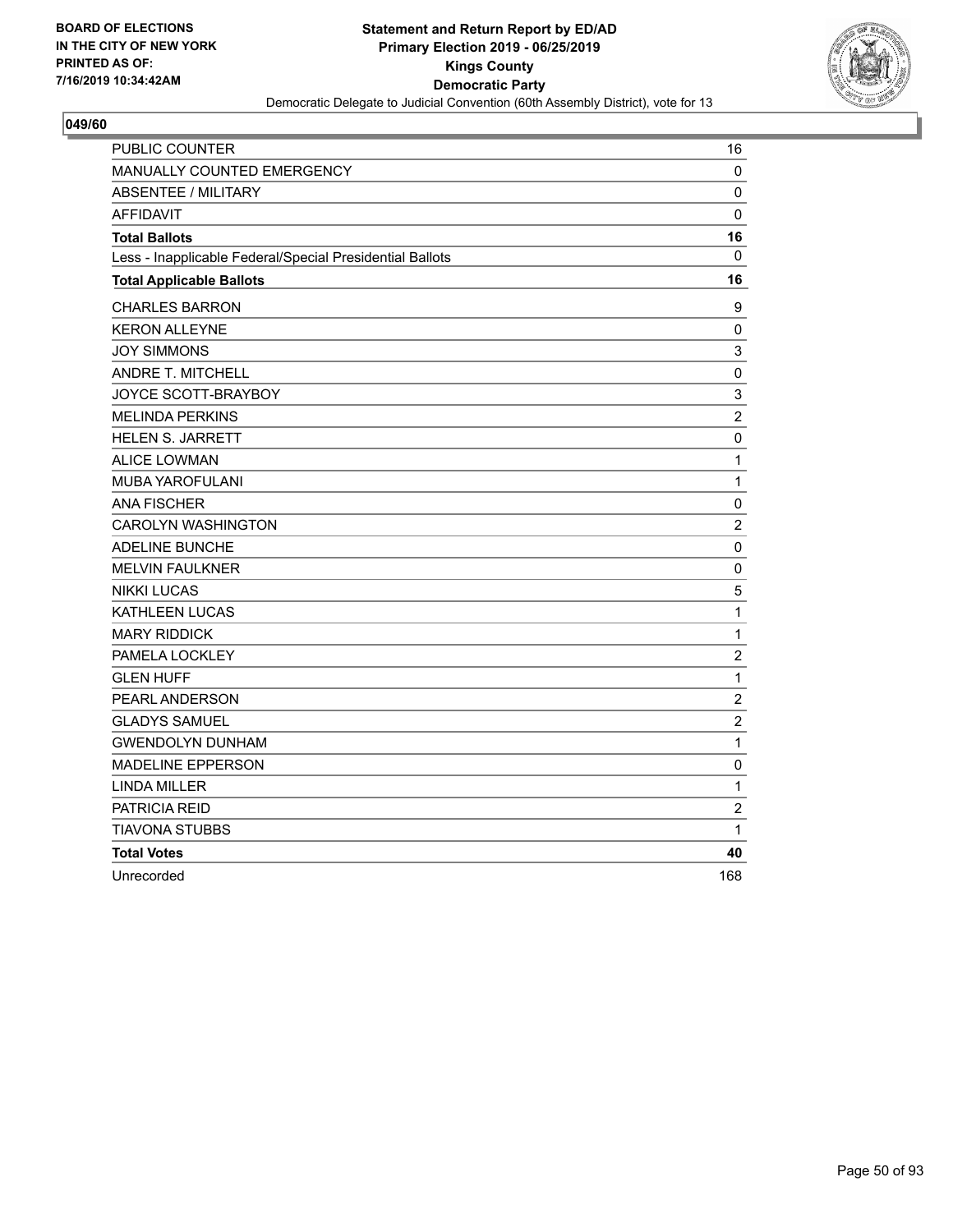BOARD OF ELECTIONS
IN THE CITY OF NEW YORK
PRINTED AS OF:
7/16/2019 10:34:42AM

**Statement and Return Report by ED/AD**
**Primary Election 2019 - 06/25/2019**
**Kings County**
**Democratic Party**
Democratic Delegate to Judicial Convention (60th Assembly District), vote for 13

**049/60**

| | |
|---|---|
| PUBLIC COUNTER | 16 |
| MANUALLY COUNTED EMERGENCY | 0 |
| ABSENTEE / MILITARY | 0 |
| AFFIDAVIT | 0 |
| **Total Ballots** | **16** |
| Less - Inapplicable Federal/Special Presidential Ballots | 0 |
| **Total Applicable Ballots** | **16** |
| CHARLES BARRON | 9 |
| KERON ALLEYNE | 0 |
| JOY SIMMONS | 3 |
| ANDRE T. MITCHELL | 0 |
| JOYCE SCOTT-BRAYBOY | 3 |
| MELINDA PERKINS | 2 |
| HELEN S. JARRETT | 0 |
| ALICE LOWMAN | 1 |
| MUBA YAROFULANI | 1 |
| ANA FISCHER | 0 |
| CAROLYN WASHINGTON | 2 |
| ADELINE BUNCHE | 0 |
| MELVIN FAULKNER | 0 |
| NIKKI LUCAS | 5 |
| KATHLEEN LUCAS | 1 |
| MARY RIDDICK | 1 |
| PAMELA LOCKLEY | 2 |
| GLEN HUFF | 1 |
| PEARL ANDERSON | 2 |
| GLADYS SAMUEL | 2 |
| GWENDOLYN DUNHAM | 1 |
| MADELINE EPPERSON | 0 |
| LINDA MILLER | 1 |
| PATRICIA REID | 2 |
| TIAVONA STUBBS | 1 |
| **Total Votes** | **40** |
| Unrecorded | 168 |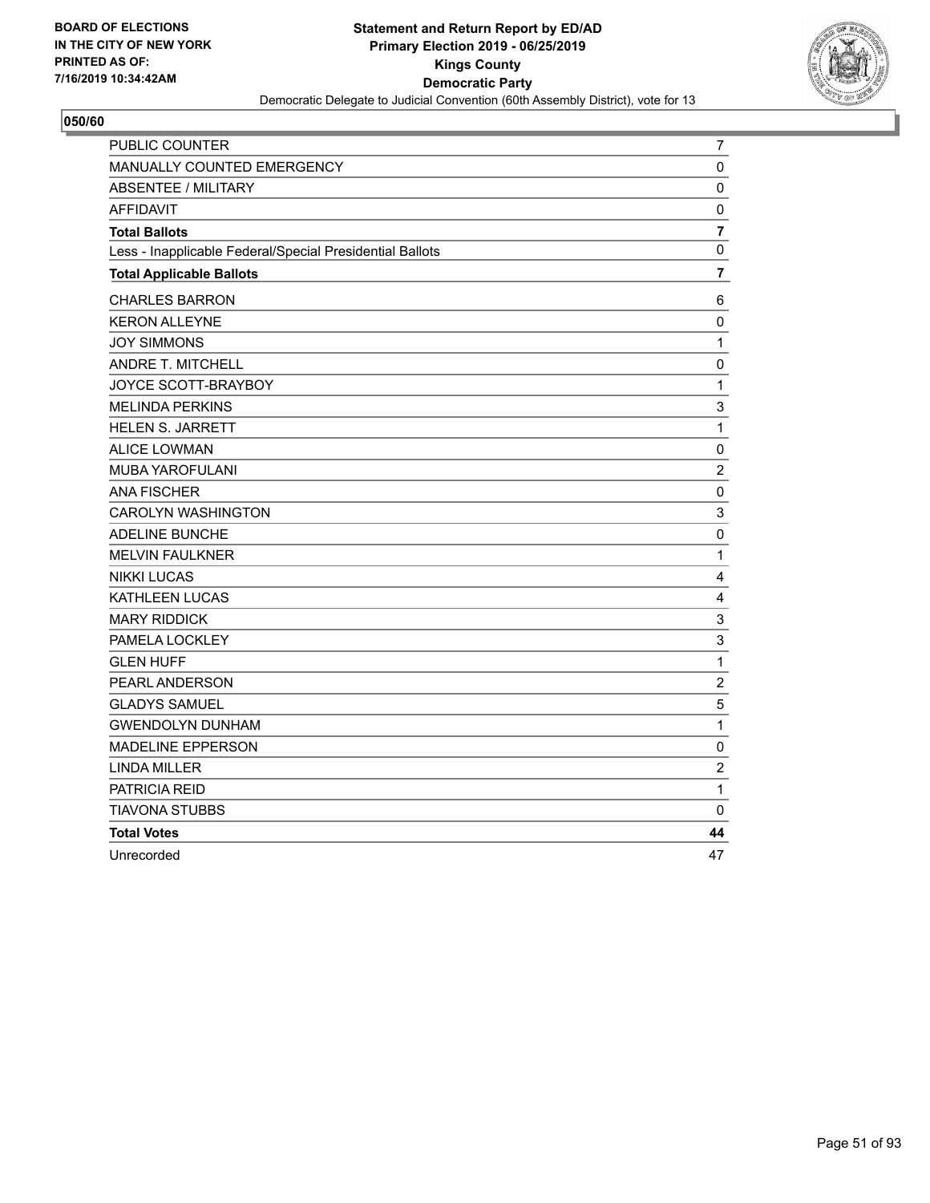BOARD OF ELECTIONS
IN THE CITY OF NEW YORK
PRINTED AS OF:
7/16/2019 10:34:42AM

**Statement and Return Report by ED/AD**
**Primary Election 2019 - 06/25/2019**
**Kings County**
**Democratic Party**
Democratic Delegate to Judicial Convention (60th Assembly District), vote for 13

**050/60**

| | |
|---|---|
| PUBLIC COUNTER | 7 |
| MANUALLY COUNTED EMERGENCY | 0 |
| ABSENTEE / MILITARY | 0 |
| AFFIDAVIT | 0 |
| **Total Ballots** | **7** |
| Less - Inapplicable Federal/Special Presidential Ballots | 0 |
| **Total Applicable Ballots** | **7** |
| CHARLES BARRON | 6 |
| KERON ALLEYNE | 0 |
| JOY SIMMONS | 1 |
| ANDRE T. MITCHELL | 0 |
| JOYCE SCOTT-BRAYBOY | 1 |
| MELINDA PERKINS | 3 |
| HELEN S. JARRETT | 1 |
| ALICE LOWMAN | 0 |
| MUBA YAROFULANI | 2 |
| ANA FISCHER | 0 |
| CAROLYN WASHINGTON | 3 |
| ADELINE BUNCHE | 0 |
| MELVIN FAULKNER | 1 |
| NIKKI LUCAS | 4 |
| KATHLEEN LUCAS | 4 |
| MARY RIDDICK | 3 |
| PAMELA LOCKLEY | 3 |
| GLEN HUFF | 1 |
| PEARL ANDERSON | 2 |
| GLADYS SAMUEL | 5 |
| GWENDOLYN DUNHAM | 1 |
| MADELINE EPPERSON | 0 |
| LINDA MILLER | 2 |
| PATRICIA REID | 1 |
| TIAVONA STUBBS | 0 |
| **Total Votes** | **44** |
| Unrecorded | 47 |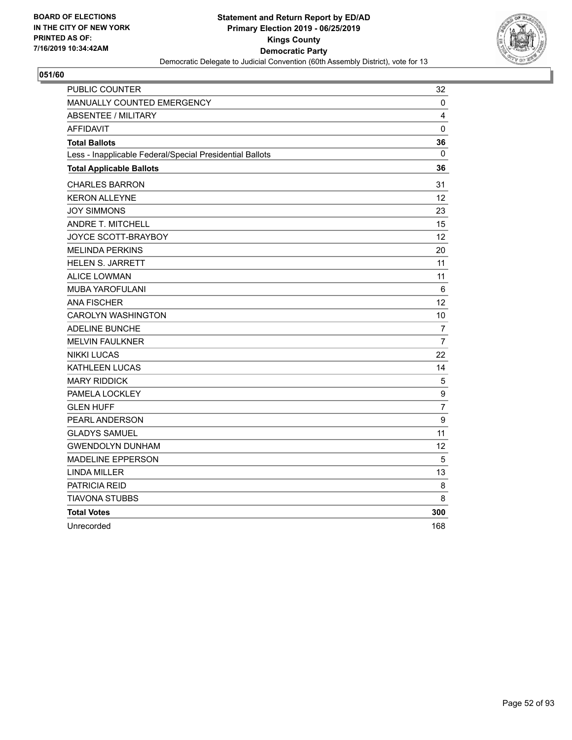BOARD OF ELECTIONS
IN THE CITY OF NEW YORK
PRINTED AS OF:
7/16/2019 10:34:42AM

**Statement and Return Report by ED/AD**
**Primary Election 2019 - 06/25/2019**
**Kings County**
**Democratic Party**
Democratic Delegate to Judicial Convention (60th Assembly District), vote for 13

## 051/60

| | |
|---|---|
| PUBLIC COUNTER | 32 |
| MANUALLY COUNTED EMERGENCY | 0 |
| ABSENTEE / MILITARY | 4 |
| AFFIDAVIT | 0 |
| **Total Ballots** | **36** |
| Less - Inapplicable Federal/Special Presidential Ballots | 0 |
| **Total Applicable Ballots** | **36** |
| CHARLES BARRON | 31 |
| KERON ALLEYNE | 12 |
| JOY SIMMONS | 23 |
| ANDRE T. MITCHELL | 15 |
| JOYCE SCOTT-BRAYBOY | 12 |
| MELINDA PERKINS | 20 |
| HELEN S. JARRETT | 11 |
| ALICE LOWMAN | 11 |
| MUBA YAROFULANI | 6 |
| ANA FISCHER | 12 |
| CAROLYN WASHINGTON | 10 |
| ADELINE BUNCHE | 7 |
| MELVIN FAULKNER | 7 |
| NIKKI LUCAS | 22 |
| KATHLEEN LUCAS | 14 |
| MARY RIDDICK | 5 |
| PAMELA LOCKLEY | 9 |
| GLEN HUFF | 7 |
| PEARL ANDERSON | 9 |
| GLADYS SAMUEL | 11 |
| GWENDOLYN DUNHAM | 12 |
| MADELINE EPPERSON | 5 |
| LINDA MILLER | 13 |
| PATRICIA REID | 8 |
| TIAVONA STUBBS | 8 |
| **Total Votes** | **300** |
| Unrecorded | 168 |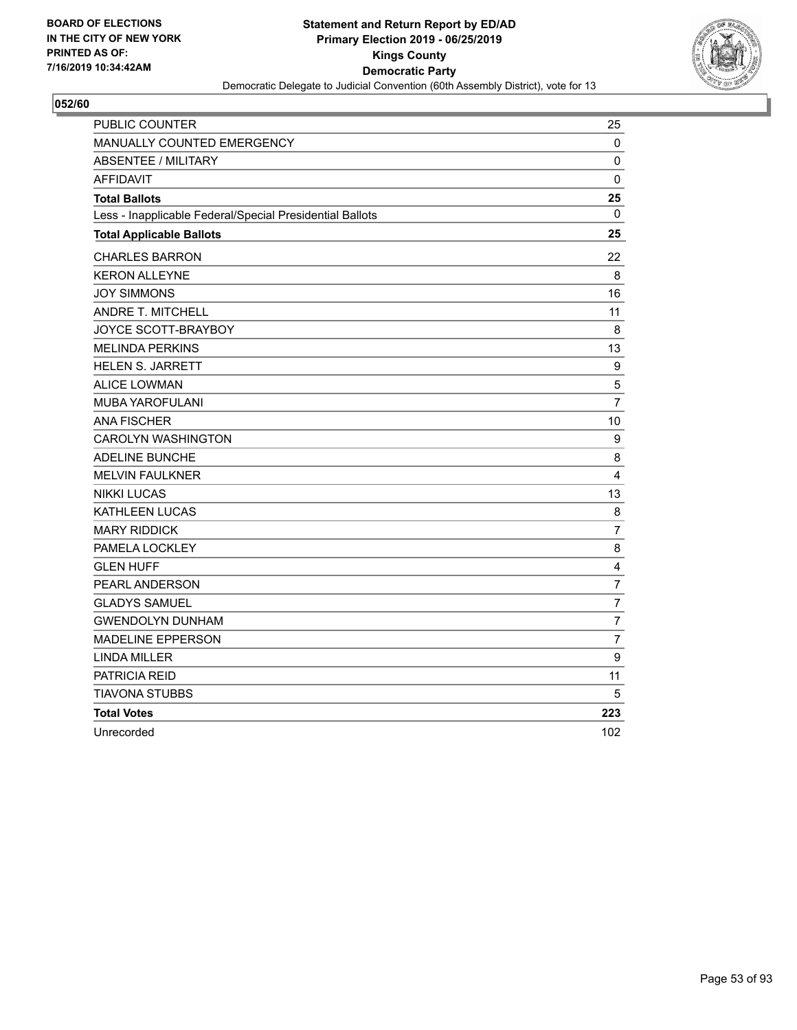BOARD OF ELECTIONS
IN THE CITY OF NEW YORK
PRINTED AS OF:
7/16/2019 10:34:42AM

**Statement and Return Report by ED/AD**
**Primary Election 2019 - 06/25/2019**
**Kings County**
**Democratic Party**
Democratic Delegate to Judicial Convention (60th Assembly District), vote for 13

**052/60**

| | |
|---|---|
| PUBLIC COUNTER | 25 |
| MANUALLY COUNTED EMERGENCY | 0 |
| ABSENTEE / MILITARY | 0 |
| AFFIDAVIT | 0 |
| **Total Ballots** | **25** |
| Less - Inapplicable Federal/Special Presidential Ballots | 0 |
| **Total Applicable Ballots** | **25** |
| CHARLES BARRON | 22 |
| KERON ALLEYNE | 8 |
| JOY SIMMONS | 16 |
| ANDRE T. MITCHELL | 11 |
| JOYCE SCOTT-BRAYBOY | 8 |
| MELINDA PERKINS | 13 |
| HELEN S. JARRETT | 9 |
| ALICE LOWMAN | 5 |
| MUBA YAROFULANI | 7 |
| ANA FISCHER | 10 |
| CAROLYN WASHINGTON | 9 |
| ADELINE BUNCHE | 8 |
| MELVIN FAULKNER | 4 |
| NIKKI LUCAS | 13 |
| KATHLEEN LUCAS | 8 |
| MARY RIDDICK | 7 |
| PAMELA LOCKLEY | 8 |
| GLEN HUFF | 4 |
| PEARL ANDERSON | 7 |
| GLADYS SAMUEL | 7 |
| GWENDOLYN DUNHAM | 7 |
| MADELINE EPPERSON | 7 |
| LINDA MILLER | 9 |
| PATRICIA REID | 11 |
| TIAVONA STUBBS | 5 |
| **Total Votes** | **223** |
| Unrecorded | 102 |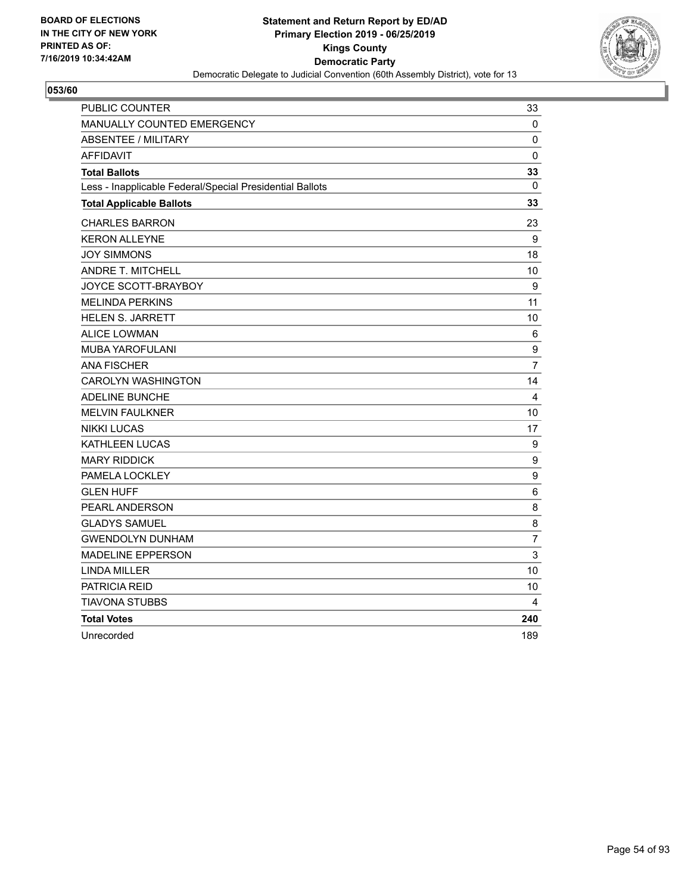BOARD OF ELECTIONS
IN THE CITY OF NEW YORK
PRINTED AS OF:
7/16/2019 10:34:42AM

**Statement and Return Report by ED/AD**
**Primary Election 2019 - 06/25/2019**
**Kings County**
**Democratic Party**
Democratic Delegate to Judicial Convention (60th Assembly District), vote for 13

**053/60**

| | |
|---|---|
| PUBLIC COUNTER | 33 |
| MANUALLY COUNTED EMERGENCY | 0 |
| ABSENTEE / MILITARY | 0 |
| AFFIDAVIT | 0 |
| **Total Ballots** | **33** |
| Less - Inapplicable Federal/Special Presidential Ballots | 0 |
| **Total Applicable Ballots** | **33** |
| CHARLES BARRON | 23 |
| KERON ALLEYNE | 9 |
| JOY SIMMONS | 18 |
| ANDRE T. MITCHELL | 10 |
| JOYCE SCOTT-BRAYBOY | 9 |
| MELINDA PERKINS | 11 |
| HELEN S. JARRETT | 10 |
| ALICE LOWMAN | 6 |
| MUBA YAROFULANI | 9 |
| ANA FISCHER | 7 |
| CAROLYN WASHINGTON | 14 |
| ADELINE BUNCHE | 4 |
| MELVIN FAULKNER | 10 |
| NIKKI LUCAS | 17 |
| KATHLEEN LUCAS | 9 |
| MARY RIDDICK | 9 |
| PAMELA LOCKLEY | 9 |
| GLEN HUFF | 6 |
| PEARL ANDERSON | 8 |
| GLADYS SAMUEL | 8 |
| GWENDOLYN DUNHAM | 7 |
| MADELINE EPPERSON | 3 |
| LINDA MILLER | 10 |
| PATRICIA REID | 10 |
| TIAVONA STUBBS | 4 |
| **Total Votes** | **240** |
| Unrecorded | 189 |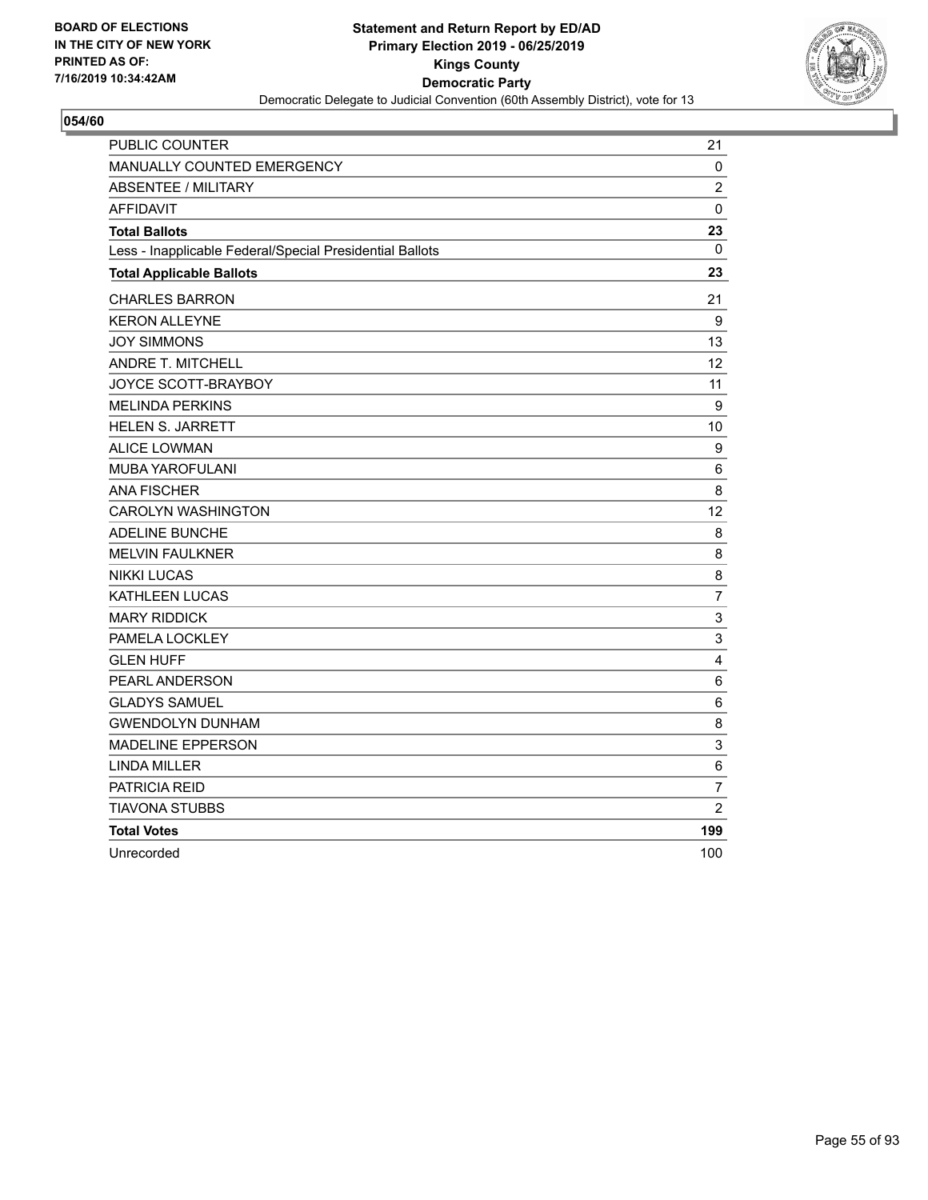BOARD OF ELECTIONS
IN THE CITY OF NEW YORK
PRINTED AS OF:
7/16/2019 10:34:42AM

**Statement and Return Report by ED/AD**
**Primary Election 2019 - 06/25/2019**
**Kings County**
**Democratic Party**
Democratic Delegate to Judicial Convention (60th Assembly District), vote for 13

**054/60**

| | |
|---|---|
| PUBLIC COUNTER | 21 |
| MANUALLY COUNTED EMERGENCY | 0 |
| ABSENTEE / MILITARY | 2 |
| AFFIDAVIT | 0 |
| **Total Ballots** | **23** |
| Less - Inapplicable Federal/Special Presidential Ballots | 0 |
| **Total Applicable Ballots** | **23** |
| CHARLES BARRON | 21 |
| KERON ALLEYNE | 9 |
| JOY SIMMONS | 13 |
| ANDRE T. MITCHELL | 12 |
| JOYCE SCOTT-BRAYBOY | 11 |
| MELINDA PERKINS | 9 |
| HELEN S. JARRETT | 10 |
| ALICE LOWMAN | 9 |
| MUBA YAROFULANI | 6 |
| ANA FISCHER | 8 |
| CAROLYN WASHINGTON | 12 |
| ADELINE BUNCHE | 8 |
| MELVIN FAULKNER | 8 |
| NIKKI LUCAS | 8 |
| KATHLEEN LUCAS | 7 |
| MARY RIDDICK | 3 |
| PAMELA LOCKLEY | 3 |
| GLEN HUFF | 4 |
| PEARL ANDERSON | 6 |
| GLADYS SAMUEL | 6 |
| GWENDOLYN DUNHAM | 8 |
| MADELINE EPPERSON | 3 |
| LINDA MILLER | 6 |
| PATRICIA REID | 7 |
| TIAVONA STUBBS | 2 |
| **Total Votes** | **199** |
| Unrecorded | 100 |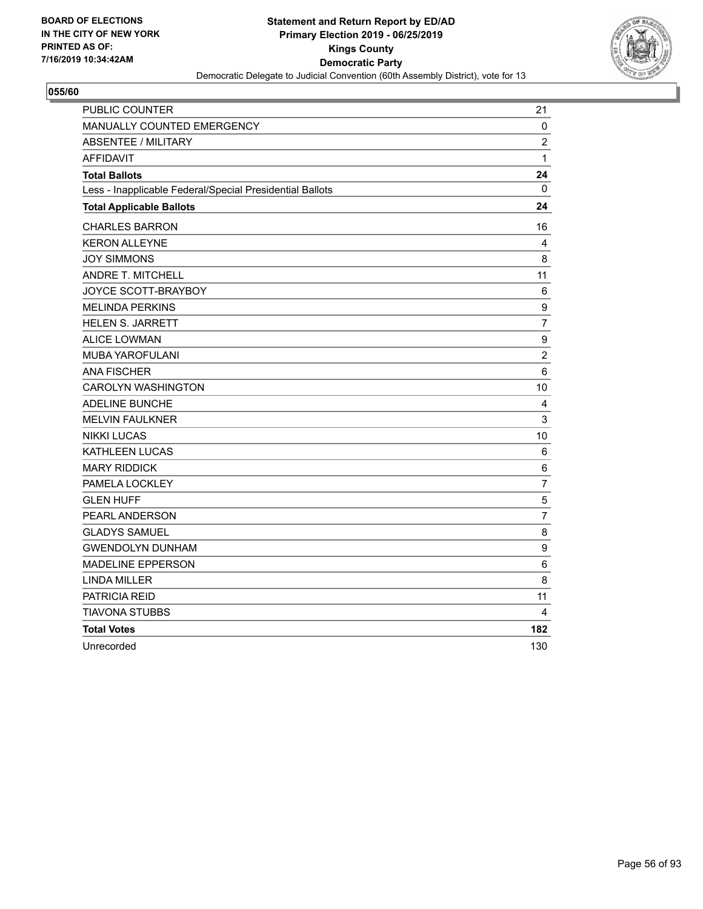BOARD OF ELECTIONS
IN THE CITY OF NEW YORK
PRINTED AS OF:
7/16/2019 10:34:42AM

**Statement and Return Report by ED/AD**
**Primary Election 2019 - 06/25/2019**
**Kings County**
**Democratic Party**
Democratic Delegate to Judicial Convention (60th Assembly District), vote for 13

**055/60**

| | |
|---|---|
| PUBLIC COUNTER | 21 |
| MANUALLY COUNTED EMERGENCY | 0 |
| ABSENTEE / MILITARY | 2 |
| AFFIDAVIT | 1 |
| **Total Ballots** | **24** |
| Less - Inapplicable Federal/Special Presidential Ballots | 0 |
| **Total Applicable Ballots** | **24** |
| CHARLES BARRON | 16 |
| KERON ALLEYNE | 4 |
| JOY SIMMONS | 8 |
| ANDRE T. MITCHELL | 11 |
| JOYCE SCOTT-BRAYBOY | 6 |
| MELINDA PERKINS | 9 |
| HELEN S. JARRETT | 7 |
| ALICE LOWMAN | 9 |
| MUBA YAROFULANI | 2 |
| ANA FISCHER | 6 |
| CAROLYN WASHINGTON | 10 |
| ADELINE BUNCHE | 4 |
| MELVIN FAULKNER | 3 |
| NIKKI LUCAS | 10 |
| KATHLEEN LUCAS | 6 |
| MARY RIDDICK | 6 |
| PAMELA LOCKLEY | 7 |
| GLEN HUFF | 5 |
| PEARL ANDERSON | 7 |
| GLADYS SAMUEL | 8 |
| GWENDOLYN DUNHAM | 9 |
| MADELINE EPPERSON | 6 |
| LINDA MILLER | 8 |
| PATRICIA REID | 11 |
| TIAVONA STUBBS | 4 |
| **Total Votes** | **182** |
| Unrecorded | 130 |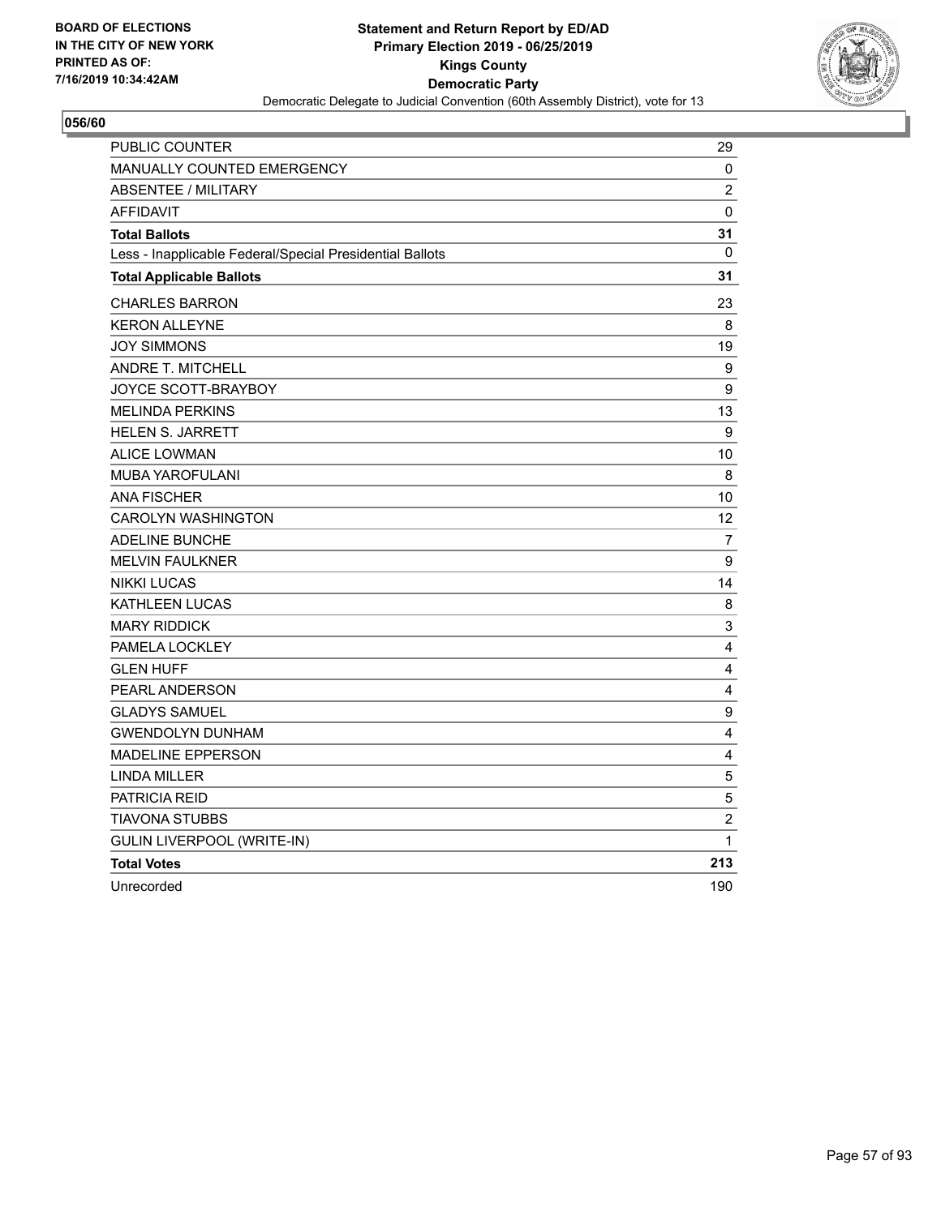BOARD OF ELECTIONS
IN THE CITY OF NEW YORK
PRINTED AS OF:
7/16/2019 10:34:42AM

**Statement and Return Report by ED/AD**
**Primary Election 2019 - 06/25/2019**
**Kings County**
**Democratic Party**
Democratic Delegate to Judicial Convention (60th Assembly District), vote for 13

## 056/60

| | |
|---|---|
| PUBLIC COUNTER | 29 |
| MANUALLY COUNTED EMERGENCY | 0 |
| ABSENTEE / MILITARY | 2 |
| AFFIDAVIT | 0 |
| **Total Ballots** | **31** |
| Less - Inapplicable Federal/Special Presidential Ballots | 0 |
| **Total Applicable Ballots** | **31** |
| CHARLES BARRON | 23 |
| KERON ALLEYNE | 8 |
| JOY SIMMONS | 19 |
| ANDRE T. MITCHELL | 9 |
| JOYCE SCOTT-BRAYBOY | 9 |
| MELINDA PERKINS | 13 |
| HELEN S. JARRETT | 9 |
| ALICE LOWMAN | 10 |
| MUBA YAROFULANI | 8 |
| ANA FISCHER | 10 |
| CAROLYN WASHINGTON | 12 |
| ADELINE BUNCHE | 7 |
| MELVIN FAULKNER | 9 |
| NIKKI LUCAS | 14 |
| KATHLEEN LUCAS | 8 |
| MARY RIDDICK | 3 |
| PAMELA LOCKLEY | 4 |
| GLEN HUFF | 4 |
| PEARL ANDERSON | 4 |
| GLADYS SAMUEL | 9 |
| GWENDOLYN DUNHAM | 4 |
| MADELINE EPPERSON | 4 |
| LINDA MILLER | 5 |
| PATRICIA REID | 5 |
| TIAVONA STUBBS | 2 |
| GULIN LIVERPOOL (WRITE-IN) | 1 |
| **Total Votes** | **213** |
| Unrecorded | 190 |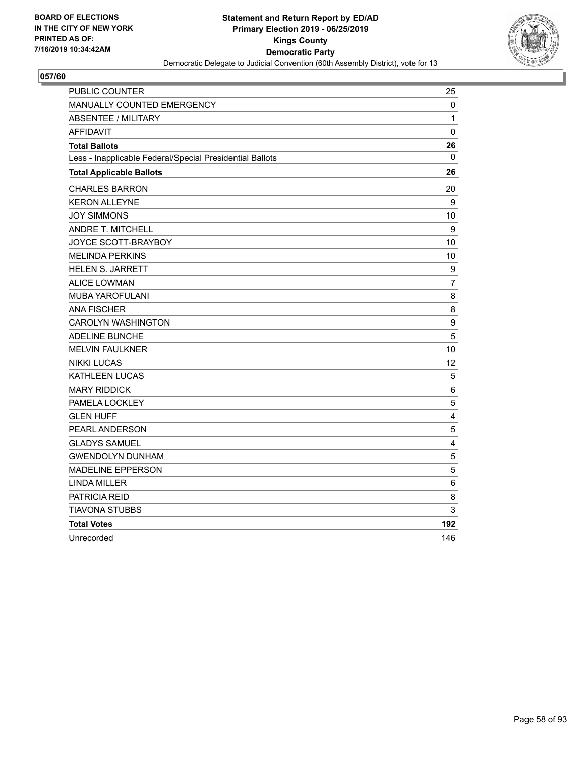BOARD OF ELECTIONS
IN THE CITY OF NEW YORK
PRINTED AS OF:
7/16/2019 10:34:42AM

**Statement and Return Report by ED/AD**
**Primary Election 2019 - 06/25/2019**
**Kings County**
**Democratic Party**
Democratic Delegate to Judicial Convention (60th Assembly District), vote for 13

**057/60**

| | |
|---|---|
| PUBLIC COUNTER | 25 |
| MANUALLY COUNTED EMERGENCY | 0 |
| ABSENTEE / MILITARY | 1 |
| AFFIDAVIT | 0 |
| **Total Ballots** | **26** |
| Less - Inapplicable Federal/Special Presidential Ballots | 0 |
| **Total Applicable Ballots** | **26** |
| CHARLES BARRON | 20 |
| KERON ALLEYNE | 9 |
| JOY SIMMONS | 10 |
| ANDRE T. MITCHELL | 9 |
| JOYCE SCOTT-BRAYBOY | 10 |
| MELINDA PERKINS | 10 |
| HELEN S. JARRETT | 9 |
| ALICE LOWMAN | 7 |
| MUBA YAROFULANI | 8 |
| ANA FISCHER | 8 |
| CAROLYN WASHINGTON | 9 |
| ADELINE BUNCHE | 5 |
| MELVIN FAULKNER | 10 |
| NIKKI LUCAS | 12 |
| KATHLEEN LUCAS | 5 |
| MARY RIDDICK | 6 |
| PAMELA LOCKLEY | 5 |
| GLEN HUFF | 4 |
| PEARL ANDERSON | 5 |
| GLADYS SAMUEL | 4 |
| GWENDOLYN DUNHAM | 5 |
| MADELINE EPPERSON | 5 |
| LINDA MILLER | 6 |
| PATRICIA REID | 8 |
| TIAVONA STUBBS | 3 |
| **Total Votes** | **192** |
| Unrecorded | 146 |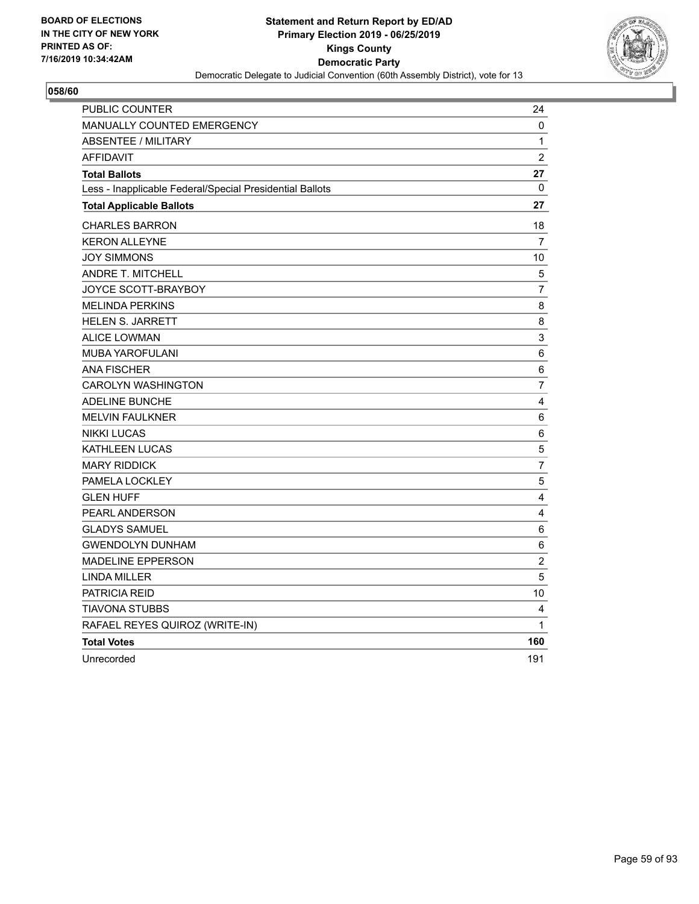BOARD OF ELECTIONS
IN THE CITY OF NEW YORK
PRINTED AS OF:
7/16/2019 10:34:42AM

**Statement and Return Report by ED/AD**
**Primary Election 2019 - 06/25/2019**
**Kings County**
**Democratic Party**
Democratic Delegate to Judicial Convention (60th Assembly District), vote for 13

**058/60**

| | |
|---|---|
| PUBLIC COUNTER | 24 |
| MANUALLY COUNTED EMERGENCY | 0 |
| ABSENTEE / MILITARY | 1 |
| AFFIDAVIT | 2 |
| **Total Ballots** | **27** |
| Less - Inapplicable Federal/Special Presidential Ballots | 0 |
| **Total Applicable Ballots** | **27** |
| CHARLES BARRON | 18 |
| KERON ALLEYNE | 7 |
| JOY SIMMONS | 10 |
| ANDRE T. MITCHELL | 5 |
| JOYCE SCOTT-BRAYBOY | 7 |
| MELINDA PERKINS | 8 |
| HELEN S. JARRETT | 8 |
| ALICE LOWMAN | 3 |
| MUBA YAROFULANI | 6 |
| ANA FISCHER | 6 |
| CAROLYN WASHINGTON | 7 |
| ADELINE BUNCHE | 4 |
| MELVIN FAULKNER | 6 |
| NIKKI LUCAS | 6 |
| KATHLEEN LUCAS | 5 |
| MARY RIDDICK | 7 |
| PAMELA LOCKLEY | 5 |
| GLEN HUFF | 4 |
| PEARL ANDERSON | 4 |
| GLADYS SAMUEL | 6 |
| GWENDOLYN DUNHAM | 6 |
| MADELINE EPPERSON | 2 |
| LINDA MILLER | 5 |
| PATRICIA REID | 10 |
| TIAVONA STUBBS | 4 |
| RAFAEL REYES QUIROZ (WRITE-IN) | 1 |
| **Total Votes** | **160** |
| Unrecorded | 191 |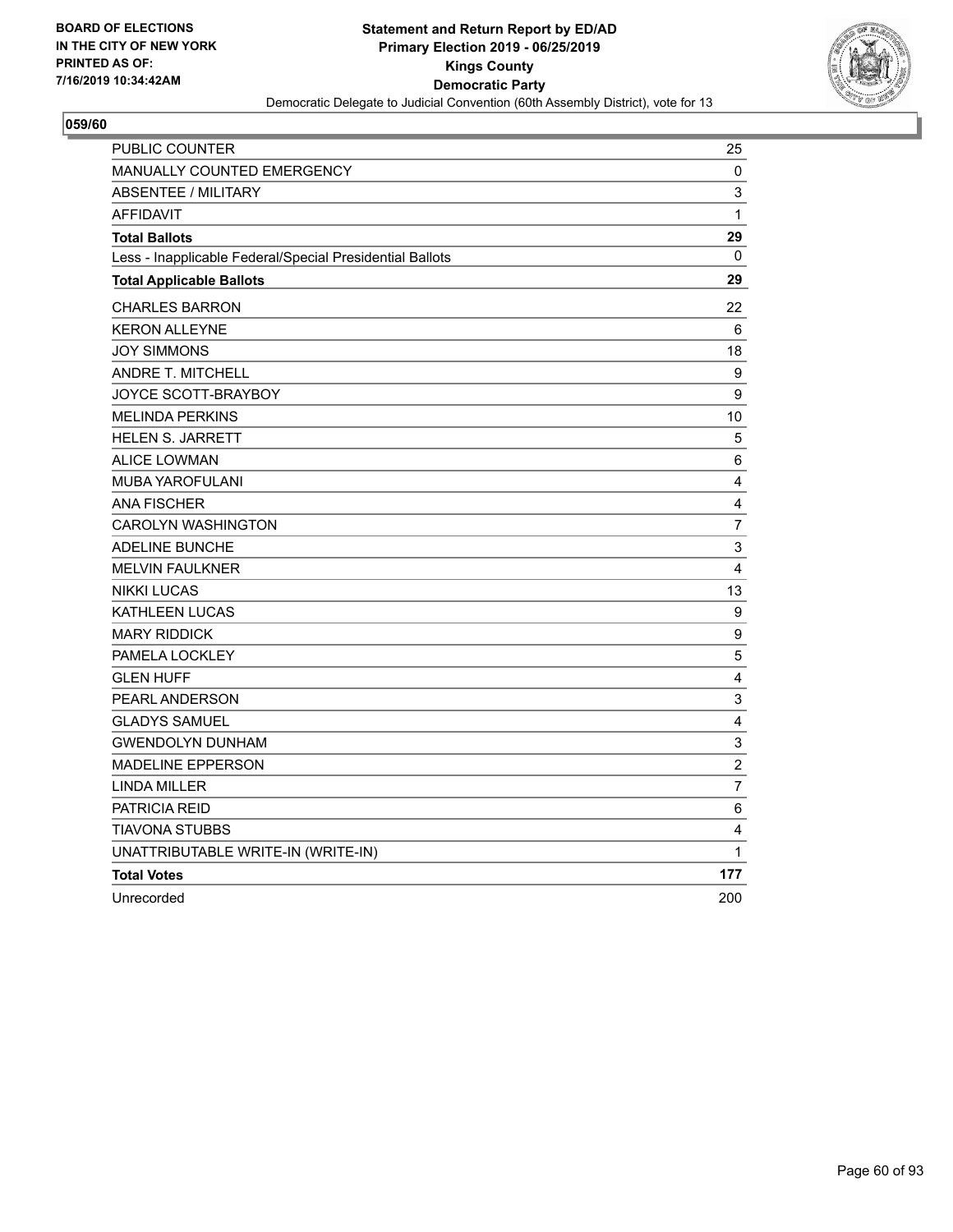BOARD OF ELECTIONS
IN THE CITY OF NEW YORK
PRINTED AS OF:
7/16/2019 10:34:42AM

**Statement and Return Report by ED/AD**
**Primary Election 2019 - 06/25/2019**
**Kings County**
**Democratic Party**
Democratic Delegate to Judicial Convention (60th Assembly District), vote for 13

**059/60**

| | |
|---|---|
| PUBLIC COUNTER | 25 |
| MANUALLY COUNTED EMERGENCY | 0 |
| ABSENTEE / MILITARY | 3 |
| AFFIDAVIT | 1 |
| **Total Ballots** | **29** |
| Less - Inapplicable Federal/Special Presidential Ballots | 0 |
| **Total Applicable Ballots** | **29** |
| CHARLES BARRON | 22 |
| KERON ALLEYNE | 6 |
| JOY SIMMONS | 18 |
| ANDRE T. MITCHELL | 9 |
| JOYCE SCOTT-BRAYBOY | 9 |
| MELINDA PERKINS | 10 |
| HELEN S. JARRETT | 5 |
| ALICE LOWMAN | 6 |
| MUBA YAROFULANI | 4 |
| ANA FISCHER | 4 |
| CAROLYN WASHINGTON | 7 |
| ADELINE BUNCHE | 3 |
| MELVIN FAULKNER | 4 |
| NIKKI LUCAS | 13 |
| KATHLEEN LUCAS | 9 |
| MARY RIDDICK | 9 |
| PAMELA LOCKLEY | 5 |
| GLEN HUFF | 4 |
| PEARL ANDERSON | 3 |
| GLADYS SAMUEL | 4 |
| GWENDOLYN DUNHAM | 3 |
| MADELINE EPPERSON | 2 |
| LINDA MILLER | 7 |
| PATRICIA REID | 6 |
| TIAVONA STUBBS | 4 |
| UNATTRIBUTABLE WRITE-IN (WRITE-IN) | 1 |
| **Total Votes** | **177** |
| Unrecorded | 200 |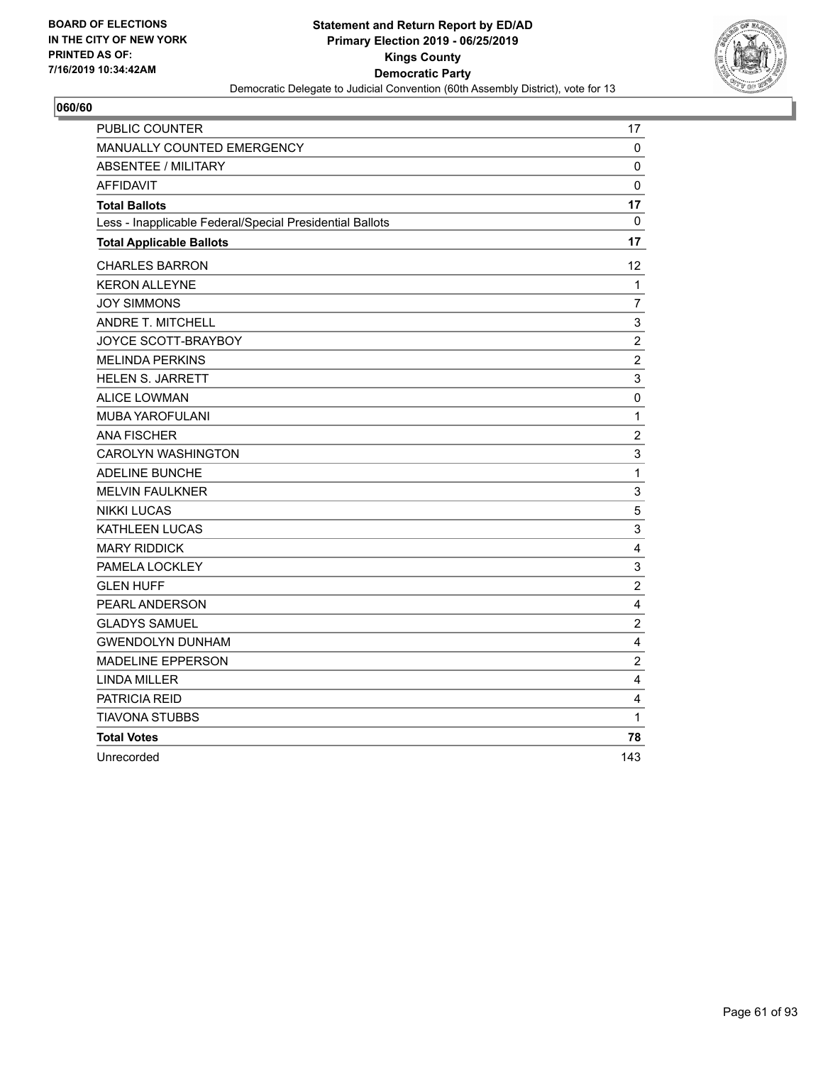BOARD OF ELECTIONS
IN THE CITY OF NEW YORK
PRINTED AS OF:
7/16/2019 10:34:42AM

**Statement and Return Report by ED/AD**
**Primary Election 2019 - 06/25/2019**
**Kings County**
**Democratic Party**
Democratic Delegate to Judicial Convention (60th Assembly District), vote for 13

**060/60**

| | |
|---|---|
| PUBLIC COUNTER | 17 |
| MANUALLY COUNTED EMERGENCY | 0 |
| ABSENTEE / MILITARY | 0 |
| AFFIDAVIT | 0 |
| **Total Ballots** | **17** |
| Less - Inapplicable Federal/Special Presidential Ballots | 0 |
| **Total Applicable Ballots** | **17** |
| CHARLES BARRON | 12 |
| KERON ALLEYNE | 1 |
| JOY SIMMONS | 7 |
| ANDRE T. MITCHELL | 3 |
| JOYCE SCOTT-BRAYBOY | 2 |
| MELINDA PERKINS | 2 |
| HELEN S. JARRETT | 3 |
| ALICE LOWMAN | 0 |
| MUBA YAROFULANI | 1 |
| ANA FISCHER | 2 |
| CAROLYN WASHINGTON | 3 |
| ADELINE BUNCHE | 1 |
| MELVIN FAULKNER | 3 |
| NIKKI LUCAS | 5 |
| KATHLEEN LUCAS | 3 |
| MARY RIDDICK | 4 |
| PAMELA LOCKLEY | 3 |
| GLEN HUFF | 2 |
| PEARL ANDERSON | 4 |
| GLADYS SAMUEL | 2 |
| GWENDOLYN DUNHAM | 4 |
| MADELINE EPPERSON | 2 |
| LINDA MILLER | 4 |
| PATRICIA REID | 4 |
| TIAVONA STUBBS | 1 |
| **Total Votes** | **78** |
| Unrecorded | 143 |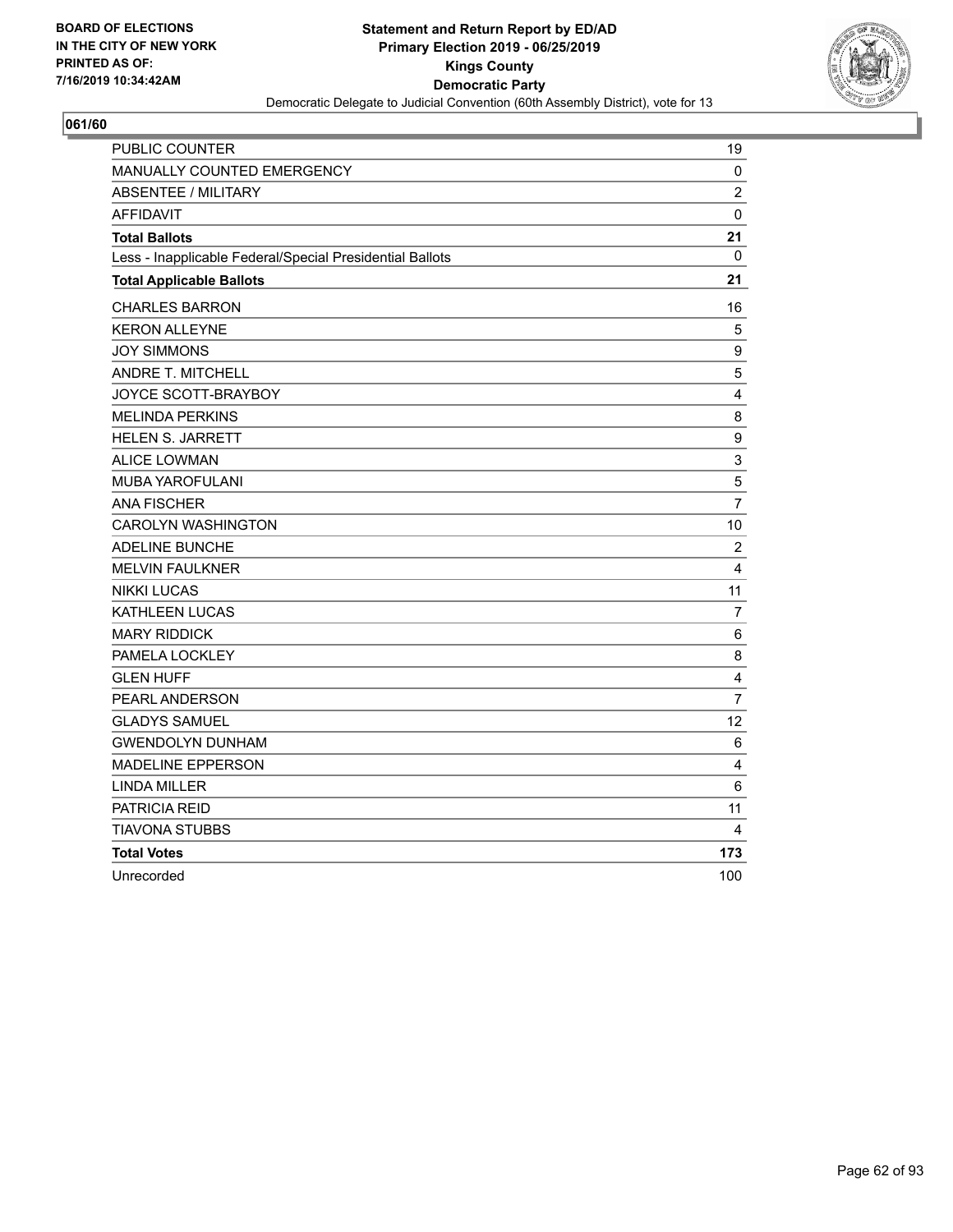**BOARD OF ELECTIONS IN THE CITY OF NEW YORK PRINTED AS OF: 7/16/2019 10:34:42AM**

**Statement and Return Report by ED/AD**
**Primary Election 2019 - 06/25/2019**
**Kings County**
**Democratic Party**
Democratic Delegate to Judicial Convention (60th Assembly District), vote for 13

## 061/60

| | |
|---|---|
| PUBLIC COUNTER | 19 |
| MANUALLY COUNTED EMERGENCY | 0 |
| ABSENTEE / MILITARY | 2 |
| AFFIDAVIT | 0 |
| **Total Ballots** | **21** |
| Less - Inapplicable Federal/Special Presidential Ballots | 0 |
| **Total Applicable Ballots** | **21** |
| CHARLES BARRON | 16 |
| KERON ALLEYNE | 5 |
| JOY SIMMONS | 9 |
| ANDRE T. MITCHELL | 5 |
| JOYCE SCOTT-BRAYBOY | 4 |
| MELINDA PERKINS | 8 |
| HELEN S. JARRETT | 9 |
| ALICE LOWMAN | 3 |
| MUBA YAROFULANI | 5 |
| ANA FISCHER | 7 |
| CAROLYN WASHINGTON | 10 |
| ADELINE BUNCHE | 2 |
| MELVIN FAULKNER | 4 |
| NIKKI LUCAS | 11 |
| KATHLEEN LUCAS | 7 |
| MARY RIDDICK | 6 |
| PAMELA LOCKLEY | 8 |
| GLEN HUFF | 4 |
| PEARL ANDERSON | 7 |
| GLADYS SAMUEL | 12 |
| GWENDOLYN DUNHAM | 6 |
| MADELINE EPPERSON | 4 |
| LINDA MILLER | 6 |
| PATRICIA REID | 11 |
| TIAVONA STUBBS | 4 |
| **Total Votes** | **173** |
| Unrecorded | 100 |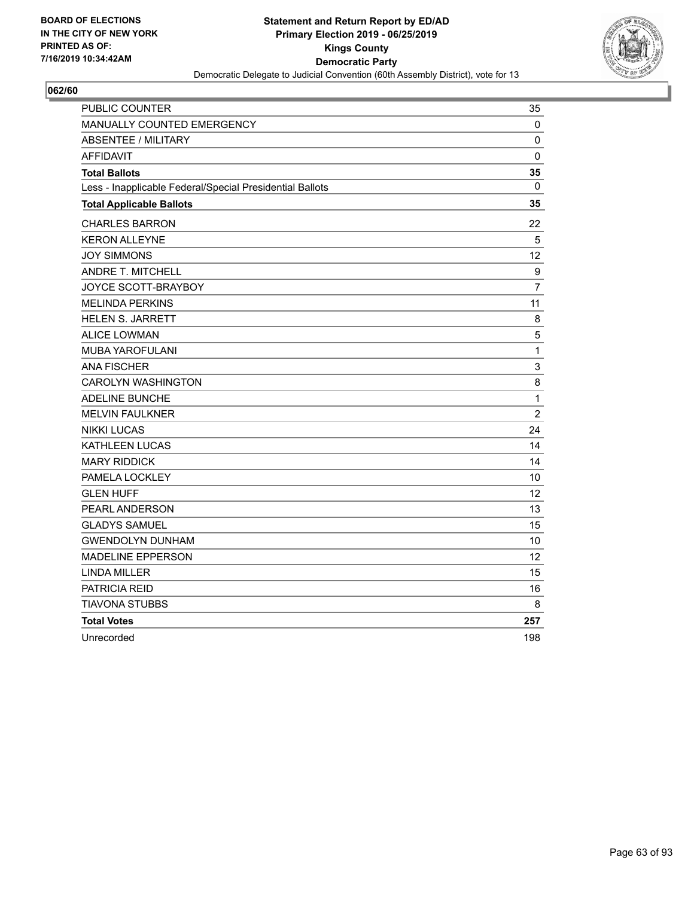BOARD OF ELECTIONS
IN THE CITY OF NEW YORK
PRINTED AS OF:
7/16/2019 10:34:42AM

**Statement and Return Report by ED/AD**
**Primary Election 2019 - 06/25/2019**
**Kings County**
**Democratic Party**
Democratic Delegate to Judicial Convention (60th Assembly District), vote for 13

**062/60**

| | |
|---|---|
| PUBLIC COUNTER | 35 |
| MANUALLY COUNTED EMERGENCY | 0 |
| ABSENTEE / MILITARY | 0 |
| AFFIDAVIT | 0 |
| **Total Ballots** | **35** |
| Less - Inapplicable Federal/Special Presidential Ballots | 0 |
| **Total Applicable Ballots** | **35** |
| CHARLES BARRON | 22 |
| KERON ALLEYNE | 5 |
| JOY SIMMONS | 12 |
| ANDRE T. MITCHELL | 9 |
| JOYCE SCOTT-BRAYBOY | 7 |
| MELINDA PERKINS | 11 |
| HELEN S. JARRETT | 8 |
| ALICE LOWMAN | 5 |
| MUBA YAROFULANI | 1 |
| ANA FISCHER | 3 |
| CAROLYN WASHINGTON | 8 |
| ADELINE BUNCHE | 1 |
| MELVIN FAULKNER | 2 |
| NIKKI LUCAS | 24 |
| KATHLEEN LUCAS | 14 |
| MARY RIDDICK | 14 |
| PAMELA LOCKLEY | 10 |
| GLEN HUFF | 12 |
| PEARL ANDERSON | 13 |
| GLADYS SAMUEL | 15 |
| GWENDOLYN DUNHAM | 10 |
| MADELINE EPPERSON | 12 |
| LINDA MILLER | 15 |
| PATRICIA REID | 16 |
| TIAVONA STUBBS | 8 |
| **Total Votes** | **257** |
| Unrecorded | 198 |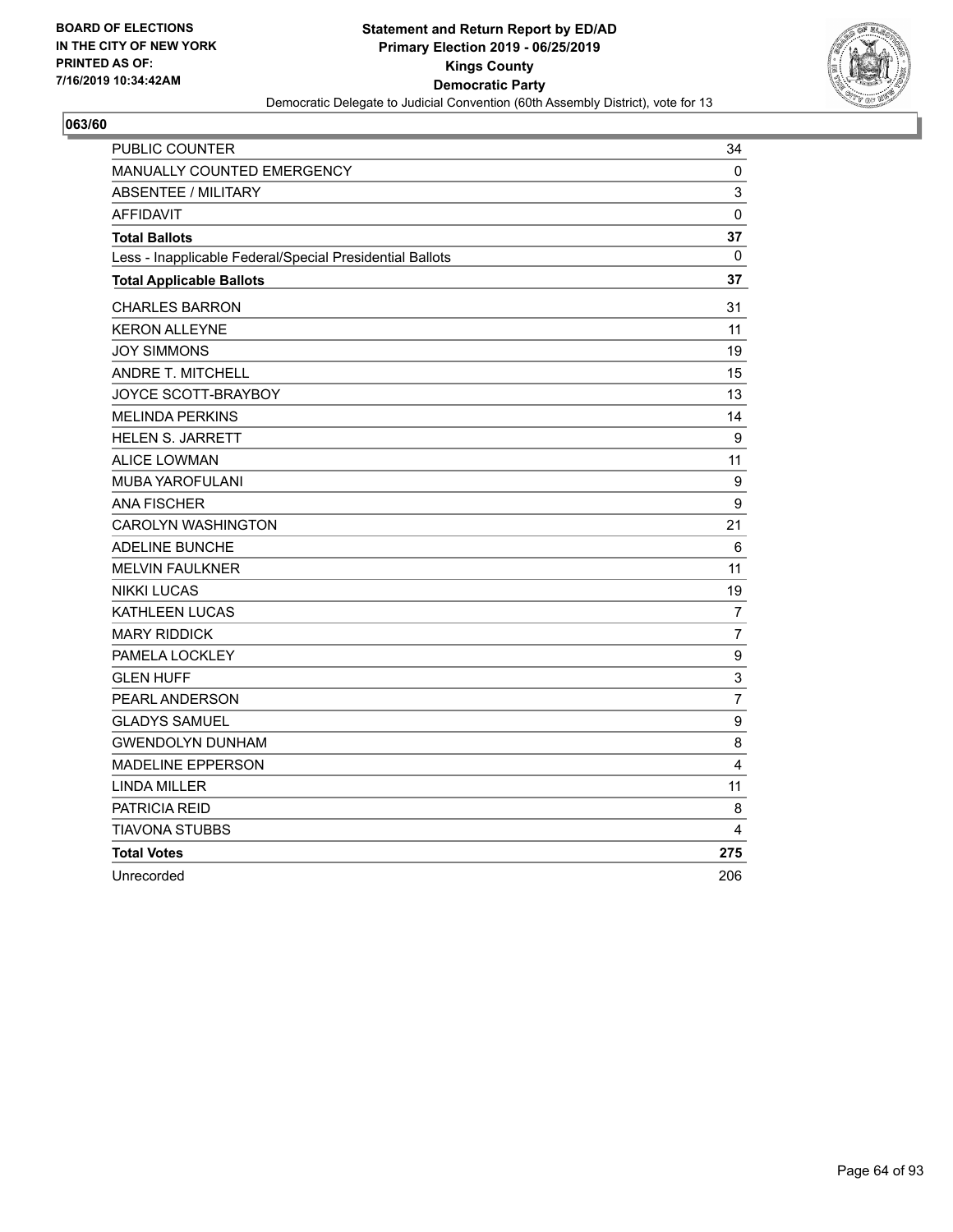BOARD OF ELECTIONS
IN THE CITY OF NEW YORK
PRINTED AS OF:
7/16/2019 10:34:42AM

**Statement and Return Report by ED/AD**
**Primary Election 2019 - 06/25/2019**
**Kings County**
**Democratic Party**
Democratic Delegate to Judicial Convention (60th Assembly District), vote for 13

**063/60**

| | |
|---|---|
| PUBLIC COUNTER | 34 |
| MANUALLY COUNTED EMERGENCY | 0 |
| ABSENTEE / MILITARY | 3 |
| AFFIDAVIT | 0 |
| **Total Ballots** | **37** |
| Less - Inapplicable Federal/Special Presidential Ballots | 0 |
| **Total Applicable Ballots** | **37** |
| CHARLES BARRON | 31 |
| KERON ALLEYNE | 11 |
| JOY SIMMONS | 19 |
| ANDRE T. MITCHELL | 15 |
| JOYCE SCOTT-BRAYBOY | 13 |
| MELINDA PERKINS | 14 |
| HELEN S. JARRETT | 9 |
| ALICE LOWMAN | 11 |
| MUBA YAROFULANI | 9 |
| ANA FISCHER | 9 |
| CAROLYN WASHINGTON | 21 |
| ADELINE BUNCHE | 6 |
| MELVIN FAULKNER | 11 |
| NIKKI LUCAS | 19 |
| KATHLEEN LUCAS | 7 |
| MARY RIDDICK | 7 |
| PAMELA LOCKLEY | 9 |
| GLEN HUFF | 3 |
| PEARL ANDERSON | 7 |
| GLADYS SAMUEL | 9 |
| GWENDOLYN DUNHAM | 8 |
| MADELINE EPPERSON | 4 |
| LINDA MILLER | 11 |
| PATRICIA REID | 8 |
| TIAVONA STUBBS | 4 |
| **Total Votes** | **275** |
| Unrecorded | 206 |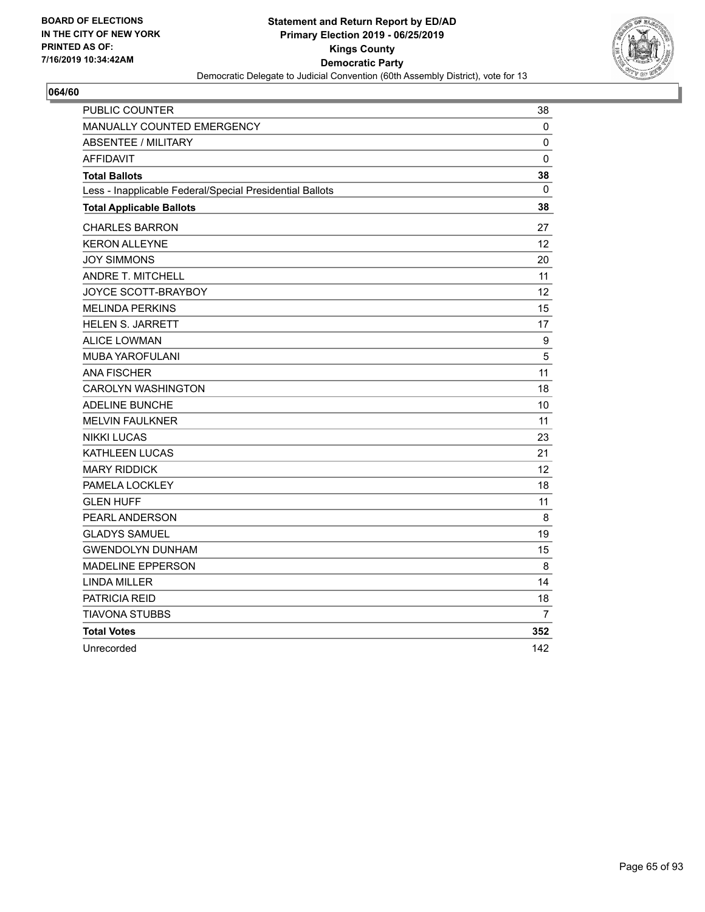BOARD OF ELECTIONS
IN THE CITY OF NEW YORK
PRINTED AS OF:
7/16/2019 10:34:42AM

**Statement and Return Report by ED/AD**
**Primary Election 2019 - 06/25/2019**
**Kings County**
**Democratic Party**
Democratic Delegate to Judicial Convention (60th Assembly District), vote for 13

## 064/60

| | |
|---|---|
| PUBLIC COUNTER | 38 |
| MANUALLY COUNTED EMERGENCY | 0 |
| ABSENTEE / MILITARY | 0 |
| AFFIDAVIT | 0 |
| **Total Ballots** | **38** |
| Less - Inapplicable Federal/Special Presidential Ballots | 0 |
| **Total Applicable Ballots** | **38** |
| CHARLES BARRON | 27 |
| KERON ALLEYNE | 12 |
| JOY SIMMONS | 20 |
| ANDRE T. MITCHELL | 11 |
| JOYCE SCOTT-BRAYBOY | 12 |
| MELINDA PERKINS | 15 |
| HELEN S. JARRETT | 17 |
| ALICE LOWMAN | 9 |
| MUBA YAROFULANI | 5 |
| ANA FISCHER | 11 |
| CAROLYN WASHINGTON | 18 |
| ADELINE BUNCHE | 10 |
| MELVIN FAULKNER | 11 |
| NIKKI LUCAS | 23 |
| KATHLEEN LUCAS | 21 |
| MARY RIDDICK | 12 |
| PAMELA LOCKLEY | 18 |
| GLEN HUFF | 11 |
| PEARL ANDERSON | 8 |
| GLADYS SAMUEL | 19 |
| GWENDOLYN DUNHAM | 15 |
| MADELINE EPPERSON | 8 |
| LINDA MILLER | 14 |
| PATRICIA REID | 18 |
| TIAVONA STUBBS | 7 |
| **Total Votes** | **352** |
| Unrecorded | 142 |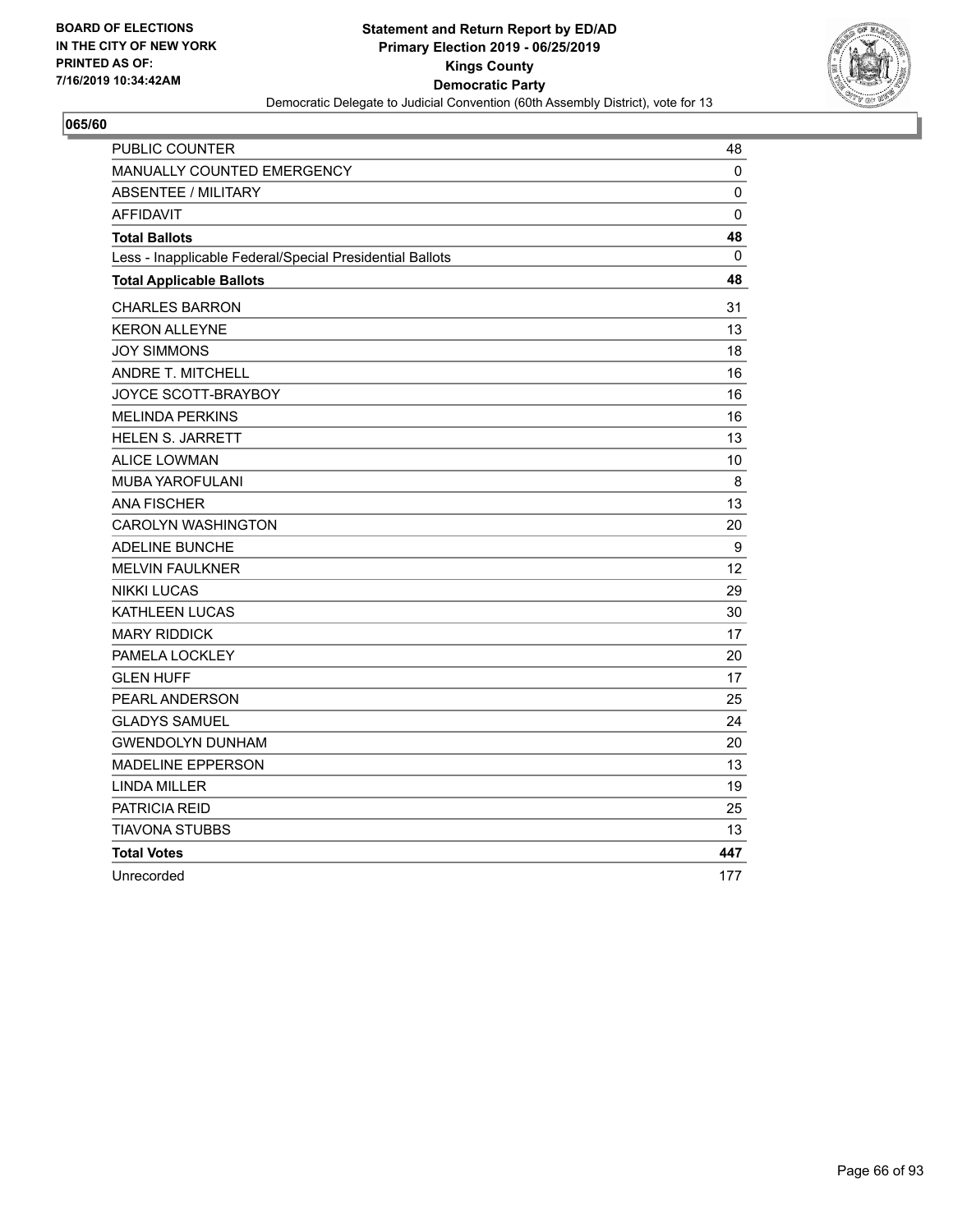BOARD OF ELECTIONS
IN THE CITY OF NEW YORK
PRINTED AS OF:
7/16/2019 10:34:42AM

**Statement and Return Report by ED/AD**
**Primary Election 2019 - 06/25/2019**
**Kings County**
**Democratic Party**
Democratic Delegate to Judicial Convention (60th Assembly District), vote for 13

**065/60**

| | |
|---|---|
| PUBLIC COUNTER | 48 |
| MANUALLY COUNTED EMERGENCY | 0 |
| ABSENTEE / MILITARY | 0 |
| AFFIDAVIT | 0 |
| **Total Ballots** | **48** |
| Less - Inapplicable Federal/Special Presidential Ballots | 0 |
| **Total Applicable Ballots** | **48** |
| CHARLES BARRON | 31 |
| KERON ALLEYNE | 13 |
| JOY SIMMONS | 18 |
| ANDRE T. MITCHELL | 16 |
| JOYCE SCOTT-BRAYBOY | 16 |
| MELINDA PERKINS | 16 |
| HELEN S. JARRETT | 13 |
| ALICE LOWMAN | 10 |
| MUBA YAROFULANI | 8 |
| ANA FISCHER | 13 |
| CAROLYN WASHINGTON | 20 |
| ADELINE BUNCHE | 9 |
| MELVIN FAULKNER | 12 |
| NIKKI LUCAS | 29 |
| KATHLEEN LUCAS | 30 |
| MARY RIDDICK | 17 |
| PAMELA LOCKLEY | 20 |
| GLEN HUFF | 17 |
| PEARL ANDERSON | 25 |
| GLADYS SAMUEL | 24 |
| GWENDOLYN DUNHAM | 20 |
| MADELINE EPPERSON | 13 |
| LINDA MILLER | 19 |
| PATRICIA REID | 25 |
| TIAVONA STUBBS | 13 |
| **Total Votes** | **447** |
| Unrecorded | 177 |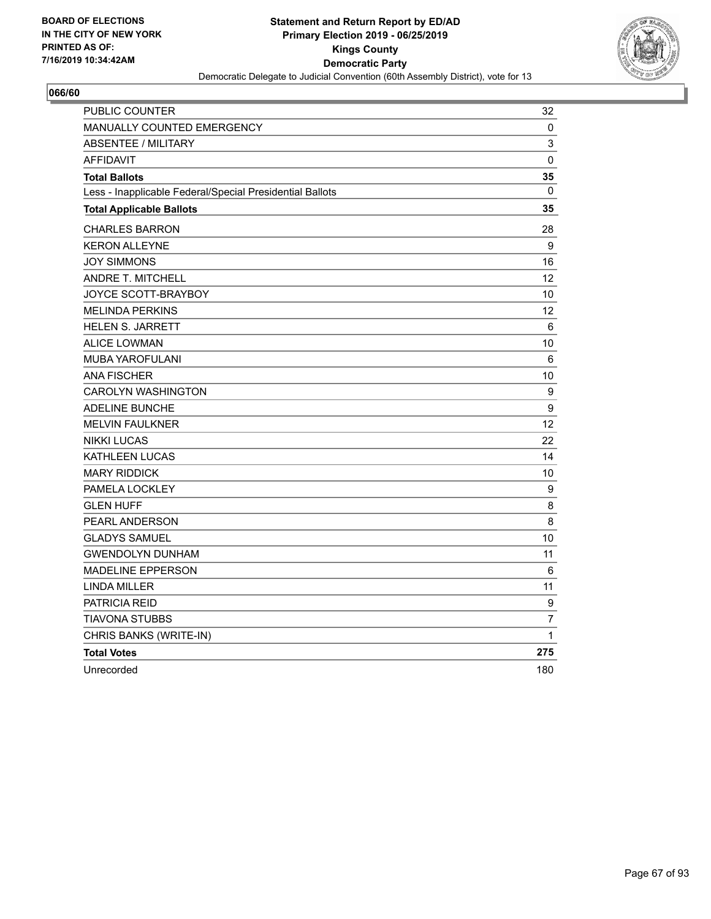BOARD OF ELECTIONS
IN THE CITY OF NEW YORK
PRINTED AS OF:
7/16/2019 10:34:42AM

**Statement and Return Report by ED/AD**
**Primary Election 2019 - 06/25/2019**
**Kings County**
**Democratic Party**
Democratic Delegate to Judicial Convention (60th Assembly District), vote for 13

## 066/60

| | |
|---|---|
| PUBLIC COUNTER | 32 |
| MANUALLY COUNTED EMERGENCY | 0 |
| ABSENTEE / MILITARY | 3 |
| AFFIDAVIT | 0 |
| **Total Ballots** | **35** |
| Less - Inapplicable Federal/Special Presidential Ballots | 0 |
| **Total Applicable Ballots** | **35** |
| CHARLES BARRON | 28 |
| KERON ALLEYNE | 9 |
| JOY SIMMONS | 16 |
| ANDRE T. MITCHELL | 12 |
| JOYCE SCOTT-BRAYBOY | 10 |
| MELINDA PERKINS | 12 |
| HELEN S. JARRETT | 6 |
| ALICE LOWMAN | 10 |
| MUBA YAROFULANI | 6 |
| ANA FISCHER | 10 |
| CAROLYN WASHINGTON | 9 |
| ADELINE BUNCHE | 9 |
| MELVIN FAULKNER | 12 |
| NIKKI LUCAS | 22 |
| KATHLEEN LUCAS | 14 |
| MARY RIDDICK | 10 |
| PAMELA LOCKLEY | 9 |
| GLEN HUFF | 8 |
| PEARL ANDERSON | 8 |
| GLADYS SAMUEL | 10 |
| GWENDOLYN DUNHAM | 11 |
| MADELINE EPPERSON | 6 |
| LINDA MILLER | 11 |
| PATRICIA REID | 9 |
| TIAVONA STUBBS | 7 |
| CHRIS BANKS (WRITE-IN) | 1 |
| **Total Votes** | **275** |
| Unrecorded | 180 |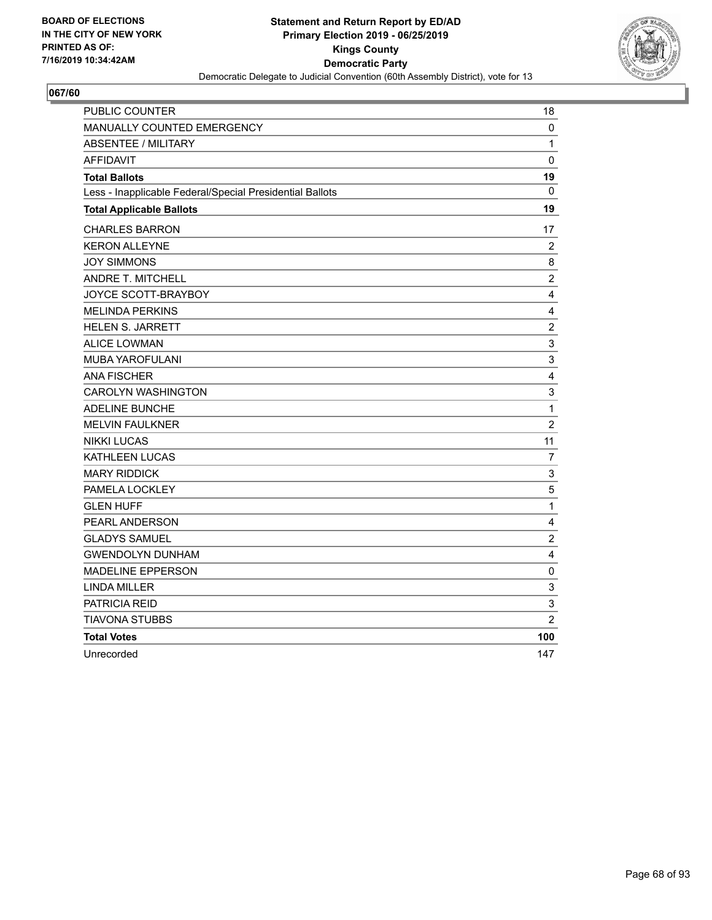BOARD OF ELECTIONS
IN THE CITY OF NEW YORK
PRINTED AS OF:
7/16/2019 10:34:42AM

**Statement and Return Report by ED/AD**
**Primary Election 2019 - 06/25/2019**
**Kings County**
**Democratic Party**
Democratic Delegate to Judicial Convention (60th Assembly District), vote for 13

## 067/60

| | |
|---|---|
| PUBLIC COUNTER | 18 |
| MANUALLY COUNTED EMERGENCY | 0 |
| ABSENTEE / MILITARY | 1 |
| AFFIDAVIT | 0 |
| **Total Ballots** | **19** |
| Less - Inapplicable Federal/Special Presidential Ballots | 0 |
| **Total Applicable Ballots** | **19** |
| CHARLES BARRON | 17 |
| KERON ALLEYNE | 2 |
| JOY SIMMONS | 8 |
| ANDRE T. MITCHELL | 2 |
| JOYCE SCOTT-BRAYBOY | 4 |
| MELINDA PERKINS | 4 |
| HELEN S. JARRETT | 2 |
| ALICE LOWMAN | 3 |
| MUBA YAROFULANI | 3 |
| ANA FISCHER | 4 |
| CAROLYN WASHINGTON | 3 |
| ADELINE BUNCHE | 1 |
| MELVIN FAULKNER | 2 |
| NIKKI LUCAS | 11 |
| KATHLEEN LUCAS | 7 |
| MARY RIDDICK | 3 |
| PAMELA LOCKLEY | 5 |
| GLEN HUFF | 1 |
| PEARL ANDERSON | 4 |
| GLADYS SAMUEL | 2 |
| GWENDOLYN DUNHAM | 4 |
| MADELINE EPPERSON | 0 |
| LINDA MILLER | 3 |
| PATRICIA REID | 3 |
| TIAVONA STUBBS | 2 |
| **Total Votes** | **100** |
| Unrecorded | 147 |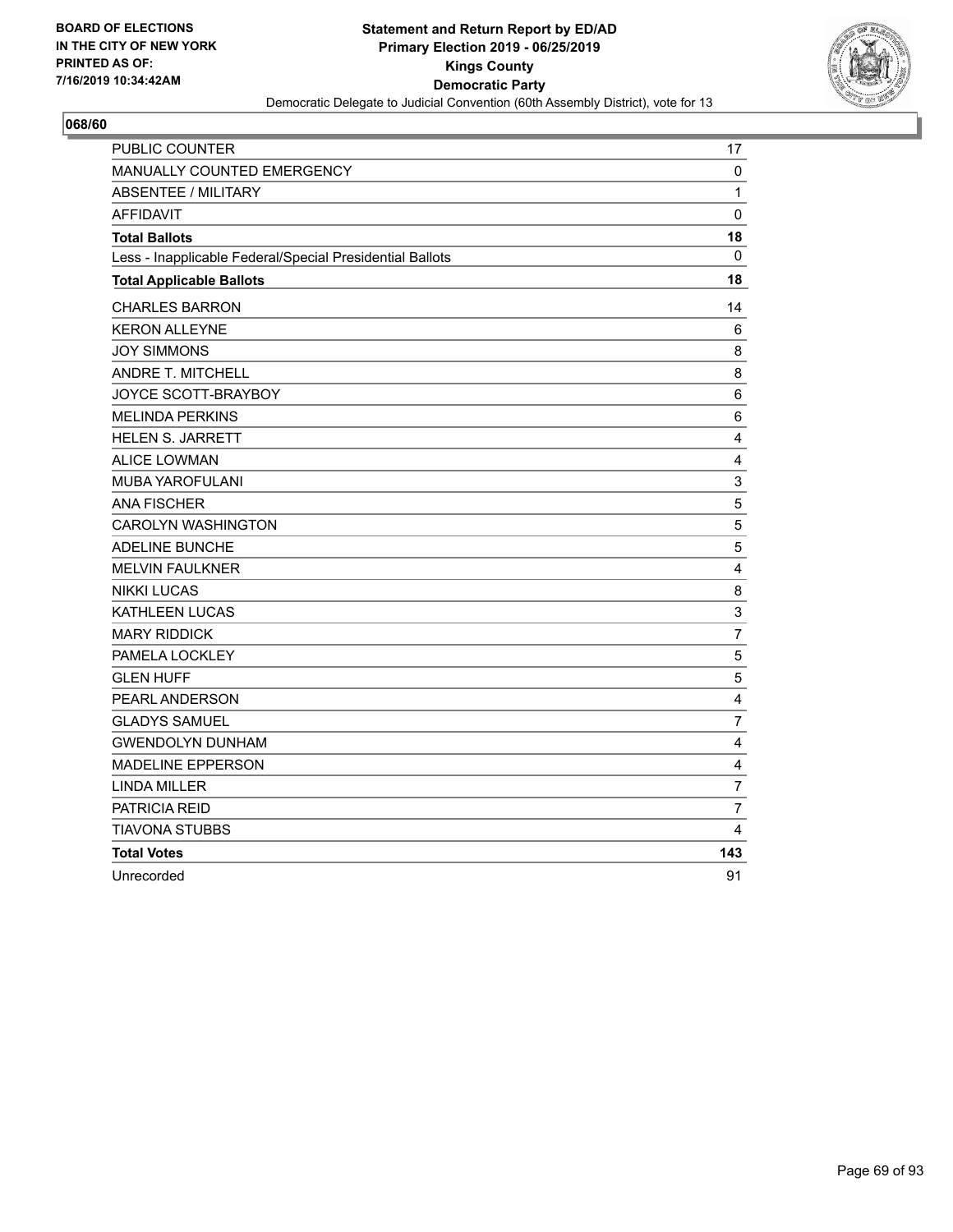BOARD OF ELECTIONS
IN THE CITY OF NEW YORK
PRINTED AS OF:
7/16/2019 10:34:42AM

**Statement and Return Report by ED/AD**
**Primary Election 2019 - 06/25/2019**
**Kings County**
**Democratic Party**
Democratic Delegate to Judicial Convention (60th Assembly District), vote for 13

**068/60**

| | |
|---|---|
| PUBLIC COUNTER | 17 |
| MANUALLY COUNTED EMERGENCY | 0 |
| ABSENTEE / MILITARY | 1 |
| AFFIDAVIT | 0 |
| **Total Ballots** | **18** |
| Less - Inapplicable Federal/Special Presidential Ballots | 0 |
| **Total Applicable Ballots** | **18** |
| CHARLES BARRON | 14 |
| KERON ALLEYNE | 6 |
| JOY SIMMONS | 8 |
| ANDRE T. MITCHELL | 8 |
| JOYCE SCOTT-BRAYBOY | 6 |
| MELINDA PERKINS | 6 |
| HELEN S. JARRETT | 4 |
| ALICE LOWMAN | 4 |
| MUBA YAROFULANI | 3 |
| ANA FISCHER | 5 |
| CAROLYN WASHINGTON | 5 |
| ADELINE BUNCHE | 5 |
| MELVIN FAULKNER | 4 |
| NIKKI LUCAS | 8 |
| KATHLEEN LUCAS | 3 |
| MARY RIDDICK | 7 |
| PAMELA LOCKLEY | 5 |
| GLEN HUFF | 5 |
| PEARL ANDERSON | 4 |
| GLADYS SAMUEL | 7 |
| GWENDOLYN DUNHAM | 4 |
| MADELINE EPPERSON | 4 |
| LINDA MILLER | 7 |
| PATRICIA REID | 7 |
| TIAVONA STUBBS | 4 |
| **Total Votes** | **143** |
| Unrecorded | 91 |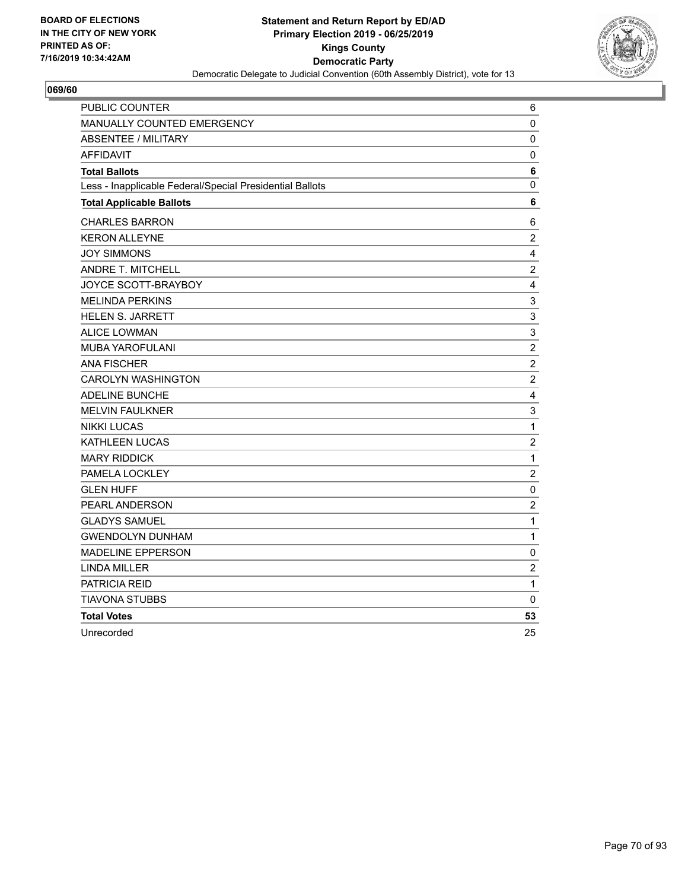BOARD OF ELECTIONS
IN THE CITY OF NEW YORK
PRINTED AS OF:
7/16/2019 10:34:42AM

**Statement and Return Report by ED/AD**
**Primary Election 2019 - 06/25/2019**
**Kings County**
**Democratic Party**
Democratic Delegate to Judicial Convention (60th Assembly District), vote for 13

**069/60**

| | |
|---|---|
| PUBLIC COUNTER | 6 |
| MANUALLY COUNTED EMERGENCY | 0 |
| ABSENTEE / MILITARY | 0 |
| AFFIDAVIT | 0 |
| **Total Ballots** | **6** |
| Less - Inapplicable Federal/Special Presidential Ballots | 0 |
| **Total Applicable Ballots** | **6** |
| CHARLES BARRON | 6 |
| KERON ALLEYNE | 2 |
| JOY SIMMONS | 4 |
| ANDRE T. MITCHELL | 2 |
| JOYCE SCOTT-BRAYBOY | 4 |
| MELINDA PERKINS | 3 |
| HELEN S. JARRETT | 3 |
| ALICE LOWMAN | 3 |
| MUBA YAROFULANI | 2 |
| ANA FISCHER | 2 |
| CAROLYN WASHINGTON | 2 |
| ADELINE BUNCHE | 4 |
| MELVIN FAULKNER | 3 |
| NIKKI LUCAS | 1 |
| KATHLEEN LUCAS | 2 |
| MARY RIDDICK | 1 |
| PAMELA LOCKLEY | 2 |
| GLEN HUFF | 0 |
| PEARL ANDERSON | 2 |
| GLADYS SAMUEL | 1 |
| GWENDOLYN DUNHAM | 1 |
| MADELINE EPPERSON | 0 |
| LINDA MILLER | 2 |
| PATRICIA REID | 1 |
| TIAVONA STUBBS | 0 |
| **Total Votes** | **53** |
| Unrecorded | 25 |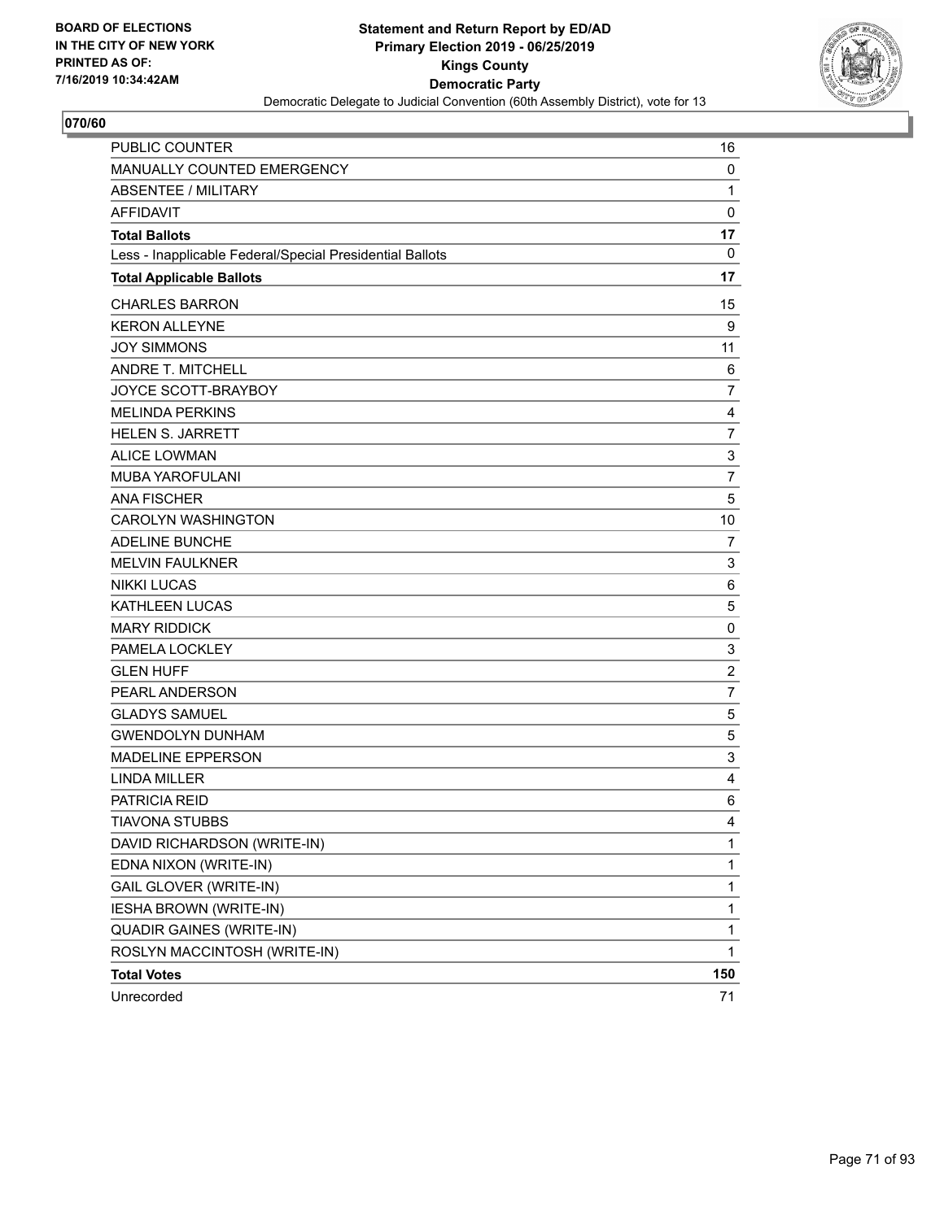BOARD OF ELECTIONS
IN THE CITY OF NEW YORK
PRINTED AS OF:
7/16/2019 10:34:42AM

**Statement and Return Report by ED/AD**
**Primary Election 2019 - 06/25/2019**
**Kings County**
**Democratic Party**
Democratic Delegate to Judicial Convention (60th Assembly District), vote for 13

**070/60**

| | |
|---|---|
| PUBLIC COUNTER | 16 |
| MANUALLY COUNTED EMERGENCY | 0 |
| ABSENTEE / MILITARY | 1 |
| AFFIDAVIT | 0 |
| **Total Ballots** | **17** |
| Less - Inapplicable Federal/Special Presidential Ballots | 0 |
| **Total Applicable Ballots** | **17** |
| CHARLES BARRON | 15 |
| KERON ALLEYNE | 9 |
| JOY SIMMONS | 11 |
| ANDRE T. MITCHELL | 6 |
| JOYCE SCOTT-BRAYBOY | 7 |
| MELINDA PERKINS | 4 |
| HELEN S. JARRETT | 7 |
| ALICE LOWMAN | 3 |
| MUBA YAROFULANI | 7 |
| ANA FISCHER | 5 |
| CAROLYN WASHINGTON | 10 |
| ADELINE BUNCHE | 7 |
| MELVIN FAULKNER | 3 |
| NIKKI LUCAS | 6 |
| KATHLEEN LUCAS | 5 |
| MARY RIDDICK | 0 |
| PAMELA LOCKLEY | 3 |
| GLEN HUFF | 2 |
| PEARL ANDERSON | 7 |
| GLADYS SAMUEL | 5 |
| GWENDOLYN DUNHAM | 5 |
| MADELINE EPPERSON | 3 |
| LINDA MILLER | 4 |
| PATRICIA REID | 6 |
| TIAVONA STUBBS | 4 |
| DAVID RICHARDSON (WRITE-IN) | 1 |
| EDNA NIXON (WRITE-IN) | 1 |
| GAIL GLOVER (WRITE-IN) | 1 |
| IESHA BROWN (WRITE-IN) | 1 |
| QUADIR GAINES (WRITE-IN) | 1 |
| ROSLYN MACCINTOSH (WRITE-IN) | 1 |
| **Total Votes** | **150** |
| Unrecorded | 71 |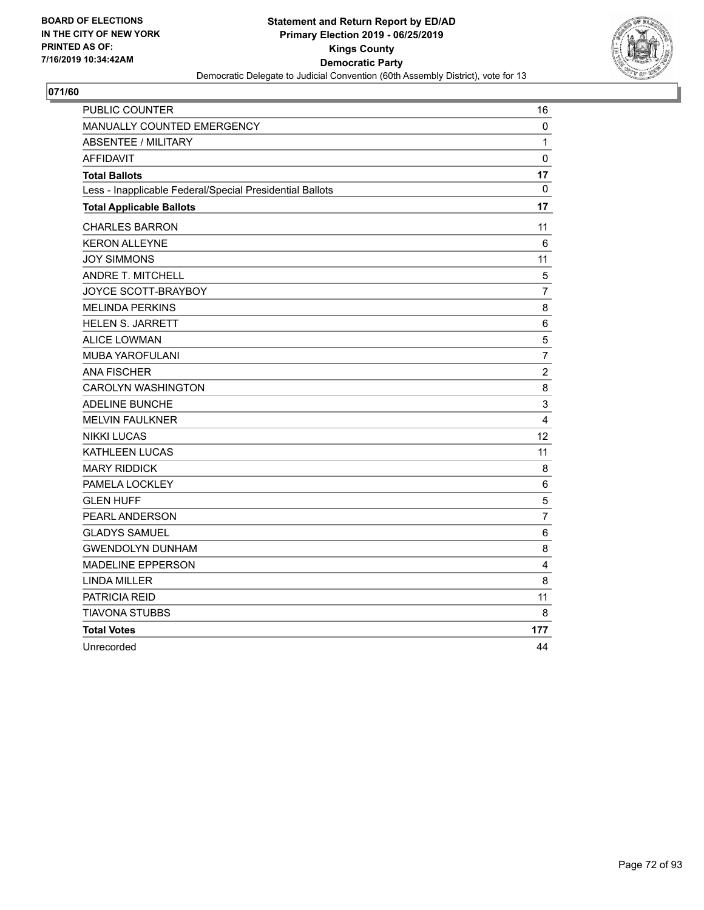BOARD OF ELECTIONS
IN THE CITY OF NEW YORK
PRINTED AS OF:
7/16/2019 10:34:42AM

**Statement and Return Report by ED/AD**
**Primary Election 2019 - 06/25/2019**
**Kings County**
**Democratic Party**
Democratic Delegate to Judicial Convention (60th Assembly District), vote for 13

## 071/60

| | |
|---|---|
| PUBLIC COUNTER | 16 |
| MANUALLY COUNTED EMERGENCY | 0 |
| ABSENTEE / MILITARY | 1 |
| AFFIDAVIT | 0 |
| **Total Ballots** | **17** |
| Less - Inapplicable Federal/Special Presidential Ballots | 0 |
| **Total Applicable Ballots** | **17** |
| CHARLES BARRON | 11 |
| KERON ALLEYNE | 6 |
| JOY SIMMONS | 11 |
| ANDRE T. MITCHELL | 5 |
| JOYCE SCOTT-BRAYBOY | 7 |
| MELINDA PERKINS | 8 |
| HELEN S. JARRETT | 6 |
| ALICE LOWMAN | 5 |
| MUBA YAROFULANI | 7 |
| ANA FISCHER | 2 |
| CAROLYN WASHINGTON | 8 |
| ADELINE BUNCHE | 3 |
| MELVIN FAULKNER | 4 |
| NIKKI LUCAS | 12 |
| KATHLEEN LUCAS | 11 |
| MARY RIDDICK | 8 |
| PAMELA LOCKLEY | 6 |
| GLEN HUFF | 5 |
| PEARL ANDERSON | 7 |
| GLADYS SAMUEL | 6 |
| GWENDOLYN DUNHAM | 8 |
| MADELINE EPPERSON | 4 |
| LINDA MILLER | 8 |
| PATRICIA REID | 11 |
| TIAVONA STUBBS | 8 |
| **Total Votes** | **177** |
| Unrecorded | 44 |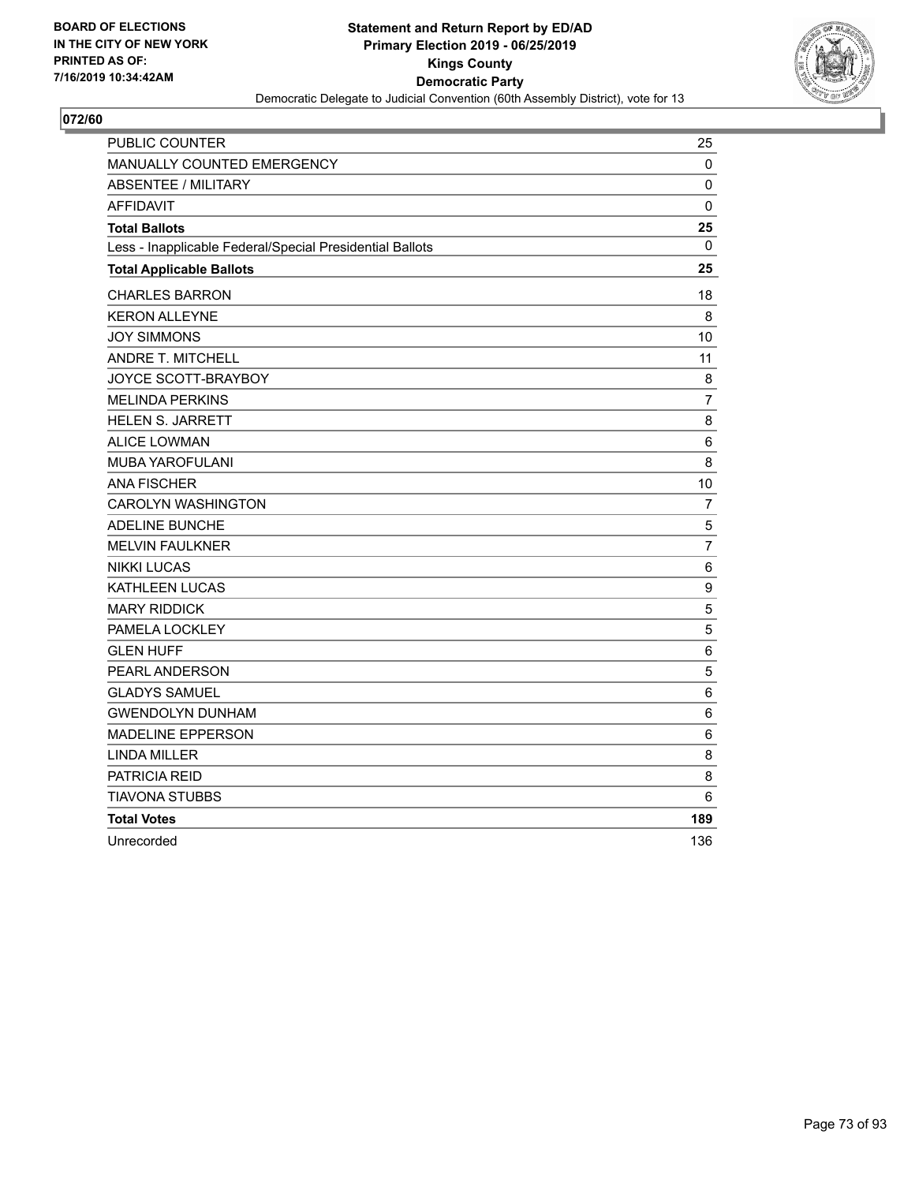BOARD OF ELECTIONS
IN THE CITY OF NEW YORK
PRINTED AS OF:
7/16/2019 10:34:42AM

**Statement and Return Report by ED/AD**
**Primary Election 2019 - 06/25/2019**
**Kings County**
**Democratic Party**
Democratic Delegate to Judicial Convention (60th Assembly District), vote for 13

**072/60**

| | |
|---|---|
| PUBLIC COUNTER | 25 |
| MANUALLY COUNTED EMERGENCY | 0 |
| ABSENTEE / MILITARY | 0 |
| AFFIDAVIT | 0 |
| **Total Ballots** | **25** |
| Less - Inapplicable Federal/Special Presidential Ballots | 0 |
| **Total Applicable Ballots** | **25** |
| CHARLES BARRON | 18 |
| KERON ALLEYNE | 8 |
| JOY SIMMONS | 10 |
| ANDRE T. MITCHELL | 11 |
| JOYCE SCOTT-BRAYBOY | 8 |
| MELINDA PERKINS | 7 |
| HELEN S. JARRETT | 8 |
| ALICE LOWMAN | 6 |
| MUBA YAROFULANI | 8 |
| ANA FISCHER | 10 |
| CAROLYN WASHINGTON | 7 |
| ADELINE BUNCHE | 5 |
| MELVIN FAULKNER | 7 |
| NIKKI LUCAS | 6 |
| KATHLEEN LUCAS | 9 |
| MARY RIDDICK | 5 |
| PAMELA LOCKLEY | 5 |
| GLEN HUFF | 6 |
| PEARL ANDERSON | 5 |
| GLADYS SAMUEL | 6 |
| GWENDOLYN DUNHAM | 6 |
| MADELINE EPPERSON | 6 |
| LINDA MILLER | 8 |
| PATRICIA REID | 8 |
| TIAVONA STUBBS | 6 |
| **Total Votes** | **189** |
| Unrecorded | 136 |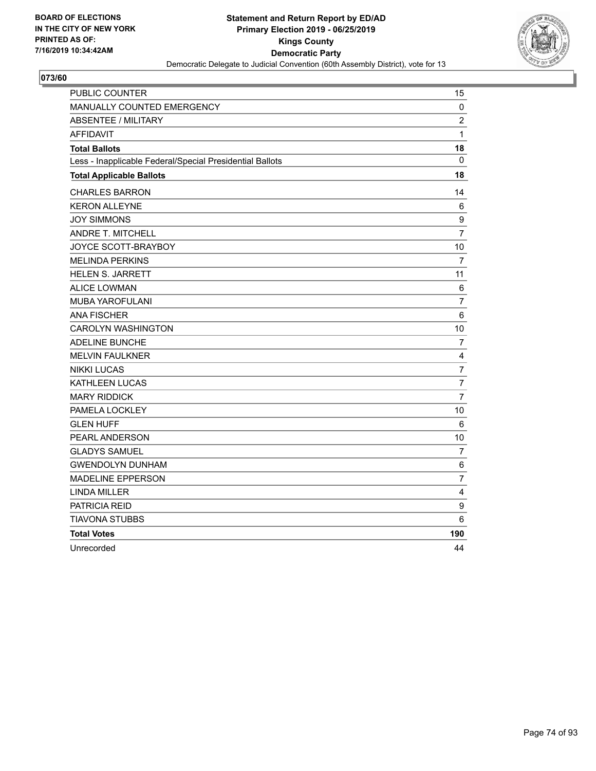BOARD OF ELECTIONS
IN THE CITY OF NEW YORK
PRINTED AS OF:
7/16/2019 10:34:42AM

**Statement and Return Report by ED/AD**
**Primary Election 2019 - 06/25/2019**
**Kings County**
**Democratic Party**
Democratic Delegate to Judicial Convention (60th Assembly District), vote for 13

## 073/60

| | |
|---|---|
| PUBLIC COUNTER | 15 |
| MANUALLY COUNTED EMERGENCY | 0 |
| ABSENTEE / MILITARY | 2 |
| AFFIDAVIT | 1 |
| **Total Ballots** | **18** |
| Less - Inapplicable Federal/Special Presidential Ballots | 0 |
| **Total Applicable Ballots** | **18** |
| CHARLES BARRON | 14 |
| KERON ALLEYNE | 6 |
| JOY SIMMONS | 9 |
| ANDRE T. MITCHELL | 7 |
| JOYCE SCOTT-BRAYBOY | 10 |
| MELINDA PERKINS | 7 |
| HELEN S. JARRETT | 11 |
| ALICE LOWMAN | 6 |
| MUBA YAROFULANI | 7 |
| ANA FISCHER | 6 |
| CAROLYN WASHINGTON | 10 |
| ADELINE BUNCHE | 7 |
| MELVIN FAULKNER | 4 |
| NIKKI LUCAS | 7 |
| KATHLEEN LUCAS | 7 |
| MARY RIDDICK | 7 |
| PAMELA LOCKLEY | 10 |
| GLEN HUFF | 6 |
| PEARL ANDERSON | 10 |
| GLADYS SAMUEL | 7 |
| GWENDOLYN DUNHAM | 6 |
| MADELINE EPPERSON | 7 |
| LINDA MILLER | 4 |
| PATRICIA REID | 9 |
| TIAVONA STUBBS | 6 |
| **Total Votes** | **190** |
| Unrecorded | 44 |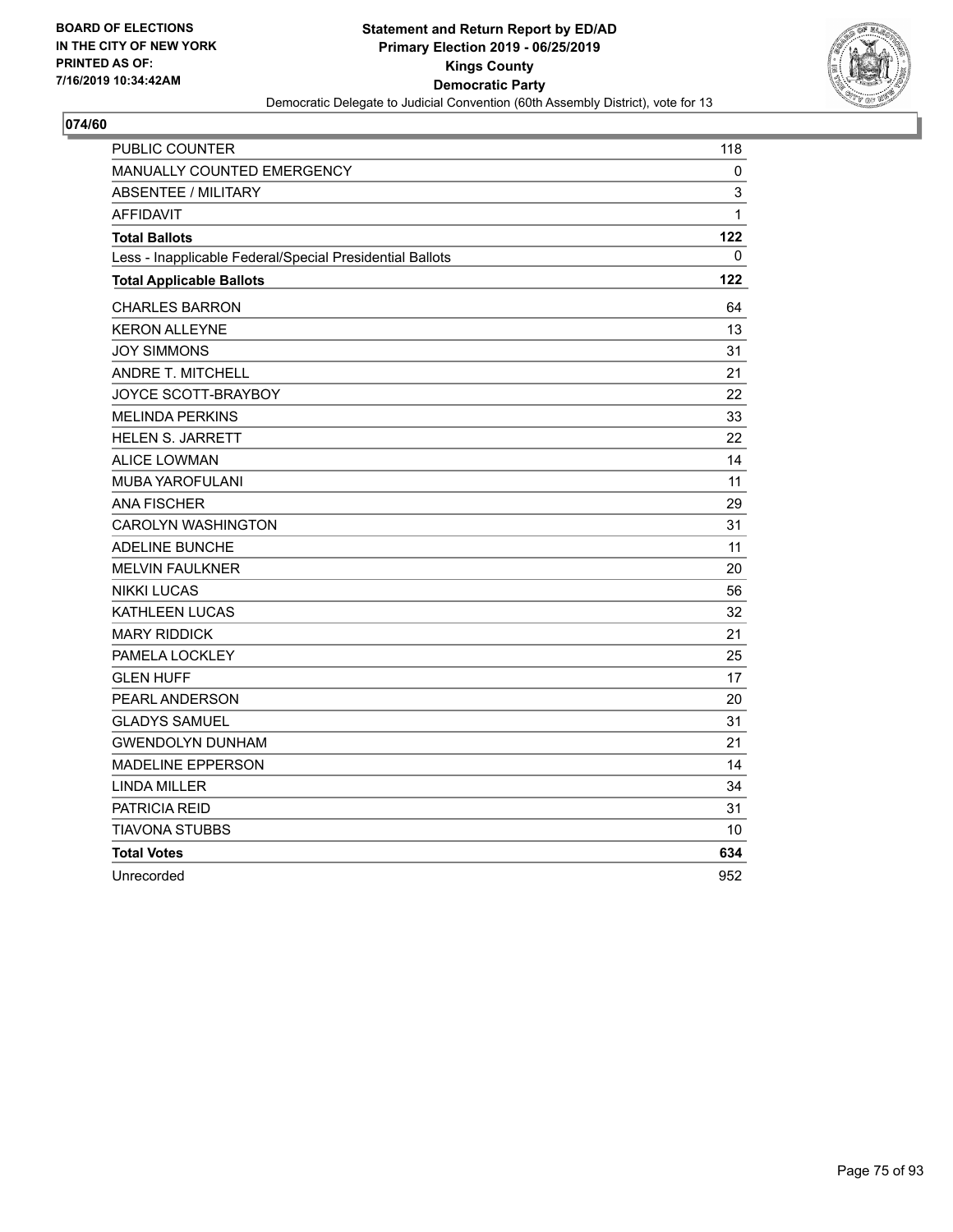BOARD OF ELECTIONS
IN THE CITY OF NEW YORK
PRINTED AS OF:
7/16/2019 10:34:42AM

**Statement and Return Report by ED/AD**
**Primary Election 2019 - 06/25/2019**
**Kings County**
**Democratic Party**
Democratic Delegate to Judicial Convention (60th Assembly District), vote for 13

## 074/60

| | |
|---|---|
| PUBLIC COUNTER | 118 |
| MANUALLY COUNTED EMERGENCY | 0 |
| ABSENTEE / MILITARY | 3 |
| AFFIDAVIT | 1 |
| **Total Ballots** | **122** |
| Less - Inapplicable Federal/Special Presidential Ballots | 0 |
| **Total Applicable Ballots** | **122** |
| CHARLES BARRON | 64 |
| KERON ALLEYNE | 13 |
| JOY SIMMONS | 31 |
| ANDRE T. MITCHELL | 21 |
| JOYCE SCOTT-BRAYBOY | 22 |
| MELINDA PERKINS | 33 |
| HELEN S. JARRETT | 22 |
| ALICE LOWMAN | 14 |
| MUBA YAROFULANI | 11 |
| ANA FISCHER | 29 |
| CAROLYN WASHINGTON | 31 |
| ADELINE BUNCHE | 11 |
| MELVIN FAULKNER | 20 |
| NIKKI LUCAS | 56 |
| KATHLEEN LUCAS | 32 |
| MARY RIDDICK | 21 |
| PAMELA LOCKLEY | 25 |
| GLEN HUFF | 17 |
| PEARL ANDERSON | 20 |
| GLADYS SAMUEL | 31 |
| GWENDOLYN DUNHAM | 21 |
| MADELINE EPPERSON | 14 |
| LINDA MILLER | 34 |
| PATRICIA REID | 31 |
| TIAVONA STUBBS | 10 |
| **Total Votes** | **634** |
| Unrecorded | 952 |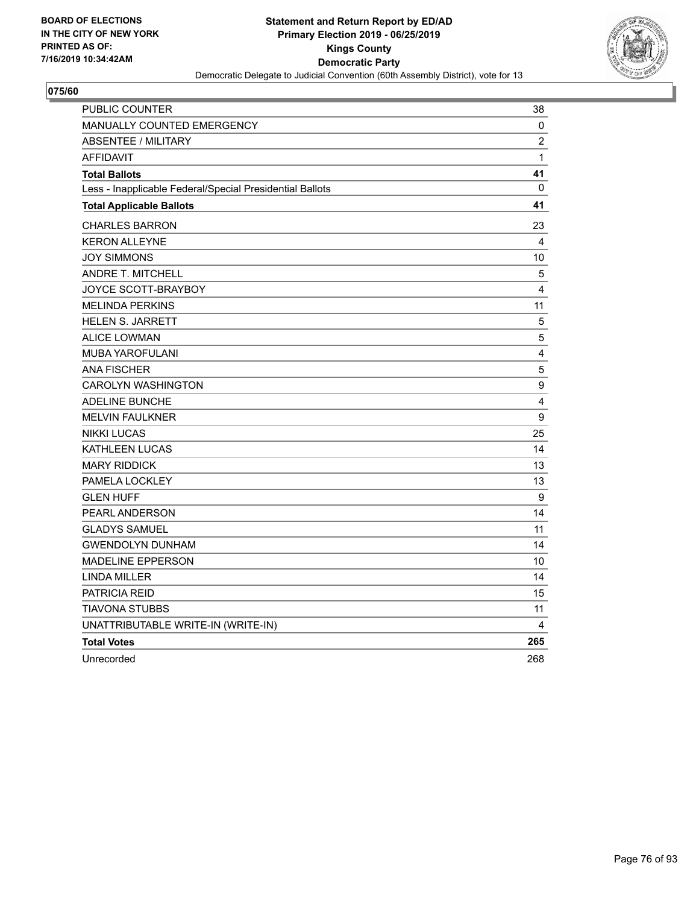**BOARD OF ELECTIONS IN THE CITY OF NEW YORK PRINTED AS OF: 7/16/2019 10:34:42AM**

**Statement and Return Report by ED/AD**
**Primary Election 2019 - 06/25/2019**
**Kings County**
**Democratic Party**
Democratic Delegate to Judicial Convention (60th Assembly District), vote for 13

**075/60**

| | |
|---|---|
| PUBLIC COUNTER | 38 |
| MANUALLY COUNTED EMERGENCY | 0 |
| ABSENTEE / MILITARY | 2 |
| AFFIDAVIT | 1 |
| **Total Ballots** | **41** |
| Less - Inapplicable Federal/Special Presidential Ballots | 0 |
| **Total Applicable Ballots** | **41** |
| CHARLES BARRON | 23 |
| KERON ALLEYNE | 4 |
| JOY SIMMONS | 10 |
| ANDRE T. MITCHELL | 5 |
| JOYCE SCOTT-BRAYBOY | 4 |
| MELINDA PERKINS | 11 |
| HELEN S. JARRETT | 5 |
| ALICE LOWMAN | 5 |
| MUBA YAROFULANI | 4 |
| ANA FISCHER | 5 |
| CAROLYN WASHINGTON | 9 |
| ADELINE BUNCHE | 4 |
| MELVIN FAULKNER | 9 |
| NIKKI LUCAS | 25 |
| KATHLEEN LUCAS | 14 |
| MARY RIDDICK | 13 |
| PAMELA LOCKLEY | 13 |
| GLEN HUFF | 9 |
| PEARL ANDERSON | 14 |
| GLADYS SAMUEL | 11 |
| GWENDOLYN DUNHAM | 14 |
| MADELINE EPPERSON | 10 |
| LINDA MILLER | 14 |
| PATRICIA REID | 15 |
| TIAVONA STUBBS | 11 |
| UNATTRIBUTABLE WRITE-IN (WRITE-IN) | 4 |
| **Total Votes** | **265** |
| Unrecorded | 268 |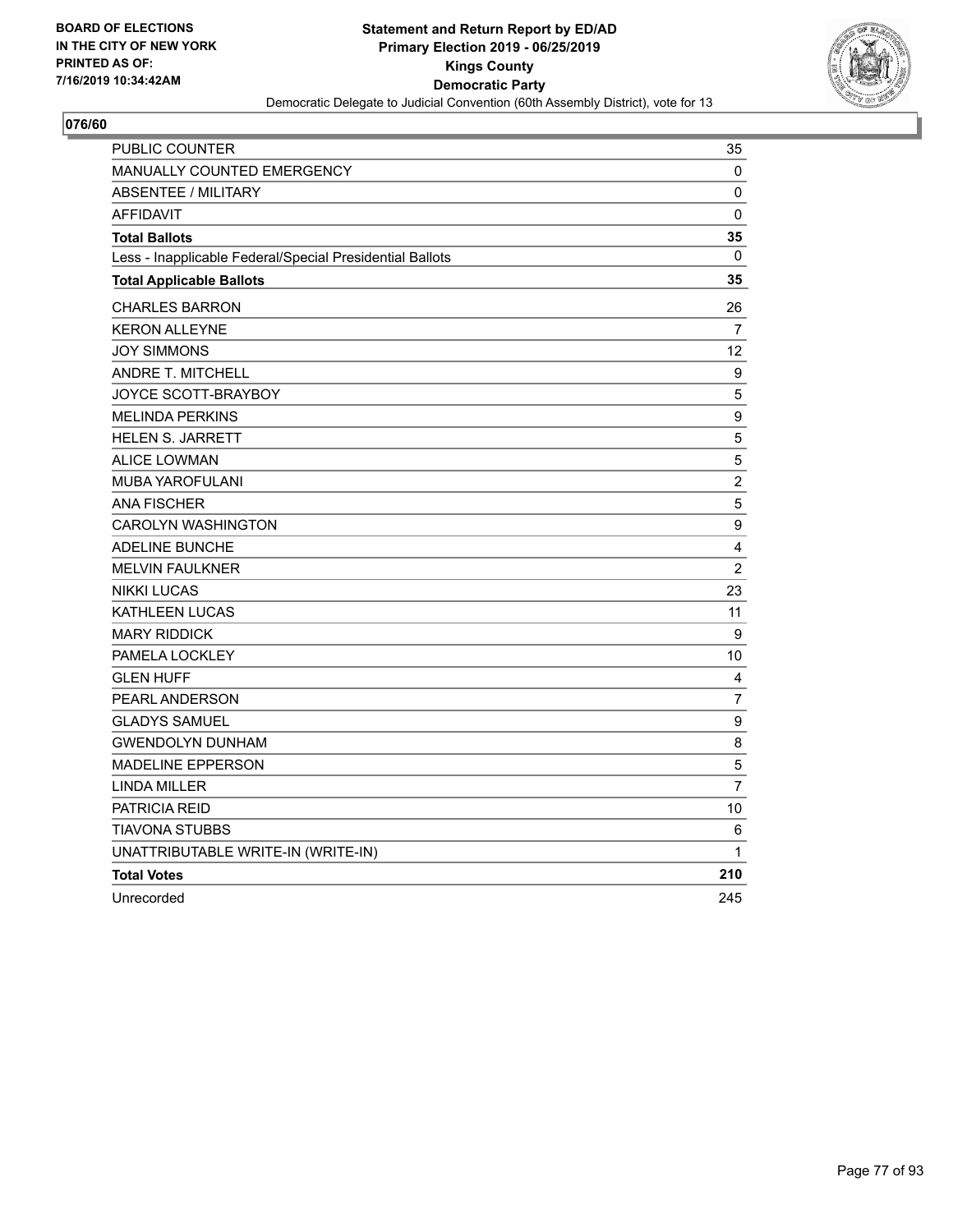**BOARD OF ELECTIONS IN THE CITY OF NEW YORK PRINTED AS OF: 7/16/2019 10:34:42AM**

**Statement and Return Report by ED/AD**
**Primary Election 2019 - 06/25/2019**
**Kings County**
**Democratic Party**
Democratic Delegate to Judicial Convention (60th Assembly District), vote for 13

## 076/60

| | |
|---|---|
| PUBLIC COUNTER | 35 |
| MANUALLY COUNTED EMERGENCY | 0 |
| ABSENTEE / MILITARY | 0 |
| AFFIDAVIT | 0 |
| **Total Ballots** | **35** |
| Less - Inapplicable Federal/Special Presidential Ballots | 0 |
| **Total Applicable Ballots** | **35** |
| CHARLES BARRON | 26 |
| KERON ALLEYNE | 7 |
| JOY SIMMONS | 12 |
| ANDRE T. MITCHELL | 9 |
| JOYCE SCOTT-BRAYBOY | 5 |
| MELINDA PERKINS | 9 |
| HELEN S. JARRETT | 5 |
| ALICE LOWMAN | 5 |
| MUBA YAROFULANI | 2 |
| ANA FISCHER | 5 |
| CAROLYN WASHINGTON | 9 |
| ADELINE BUNCHE | 4 |
| MELVIN FAULKNER | 2 |
| NIKKI LUCAS | 23 |
| KATHLEEN LUCAS | 11 |
| MARY RIDDICK | 9 |
| PAMELA LOCKLEY | 10 |
| GLEN HUFF | 4 |
| PEARL ANDERSON | 7 |
| GLADYS SAMUEL | 9 |
| GWENDOLYN DUNHAM | 8 |
| MADELINE EPPERSON | 5 |
| LINDA MILLER | 7 |
| PATRICIA REID | 10 |
| TIAVONA STUBBS | 6 |
| UNATTRIBUTABLE WRITE-IN (WRITE-IN) | 1 |
| **Total Votes** | **210** |
| Unrecorded | 245 |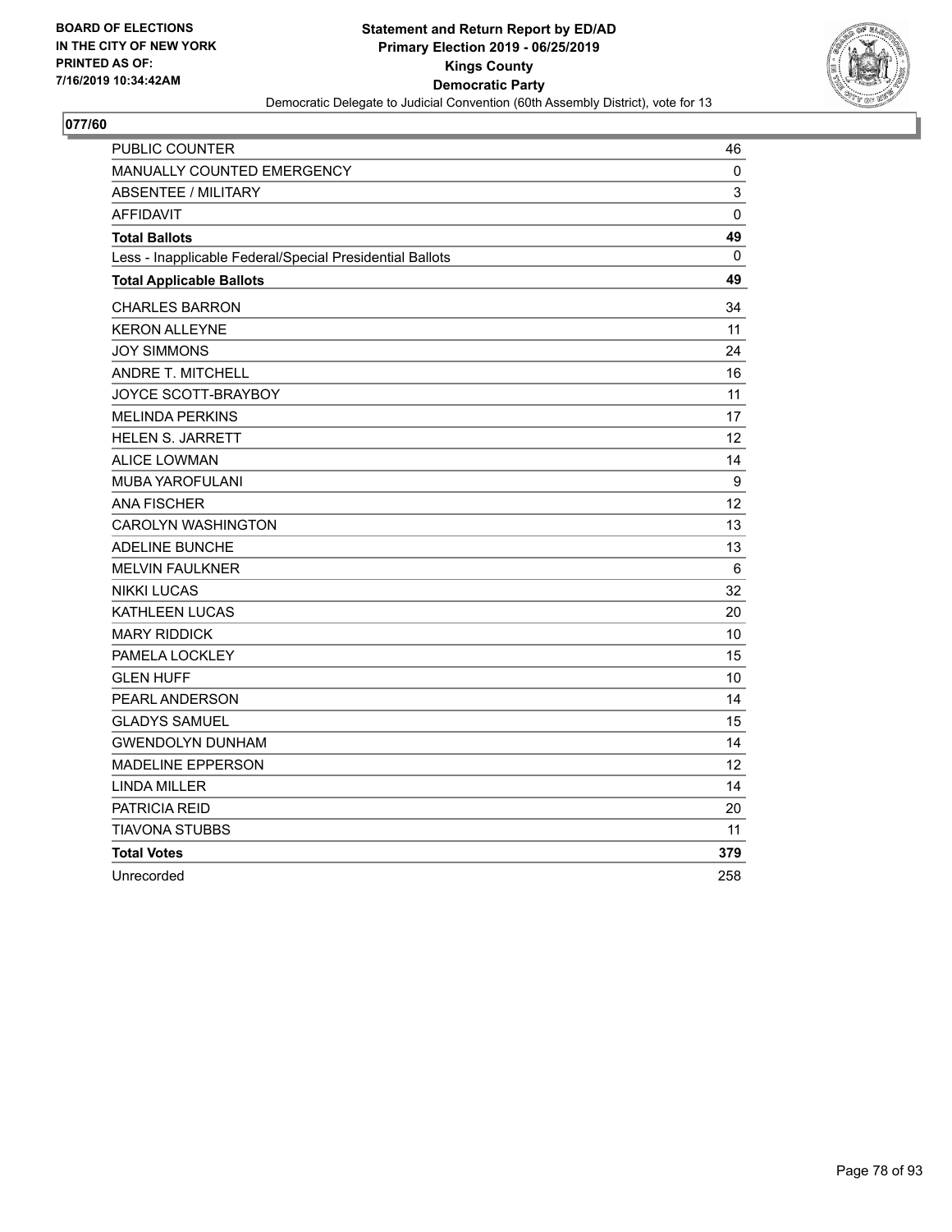BOARD OF ELECTIONS
IN THE CITY OF NEW YORK
PRINTED AS OF:
7/16/2019 10:34:42AM

**Statement and Return Report by ED/AD**
**Primary Election 2019 - 06/25/2019**
**Kings County**
**Democratic Party**
Democratic Delegate to Judicial Convention (60th Assembly District), vote for 13

## 077/60

| | |
|---|---|
| PUBLIC COUNTER | 46 |
| MANUALLY COUNTED EMERGENCY | 0 |
| ABSENTEE / MILITARY | 3 |
| AFFIDAVIT | 0 |
| **Total Ballots** | **49** |
| Less - Inapplicable Federal/Special Presidential Ballots | 0 |
| **Total Applicable Ballots** | **49** |
| CHARLES BARRON | 34 |
| KERON ALLEYNE | 11 |
| JOY SIMMONS | 24 |
| ANDRE T. MITCHELL | 16 |
| JOYCE SCOTT-BRAYBOY | 11 |
| MELINDA PERKINS | 17 |
| HELEN S. JARRETT | 12 |
| ALICE LOWMAN | 14 |
| MUBA YAROFULANI | 9 |
| ANA FISCHER | 12 |
| CAROLYN WASHINGTON | 13 |
| ADELINE BUNCHE | 13 |
| MELVIN FAULKNER | 6 |
| NIKKI LUCAS | 32 |
| KATHLEEN LUCAS | 20 |
| MARY RIDDICK | 10 |
| PAMELA LOCKLEY | 15 |
| GLEN HUFF | 10 |
| PEARL ANDERSON | 14 |
| GLADYS SAMUEL | 15 |
| GWENDOLYN DUNHAM | 14 |
| MADELINE EPPERSON | 12 |
| LINDA MILLER | 14 |
| PATRICIA REID | 20 |
| TIAVONA STUBBS | 11 |
| **Total Votes** | **379** |
| Unrecorded | 258 |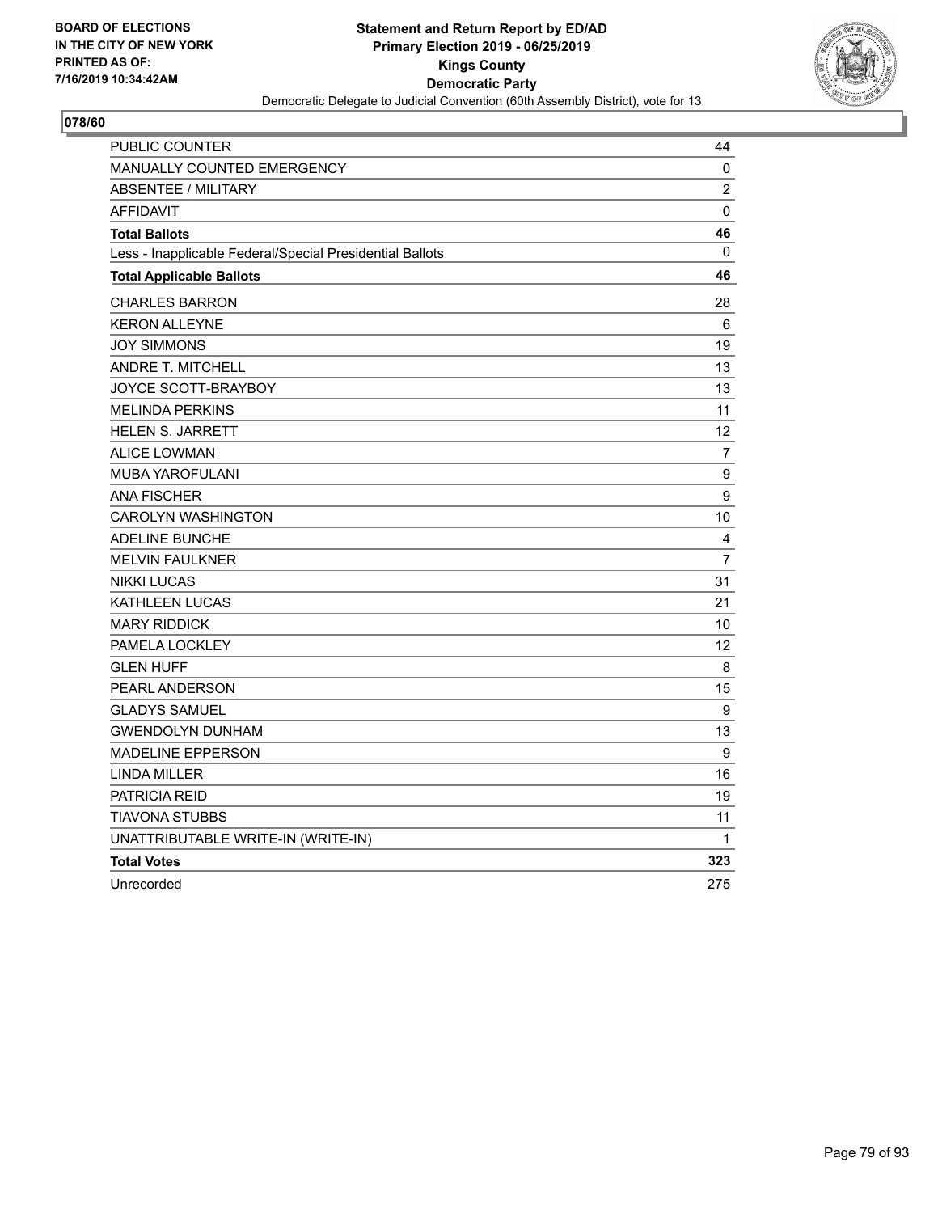**BOARD OF ELECTIONS IN THE CITY OF NEW YORK PRINTED AS OF: 7/16/2019 10:34:42AM**

**Statement and Return Report by ED/AD**
**Primary Election 2019 - 06/25/2019**
**Kings County**
**Democratic Party**
Democratic Delegate to Judicial Convention (60th Assembly District), vote for 13

## 078/60

| | |
|---|---|
| PUBLIC COUNTER | 44 |
| MANUALLY COUNTED EMERGENCY | 0 |
| ABSENTEE / MILITARY | 2 |
| AFFIDAVIT | 0 |
| **Total Ballots** | **46** |
| Less - Inapplicable Federal/Special Presidential Ballots | 0 |
| **Total Applicable Ballots** | **46** |
| CHARLES BARRON | 28 |
| KERON ALLEYNE | 6 |
| JOY SIMMONS | 19 |
| ANDRE T. MITCHELL | 13 |
| JOYCE SCOTT-BRAYBOY | 13 |
| MELINDA PERKINS | 11 |
| HELEN S. JARRETT | 12 |
| ALICE LOWMAN | 7 |
| MUBA YAROFULANI | 9 |
| ANA FISCHER | 9 |
| CAROLYN WASHINGTON | 10 |
| ADELINE BUNCHE | 4 |
| MELVIN FAULKNER | 7 |
| NIKKI LUCAS | 31 |
| KATHLEEN LUCAS | 21 |
| MARY RIDDICK | 10 |
| PAMELA LOCKLEY | 12 |
| GLEN HUFF | 8 |
| PEARL ANDERSON | 15 |
| GLADYS SAMUEL | 9 |
| GWENDOLYN DUNHAM | 13 |
| MADELINE EPPERSON | 9 |
| LINDA MILLER | 16 |
| PATRICIA REID | 19 |
| TIAVONA STUBBS | 11 |
| UNATTRIBUTABLE WRITE-IN (WRITE-IN) | 1 |
| **Total Votes** | **323** |
| Unrecorded | 275 |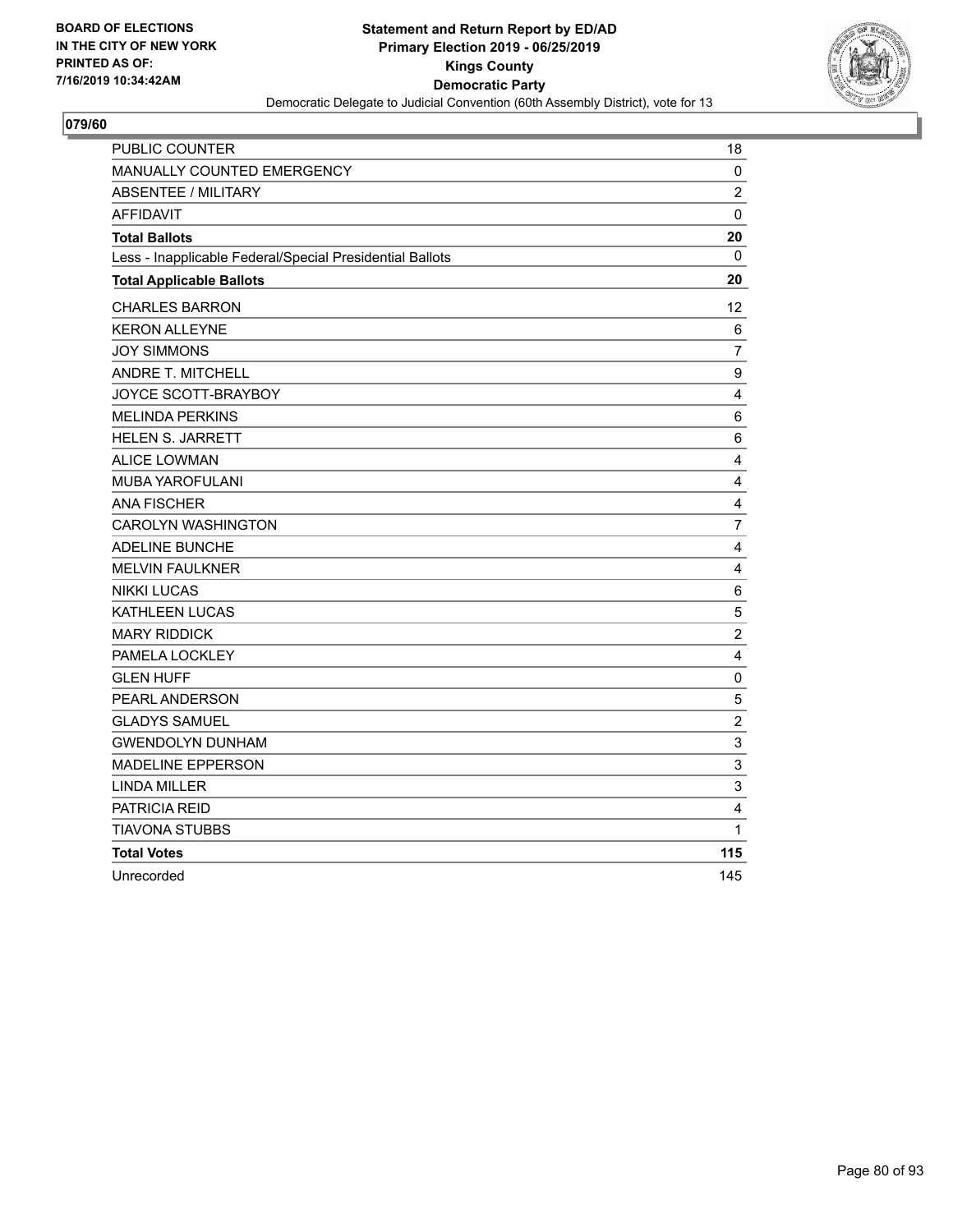BOARD OF ELECTIONS
IN THE CITY OF NEW YORK
PRINTED AS OF:
7/16/2019 10:34:42AM

**Statement and Return Report by ED/AD**
**Primary Election 2019 - 06/25/2019**
**Kings County**
**Democratic Party**
Democratic Delegate to Judicial Convention (60th Assembly District), vote for 13

## 079/60

| | |
|---|---|
| PUBLIC COUNTER | 18 |
| MANUALLY COUNTED EMERGENCY | 0 |
| ABSENTEE / MILITARY | 2 |
| AFFIDAVIT | 0 |
| **Total Ballots** | **20** |
| Less - Inapplicable Federal/Special Presidential Ballots | 0 |
| **Total Applicable Ballots** | **20** |
| CHARLES BARRON | 12 |
| KERON ALLEYNE | 6 |
| JOY SIMMONS | 7 |
| ANDRE T. MITCHELL | 9 |
| JOYCE SCOTT-BRAYBOY | 4 |
| MELINDA PERKINS | 6 |
| HELEN S. JARRETT | 6 |
| ALICE LOWMAN | 4 |
| MUBA YAROFULANI | 4 |
| ANA FISCHER | 4 |
| CAROLYN WASHINGTON | 7 |
| ADELINE BUNCHE | 4 |
| MELVIN FAULKNER | 4 |
| NIKKI LUCAS | 6 |
| KATHLEEN LUCAS | 5 |
| MARY RIDDICK | 2 |
| PAMELA LOCKLEY | 4 |
| GLEN HUFF | 0 |
| PEARL ANDERSON | 5 |
| GLADYS SAMUEL | 2 |
| GWENDOLYN DUNHAM | 3 |
| MADELINE EPPERSON | 3 |
| LINDA MILLER | 3 |
| PATRICIA REID | 4 |
| TIAVONA STUBBS | 1 |
| **Total Votes** | **115** |
| Unrecorded | 145 |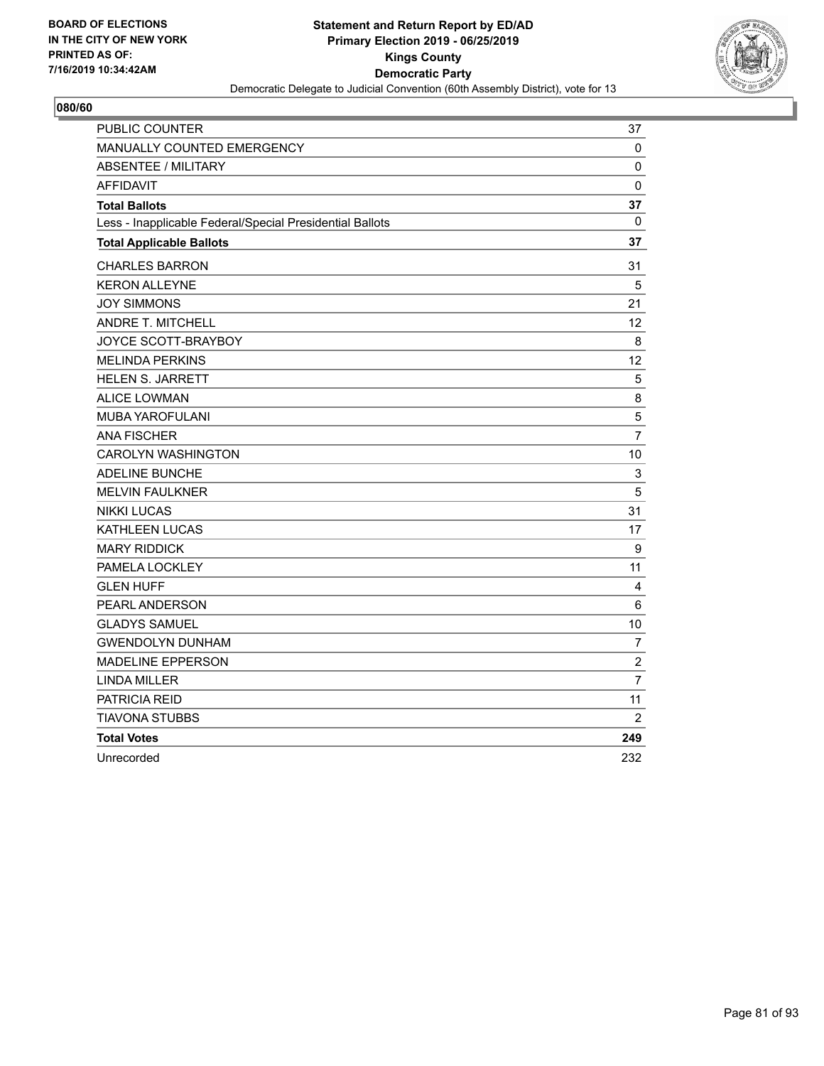BOARD OF ELECTIONS
IN THE CITY OF NEW YORK
PRINTED AS OF:
7/16/2019 10:34:42AM

**Statement and Return Report by ED/AD**
**Primary Election 2019 - 06/25/2019**
**Kings County**
**Democratic Party**
Democratic Delegate to Judicial Convention (60th Assembly District), vote for 13

**080/60**

| | |
|---|---|
| PUBLIC COUNTER | 37 |
| MANUALLY COUNTED EMERGENCY | 0 |
| ABSENTEE / MILITARY | 0 |
| AFFIDAVIT | 0 |
| **Total Ballots** | **37** |
| Less - Inapplicable Federal/Special Presidential Ballots | 0 |
| **Total Applicable Ballots** | **37** |
| CHARLES BARRON | 31 |
| KERON ALLEYNE | 5 |
| JOY SIMMONS | 21 |
| ANDRE T. MITCHELL | 12 |
| JOYCE SCOTT-BRAYBOY | 8 |
| MELINDA PERKINS | 12 |
| HELEN S. JARRETT | 5 |
| ALICE LOWMAN | 8 |
| MUBA YAROFULANI | 5 |
| ANA FISCHER | 7 |
| CAROLYN WASHINGTON | 10 |
| ADELINE BUNCHE | 3 |
| MELVIN FAULKNER | 5 |
| NIKKI LUCAS | 31 |
| KATHLEEN LUCAS | 17 |
| MARY RIDDICK | 9 |
| PAMELA LOCKLEY | 11 |
| GLEN HUFF | 4 |
| PEARL ANDERSON | 6 |
| GLADYS SAMUEL | 10 |
| GWENDOLYN DUNHAM | 7 |
| MADELINE EPPERSON | 2 |
| LINDA MILLER | 7 |
| PATRICIA REID | 11 |
| TIAVONA STUBBS | 2 |
| **Total Votes** | **249** |
| Unrecorded | 232 |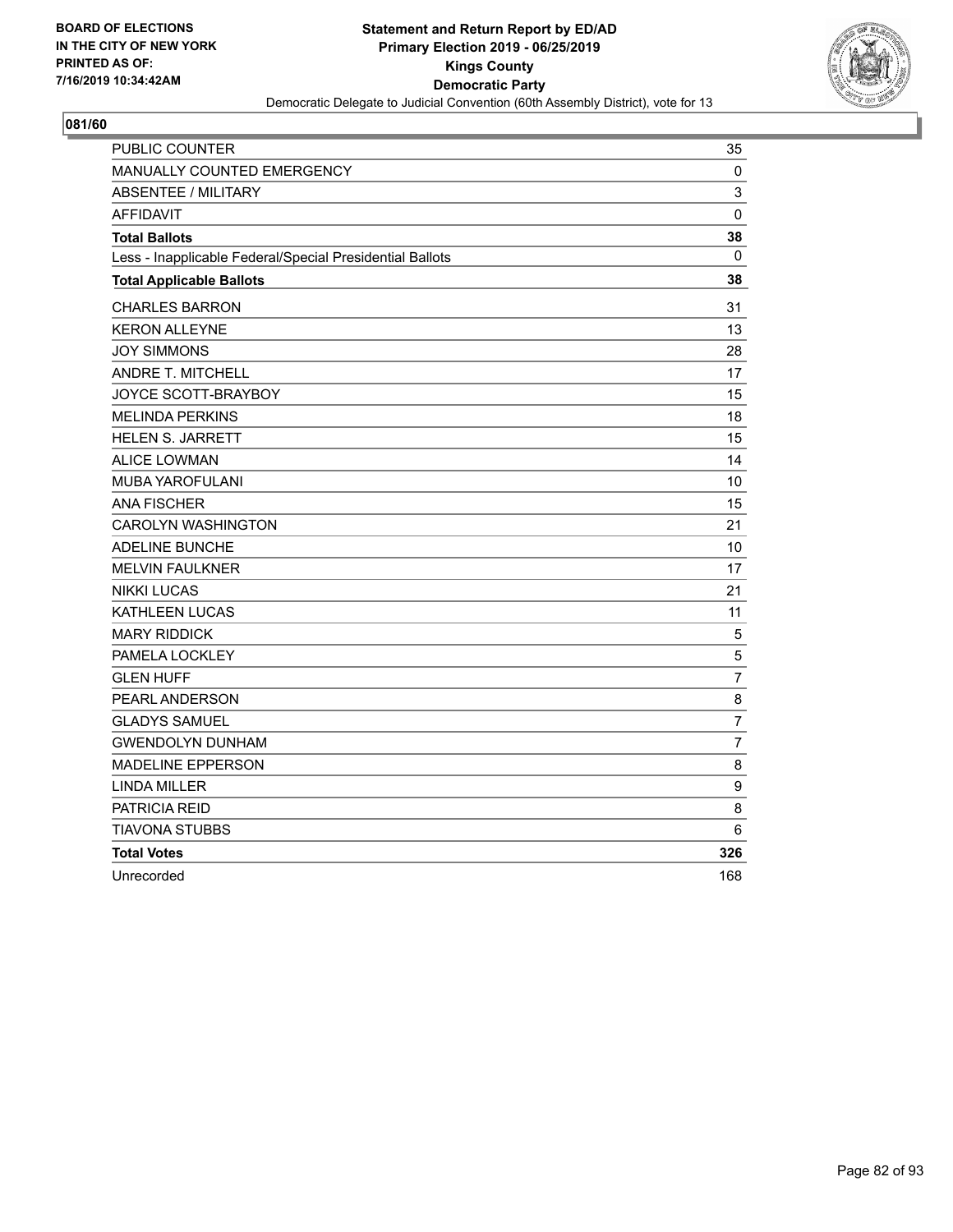BOARD OF ELECTIONS
IN THE CITY OF NEW YORK
PRINTED AS OF:
7/16/2019 10:34:42AM

**Statement and Return Report by ED/AD**
**Primary Election 2019 - 06/25/2019**
**Kings County**
**Democratic Party**
Democratic Delegate to Judicial Convention (60th Assembly District), vote for 13

**081/60**

| | |
|---|---|
| PUBLIC COUNTER | 35 |
| MANUALLY COUNTED EMERGENCY | 0 |
| ABSENTEE / MILITARY | 3 |
| AFFIDAVIT | 0 |
| **Total Ballots** | **38** |
| Less - Inapplicable Federal/Special Presidential Ballots | 0 |
| **Total Applicable Ballots** | **38** |
| CHARLES BARRON | 31 |
| KERON ALLEYNE | 13 |
| JOY SIMMONS | 28 |
| ANDRE T. MITCHELL | 17 |
| JOYCE SCOTT-BRAYBOY | 15 |
| MELINDA PERKINS | 18 |
| HELEN S. JARRETT | 15 |
| ALICE LOWMAN | 14 |
| MUBA YAROFULANI | 10 |
| ANA FISCHER | 15 |
| CAROLYN WASHINGTON | 21 |
| ADELINE BUNCHE | 10 |
| MELVIN FAULKNER | 17 |
| NIKKI LUCAS | 21 |
| KATHLEEN LUCAS | 11 |
| MARY RIDDICK | 5 |
| PAMELA LOCKLEY | 5 |
| GLEN HUFF | 7 |
| PEARL ANDERSON | 8 |
| GLADYS SAMUEL | 7 |
| GWENDOLYN DUNHAM | 7 |
| MADELINE EPPERSON | 8 |
| LINDA MILLER | 9 |
| PATRICIA REID | 8 |
| TIAVONA STUBBS | 6 |
| **Total Votes** | **326** |
| Unrecorded | 168 |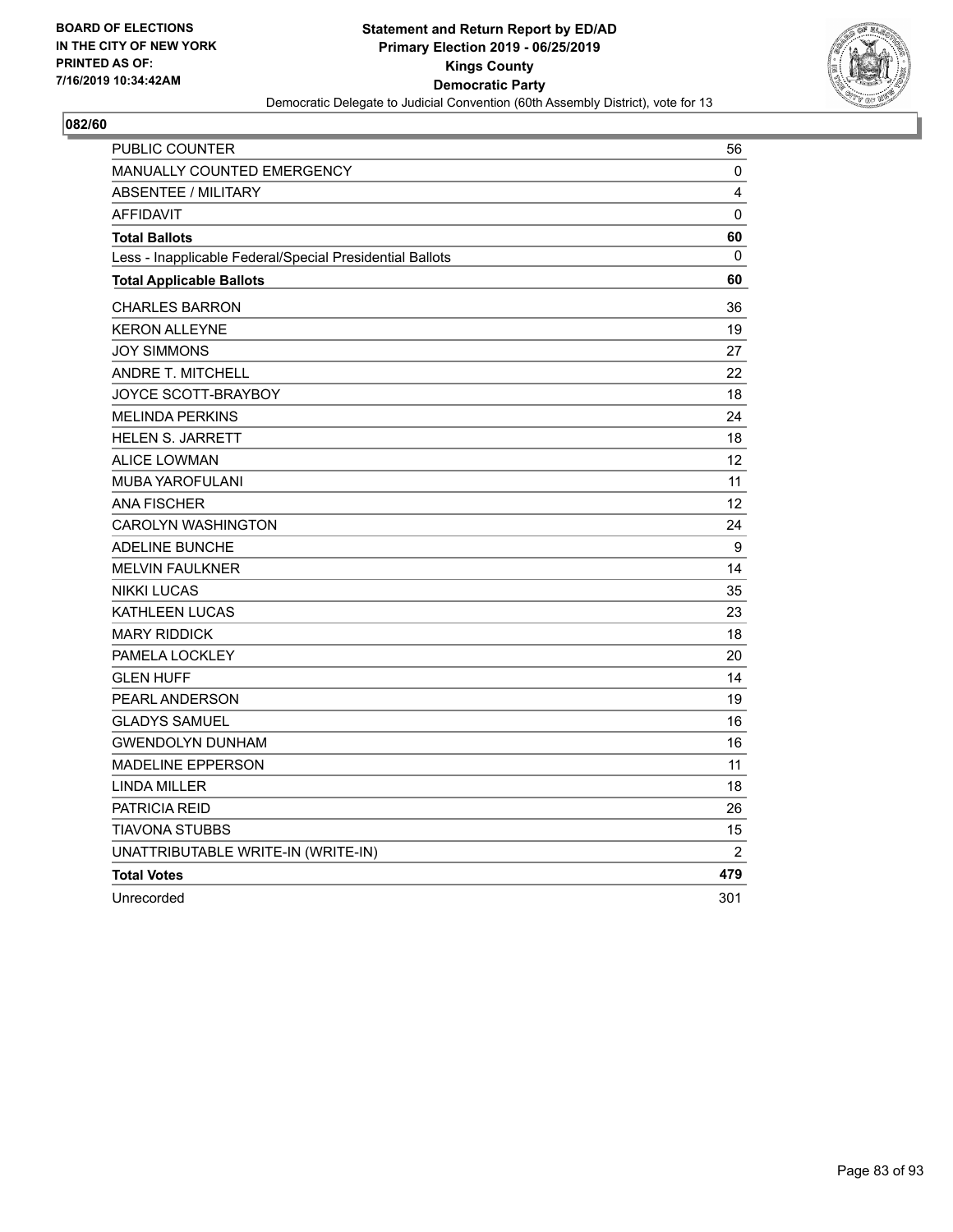**BOARD OF ELECTIONS IN THE CITY OF NEW YORK PRINTED AS OF: 7/16/2019 10:34:42AM**

**Statement and Return Report by ED/AD**
**Primary Election 2019 - 06/25/2019**
**Kings County**
**Democratic Party**
Democratic Delegate to Judicial Convention (60th Assembly District), vote for 13

## 082/60

| | |
|---|---|
| PUBLIC COUNTER | 56 |
| MANUALLY COUNTED EMERGENCY | 0 |
| ABSENTEE / MILITARY | 4 |
| AFFIDAVIT | 0 |
| **Total Ballots** | **60** |
| Less - Inapplicable Federal/Special Presidential Ballots | 0 |
| **Total Applicable Ballots** | **60** |
| CHARLES BARRON | 36 |
| KERON ALLEYNE | 19 |
| JOY SIMMONS | 27 |
| ANDRE T. MITCHELL | 22 |
| JOYCE SCOTT-BRAYBOY | 18 |
| MELINDA PERKINS | 24 |
| HELEN S. JARRETT | 18 |
| ALICE LOWMAN | 12 |
| MUBA YAROFULANI | 11 |
| ANA FISCHER | 12 |
| CAROLYN WASHINGTON | 24 |
| ADELINE BUNCHE | 9 |
| MELVIN FAULKNER | 14 |
| NIKKI LUCAS | 35 |
| KATHLEEN LUCAS | 23 |
| MARY RIDDICK | 18 |
| PAMELA LOCKLEY | 20 |
| GLEN HUFF | 14 |
| PEARL ANDERSON | 19 |
| GLADYS SAMUEL | 16 |
| GWENDOLYN DUNHAM | 16 |
| MADELINE EPPERSON | 11 |
| LINDA MILLER | 18 |
| PATRICIA REID | 26 |
| TIAVONA STUBBS | 15 |
| UNATTRIBUTABLE WRITE-IN (WRITE-IN) | 2 |
| **Total Votes** | **479** |
| Unrecorded | 301 |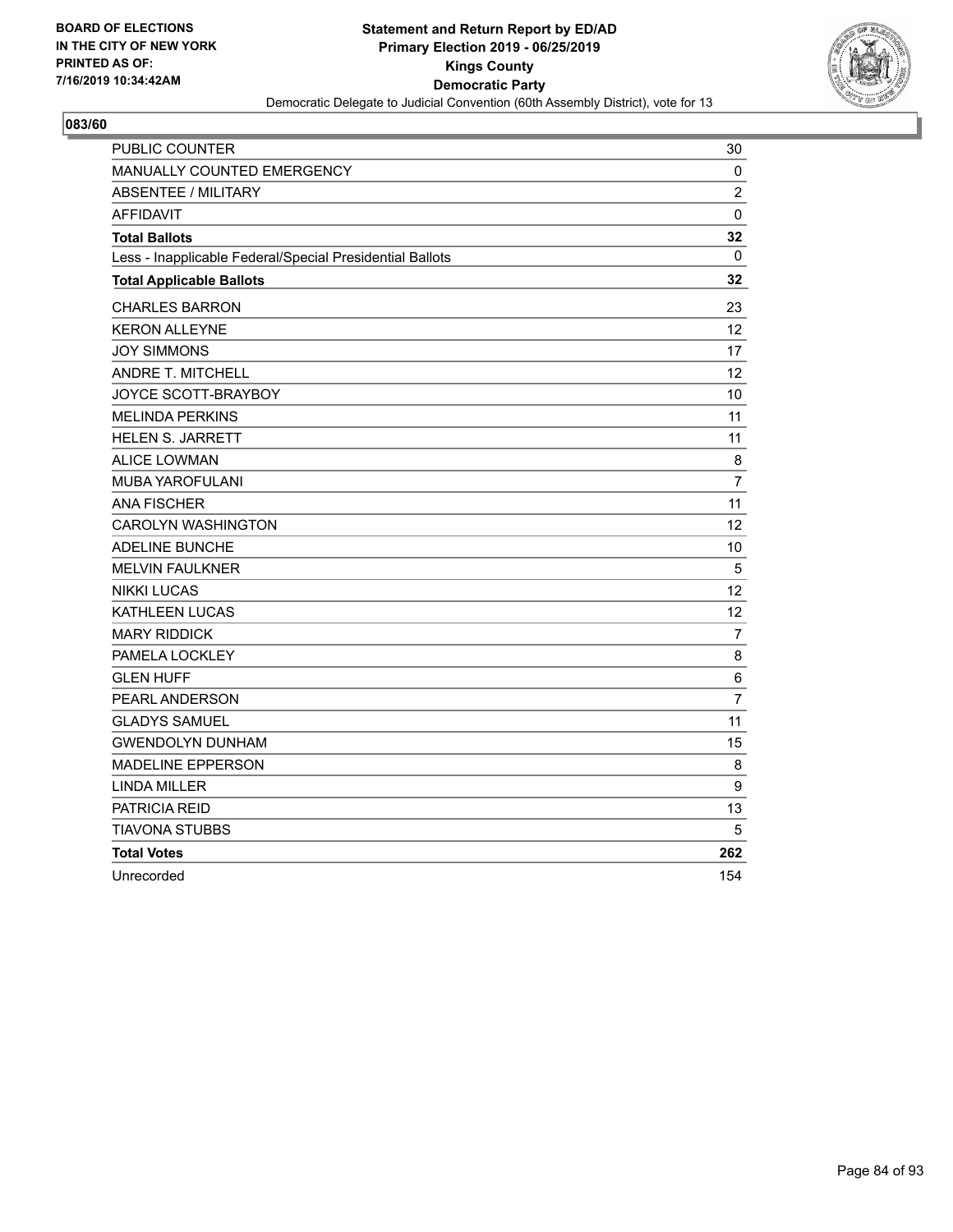BOARD OF ELECTIONS
IN THE CITY OF NEW YORK
PRINTED AS OF:
7/16/2019 10:34:42AM

**Statement and Return Report by ED/AD**
**Primary Election 2019 - 06/25/2019**
**Kings County**
**Democratic Party**
Democratic Delegate to Judicial Convention (60th Assembly District), vote for 13

## 083/60

| | |
|---|---|
| PUBLIC COUNTER | 30 |
| MANUALLY COUNTED EMERGENCY | 0 |
| ABSENTEE / MILITARY | 2 |
| AFFIDAVIT | 0 |
| **Total Ballots** | **32** |
| Less - Inapplicable Federal/Special Presidential Ballots | 0 |
| **Total Applicable Ballots** | **32** |
| CHARLES BARRON | 23 |
| KERON ALLEYNE | 12 |
| JOY SIMMONS | 17 |
| ANDRE T. MITCHELL | 12 |
| JOYCE SCOTT-BRAYBOY | 10 |
| MELINDA PERKINS | 11 |
| HELEN S. JARRETT | 11 |
| ALICE LOWMAN | 8 |
| MUBA YAROFULANI | 7 |
| ANA FISCHER | 11 |
| CAROLYN WASHINGTON | 12 |
| ADELINE BUNCHE | 10 |
| MELVIN FAULKNER | 5 |
| NIKKI LUCAS | 12 |
| KATHLEEN LUCAS | 12 |
| MARY RIDDICK | 7 |
| PAMELA LOCKLEY | 8 |
| GLEN HUFF | 6 |
| PEARL ANDERSON | 7 |
| GLADYS SAMUEL | 11 |
| GWENDOLYN DUNHAM | 15 |
| MADELINE EPPERSON | 8 |
| LINDA MILLER | 9 |
| PATRICIA REID | 13 |
| TIAVONA STUBBS | 5 |
| **Total Votes** | **262** |
| Unrecorded | 154 |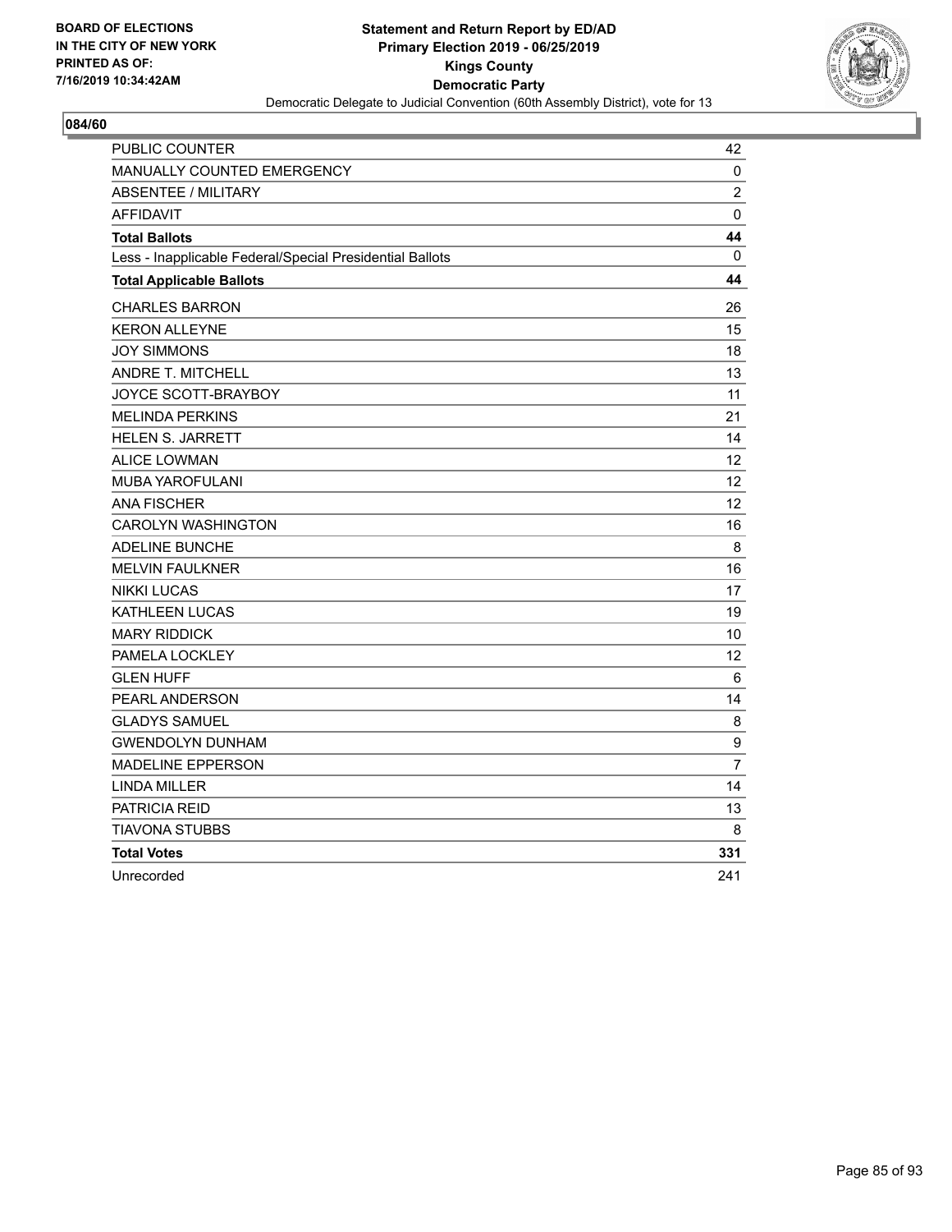BOARD OF ELECTIONS
IN THE CITY OF NEW YORK
PRINTED AS OF:
7/16/2019 10:34:42AM

**Statement and Return Report by ED/AD**
**Primary Election 2019 - 06/25/2019**
**Kings County**
**Democratic Party**
Democratic Delegate to Judicial Convention (60th Assembly District), vote for 13

**084/60**

| | |
|---|---|
| PUBLIC COUNTER | 42 |
| MANUALLY COUNTED EMERGENCY | 0 |
| ABSENTEE / MILITARY | 2 |
| AFFIDAVIT | 0 |
| **Total Ballots** | **44** |
| Less - Inapplicable Federal/Special Presidential Ballots | 0 |
| **Total Applicable Ballots** | **44** |
| CHARLES BARRON | 26 |
| KERON ALLEYNE | 15 |
| JOY SIMMONS | 18 |
| ANDRE T. MITCHELL | 13 |
| JOYCE SCOTT-BRAYBOY | 11 |
| MELINDA PERKINS | 21 |
| HELEN S. JARRETT | 14 |
| ALICE LOWMAN | 12 |
| MUBA YAROFULANI | 12 |
| ANA FISCHER | 12 |
| CAROLYN WASHINGTON | 16 |
| ADELINE BUNCHE | 8 |
| MELVIN FAULKNER | 16 |
| NIKKI LUCAS | 17 |
| KATHLEEN LUCAS | 19 |
| MARY RIDDICK | 10 |
| PAMELA LOCKLEY | 12 |
| GLEN HUFF | 6 |
| PEARL ANDERSON | 14 |
| GLADYS SAMUEL | 8 |
| GWENDOLYN DUNHAM | 9 |
| MADELINE EPPERSON | 7 |
| LINDA MILLER | 14 |
| PATRICIA REID | 13 |
| TIAVONA STUBBS | 8 |
| **Total Votes** | **331** |
| Unrecorded | 241 |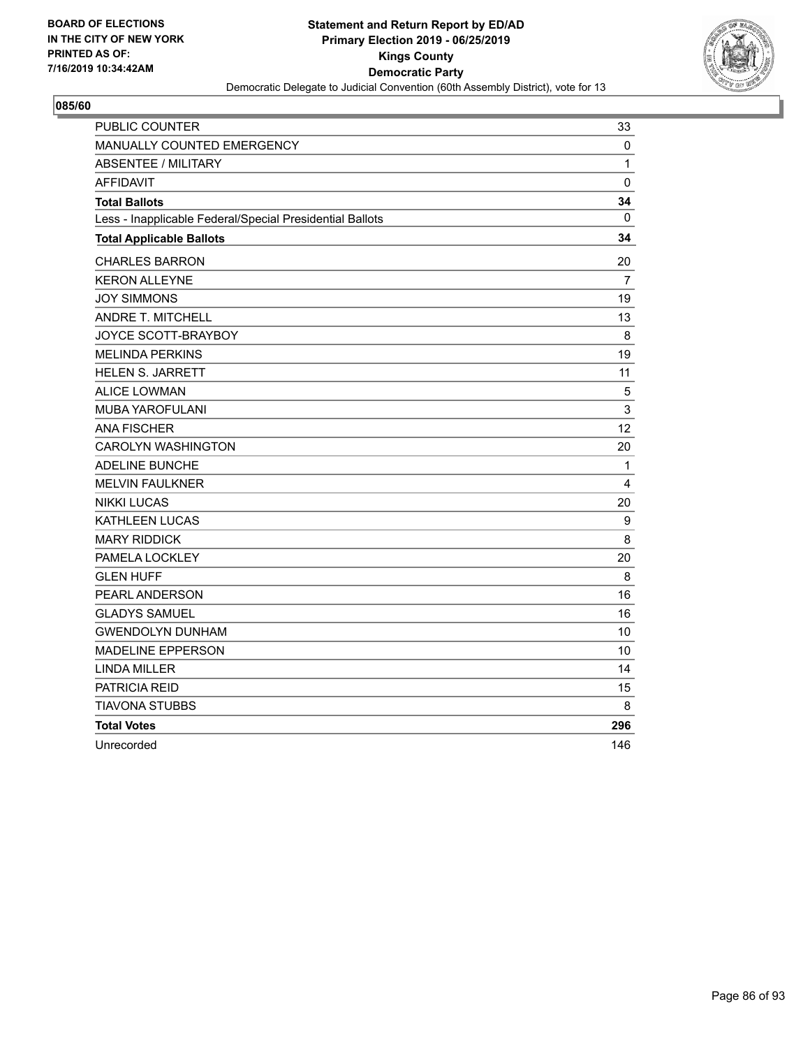BOARD OF ELECTIONS
IN THE CITY OF NEW YORK
PRINTED AS OF:
7/16/2019 10:34:42AM

**Statement and Return Report by ED/AD**
**Primary Election 2019 - 06/25/2019**
**Kings County**
**Democratic Party**
Democratic Delegate to Judicial Convention (60th Assembly District), vote for 13

## 085/60

| | |
|---|---|
| PUBLIC COUNTER | 33 |
| MANUALLY COUNTED EMERGENCY | 0 |
| ABSENTEE / MILITARY | 1 |
| AFFIDAVIT | 0 |
| **Total Ballots** | **34** |
| Less - Inapplicable Federal/Special Presidential Ballots | 0 |
| **Total Applicable Ballots** | **34** |
| CHARLES BARRON | 20 |
| KERON ALLEYNE | 7 |
| JOY SIMMONS | 19 |
| ANDRE T. MITCHELL | 13 |
| JOYCE SCOTT-BRAYBOY | 8 |
| MELINDA PERKINS | 19 |
| HELEN S. JARRETT | 11 |
| ALICE LOWMAN | 5 |
| MUBA YAROFULANI | 3 |
| ANA FISCHER | 12 |
| CAROLYN WASHINGTON | 20 |
| ADELINE BUNCHE | 1 |
| MELVIN FAULKNER | 4 |
| NIKKI LUCAS | 20 |
| KATHLEEN LUCAS | 9 |
| MARY RIDDICK | 8 |
| PAMELA LOCKLEY | 20 |
| GLEN HUFF | 8 |
| PEARL ANDERSON | 16 |
| GLADYS SAMUEL | 16 |
| GWENDOLYN DUNHAM | 10 |
| MADELINE EPPERSON | 10 |
| LINDA MILLER | 14 |
| PATRICIA REID | 15 |
| TIAVONA STUBBS | 8 |
| **Total Votes** | **296** |
| Unrecorded | 146 |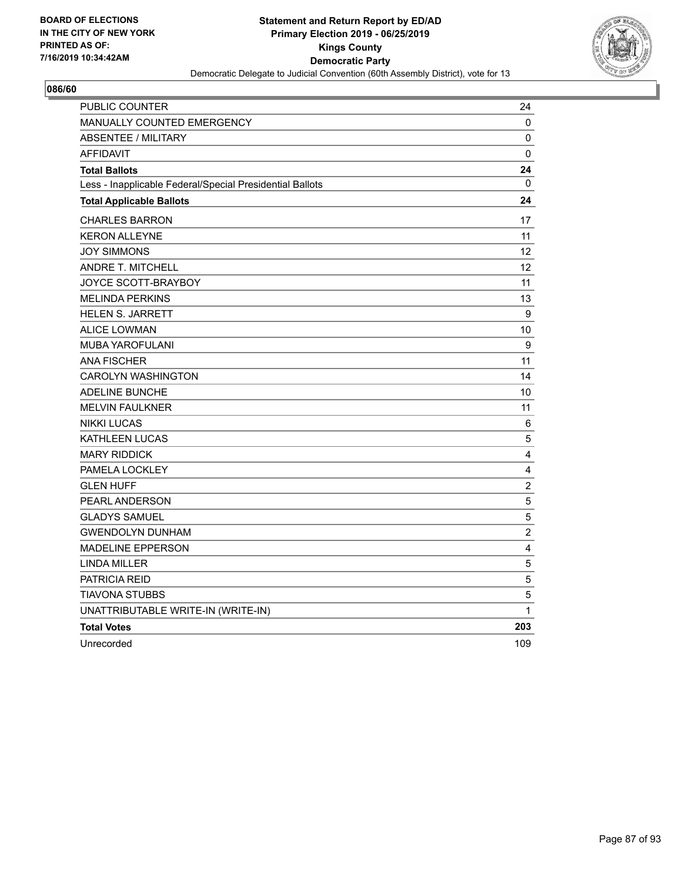BOARD OF ELECTIONS
IN THE CITY OF NEW YORK
PRINTED AS OF:
7/16/2019 10:34:42AM

**Statement and Return Report by ED/AD**
**Primary Election 2019 - 06/25/2019**
**Kings County**
**Democratic Party**
Democratic Delegate to Judicial Convention (60th Assembly District), vote for 13

## 086/60

| | |
|---|---|
| PUBLIC COUNTER | 24 |
| MANUALLY COUNTED EMERGENCY | 0 |
| ABSENTEE / MILITARY | 0 |
| AFFIDAVIT | 0 |
| **Total Ballots** | **24** |
| Less - Inapplicable Federal/Special Presidential Ballots | 0 |
| **Total Applicable Ballots** | **24** |
| CHARLES BARRON | 17 |
| KERON ALLEYNE | 11 |
| JOY SIMMONS | 12 |
| ANDRE T. MITCHELL | 12 |
| JOYCE SCOTT-BRAYBOY | 11 |
| MELINDA PERKINS | 13 |
| HELEN S. JARRETT | 9 |
| ALICE LOWMAN | 10 |
| MUBA YAROFULANI | 9 |
| ANA FISCHER | 11 |
| CAROLYN WASHINGTON | 14 |
| ADELINE BUNCHE | 10 |
| MELVIN FAULKNER | 11 |
| NIKKI LUCAS | 6 |
| KATHLEEN LUCAS | 5 |
| MARY RIDDICK | 4 |
| PAMELA LOCKLEY | 4 |
| GLEN HUFF | 2 |
| PEARL ANDERSON | 5 |
| GLADYS SAMUEL | 5 |
| GWENDOLYN DUNHAM | 2 |
| MADELINE EPPERSON | 4 |
| LINDA MILLER | 5 |
| PATRICIA REID | 5 |
| TIAVONA STUBBS | 5 |
| UNATTRIBUTABLE WRITE-IN (WRITE-IN) | 1 |
| **Total Votes** | **203** |
| Unrecorded | 109 |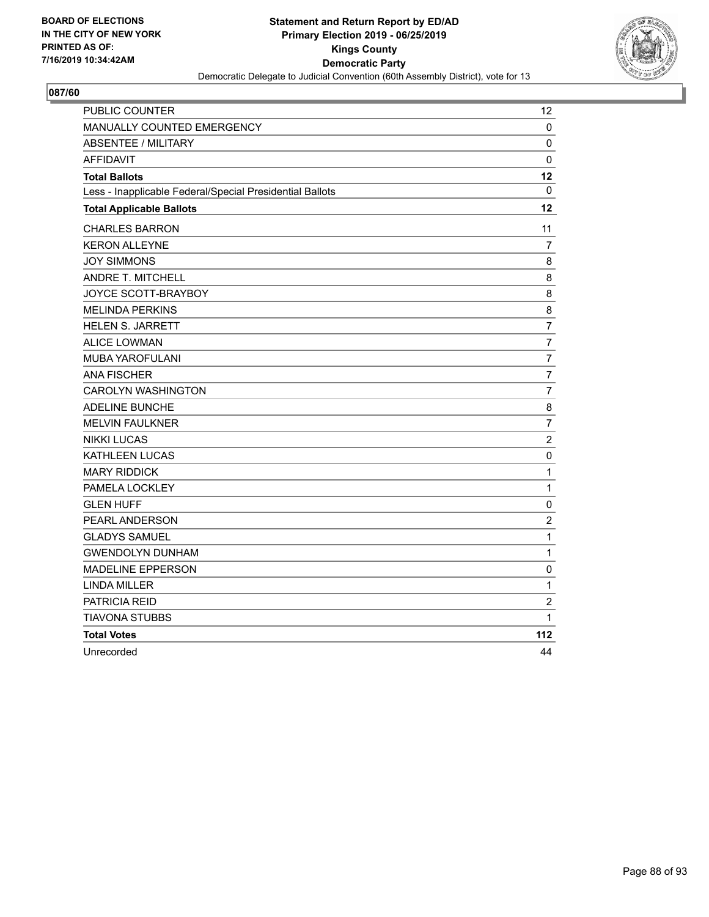BOARD OF ELECTIONS
IN THE CITY OF NEW YORK
PRINTED AS OF:
7/16/2019 10:34:42AM

**Statement and Return Report by ED/AD**
**Primary Election 2019 - 06/25/2019**
**Kings County**
**Democratic Party**
Democratic Delegate to Judicial Convention (60th Assembly District), vote for 13

## 087/60

| | |
|---|---|
| PUBLIC COUNTER | 12 |
| MANUALLY COUNTED EMERGENCY | 0 |
| ABSENTEE / MILITARY | 0 |
| AFFIDAVIT | 0 |
| **Total Ballots** | **12** |
| Less - Inapplicable Federal/Special Presidential Ballots | 0 |
| **Total Applicable Ballots** | **12** |
| CHARLES BARRON | 11 |
| KERON ALLEYNE | 7 |
| JOY SIMMONS | 8 |
| ANDRE T. MITCHELL | 8 |
| JOYCE SCOTT-BRAYBOY | 8 |
| MELINDA PERKINS | 8 |
| HELEN S. JARRETT | 7 |
| ALICE LOWMAN | 7 |
| MUBA YAROFULANI | 7 |
| ANA FISCHER | 7 |
| CAROLYN WASHINGTON | 7 |
| ADELINE BUNCHE | 8 |
| MELVIN FAULKNER | 7 |
| NIKKI LUCAS | 2 |
| KATHLEEN LUCAS | 0 |
| MARY RIDDICK | 1 |
| PAMELA LOCKLEY | 1 |
| GLEN HUFF | 0 |
| PEARL ANDERSON | 2 |
| GLADYS SAMUEL | 1 |
| GWENDOLYN DUNHAM | 1 |
| MADELINE EPPERSON | 0 |
| LINDA MILLER | 1 |
| PATRICIA REID | 2 |
| TIAVONA STUBBS | 1 |
| **Total Votes** | **112** |
| Unrecorded | 44 |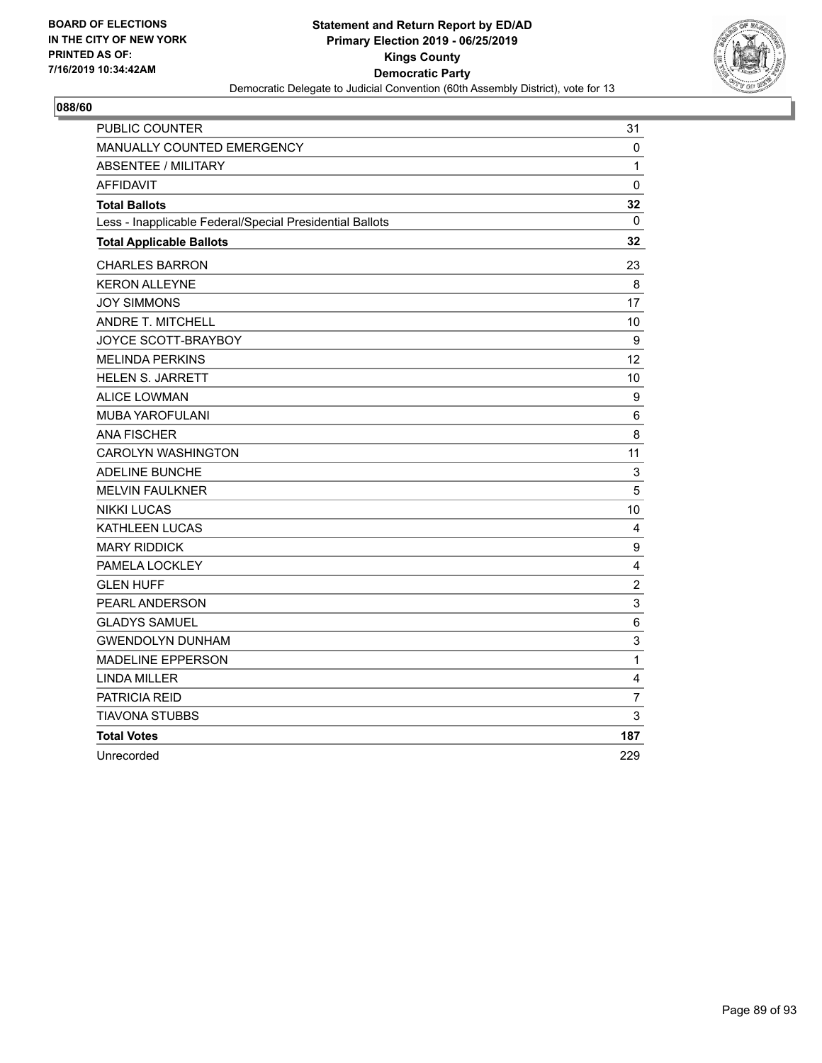**BOARD OF ELECTIONS IN THE CITY OF NEW YORK PRINTED AS OF: 7/16/2019 10:34:42AM**

**Statement and Return Report by ED/AD**
**Primary Election 2019 - 06/25/2019**
**Kings County**
**Democratic Party**
Democratic Delegate to Judicial Convention (60th Assembly District), vote for 13

## 088/60

| | |
|---|---|
| PUBLIC COUNTER | 31 |
| MANUALLY COUNTED EMERGENCY | 0 |
| ABSENTEE / MILITARY | 1 |
| AFFIDAVIT | 0 |
| **Total Ballots** | **32** |
| Less - Inapplicable Federal/Special Presidential Ballots | 0 |
| **Total Applicable Ballots** | **32** |
| CHARLES BARRON | 23 |
| KERON ALLEYNE | 8 |
| JOY SIMMONS | 17 |
| ANDRE T. MITCHELL | 10 |
| JOYCE SCOTT-BRAYBOY | 9 |
| MELINDA PERKINS | 12 |
| HELEN S. JARRETT | 10 |
| ALICE LOWMAN | 9 |
| MUBA YAROFULANI | 6 |
| ANA FISCHER | 8 |
| CAROLYN WASHINGTON | 11 |
| ADELINE BUNCHE | 3 |
| MELVIN FAULKNER | 5 |
| NIKKI LUCAS | 10 |
| KATHLEEN LUCAS | 4 |
| MARY RIDDICK | 9 |
| PAMELA LOCKLEY | 4 |
| GLEN HUFF | 2 |
| PEARL ANDERSON | 3 |
| GLADYS SAMUEL | 6 |
| GWENDOLYN DUNHAM | 3 |
| MADELINE EPPERSON | 1 |
| LINDA MILLER | 4 |
| PATRICIA REID | 7 |
| TIAVONA STUBBS | 3 |
| **Total Votes** | **187** |
| Unrecorded | 229 |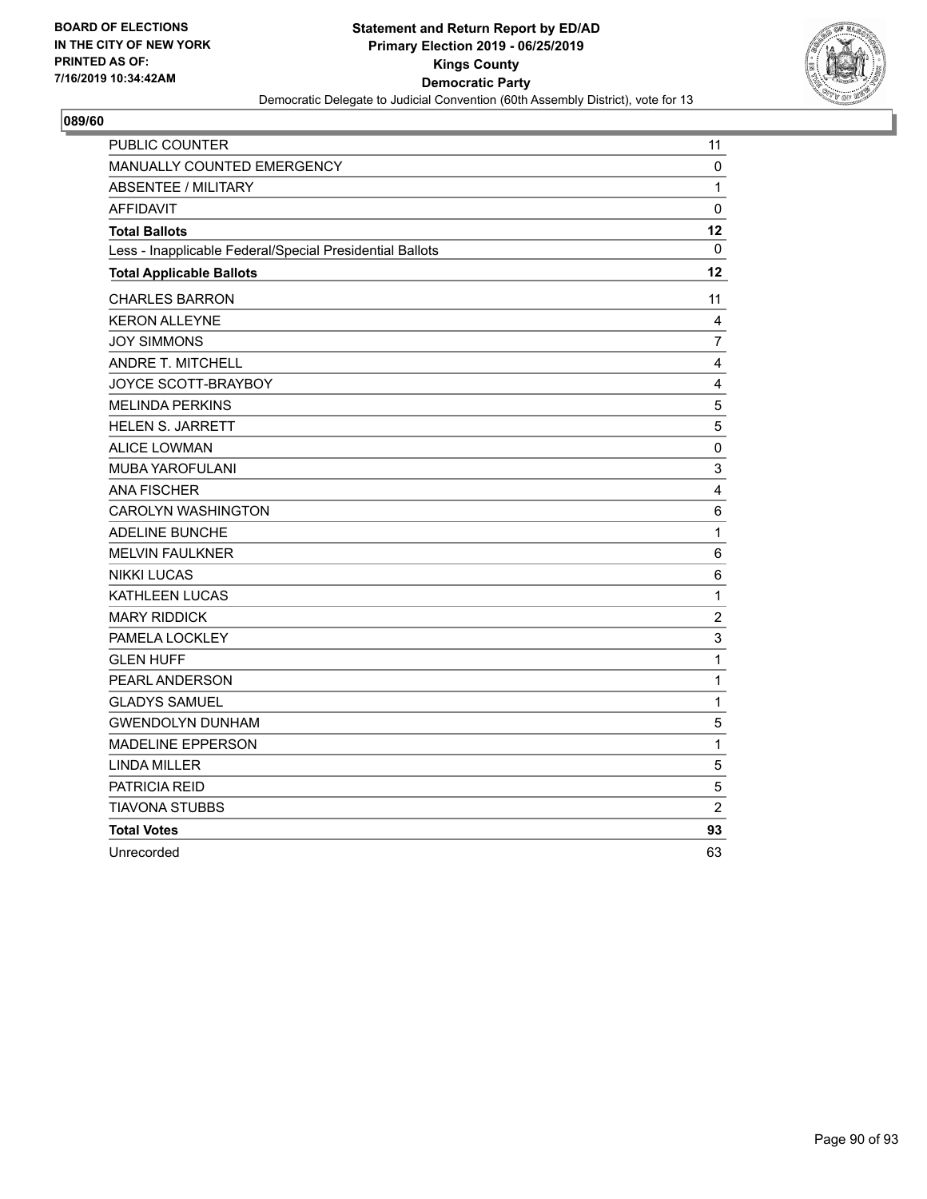BOARD OF ELECTIONS
IN THE CITY OF NEW YORK
PRINTED AS OF:
7/16/2019 10:34:42AM

**Statement and Return Report by ED/AD**
**Primary Election 2019 - 06/25/2019**
**Kings County**
**Democratic Party**
Democratic Delegate to Judicial Convention (60th Assembly District), vote for 13

**089/60**

| | |
|---|---|
| PUBLIC COUNTER | 11 |
| MANUALLY COUNTED EMERGENCY | 0 |
| ABSENTEE / MILITARY | 1 |
| AFFIDAVIT | 0 |
| **Total Ballots** | **12** |
| Less - Inapplicable Federal/Special Presidential Ballots | 0 |
| **Total Applicable Ballots** | **12** |
| CHARLES BARRON | 11 |
| KERON ALLEYNE | 4 |
| JOY SIMMONS | 7 |
| ANDRE T. MITCHELL | 4 |
| JOYCE SCOTT-BRAYBOY | 4 |
| MELINDA PERKINS | 5 |
| HELEN S. JARRETT | 5 |
| ALICE LOWMAN | 0 |
| MUBA YAROFULANI | 3 |
| ANA FISCHER | 4 |
| CAROLYN WASHINGTON | 6 |
| ADELINE BUNCHE | 1 |
| MELVIN FAULKNER | 6 |
| NIKKI LUCAS | 6 |
| KATHLEEN LUCAS | 1 |
| MARY RIDDICK | 2 |
| PAMELA LOCKLEY | 3 |
| GLEN HUFF | 1 |
| PEARL ANDERSON | 1 |
| GLADYS SAMUEL | 1 |
| GWENDOLYN DUNHAM | 5 |
| MADELINE EPPERSON | 1 |
| LINDA MILLER | 5 |
| PATRICIA REID | 5 |
| TIAVONA STUBBS | 2 |
| **Total Votes** | **93** |
| Unrecorded | 63 |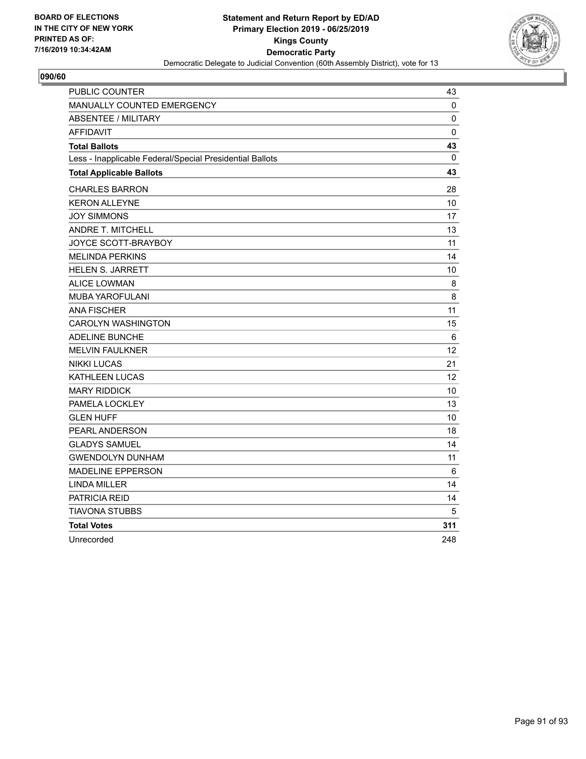BOARD OF ELECTIONS
IN THE CITY OF NEW YORK
PRINTED AS OF:
7/16/2019 10:34:42AM

**Statement and Return Report by ED/AD**
**Primary Election 2019 - 06/25/2019**
**Kings County**
**Democratic Party**
Democratic Delegate to Judicial Convention (60th Assembly District), vote for 13

**090/60**

| | |
|---|---|
| PUBLIC COUNTER | 43 |
| MANUALLY COUNTED EMERGENCY | 0 |
| ABSENTEE / MILITARY | 0 |
| AFFIDAVIT | 0 |
| **Total Ballots** | **43** |
| Less - Inapplicable Federal/Special Presidential Ballots | 0 |
| **Total Applicable Ballots** | **43** |
| CHARLES BARRON | 28 |
| KERON ALLEYNE | 10 |
| JOY SIMMONS | 17 |
| ANDRE T. MITCHELL | 13 |
| JOYCE SCOTT-BRAYBOY | 11 |
| MELINDA PERKINS | 14 |
| HELEN S. JARRETT | 10 |
| ALICE LOWMAN | 8 |
| MUBA YAROFULANI | 8 |
| ANA FISCHER | 11 |
| CAROLYN WASHINGTON | 15 |
| ADELINE BUNCHE | 6 |
| MELVIN FAULKNER | 12 |
| NIKKI LUCAS | 21 |
| KATHLEEN LUCAS | 12 |
| MARY RIDDICK | 10 |
| PAMELA LOCKLEY | 13 |
| GLEN HUFF | 10 |
| PEARL ANDERSON | 18 |
| GLADYS SAMUEL | 14 |
| GWENDOLYN DUNHAM | 11 |
| MADELINE EPPERSON | 6 |
| LINDA MILLER | 14 |
| PATRICIA REID | 14 |
| TIAVONA STUBBS | 5 |
| **Total Votes** | **311** |
| Unrecorded | 248 |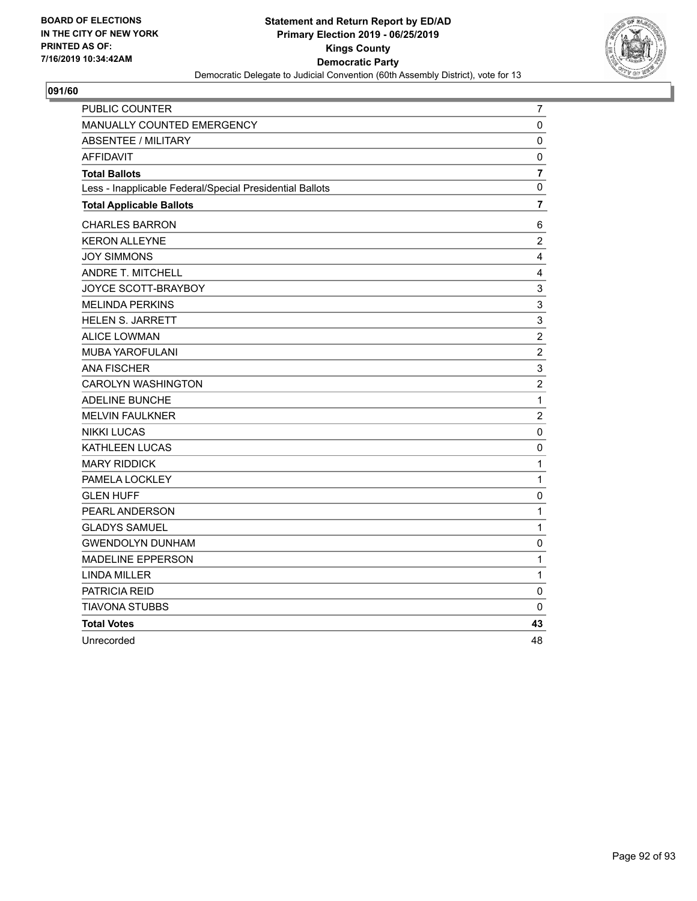BOARD OF ELECTIONS
IN THE CITY OF NEW YORK
PRINTED AS OF:
7/16/2019 10:34:42AM

**Statement and Return Report by ED/AD**
**Primary Election 2019 - 06/25/2019**
**Kings County**
**Democratic Party**
Democratic Delegate to Judicial Convention (60th Assembly District), vote for 13

**091/60**

| | |
|---|---|
| PUBLIC COUNTER | 7 |
| MANUALLY COUNTED EMERGENCY | 0 |
| ABSENTEE / MILITARY | 0 |
| AFFIDAVIT | 0 |
| **Total Ballots** | **7** |
| Less - Inapplicable Federal/Special Presidential Ballots | 0 |
| **Total Applicable Ballots** | **7** |
| CHARLES BARRON | 6 |
| KERON ALLEYNE | 2 |
| JOY SIMMONS | 4 |
| ANDRE T. MITCHELL | 4 |
| JOYCE SCOTT-BRAYBOY | 3 |
| MELINDA PERKINS | 3 |
| HELEN S. JARRETT | 3 |
| ALICE LOWMAN | 2 |
| MUBA YAROFULANI | 2 |
| ANA FISCHER | 3 |
| CAROLYN WASHINGTON | 2 |
| ADELINE BUNCHE | 1 |
| MELVIN FAULKNER | 2 |
| NIKKI LUCAS | 0 |
| KATHLEEN LUCAS | 0 |
| MARY RIDDICK | 1 |
| PAMELA LOCKLEY | 1 |
| GLEN HUFF | 0 |
| PEARL ANDERSON | 1 |
| GLADYS SAMUEL | 1 |
| GWENDOLYN DUNHAM | 0 |
| MADELINE EPPERSON | 1 |
| LINDA MILLER | 1 |
| PATRICIA REID | 0 |
| TIAVONA STUBBS | 0 |
| **Total Votes** | **43** |
| Unrecorded | 48 |